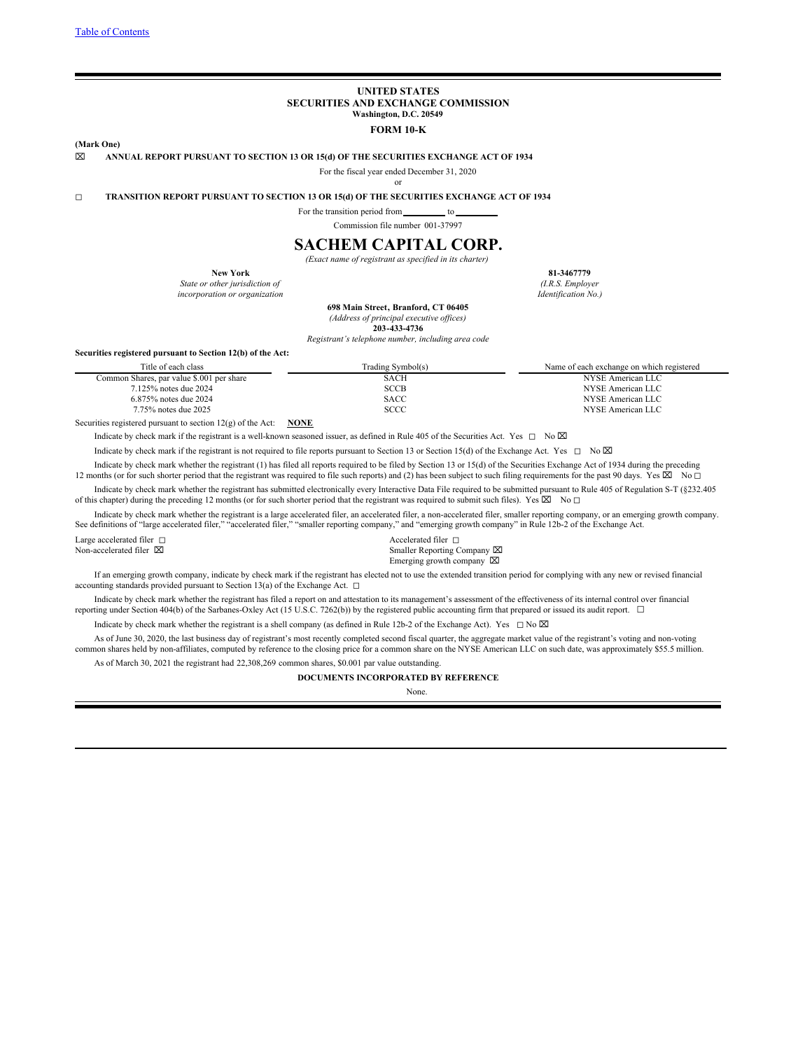[Table of Contents](#)

**UNITED STATES**
**SECURITIES AND EXCHANGE COMMISSION**
**Washington, D.C. 20549**

**FORM 10-K**

**(Mark One)**

☒ **ANNUAL REPORT PURSUANT TO SECTION 13 OR 15(d) OF THE SECURITIES EXCHANGE ACT OF 1934**

For the fiscal year ended December 31, 2020

or

☐ **TRANSITION REPORT PURSUANT TO SECTION 13 OR 15(d) OF THE SECURITIES EXCHANGE ACT OF 1934**

For the transition period from _________ to _________

Commission file number 001-37997

# SACHEM CAPITAL CORP.

*(Exact name of registrant as specified in its charter)*

| **New York** | **81-3467779** |
|---|---|
| *State or other jurisdiction of incorporation or organization* | *(I.R.S. Employer Identification No.)* |

**698 Main Street, Branford, CT 06405**
*(Address of principal executive offices)*
**203-433-4736**
*Registrant's telephone number, including area code*

**Securities registered pursuant to Section 12(b) of the Act:**

| Title of each class | Trading Symbol(s) | Name of each exchange on which registered |
|---|---|---|
| Common Shares, par value $.001 per share | SACH | NYSE American LLC |
| 7.125% notes due 2024 | SCCB | NYSE American LLC |
| 6.875% notes due 2024 | SACC | NYSE American LLC |
| 7.75% notes due 2025 | SCCC | NYSE American LLC |

Securities registered pursuant to section 12(g) of the Act: **NONE**

Indicate by check mark if the registrant is a well-known seasoned issuer, as defined in Rule 405 of the Securities Act. Yes ☐ No ☒

Indicate by check mark if the registrant is not required to file reports pursuant to Section 13 or Section 15(d) of the Exchange Act. Yes ☐ No ☒

Indicate by check mark whether the registrant (1) has filed all reports required to be filed by Section 13 or 15(d) of the Securities Exchange Act of 1934 during the preceding 12 months (or for such shorter period that the registrant was required to file such reports) and (2) has been subject to such filing requirements for the past 90 days. Yes ☒ No ☐

Indicate by check mark whether the registrant has submitted electronically every Interactive Data File required to be submitted pursuant to Rule 405 of Regulation S-T (§232.405 of this chapter) during the preceding 12 months (or for such shorter period that the registrant was required to submit such files). Yes ☒ No ☐

Indicate by check mark whether the registrant is a large accelerated filer, an accelerated filer, a non-accelerated filer, smaller reporting company, or an emerging growth company. See definitions of "large accelerated filer," "accelerated filer," "smaller reporting company," and "emerging growth company" in Rule 12b-2 of the Exchange Act.

| | |
|---|---|
| Large accelerated filer ☐ | Accelerated filer ☐ |
| Non-accelerated filer ☒ | Smaller Reporting Company ☒ |
| | Emerging growth company ☒ |

If an emerging growth company, indicate by check mark if the registrant has elected not to use the extended transition period for complying with any new or revised financial accounting standards provided pursuant to Section 13(a) of the Exchange Act. ☐

Indicate by check mark whether the registrant has filed a report on and attestation to its management's assessment of the effectiveness of its internal control over financial reporting under Section 404(b) of the Sarbanes-Oxley Act (15 U.S.C. 7262(b)) by the registered public accounting firm that prepared or issued its audit report. ☐

Indicate by check mark whether the registrant is a shell company (as defined in Rule 12b-2 of the Exchange Act). Yes ☐ No ☒

As of June 30, 2020, the last business day of registrant's most recently completed second fiscal quarter, the aggregate market value of the registrant's voting and non-voting common shares held by non-affiliates, computed by reference to the closing price for a common share on the NYSE American LLC on such date, was approximately $55.5 million.

As of March 30, 2021 the registrant had 22,308,269 common shares, $0.001 par value outstanding.

**DOCUMENTS INCORPORATED BY REFERENCE**

None.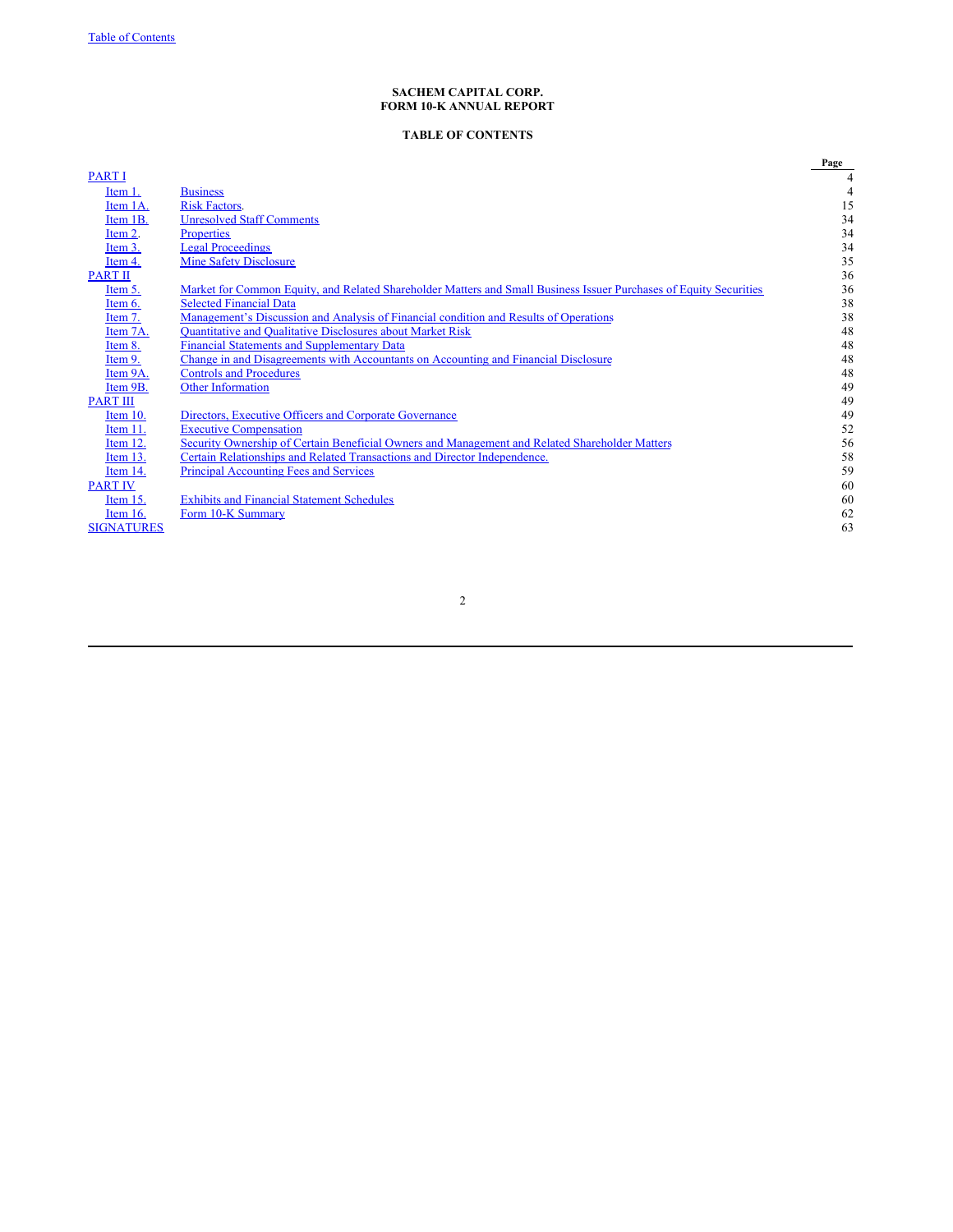**SACHEM CAPITAL CORP.**
**FORM 10-K ANNUAL REPORT**

**TABLE OF CONTENTS**

| | | Page |
|---|---|---|
| PART I | | 4 |
| Item 1. | Business | 4 |
| Item 1A. | Risk Factors. | 15 |
| Item 1B. | Unresolved Staff Comments | 34 |
| Item 2. | Properties | 34 |
| Item 3. | Legal Proceedings | 34 |
| Item 4. | Mine Safety Disclosure | 35 |
| PART II | | 36 |
| Item 5. | Market for Common Equity, and Related Shareholder Matters and Small Business Issuer Purchases of Equity Securities | 36 |
| Item 6. | Selected Financial Data | 38 |
| Item 7. | Management's Discussion and Analysis of Financial condition and Results of Operations | 38 |
| Item 7A. | Quantitative and Qualitative Disclosures about Market Risk | 48 |
| Item 8. | Financial Statements and Supplementary Data | 48 |
| Item 9. | Change in and Disagreements with Accountants on Accounting and Financial Disclosure | 48 |
| Item 9A. | Controls and Procedures | 48 |
| Item 9B. | Other Information | 49 |
| PART III | | 49 |
| Item 10. | Directors, Executive Officers and Corporate Governance | 49 |
| Item 11. | Executive Compensation | 52 |
| Item 12. | Security Ownership of Certain Beneficial Owners and Management and Related Shareholder Matters | 56 |
| Item 13. | Certain Relationships and Related Transactions and Director Independence. | 58 |
| Item 14. | Principal Accounting Fees and Services | 59 |
| PART IV | | 60 |
| Item 15. | Exhibits and Financial Statement Schedules | 60 |
| Item 16. | Form 10-K Summary | 62 |
| SIGNATURES | | 63 |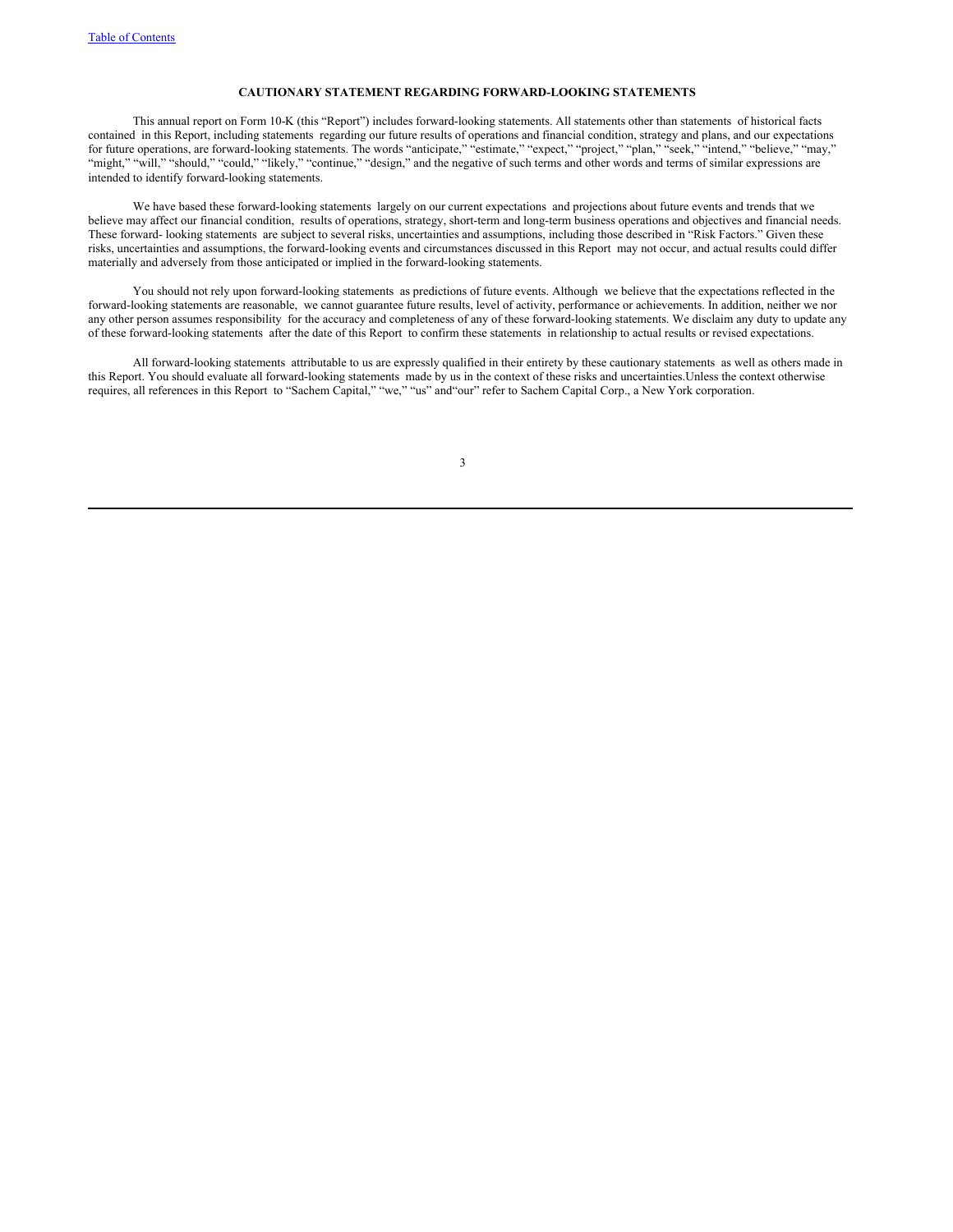## CAUTIONARY STATEMENT REGARDING FORWARD-LOOKING STATEMENTS

This annual report on Form 10-K (this "Report") includes forward-looking statements. All statements other than statements of historical facts contained in this Report, including statements regarding our future results of operations and financial condition, strategy and plans, and our expectations for future operations, are forward-looking statements. The words "anticipate," "estimate," "expect," "project," "plan," "seek," "intend," "believe," "may," "might," "will," "should," "could," "likely," "continue," "design," and the negative of such terms and other words and terms of similar expressions are intended to identify forward-looking statements.

We have based these forward-looking statements largely on our current expectations and projections about future events and trends that we believe may affect our financial condition, results of operations, strategy, short-term and long-term business operations and objectives and financial needs. These forward- looking statements are subject to several risks, uncertainties and assumptions, including those described in "Risk Factors." Given these risks, uncertainties and assumptions, the forward-looking events and circumstances discussed in this Report may not occur, and actual results could differ materially and adversely from those anticipated or implied in the forward-looking statements.

You should not rely upon forward-looking statements as predictions of future events. Although we believe that the expectations reflected in the forward-looking statements are reasonable, we cannot guarantee future results, level of activity, performance or achievements. In addition, neither we nor any other person assumes responsibility for the accuracy and completeness of any of these forward-looking statements. We disclaim any duty to update any of these forward-looking statements after the date of this Report to confirm these statements in relationship to actual results or revised expectations.

All forward-looking statements attributable to us are expressly qualified in their entirety by these cautionary statements as well as others made in this Report. You should evaluate all forward-looking statements made by us in the context of these risks and uncertainties.Unless the context otherwise requires, all references in this Report to "Sachem Capital," "we," "us" and"our" refer to Sachem Capital Corp., a New York corporation.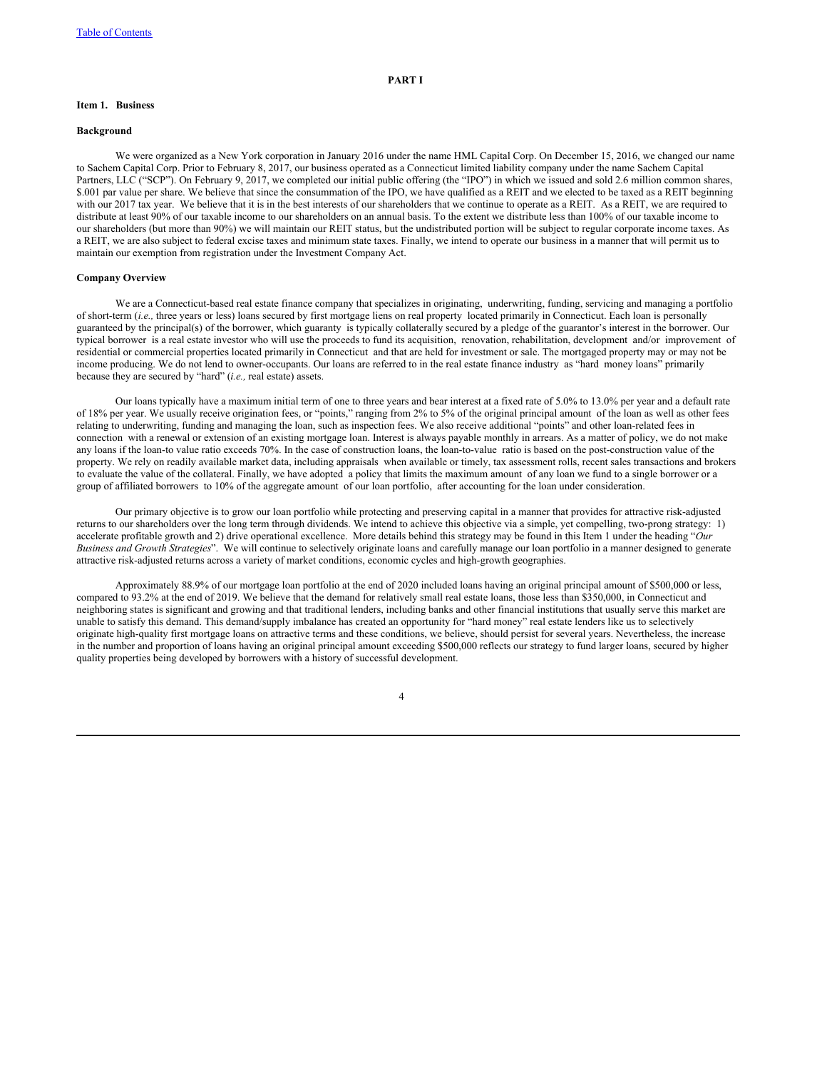# PART I

## Item 1. Business

### Background

We were organized as a New York corporation in January 2016 under the name HML Capital Corp. On December 15, 2016, we changed our name to Sachem Capital Corp. Prior to February 8, 2017, our business operated as a Connecticut limited liability company under the name Sachem Capital Partners, LLC ("SCP"). On February 9, 2017, we completed our initial public offering (the "IPO") in which we issued and sold 2.6 million common shares, $.001 par value per share. We believe that since the consummation of the IPO, we have qualified as a REIT and we elected to be taxed as a REIT beginning with our 2017 tax year. We believe that it is in the best interests of our shareholders that we continue to operate as a REIT. As a REIT, we are required to distribute at least 90% of our taxable income to our shareholders on an annual basis. To the extent we distribute less than 100% of our taxable income to our shareholders (but more than 90%) we will maintain our REIT status, but the undistributed portion will be subject to regular corporate income taxes. As a REIT, we are also subject to federal excise taxes and minimum state taxes. Finally, we intend to operate our business in a manner that will permit us to maintain our exemption from registration under the Investment Company Act.

### Company Overview

We are a Connecticut-based real estate finance company that specializes in originating, underwriting, funding, servicing and managing a portfolio of short-term (*i.e.,* three years or less) loans secured by first mortgage liens on real property located primarily in Connecticut. Each loan is personally guaranteed by the principal(s) of the borrower, which guaranty is typically collaterally secured by a pledge of the guarantor's interest in the borrower. Our typical borrower is a real estate investor who will use the proceeds to fund its acquisition, renovation, rehabilitation, development and/or improvement of residential or commercial properties located primarily in Connecticut and that are held for investment or sale. The mortgaged property may or may not be income producing. We do not lend to owner-occupants. Our loans are referred to in the real estate finance industry as "hard money loans" primarily because they are secured by "hard" (*i.e.,* real estate) assets.

Our loans typically have a maximum initial term of one to three years and bear interest at a fixed rate of 5.0% to 13.0% per year and a default rate of 18% per year. We usually receive origination fees, or "points," ranging from 2% to 5% of the original principal amount of the loan as well as other fees relating to underwriting, funding and managing the loan, such as inspection fees. We also receive additional "points" and other loan-related fees in connection with a renewal or extension of an existing mortgage loan. Interest is always payable monthly in arrears. As a matter of policy, we do not make any loans if the loan-to value ratio exceeds 70%. In the case of construction loans, the loan-to-value ratio is based on the post-construction value of the property. We rely on readily available market data, including appraisals when available or timely, tax assessment rolls, recent sales transactions and brokers to evaluate the value of the collateral. Finally, we have adopted a policy that limits the maximum amount of any loan we fund to a single borrower or a group of affiliated borrowers to 10% of the aggregate amount of our loan portfolio, after accounting for the loan under consideration.

Our primary objective is to grow our loan portfolio while protecting and preserving capital in a manner that provides for attractive risk-adjusted returns to our shareholders over the long term through dividends. We intend to achieve this objective via a simple, yet compelling, two-prong strategy: 1) accelerate profitable growth and 2) drive operational excellence. More details behind this strategy may be found in this Item 1 under the heading "*Our Business and Growth Strategies*". We will continue to selectively originate loans and carefully manage our loan portfolio in a manner designed to generate attractive risk-adjusted returns across a variety of market conditions, economic cycles and high-growth geographies.

Approximately 88.9% of our mortgage loan portfolio at the end of 2020 included loans having an original principal amount of $500,000 or less, compared to 93.2% at the end of 2019. We believe that the demand for relatively small real estate loans, those less than $350,000, in Connecticut and neighboring states is significant and growing and that traditional lenders, including banks and other financial institutions that usually serve this market are unable to satisfy this demand. This demand/supply imbalance has created an opportunity for "hard money" real estate lenders like us to selectively originate high-quality first mortgage loans on attractive terms and these conditions, we believe, should persist for several years. Nevertheless, the increase in the number and proportion of loans having an original principal amount exceeding $500,000 reflects our strategy to fund larger loans, secured by higher quality properties being developed by borrowers with a history of successful development.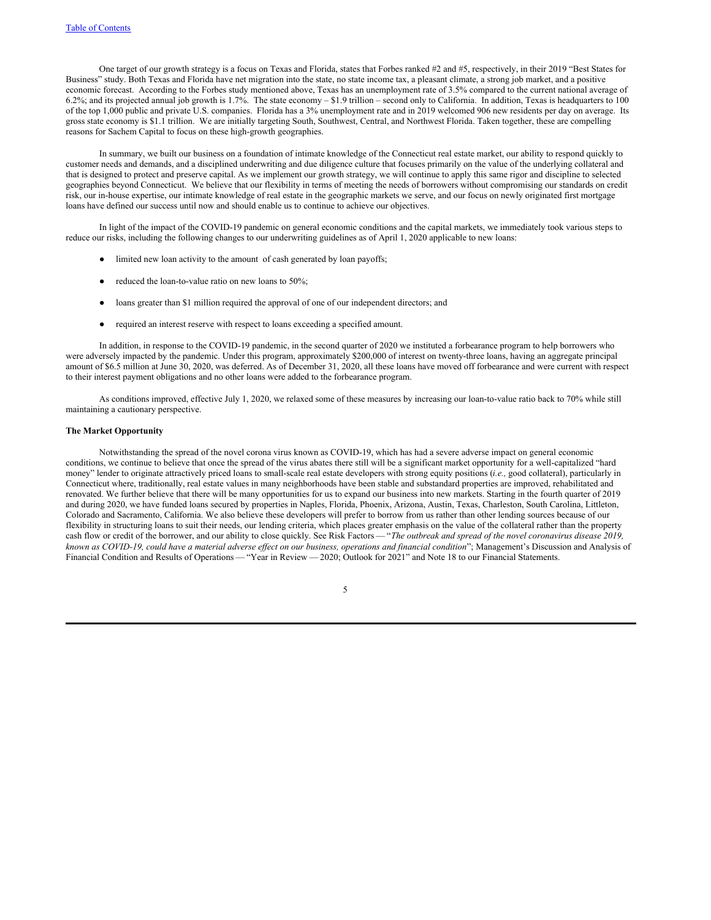One target of our growth strategy is a focus on Texas and Florida, states that Forbes ranked #2 and #5, respectively, in their 2019 "Best States for Business" study. Both Texas and Florida have net migration into the state, no state income tax, a pleasant climate, a strong job market, and a positive economic forecast. According to the Forbes study mentioned above, Texas has an unemployment rate of 3.5% compared to the current national average of 6.2%; and its projected annual job growth is 1.7%. The state economy – $1.9 trillion – second only to California. In addition, Texas is headquarters to 100 of the top 1,000 public and private U.S. companies. Florida has a 3% unemployment rate and in 2019 welcomed 906 new residents per day on average. Its gross state economy is $1.1 trillion. We are initially targeting South, Southwest, Central, and Northwest Florida. Taken together, these are compelling reasons for Sachem Capital to focus on these high-growth geographies.

In summary, we built our business on a foundation of intimate knowledge of the Connecticut real estate market, our ability to respond quickly to customer needs and demands, and a disciplined underwriting and due diligence culture that focuses primarily on the value of the underlying collateral and that is designed to protect and preserve capital. As we implement our growth strategy, we will continue to apply this same rigor and discipline to selected geographies beyond Connecticut. We believe that our flexibility in terms of meeting the needs of borrowers without compromising our standards on credit risk, our in-house expertise, our intimate knowledge of real estate in the geographic markets we serve, and our focus on newly originated first mortgage loans have defined our success until now and should enable us to continue to achieve our objectives.

In light of the impact of the COVID-19 pandemic on general economic conditions and the capital markets, we immediately took various steps to reduce our risks, including the following changes to our underwriting guidelines as of April 1, 2020 applicable to new loans:

- limited new loan activity to the amount of cash generated by loan payoffs;
- reduced the loan-to-value ratio on new loans to 50%;
- loans greater than $1 million required the approval of one of our independent directors; and
- required an interest reserve with respect to loans exceeding a specified amount.

In addition, in response to the COVID-19 pandemic, in the second quarter of 2020 we instituted a forbearance program to help borrowers who were adversely impacted by the pandemic. Under this program, approximately $200,000 of interest on twenty-three loans, having an aggregate principal amount of $6.5 million at June 30, 2020, was deferred. As of December 31, 2020, all these loans have moved off forbearance and were current with respect to their interest payment obligations and no other loans were added to the forbearance program.

As conditions improved, effective July 1, 2020, we relaxed some of these measures by increasing our loan-to-value ratio back to 70% while still maintaining a cautionary perspective.

**The Market Opportunity**

Notwithstanding the spread of the novel corona virus known as COVID-19, which has had a severe adverse impact on general economic conditions, we continue to believe that once the spread of the virus abates there still will be a significant market opportunity for a well-capitalized "hard money" lender to originate attractively priced loans to small-scale real estate developers with strong equity positions (*i.e.,* good collateral), particularly in Connecticut where, traditionally, real estate values in many neighborhoods have been stable and substandard properties are improved, rehabilitated and renovated. We further believe that there will be many opportunities for us to expand our business into new markets. Starting in the fourth quarter of 2019 and during 2020, we have funded loans secured by properties in Naples, Florida, Phoenix, Arizona, Austin, Texas, Charleston, South Carolina, Littleton, Colorado and Sacramento, California. We also believe these developers will prefer to borrow from us rather than other lending sources because of our flexibility in structuring loans to suit their needs, our lending criteria, which places greater emphasis on the value of the collateral rather than the property cash flow or credit of the borrower, and our ability to close quickly. See Risk Factors — "*The outbreak and spread of the novel coronavirus disease 2019, known as COVID-19, could have a material adverse effect on our business, operations and financial condition*"; Management's Discussion and Analysis of Financial Condition and Results of Operations — "Year in Review — 2020; Outlook for 2021" and Note 18 to our Financial Statements.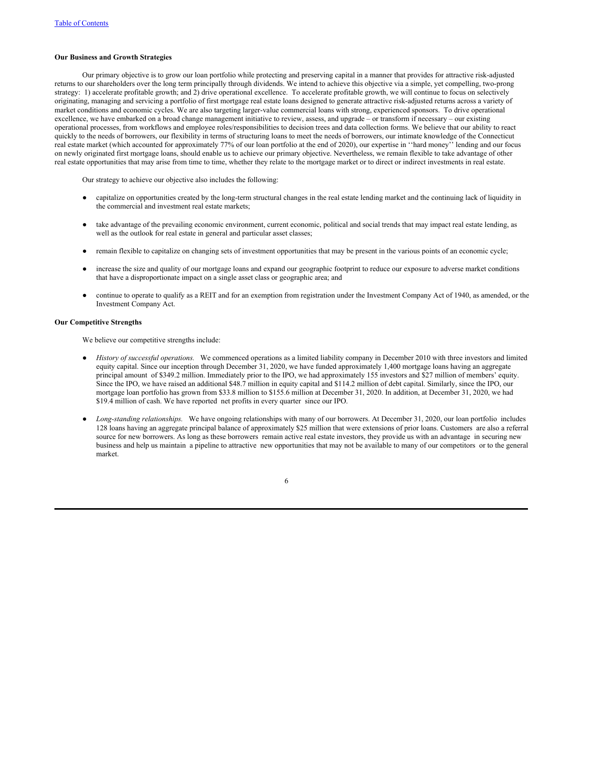**Our Business and Growth Strategies**

Our primary objective is to grow our loan portfolio while protecting and preserving capital in a manner that provides for attractive risk-adjusted returns to our shareholders over the long term principally through dividends. We intend to achieve this objective via a simple, yet compelling, two-prong strategy: 1) accelerate profitable growth; and 2) drive operational excellence. To accelerate profitable growth, we will continue to focus on selectively originating, managing and servicing a portfolio of first mortgage real estate loans designed to generate attractive risk-adjusted returns across a variety of market conditions and economic cycles. We are also targeting larger-value commercial loans with strong, experienced sponsors. To drive operational excellence, we have embarked on a broad change management initiative to review, assess, and upgrade – or transform if necessary – our existing operational processes, from workflows and employee roles/responsibilities to decision trees and data collection forms. We believe that our ability to react quickly to the needs of borrowers, our flexibility in terms of structuring loans to meet the needs of borrowers, our intimate knowledge of the Connecticut real estate market (which accounted for approximately 77% of our loan portfolio at the end of 2020), our expertise in ''hard money'' lending and our focus on newly originated first mortgage loans, should enable us to achieve our primary objective. Nevertheless, we remain flexible to take advantage of other real estate opportunities that may arise from time to time, whether they relate to the mortgage market or to direct or indirect investments in real estate.

Our strategy to achieve our objective also includes the following:

- capitalize on opportunities created by the long-term structural changes in the real estate lending market and the continuing lack of liquidity in the commercial and investment real estate markets;
- take advantage of the prevailing economic environment, current economic, political and social trends that may impact real estate lending, as well as the outlook for real estate in general and particular asset classes;
- remain flexible to capitalize on changing sets of investment opportunities that may be present in the various points of an economic cycle;
- increase the size and quality of our mortgage loans and expand our geographic footprint to reduce our exposure to adverse market conditions that have a disproportionate impact on a single asset class or geographic area; and
- continue to operate to qualify as a REIT and for an exemption from registration under the Investment Company Act of 1940, as amended, or the Investment Company Act.

**Our Competitive Strengths**

We believe our competitive strengths include:

- *History of successful operations.* We commenced operations as a limited liability company in December 2010 with three investors and limited equity capital. Since our inception through December 31, 2020, we have funded approximately 1,400 mortgage loans having an aggregate principal amount of $349.2 million. Immediately prior to the IPO, we had approximately 155 investors and $27 million of members' equity. Since the IPO, we have raised an additional $48.7 million in equity capital and $114.2 million of debt capital. Similarly, since the IPO, our mortgage loan portfolio has grown from $33.8 million to $155.6 million at December 31, 2020. In addition, at December 31, 2020, we had $19.4 million of cash. We have reported net profits in every quarter since our IPO.
- *Long-standing relationships.* We have ongoing relationships with many of our borrowers. At December 31, 2020, our loan portfolio includes 128 loans having an aggregate principal balance of approximately $25 million that were extensions of prior loans. Customers are also a referral source for new borrowers. As long as these borrowers remain active real estate investors, they provide us with an advantage in securing new business and help us maintain a pipeline to attractive new opportunities that may not be available to many of our competitors or to the general market.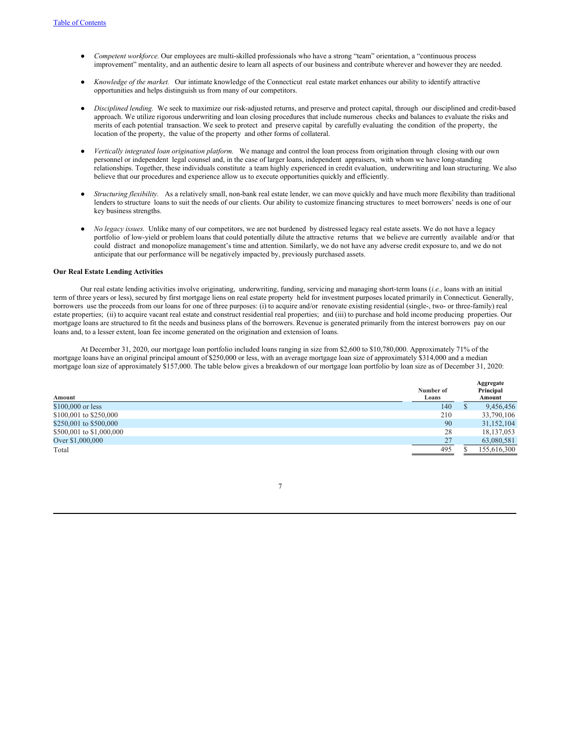- *Competent workforce.* Our employees are multi-skilled professionals who have a strong "team" orientation, a "continuous process improvement" mentality, and an authentic desire to learn all aspects of our business and contribute wherever and however they are needed.

- *Knowledge of the market.* Our intimate knowledge of the Connecticut real estate market enhances our ability to identify attractive opportunities and helps distinguish us from many of our competitors.

- *Disciplined lending.* We seek to maximize our risk-adjusted returns, and preserve and protect capital, through our disciplined and credit-based approach. We utilize rigorous underwriting and loan closing procedures that include numerous checks and balances to evaluate the risks and merits of each potential transaction. We seek to protect and preserve capital by carefully evaluating the condition of the property, the location of the property, the value of the property and other forms of collateral.

- *Vertically integrated loan origination platform.* We manage and control the loan process from origination through closing with our own personnel or independent legal counsel and, in the case of larger loans, independent appraisers, with whom we have long-standing relationships. Together, these individuals constitute a team highly experienced in credit evaluation, underwriting and loan structuring. We also believe that our procedures and experience allow us to execute opportunities quickly and efficiently.

- *Structuring flexibility.* As a relatively small, non-bank real estate lender, we can move quickly and have much more flexibility than traditional lenders to structure loans to suit the needs of our clients. Our ability to customize financing structures to meet borrowers' needs is one of our key business strengths.

- *No legacy issues.* Unlike many of our competitors, we are not burdened by distressed legacy real estate assets. We do not have a legacy portfolio of low-yield or problem loans that could potentially dilute the attractive returns that we believe are currently available and/or that could distract and monopolize management's time and attention. Similarly, we do not have any adverse credit exposure to, and we do not anticipate that our performance will be negatively impacted by, previously purchased assets.

**Our Real Estate Lending Activities**

Our real estate lending activities involve originating, underwriting, funding, servicing and managing short-term loans (*i.e.,* loans with an initial term of three years or less), secured by first mortgage liens on real estate property held for investment purposes located primarily in Connecticut. Generally, borrowers use the proceeds from our loans for one of three purposes: (i) to acquire and/or renovate existing residential (single-, two- or three-family) real estate properties; (ii) to acquire vacant real estate and construct residential real properties; and (iii) to purchase and hold income producing properties. Our mortgage loans are structured to fit the needs and business plans of the borrowers. Revenue is generated primarily from the interest borrowers pay on our loans and, to a lesser extent, loan fee income generated on the origination and extension of loans.

At December 31, 2020, our mortgage loan portfolio included loans ranging in size from $2,600 to $10,780,000. Approximately 71% of the mortgage loans have an original principal amount of $250,000 or less, with an average mortgage loan size of approximately $314,000 and a median mortgage loan size of approximately $157,000. The table below gives a breakdown of our mortgage loan portfolio by loan size as of December 31, 2020:

| Amount | Number of Loans | Aggregate Principal Amount |
|---|---|---|
| $100,000 or less | 140 | $ 9,456,456 |
| $100,001 to $250,000 | 210 | 33,790,106 |
| $250,001 to $500,000 | 90 | 31,152,104 |
| $500,001 to $1,000,000 | 28 | 18,137,053 |
| Over $1,000,000 | 27 | 63,080,581 |
| Total | 495 | $ 155,616,300 |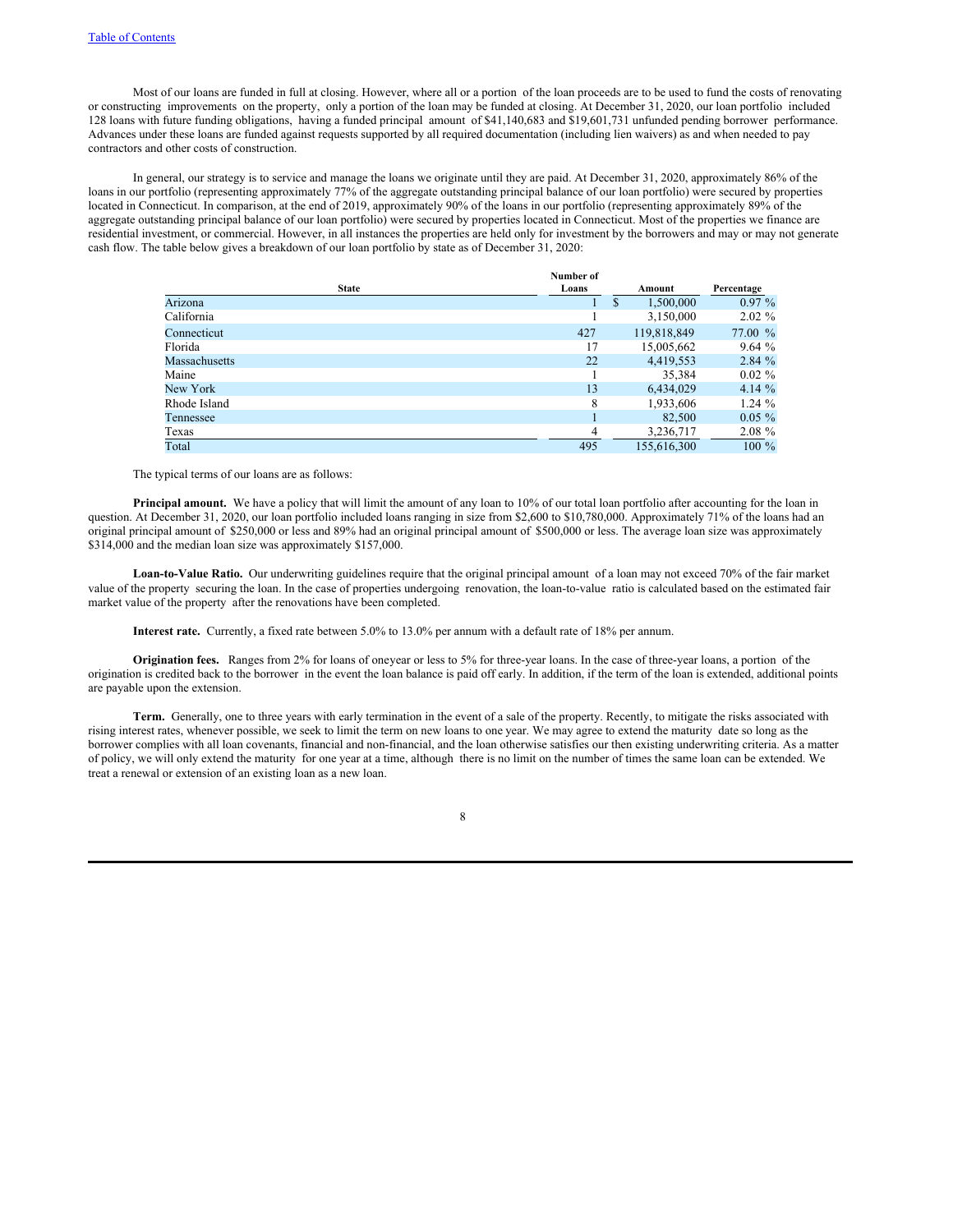Most of our loans are funded in full at closing. However, where all or a portion of the loan proceeds are to be used to fund the costs of renovating or constructing improvements on the property, only a portion of the loan may be funded at closing. At December 31, 2020, our loan portfolio included 128 loans with future funding obligations, having a funded principal amount of $41,140,683 and $19,601,731 unfunded pending borrower performance. Advances under these loans are funded against requests supported by all required documentation (including lien waivers) as and when needed to pay contractors and other costs of construction.

In general, our strategy is to service and manage the loans we originate until they are paid. At December 31, 2020, approximately 86% of the loans in our portfolio (representing approximately 77% of the aggregate outstanding principal balance of our loan portfolio) were secured by properties located in Connecticut. In comparison, at the end of 2019, approximately 90% of the loans in our portfolio (representing approximately 89% of the aggregate outstanding principal balance of our loan portfolio) were secured by properties located in Connecticut. Most of the properties we finance are residential investment, or commercial. However, in all instances the properties are held only for investment by the borrowers and may or may not generate cash flow. The table below gives a breakdown of our loan portfolio by state as of December 31, 2020:

| State | Number of Loans | Amount | Percentage |
|---|---|---|---|
| Arizona | 1 | $ 1,500,000 | 0.97 % |
| California | 1 | 3,150,000 | 2.02 % |
| Connecticut | 427 | 119,818,849 | 77.00 % |
| Florida | 17 | 15,005,662 | 9.64 % |
| Massachusetts | 22 | 4,419,553 | 2.84 % |
| Maine | 1 | 35,384 | 0.02 % |
| New York | 13 | 6,434,029 | 4.14 % |
| Rhode Island | 8 | 1,933,606 | 1.24 % |
| Tennessee | 1 | 82,500 | 0.05 % |
| Texas | 4 | 3,236,717 | 2.08 % |
| Total | 495 | 155,616,300 | 100 % |

The typical terms of our loans are as follows:

**Principal amount.** We have a policy that will limit the amount of any loan to 10% of our total loan portfolio after accounting for the loan in question. At December 31, 2020, our loan portfolio included loans ranging in size from $2,600 to $10,780,000. Approximately 71% of the loans had an original principal amount of $250,000 or less and 89% had an original principal amount of $500,000 or less. The average loan size was approximately $314,000 and the median loan size was approximately $157,000.

**Loan-to-Value Ratio.** Our underwriting guidelines require that the original principal amount of a loan may not exceed 70% of the fair market value of the property securing the loan. In the case of properties undergoing renovation, the loan-to-value ratio is calculated based on the estimated fair market value of the property after the renovations have been completed.

**Interest rate.** Currently, a fixed rate between 5.0% to 13.0% per annum with a default rate of 18% per annum.

**Origination fees.** Ranges from 2% for loans of oneyear or less to 5% for three-year loans. In the case of three-year loans, a portion of the origination is credited back to the borrower in the event the loan balance is paid off early. In addition, if the term of the loan is extended, additional points are payable upon the extension.

**Term.** Generally, one to three years with early termination in the event of a sale of the property. Recently, to mitigate the risks associated with rising interest rates, whenever possible, we seek to limit the term on new loans to one year. We may agree to extend the maturity date so long as the borrower complies with all loan covenants, financial and non-financial, and the loan otherwise satisfies our then existing underwriting criteria. As a matter of policy, we will only extend the maturity for one year at a time, although there is no limit on the number of times the same loan can be extended. We treat a renewal or extension of an existing loan as a new loan.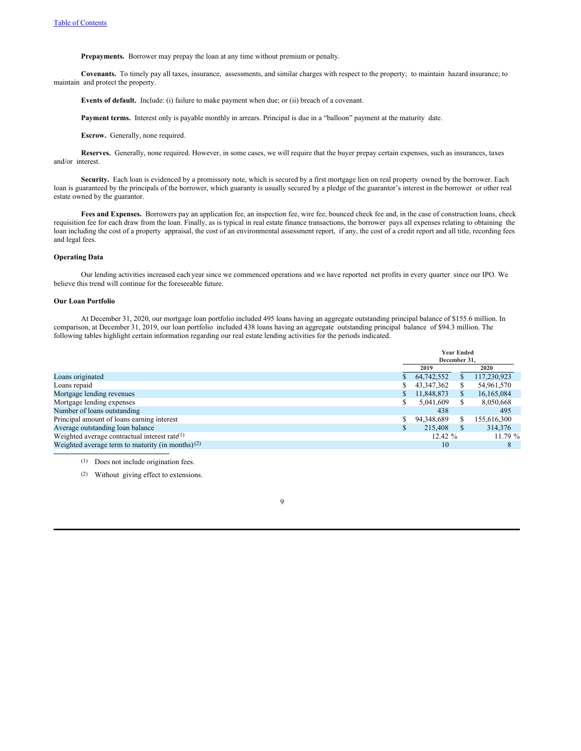**Prepayments.** Borrower may prepay the loan at any time without premium or penalty.

**Covenants.** To timely pay all taxes, insurance, assessments, and similar charges with respect to the property; to maintain hazard insurance; to maintain and protect the property.

**Events of default.** Include: (i) failure to make payment when due; or (ii) breach of a covenant.

**Payment terms.** Interest only is payable monthly in arrears. Principal is due in a "balloon" payment at the maturity date.

**Escrow.** Generally, none required.

**Reserves.** Generally, none required. However, in some cases, we will require that the buyer prepay certain expenses, such as insurances, taxes and/or interest.

**Security.** Each loan is evidenced by a promissory note, which is secured by a first mortgage lien on real property owned by the borrower. Each loan is guaranteed by the principals of the borrower, which guaranty is usually secured by a pledge of the guarantor's interest in the borrower or other real estate owned by the guarantor.

**Fees and Expenses.** Borrowers pay an application fee, an inspection fee, wire fee, bounced check fee and, in the case of construction loans, check requisition fee for each draw from the loan. Finally, as is typical in real estate finance transactions, the borrower pays all expenses relating to obtaining the loan including the cost of a property appraisal, the cost of an environmental assessment report, if any, the cost of a credit report and all title, recording fees and legal fees.

**Operating Data**

Our lending activities increased each year since we commenced operations and we have reported net profits in every quarter since our IPO. We believe this trend will continue for the foreseeable future.

**Our Loan Portfolio**

At December 31, 2020, our mortgage loan portfolio included 495 loans having an aggregate outstanding principal balance of $155.6 million. In comparison, at December 31, 2019, our loan portfolio included 438 loans having an aggregate outstanding principal balance of $94.3 million. The following tables highlight certain information regarding our real estate lending activities for the periods indicated.

| | Year Ended December 31, | |
|---|---|---|
| | 2019 | 2020 |
| Loans originated | $ 64,742,552 | $ 117,230,923 |
| Loans repaid | $ 43,347,362 | $ 54,961,570 |
| Mortgage lending revenues | $ 11,848,873 | $ 16,165,084 |
| Mortgage lending expenses | $ 5,041,609 | $ 8,050,668 |
| Number of loans outstanding | 438 | 495 |
| Principal amount of loans earning interest | $ 94,348,689 | $ 155,616,300 |
| Average outstanding loan balance | $ 215,408 | $ 314,376 |
| Weighted average contractual interest rate[1] | 12.42 % | 11.79 % |
| Weighted average term to maturity (in months)[2] | 10 | 8 |

(1) Does not include origination fees.

(2) Without giving effect to extensions.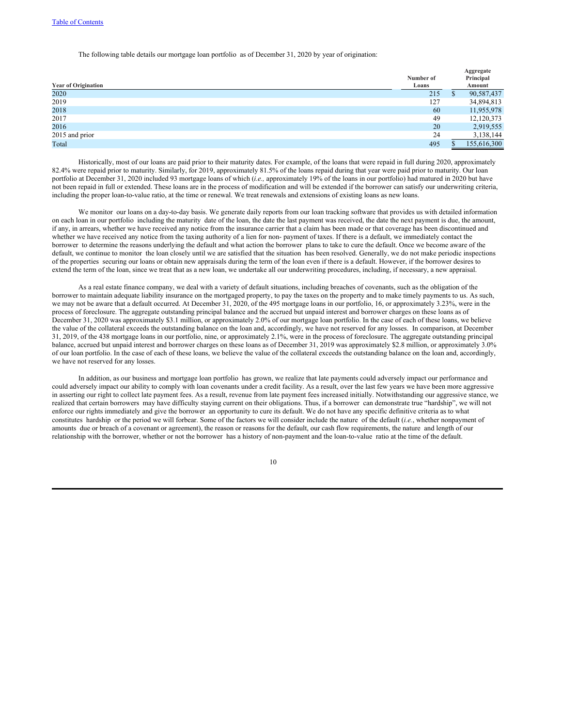The following table details our mortgage loan portfolio as of December 31, 2020 by year of origination:

| Year of Origination | Number of Loans | Aggregate Principal Amount |
|---|---|---|
| 2020 | 215 | $ 90,587,437 |
| 2019 | 127 | 34,894,813 |
| 2018 | 60 | 11,955,978 |
| 2017 | 49 | 12,120,373 |
| 2016 | 20 | 2,919,555 |
| 2015 and prior | 24 | 3,138,144 |
| Total | 495 | $ 155,616,300 |

Historically, most of our loans are paid prior to their maturity dates. For example, of the loans that were repaid in full during 2020, approximately 82.4% were repaid prior to maturity. Similarly, for 2019, approximately 81.5% of the loans repaid during that year were paid prior to maturity. Our loan portfolio at December 31, 2020 included 93 mortgage loans of which (*i.e.,* approximately 19% of the loans in our portfolio) had matured in 2020 but have not been repaid in full or extended. These loans are in the process of modification and will be extended if the borrower can satisfy our underwriting criteria, including the proper loan-to-value ratio, at the time or renewal. We treat renewals and extensions of existing loans as new loans.

We monitor our loans on a day-to-day basis. We generate daily reports from our loan tracking software that provides us with detailed information on each loan in our portfolio including the maturity date of the loan, the date the last payment was received, the date the next payment is due, the amount, if any, in arrears, whether we have received any notice from the insurance carrier that a claim has been made or that coverage has been discontinued and whether we have received any notice from the taxing authority of a lien for non- payment of taxes. If there is a default, we immediately contact the borrower to determine the reasons underlying the default and what action the borrower plans to take to cure the default. Once we become aware of the default, we continue to monitor the loan closely until we are satisfied that the situation has been resolved. Generally, we do not make periodic inspections of the properties securing our loans or obtain new appraisals during the term of the loan even if there is a default. However, if the borrower desires to extend the term of the loan, since we treat that as a new loan, we undertake all our underwriting procedures, including, if necessary, a new appraisal.

As a real estate finance company, we deal with a variety of default situations, including breaches of covenants, such as the obligation of the borrower to maintain adequate liability insurance on the mortgaged property, to pay the taxes on the property and to make timely payments to us. As such, we may not be aware that a default occurred. At December 31, 2020, of the 495 mortgage loans in our portfolio, 16, or approximately 3.23%, were in the process of foreclosure. The aggregate outstanding principal balance and the accrued but unpaid interest and borrower charges on these loans as of December 31, 2020 was approximately $3.1 million, or approximately 2.0% of our mortgage loan portfolio. In the case of each of these loans, we believe the value of the collateral exceeds the outstanding balance on the loan and, accordingly, we have not reserved for any losses. In comparison, at December 31, 2019, of the 438 mortgage loans in our portfolio, nine, or approximately 2.1%, were in the process of foreclosure. The aggregate outstanding principal balance, accrued but unpaid interest and borrower charges on these loans as of December 31, 2019 was approximately $2.8 million, or approximately 3.0% of our loan portfolio. In the case of each of these loans, we believe the value of the collateral exceeds the outstanding balance on the loan and, accordingly, we have not reserved for any losses.

In addition, as our business and mortgage loan portfolio has grown, we realize that late payments could adversely impact our performance and could adversely impact our ability to comply with loan covenants under a credit facility. As a result, over the last few years we have been more aggressive in asserting our right to collect late payment fees. As a result, revenue from late payment fees increased initially. Notwithstanding our aggressive stance, we realized that certain borrowers may have difficulty staying current on their obligations. Thus, if a borrower can demonstrate true "hardship", we will not enforce our rights immediately and give the borrower an opportunity to cure its default. We do not have any specific definitive criteria as to what constitutes hardship or the period we will forbear. Some of the factors we will consider include the nature of the default (*i.e.*, whether nonpayment of amounts due or breach of a covenant or agreement), the reason or reasons for the default, our cash flow requirements, the nature and length of our relationship with the borrower, whether or not the borrower has a history of non-payment and the loan-to-value ratio at the time of the default.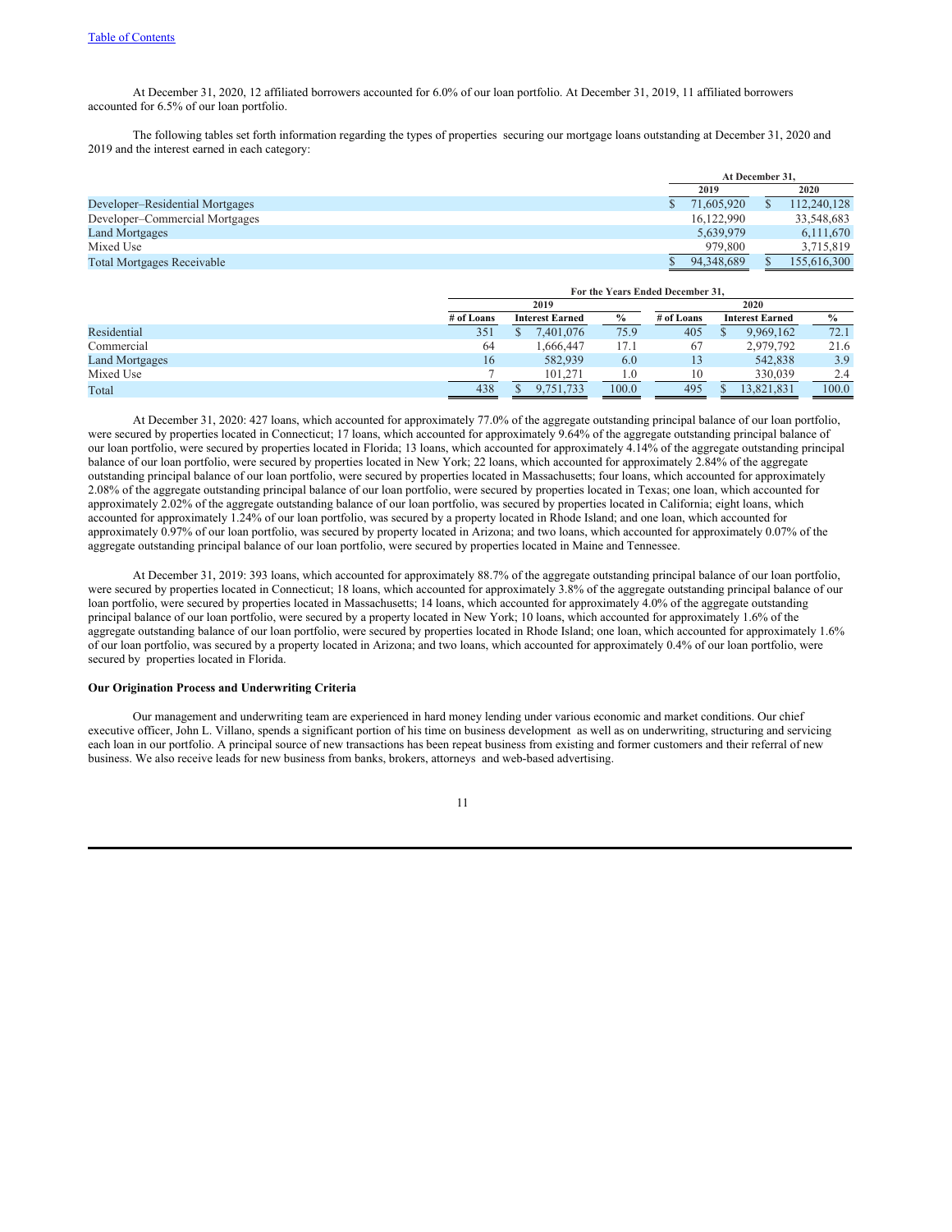At December 31, 2020, 12 affiliated borrowers accounted for 6.0% of our loan portfolio. At December 31, 2019, 11 affiliated borrowers accounted for 6.5% of our loan portfolio.

The following tables set forth information regarding the types of properties securing our mortgage loans outstanding at December 31, 2020 and 2019 and the interest earned in each category:

| | At December 31, | |
|---|---|---|
| | 2019 | 2020 |
| Developer–Residential Mortgages | $ 71,605,920 | $ 112,240,128 |
| Developer–Commercial Mortgages | 16,122,990 | 33,548,683 |
| Land Mortgages | 5,639,979 | 6,111,670 |
| Mixed Use | 979,800 | 3,715,819 |
| Total Mortgages Receivable | $ 94,348,689 | $ 155,616,300 |

| | For the Years Ended December 31, | | | | | |
|---|---|---|---|---|---|---|
| | 2019 | | | 2020 | | |
| | # of Loans | Interest Earned | % | # of Loans | Interest Earned | % |
| Residential | 351 | $ 7,401,076 | 75.9 | 405 | $ 9,969,162 | 72.1 |
| Commercial | 64 | 1,666,447 | 17.1 | 67 | 2,979,792 | 21.6 |
| Land Mortgages | 16 | 582,939 | 6.0 | 13 | 542,838 | 3.9 |
| Mixed Use | 7 | 101,271 | 1.0 | 10 | 330,039 | 2.4 |
| Total | 438 | $ 9,751,733 | 100.0 | 495 | $ 13,821,831 | 100.0 |

At December 31, 2020: 427 loans, which accounted for approximately 77.0% of the aggregate outstanding principal balance of our loan portfolio, were secured by properties located in Connecticut; 17 loans, which accounted for approximately 9.64% of the aggregate outstanding principal balance of our loan portfolio, were secured by properties located in Florida; 13 loans, which accounted for approximately 4.14% of the aggregate outstanding principal balance of our loan portfolio, were secured by properties located in New York; 22 loans, which accounted for approximately 2.84% of the aggregate outstanding principal balance of our loan portfolio, were secured by properties located in Massachusetts; four loans, which accounted for approximately 2.08% of the aggregate outstanding principal balance of our loan portfolio, were secured by properties located in Texas; one loan, which accounted for approximately 2.02% of the aggregate outstanding balance of our loan portfolio, was secured by properties located in California; eight loans, which accounted for approximately 1.24% of our loan portfolio, was secured by a property located in Rhode Island; and one loan, which accounted for approximately 0.97% of our loan portfolio, was secured by property located in Arizona; and two loans, which accounted for approximately 0.07% of the aggregate outstanding principal balance of our loan portfolio, were secured by properties located in Maine and Tennessee.

At December 31, 2019: 393 loans, which accounted for approximately 88.7% of the aggregate outstanding principal balance of our loan portfolio, were secured by properties located in Connecticut; 18 loans, which accounted for approximately 3.8% of the aggregate outstanding principal balance of our loan portfolio, were secured by properties located in Massachusetts; 14 loans, which accounted for approximately 4.0% of the aggregate outstanding principal balance of our loan portfolio, were secured by a property located in New York; 10 loans, which accounted for approximately 1.6% of the aggregate outstanding balance of our loan portfolio, were secured by properties located in Rhode Island; one loan, which accounted for approximately 1.6% of our loan portfolio, was secured by a property located in Arizona; and two loans, which accounted for approximately 0.4% of our loan portfolio, were secured by properties located in Florida.

**Our Origination Process and Underwriting Criteria**

Our management and underwriting team are experienced in hard money lending under various economic and market conditions. Our chief executive officer, John L. Villano, spends a significant portion of his time on business development as well as on underwriting, structuring and servicing each loan in our portfolio. A principal source of new transactions has been repeat business from existing and former customers and their referral of new business. We also receive leads for new business from banks, brokers, attorneys and web-based advertising.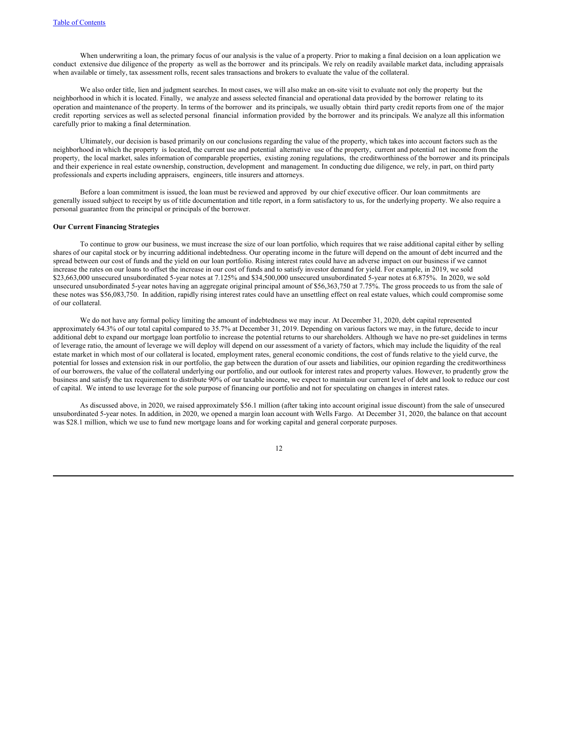When underwriting a loan, the primary focus of our analysis is the value of a property. Prior to making a final decision on a loan application we conduct extensive due diligence of the property as well as the borrower and its principals. We rely on readily available market data, including appraisals when available or timely, tax assessment rolls, recent sales transactions and brokers to evaluate the value of the collateral.

We also order title, lien and judgment searches. In most cases, we will also make an on-site visit to evaluate not only the property but the neighborhood in which it is located. Finally, we analyze and assess selected financial and operational data provided by the borrower relating to its operation and maintenance of the property. In terms of the borrower and its principals, we usually obtain third party credit reports from one of the major credit reporting services as well as selected personal financial information provided by the borrower and its principals. We analyze all this information carefully prior to making a final determination.

Ultimately, our decision is based primarily on our conclusions regarding the value of the property, which takes into account factors such as the neighborhood in which the property is located, the current use and potential alternative use of the property, current and potential net income from the property, the local market, sales information of comparable properties, existing zoning regulations, the creditworthiness of the borrower and its principals and their experience in real estate ownership, construction, development and management. In conducting due diligence, we rely, in part, on third party professionals and experts including appraisers, engineers, title insurers and attorneys.

Before a loan commitment is issued, the loan must be reviewed and approved by our chief executive officer. Our loan commitments are generally issued subject to receipt by us of title documentation and title report, in a form satisfactory to us, for the underlying property. We also require a personal guarantee from the principal or principals of the borrower.

**Our Current Financing Strategies**

To continue to grow our business, we must increase the size of our loan portfolio, which requires that we raise additional capital either by selling shares of our capital stock or by incurring additional indebtedness. Our operating income in the future will depend on the amount of debt incurred and the spread between our cost of funds and the yield on our loan portfolio. Rising interest rates could have an adverse impact on our business if we cannot increase the rates on our loans to offset the increase in our cost of funds and to satisfy investor demand for yield. For example, in 2019, we sold $23,663,000 unsecured unsubordinated 5-year notes at 7.125% and $34,500,000 unsecured unsubordinated 5-year notes at 6.875%. In 2020, we sold unsecured unsubordinated 5-year notes having an aggregate original principal amount of $56,363,750 at 7.75%. The gross proceeds to us from the sale of these notes was $56,083,750. In addition, rapidly rising interest rates could have an unsettling effect on real estate values, which could compromise some of our collateral.

We do not have any formal policy limiting the amount of indebtedness we may incur. At December 31, 2020, debt capital represented approximately 64.3% of our total capital compared to 35.7% at December 31, 2019. Depending on various factors we may, in the future, decide to incur additional debt to expand our mortgage loan portfolio to increase the potential returns to our shareholders. Although we have no pre-set guidelines in terms of leverage ratio, the amount of leverage we will deploy will depend on our assessment of a variety of factors, which may include the liquidity of the real estate market in which most of our collateral is located, employment rates, general economic conditions, the cost of funds relative to the yield curve, the potential for losses and extension risk in our portfolio, the gap between the duration of our assets and liabilities, our opinion regarding the creditworthiness of our borrowers, the value of the collateral underlying our portfolio, and our outlook for interest rates and property values. However, to prudently grow the business and satisfy the tax requirement to distribute 90% of our taxable income, we expect to maintain our current level of debt and look to reduce our cost of capital. We intend to use leverage for the sole purpose of financing our portfolio and not for speculating on changes in interest rates.

As discussed above, in 2020, we raised approximately $56.1 million (after taking into account original issue discount) from the sale of unsecured unsubordinated 5-year notes. In addition, in 2020, we opened a margin loan account with Wells Fargo. At December 31, 2020, the balance on that account was $28.1 million, which we use to fund new mortgage loans and for working capital and general corporate purposes.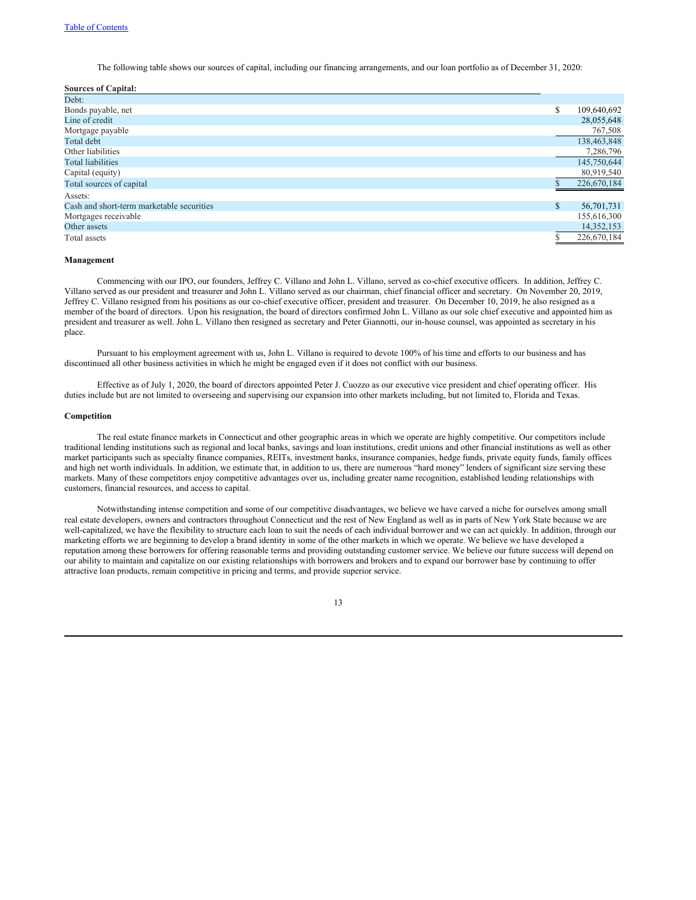The following table shows our sources of capital, including our financing arrangements, and our loan portfolio as of December 31, 2020:

| **Sources of Capital:** | |
|---|---|
| Debt: | |
| Bonds payable, net | $ 109,640,692 |
| Line of credit | 28,055,648 |
| Mortgage payable | 767,508 |
| Total debt | 138,463,848 |
| Other liabilities | 7,286,796 |
| Total liabilities | 145,750,644 |
| Capital (equity) | 80,919,540 |
| Total sources of capital | $ 226,670,184 |
| Assets: | |
| Cash and short-term marketable securities | $ 56,701,731 |
| Mortgages receivable | 155,616,300 |
| Other assets | 14,352,153 |
| Total assets | $ 226,670,184 |

**Management**

Commencing with our IPO, our founders, Jeffrey C. Villano and John L. Villano, served as co-chief executive officers. In addition, Jeffrey C. Villano served as our president and treasurer and John L. Villano served as our chairman, chief financial officer and secretary. On November 20, 2019, Jeffrey C. Villano resigned from his positions as our co-chief executive officer, president and treasurer. On December 10, 2019, he also resigned as a member of the board of directors. Upon his resignation, the board of directors confirmed John L. Villano as our sole chief executive and appointed him as president and treasurer as well. John L. Villano then resigned as secretary and Peter Giannotti, our in-house counsel, was appointed as secretary in his place.

Pursuant to his employment agreement with us, John L. Villano is required to devote 100% of his time and efforts to our business and has discontinued all other business activities in which he might be engaged even if it does not conflict with our business.

Effective as of July 1, 2020, the board of directors appointed Peter J. Cuozzo as our executive vice president and chief operating officer. His duties include but are not limited to overseeing and supervising our expansion into other markets including, but not limited to, Florida and Texas.

**Competition**

The real estate finance markets in Connecticut and other geographic areas in which we operate are highly competitive. Our competitors include traditional lending institutions such as regional and local banks, savings and loan institutions, credit unions and other financial institutions as well as other market participants such as specialty finance companies, REITs, investment banks, insurance companies, hedge funds, private equity funds, family offices and high net worth individuals. In addition, we estimate that, in addition to us, there are numerous "hard money" lenders of significant size serving these markets. Many of these competitors enjoy competitive advantages over us, including greater name recognition, established lending relationships with customers, financial resources, and access to capital.

Notwithstanding intense competition and some of our competitive disadvantages, we believe we have carved a niche for ourselves among small real estate developers, owners and contractors throughout Connecticut and the rest of New England as well as in parts of New York State because we are well-capitalized, we have the flexibility to structure each loan to suit the needs of each individual borrower and we can act quickly. In addition, through our marketing efforts we are beginning to develop a brand identity in some of the other markets in which we operate. We believe we have developed a reputation among these borrowers for offering reasonable terms and providing outstanding customer service. We believe our future success will depend on our ability to maintain and capitalize on our existing relationships with borrowers and brokers and to expand our borrower base by continuing to offer attractive loan products, remain competitive in pricing and terms, and provide superior service.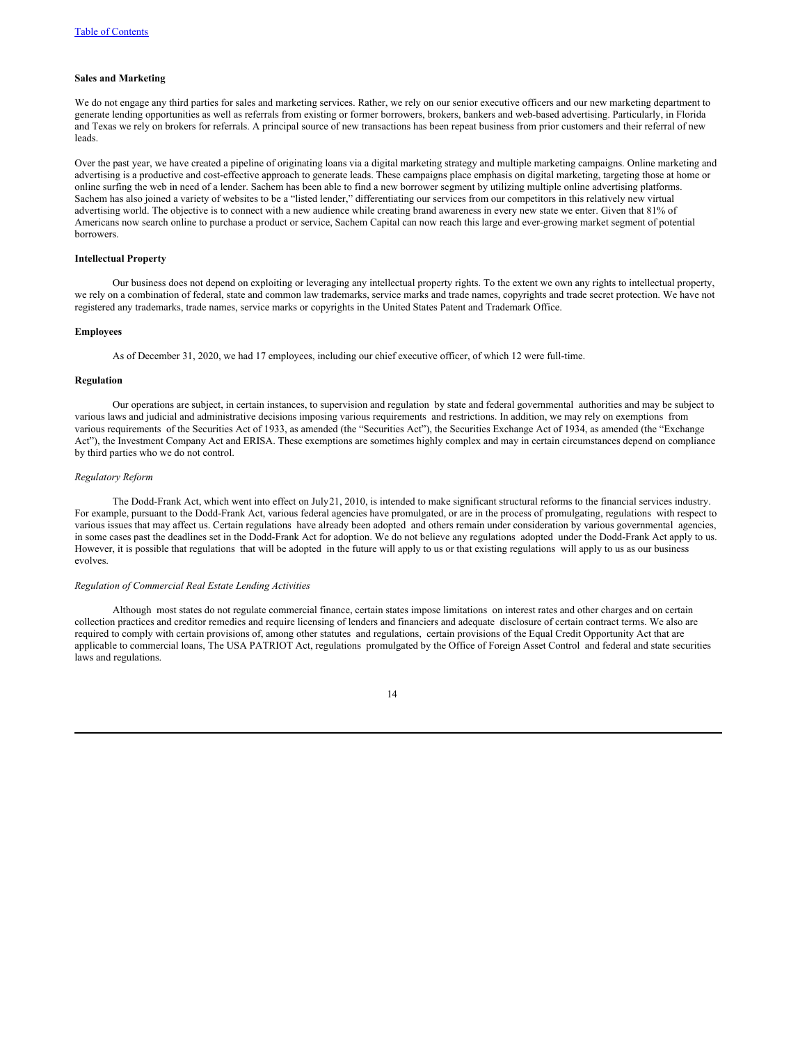**Sales and Marketing**

We do not engage any third parties for sales and marketing services. Rather, we rely on our senior executive officers and our new marketing department to generate lending opportunities as well as referrals from existing or former borrowers, brokers, bankers and web-based advertising. Particularly, in Florida and Texas we rely on brokers for referrals. A principal source of new transactions has been repeat business from prior customers and their referral of new leads.

Over the past year, we have created a pipeline of originating loans via a digital marketing strategy and multiple marketing campaigns. Online marketing and advertising is a productive and cost-effective approach to generate leads. These campaigns place emphasis on digital marketing, targeting those at home or online surfing the web in need of a lender. Sachem has been able to find a new borrower segment by utilizing multiple online advertising platforms. Sachem has also joined a variety of websites to be a "listed lender," differentiating our services from our competitors in this relatively new virtual advertising world. The objective is to connect with a new audience while creating brand awareness in every new state we enter. Given that 81% of Americans now search online to purchase a product or service, Sachem Capital can now reach this large and ever-growing market segment of potential borrowers.

**Intellectual Property**

Our business does not depend on exploiting or leveraging any intellectual property rights. To the extent we own any rights to intellectual property, we rely on a combination of federal, state and common law trademarks, service marks and trade names, copyrights and trade secret protection. We have not registered any trademarks, trade names, service marks or copyrights in the United States Patent and Trademark Office.

**Employees**

As of December 31, 2020, we had 17 employees, including our chief executive officer, of which 12 were full-time.

**Regulation**

Our operations are subject, in certain instances, to supervision and regulation by state and federal governmental authorities and may be subject to various laws and judicial and administrative decisions imposing various requirements and restrictions. In addition, we may rely on exemptions from various requirements of the Securities Act of 1933, as amended (the "Securities Act"), the Securities Exchange Act of 1934, as amended (the "Exchange Act"), the Investment Company Act and ERISA. These exemptions are sometimes highly complex and may in certain circumstances depend on compliance by third parties who we do not control.

*Regulatory Reform*

The Dodd-Frank Act, which went into effect on July21, 2010, is intended to make significant structural reforms to the financial services industry. For example, pursuant to the Dodd-Frank Act, various federal agencies have promulgated, or are in the process of promulgating, regulations with respect to various issues that may affect us. Certain regulations have already been adopted and others remain under consideration by various governmental agencies, in some cases past the deadlines set in the Dodd-Frank Act for adoption. We do not believe any regulations adopted under the Dodd-Frank Act apply to us. However, it is possible that regulations that will be adopted in the future will apply to us or that existing regulations will apply to us as our business evolves.

*Regulation of Commercial Real Estate Lending Activities*

Although most states do not regulate commercial finance, certain states impose limitations on interest rates and other charges and on certain collection practices and creditor remedies and require licensing of lenders and financiers and adequate disclosure of certain contract terms. We also are required to comply with certain provisions of, among other statutes and regulations, certain provisions of the Equal Credit Opportunity Act that are applicable to commercial loans, The USA PATRIOT Act, regulations promulgated by the Office of Foreign Asset Control and federal and state securities laws and regulations.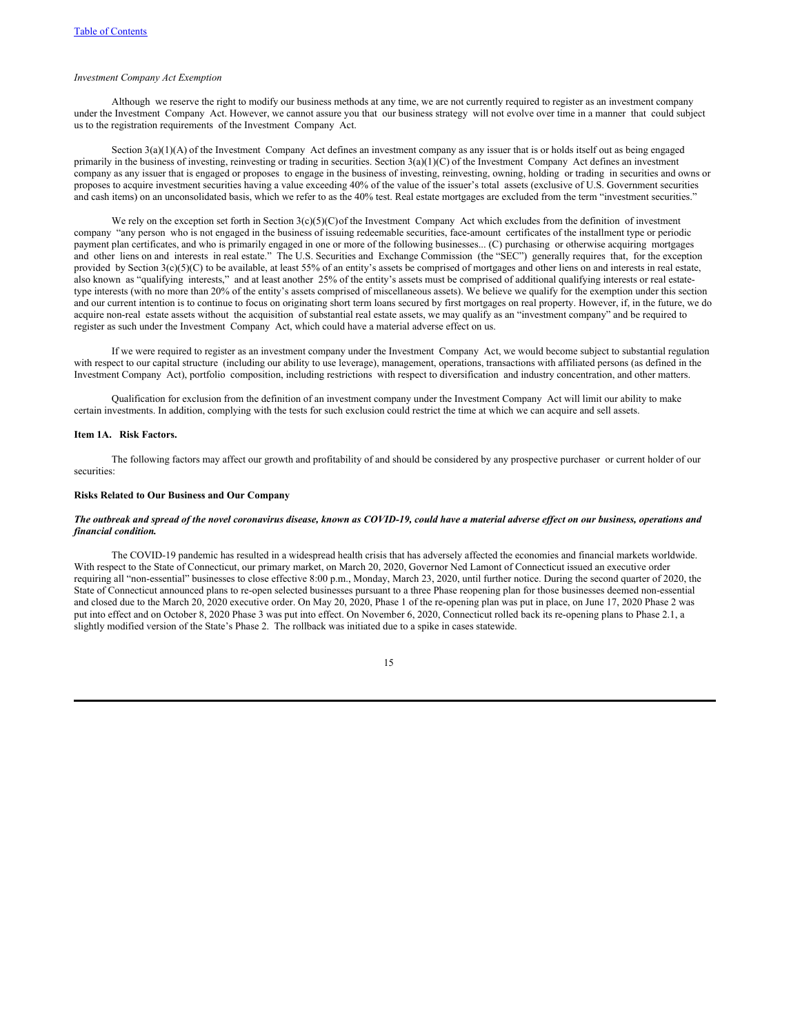*Investment Company Act Exemption*

Although we reserve the right to modify our business methods at any time, we are not currently required to register as an investment company under the Investment Company Act. However, we cannot assure you that our business strategy will not evolve over time in a manner that could subject us to the registration requirements of the Investment Company Act.

Section 3(a)(1)(A) of the Investment Company Act defines an investment company as any issuer that is or holds itself out as being engaged primarily in the business of investing, reinvesting or trading in securities. Section 3(a)(1)(C) of the Investment Company Act defines an investment company as any issuer that is engaged or proposes to engage in the business of investing, reinvesting, owning, holding or trading in securities and owns or proposes to acquire investment securities having a value exceeding 40% of the value of the issuer's total assets (exclusive of U.S. Government securities and cash items) on an unconsolidated basis, which we refer to as the 40% test. Real estate mortgages are excluded from the term "investment securities."

We rely on the exception set forth in Section 3(c)(5)(C)of the Investment Company Act which excludes from the definition of investment company "any person who is not engaged in the business of issuing redeemable securities, face-amount certificates of the installment type or periodic payment plan certificates, and who is primarily engaged in one or more of the following businesses... (C) purchasing or otherwise acquiring mortgages and other liens on and interests in real estate." The U.S. Securities and Exchange Commission (the "SEC") generally requires that, for the exception provided by Section 3(c)(5)(C) to be available, at least 55% of an entity's assets be comprised of mortgages and other liens on and interests in real estate, also known as "qualifying interests," and at least another 25% of the entity's assets must be comprised of additional qualifying interests or real estate-type interests (with no more than 20% of the entity's assets comprised of miscellaneous assets). We believe we qualify for the exemption under this section and our current intention is to continue to focus on originating short term loans secured by first mortgages on real property. However, if, in the future, we do acquire non-real estate assets without the acquisition of substantial real estate assets, we may qualify as an "investment company" and be required to register as such under the Investment Company Act, which could have a material adverse effect on us.

If we were required to register as an investment company under the Investment Company Act, we would become subject to substantial regulation with respect to our capital structure (including our ability to use leverage), management, operations, transactions with affiliated persons (as defined in the Investment Company Act), portfolio composition, including restrictions with respect to diversification and industry concentration, and other matters.

Qualification for exclusion from the definition of an investment company under the Investment Company Act will limit our ability to make certain investments. In addition, complying with the tests for such exclusion could restrict the time at which we can acquire and sell assets.

## Item 1A. Risk Factors.

The following factors may affect our growth and profitability of and should be considered by any prospective purchaser or current holder of our securities:

### Risks Related to Our Business and Our Company

***The outbreak and spread of the novel coronavirus disease, known as COVID-19, could have a material adverse effect on our business, operations and financial condition.***

The COVID-19 pandemic has resulted in a widespread health crisis that has adversely affected the economies and financial markets worldwide. With respect to the State of Connecticut, our primary market, on March 20, 2020, Governor Ned Lamont of Connecticut issued an executive order requiring all "non-essential" businesses to close effective 8:00 p.m., Monday, March 23, 2020, until further notice. During the second quarter of 2020, the State of Connecticut announced plans to re-open selected businesses pursuant to a three Phase reopening plan for those businesses deemed non-essential and closed due to the March 20, 2020 executive order. On May 20, 2020, Phase 1 of the re-opening plan was put in place, on June 17, 2020 Phase 2 was put into effect and on October 8, 2020 Phase 3 was put into effect. On November 6, 2020, Connecticut rolled back its re-opening plans to Phase 2.1, a slightly modified version of the State's Phase 2. The rollback was initiated due to a spike in cases statewide.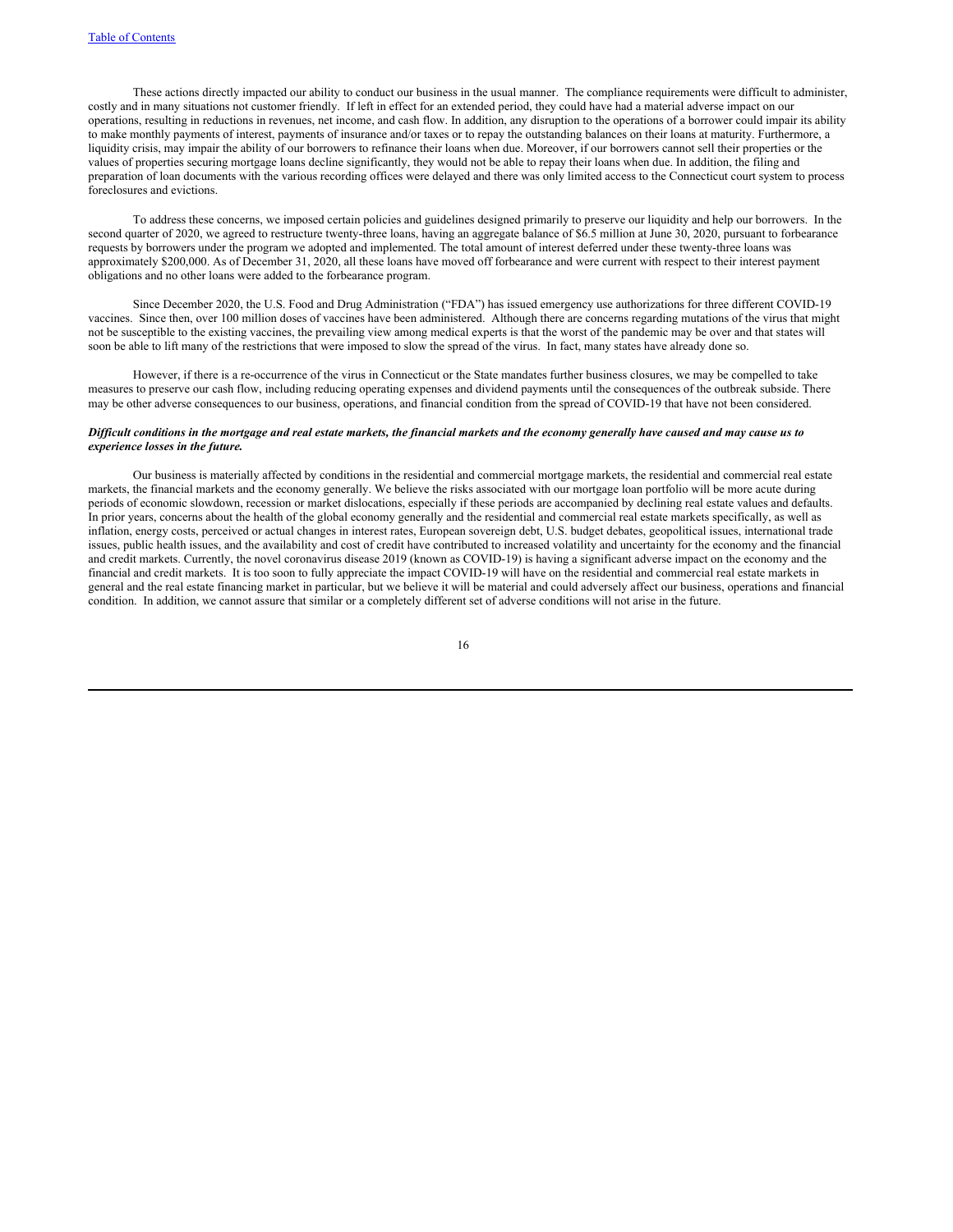These actions directly impacted our ability to conduct our business in the usual manner. The compliance requirements were difficult to administer, costly and in many situations not customer friendly. If left in effect for an extended period, they could have had a material adverse impact on our operations, resulting in reductions in revenues, net income, and cash flow. In addition, any disruption to the operations of a borrower could impair its ability to make monthly payments of interest, payments of insurance and/or taxes or to repay the outstanding balances on their loans at maturity. Furthermore, a liquidity crisis, may impair the ability of our borrowers to refinance their loans when due. Moreover, if our borrowers cannot sell their properties or the values of properties securing mortgage loans decline significantly, they would not be able to repay their loans when due. In addition, the filing and preparation of loan documents with the various recording offices were delayed and there was only limited access to the Connecticut court system to process foreclosures and evictions.

To address these concerns, we imposed certain policies and guidelines designed primarily to preserve our liquidity and help our borrowers. In the second quarter of 2020, we agreed to restructure twenty-three loans, having an aggregate balance of $6.5 million at June 30, 2020, pursuant to forbearance requests by borrowers under the program we adopted and implemented. The total amount of interest deferred under these twenty-three loans was approximately $200,000. As of December 31, 2020, all these loans have moved off forbearance and were current with respect to their interest payment obligations and no other loans were added to the forbearance program.

Since December 2020, the U.S. Food and Drug Administration ("FDA") has issued emergency use authorizations for three different COVID-19 vaccines. Since then, over 100 million doses of vaccines have been administered. Although there are concerns regarding mutations of the virus that might not be susceptible to the existing vaccines, the prevailing view among medical experts is that the worst of the pandemic may be over and that states will soon be able to lift many of the restrictions that were imposed to slow the spread of the virus. In fact, many states have already done so.

However, if there is a re-occurrence of the virus in Connecticut or the State mandates further business closures, we may be compelled to take measures to preserve our cash flow, including reducing operating expenses and dividend payments until the consequences of the outbreak subside. There may be other adverse consequences to our business, operations, and financial condition from the spread of COVID-19 that have not been considered.

***Difficult conditions in the mortgage and real estate markets, the financial markets and the economy generally have caused and may cause us to experience losses in the future.***

Our business is materially affected by conditions in the residential and commercial mortgage markets, the residential and commercial real estate markets, the financial markets and the economy generally. We believe the risks associated with our mortgage loan portfolio will be more acute during periods of economic slowdown, recession or market dislocations, especially if these periods are accompanied by declining real estate values and defaults. In prior years, concerns about the health of the global economy generally and the residential and commercial real estate markets specifically, as well as inflation, energy costs, perceived or actual changes in interest rates, European sovereign debt, U.S. budget debates, geopolitical issues, international trade issues, public health issues, and the availability and cost of credit have contributed to increased volatility and uncertainty for the economy and the financial and credit markets. Currently, the novel coronavirus disease 2019 (known as COVID-19) is having a significant adverse impact on the economy and the financial and credit markets. It is too soon to fully appreciate the impact COVID-19 will have on the residential and commercial real estate markets in general and the real estate financing market in particular, but we believe it will be material and could adversely affect our business, operations and financial condition. In addition, we cannot assure that similar or a completely different set of adverse conditions will not arise in the future.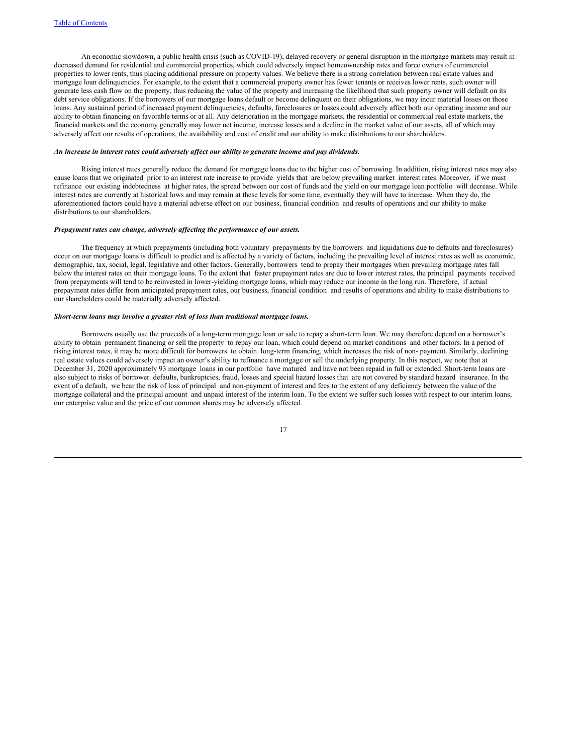An economic slowdown, a public health crisis (such as COVID-19), delayed recovery or general disruption in the mortgage markets may result in decreased demand for residential and commercial properties, which could adversely impact homeownership rates and force owners of commercial properties to lower rents, thus placing additional pressure on property values. We believe there is a strong correlation between real estate values and mortgage loan delinquencies. For example, to the extent that a commercial property owner has fewer tenants or receives lower rents, such owner will generate less cash flow on the property, thus reducing the value of the property and increasing the likelihood that such property owner will default on its debt service obligations. If the borrowers of our mortgage loans default or become delinquent on their obligations, we may incur material losses on those loans. Any sustained period of increased payment delinquencies, defaults, foreclosures or losses could adversely affect both our operating income and our ability to obtain financing on favorable terms or at all. Any deterioration in the mortgage markets, the residential or commercial real estate markets, the financial markets and the economy generally may lower net income, increase losses and a decline in the market value of our assets, all of which may adversely affect our results of operations, the availability and cost of credit and our ability to make distributions to our shareholders.

***An increase in interest rates could adversely affect our ability to generate income and pay dividends.***

Rising interest rates generally reduce the demand for mortgage loans due to the higher cost of borrowing. In addition, rising interest rates may also cause loans that we originated prior to an interest rate increase to provide yields that are below prevailing market interest rates. Moreover, if we must refinance our existing indebtedness at higher rates, the spread between our cost of funds and the yield on our mortgage loan portfolio will decrease. While interest rates are currently at historical lows and may remain at these levels for some time, eventually they will have to increase. When they do, the aforementioned factors could have a material adverse effect on our business, financial condition and results of operations and our ability to make distributions to our shareholders.

***Prepayment rates can change, adversely affecting the performance of our assets.***

The frequency at which prepayments (including both voluntary prepayments by the borrowers and liquidations due to defaults and foreclosures) occur on our mortgage loans is difficult to predict and is affected by a variety of factors, including the prevailing level of interest rates as well as economic, demographic, tax, social, legal, legislative and other factors. Generally, borrowers tend to prepay their mortgages when prevailing mortgage rates fall below the interest rates on their mortgage loans. To the extent that faster prepayment rates are due to lower interest rates, the principal payments received from prepayments will tend to be reinvested in lower-yielding mortgage loans, which may reduce our income in the long run. Therefore, if actual prepayment rates differ from anticipated prepayment rates, our business, financial condition and results of operations and ability to make distributions to our shareholders could be materially adversely affected.

***Short-term loans may involve a greater risk of loss than traditional mortgage loans.***

Borrowers usually use the proceeds of a long-term mortgage loan or sale to repay a short-term loan. We may therefore depend on a borrower's ability to obtain permanent financing or sell the property to repay our loan, which could depend on market conditions and other factors. In a period of rising interest rates, it may be more difficult for borrowers to obtain long-term financing, which increases the risk of non- payment. Similarly, declining real estate values could adversely impact an owner's ability to refinance a mortgage or sell the underlying property. In this respect, we note that at December 31, 2020 approximately 93 mortgage loans in our portfolio have matured and have not been repaid in full or extended. Short-term loans are also subject to risks of borrower defaults, bankruptcies, fraud, losses and special hazard losses that are not covered by standard hazard insurance. In the event of a default, we bear the risk of loss of principal and non-payment of interest and fees to the extent of any deficiency between the value of the mortgage collateral and the principal amount and unpaid interest of the interim loan. To the extent we suffer such losses with respect to our interim loans, our enterprise value and the price of our common shares may be adversely affected.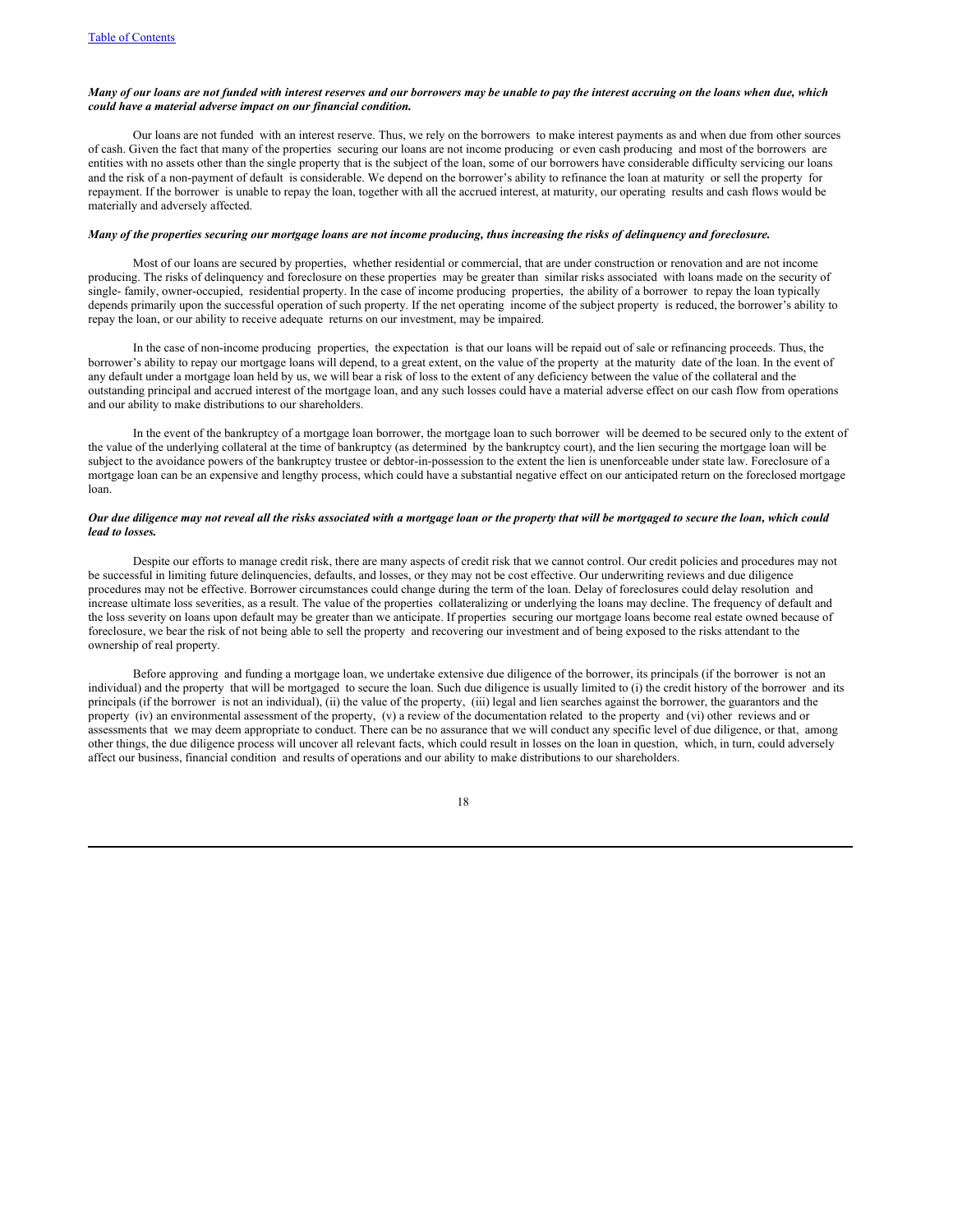***Many of our loans are not funded with interest reserves and our borrowers may be unable to pay the interest accruing on the loans when due, which could have a material adverse impact on our financial condition.***

Our loans are not funded with an interest reserve. Thus, we rely on the borrowers to make interest payments as and when due from other sources of cash. Given the fact that many of the properties securing our loans are not income producing or even cash producing and most of the borrowers are entities with no assets other than the single property that is the subject of the loan, some of our borrowers have considerable difficulty servicing our loans and the risk of a non-payment of default is considerable. We depend on the borrower's ability to refinance the loan at maturity or sell the property for repayment. If the borrower is unable to repay the loan, together with all the accrued interest, at maturity, our operating results and cash flows would be materially and adversely affected.

***Many of the properties securing our mortgage loans are not income producing, thus increasing the risks of delinquency and foreclosure.***

Most of our loans are secured by properties, whether residential or commercial, that are under construction or renovation and are not income producing. The risks of delinquency and foreclosure on these properties may be greater than similar risks associated with loans made on the security of single- family, owner-occupied, residential property. In the case of income producing properties, the ability of a borrower to repay the loan typically depends primarily upon the successful operation of such property. If the net operating income of the subject property is reduced, the borrower's ability to repay the loan, or our ability to receive adequate returns on our investment, may be impaired.

In the case of non-income producing properties, the expectation is that our loans will be repaid out of sale or refinancing proceeds. Thus, the borrower's ability to repay our mortgage loans will depend, to a great extent, on the value of the property at the maturity date of the loan. In the event of any default under a mortgage loan held by us, we will bear a risk of loss to the extent of any deficiency between the value of the collateral and the outstanding principal and accrued interest of the mortgage loan, and any such losses could have a material adverse effect on our cash flow from operations and our ability to make distributions to our shareholders.

In the event of the bankruptcy of a mortgage loan borrower, the mortgage loan to such borrower will be deemed to be secured only to the extent of the value of the underlying collateral at the time of bankruptcy (as determined by the bankruptcy court), and the lien securing the mortgage loan will be subject to the avoidance powers of the bankruptcy trustee or debtor-in-possession to the extent the lien is unenforceable under state law. Foreclosure of a mortgage loan can be an expensive and lengthy process, which could have a substantial negative effect on our anticipated return on the foreclosed mortgage loan.

***Our due diligence may not reveal all the risks associated with a mortgage loan or the property that will be mortgaged to secure the loan, which could lead to losses.***

Despite our efforts to manage credit risk, there are many aspects of credit risk that we cannot control. Our credit policies and procedures may not be successful in limiting future delinquencies, defaults, and losses, or they may not be cost effective. Our underwriting reviews and due diligence procedures may not be effective. Borrower circumstances could change during the term of the loan. Delay of foreclosures could delay resolution and increase ultimate loss severities, as a result. The value of the properties collateralizing or underlying the loans may decline. The frequency of default and the loss severity on loans upon default may be greater than we anticipate. If properties securing our mortgage loans become real estate owned because of foreclosure, we bear the risk of not being able to sell the property and recovering our investment and of being exposed to the risks attendant to the ownership of real property.

Before approving and funding a mortgage loan, we undertake extensive due diligence of the borrower, its principals (if the borrower is not an individual) and the property that will be mortgaged to secure the loan. Such due diligence is usually limited to (i) the credit history of the borrower and its principals (if the borrower is not an individual), (ii) the value of the property, (iii) legal and lien searches against the borrower, the guarantors and the property (iv) an environmental assessment of the property, (v) a review of the documentation related to the property and (vi) other reviews and or assessments that we may deem appropriate to conduct. There can be no assurance that we will conduct any specific level of due diligence, or that, among other things, the due diligence process will uncover all relevant facts, which could result in losses on the loan in question, which, in turn, could adversely affect our business, financial condition and results of operations and our ability to make distributions to our shareholders.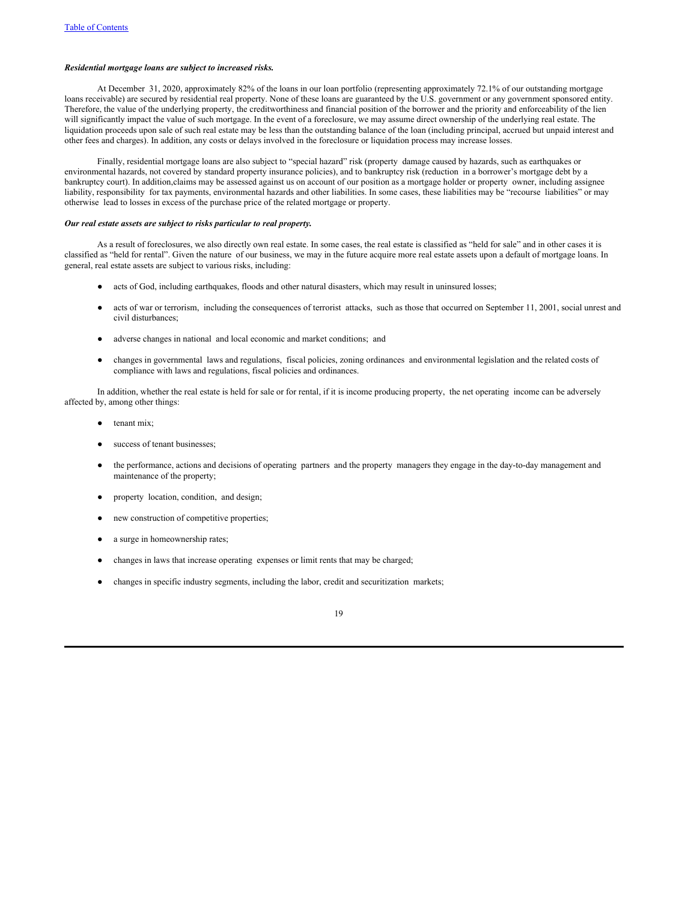***Residential mortgage loans are subject to increased risks.***

At December 31, 2020, approximately 82% of the loans in our loan portfolio (representing approximately 72.1% of our outstanding mortgage loans receivable) are secured by residential real property. None of these loans are guaranteed by the U.S. government or any government sponsored entity. Therefore, the value of the underlying property, the creditworthiness and financial position of the borrower and the priority and enforceability of the lien will significantly impact the value of such mortgage. In the event of a foreclosure, we may assume direct ownership of the underlying real estate. The liquidation proceeds upon sale of such real estate may be less than the outstanding balance of the loan (including principal, accrued but unpaid interest and other fees and charges). In addition, any costs or delays involved in the foreclosure or liquidation process may increase losses.

Finally, residential mortgage loans are also subject to "special hazard" risk (property damage caused by hazards, such as earthquakes or environmental hazards, not covered by standard property insurance policies), and to bankruptcy risk (reduction in a borrower's mortgage debt by a bankruptcy court). In addition,claims may be assessed against us on account of our position as a mortgage holder or property owner, including assignee liability, responsibility for tax payments, environmental hazards and other liabilities. In some cases, these liabilities may be "recourse liabilities" or may otherwise lead to losses in excess of the purchase price of the related mortgage or property.

***Our real estate assets are subject to risks particular to real property.***

As a result of foreclosures, we also directly own real estate. In some cases, the real estate is classified as "held for sale" and in other cases it is classified as "held for rental". Given the nature of our business, we may in the future acquire more real estate assets upon a default of mortgage loans. In general, real estate assets are subject to various risks, including:

- acts of God, including earthquakes, floods and other natural disasters, which may result in uninsured losses;
- acts of war or terrorism, including the consequences of terrorist attacks, such as those that occurred on September 11, 2001, social unrest and civil disturbances;
- adverse changes in national and local economic and market conditions; and
- changes in governmental laws and regulations, fiscal policies, zoning ordinances and environmental legislation and the related costs of compliance with laws and regulations, fiscal policies and ordinances.

In addition, whether the real estate is held for sale or for rental, if it is income producing property, the net operating income can be adversely affected by, among other things:

- tenant mix;
- success of tenant businesses;
- the performance, actions and decisions of operating partners and the property managers they engage in the day-to-day management and maintenance of the property;
- property location, condition, and design;
- new construction of competitive properties;
- a surge in homeownership rates;
- changes in laws that increase operating expenses or limit rents that may be charged;
- changes in specific industry segments, including the labor, credit and securitization markets;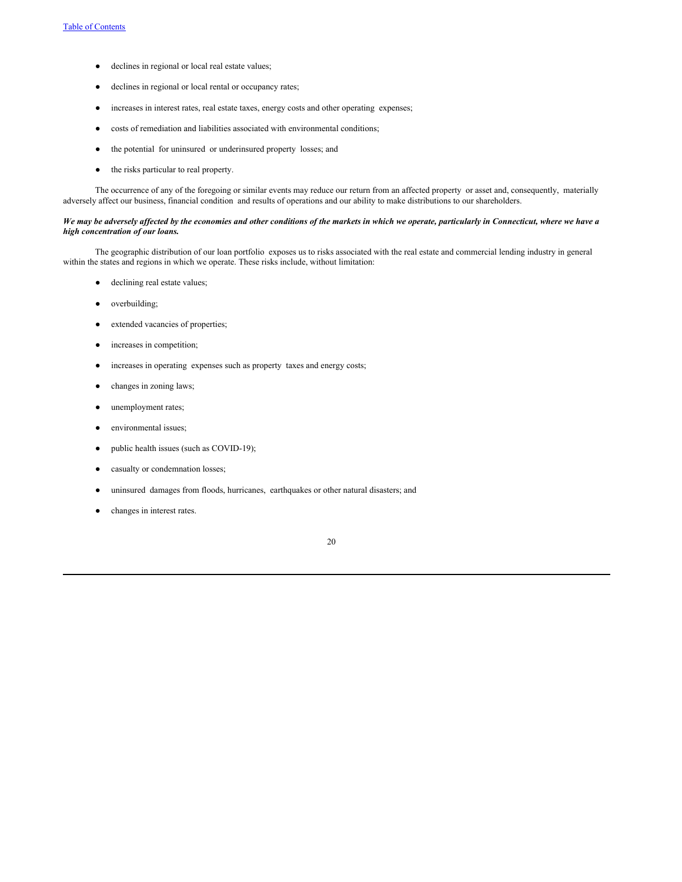- declines in regional or local real estate values;
- declines in regional or local rental or occupancy rates;
- increases in interest rates, real estate taxes, energy costs and other operating expenses;
- costs of remediation and liabilities associated with environmental conditions;
- the potential for uninsured or underinsured property losses; and
- the risks particular to real property.

The occurrence of any of the foregoing or similar events may reduce our return from an affected property or asset and, consequently, materially adversely affect our business, financial condition and results of operations and our ability to make distributions to our shareholders.

***We may be adversely affected by the economies and other conditions of the markets in which we operate, particularly in Connecticut, where we have a high concentration of our loans.***

The geographic distribution of our loan portfolio exposes us to risks associated with the real estate and commercial lending industry in general within the states and regions in which we operate. These risks include, without limitation:

- declining real estate values;
- overbuilding;
- extended vacancies of properties;
- increases in competition;
- increases in operating expenses such as property taxes and energy costs;
- changes in zoning laws;
- unemployment rates;
- environmental issues;
- public health issues (such as COVID-19);
- casualty or condemnation losses;
- uninsured damages from floods, hurricanes, earthquakes or other natural disasters; and
- changes in interest rates.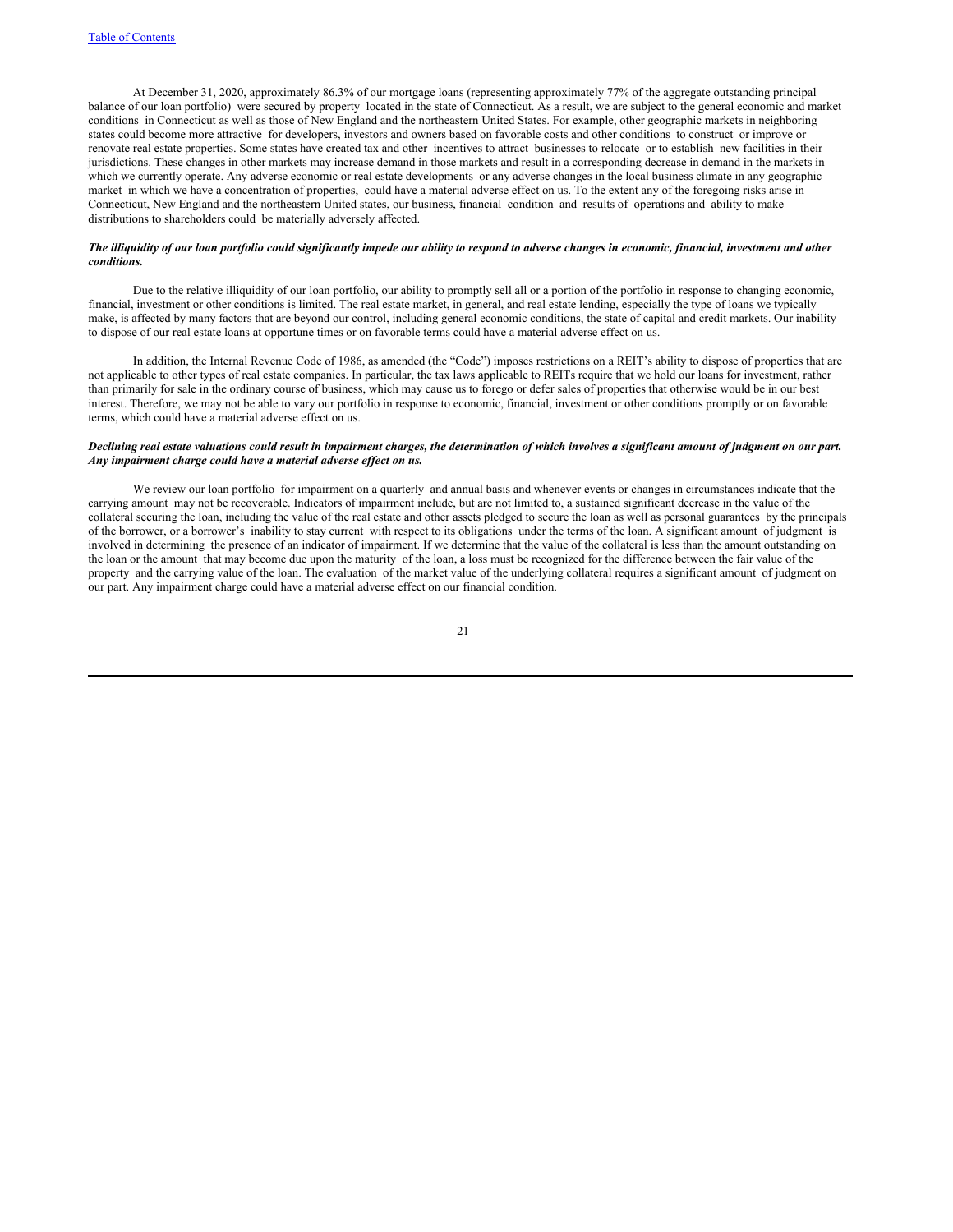At December 31, 2020, approximately 86.3% of our mortgage loans (representing approximately 77% of the aggregate outstanding principal balance of our loan portfolio) were secured by property located in the state of Connecticut. As a result, we are subject to the general economic and market conditions in Connecticut as well as those of New England and the northeastern United States. For example, other geographic markets in neighboring states could become more attractive for developers, investors and owners based on favorable costs and other conditions to construct or improve or renovate real estate properties. Some states have created tax and other incentives to attract businesses to relocate or to establish new facilities in their jurisdictions. These changes in other markets may increase demand in those markets and result in a corresponding decrease in demand in the markets in which we currently operate. Any adverse economic or real estate developments or any adverse changes in the local business climate in any geographic market in which we have a concentration of properties, could have a material adverse effect on us. To the extent any of the foregoing risks arise in Connecticut, New England and the northeastern United states, our business, financial condition and results of operations and ability to make distributions to shareholders could be materially adversely affected.

***The illiquidity of our loan portfolio could significantly impede our ability to respond to adverse changes in economic, financial, investment and other conditions.***

Due to the relative illiquidity of our loan portfolio, our ability to promptly sell all or a portion of the portfolio in response to changing economic, financial, investment or other conditions is limited. The real estate market, in general, and real estate lending, especially the type of loans we typically make, is affected by many factors that are beyond our control, including general economic conditions, the state of capital and credit markets. Our inability to dispose of our real estate loans at opportune times or on favorable terms could have a material adverse effect on us.

In addition, the Internal Revenue Code of 1986, as amended (the "Code") imposes restrictions on a REIT's ability to dispose of properties that are not applicable to other types of real estate companies. In particular, the tax laws applicable to REITs require that we hold our loans for investment, rather than primarily for sale in the ordinary course of business, which may cause us to forego or defer sales of properties that otherwise would be in our best interest. Therefore, we may not be able to vary our portfolio in response to economic, financial, investment or other conditions promptly or on favorable terms, which could have a material adverse effect on us.

***Declining real estate valuations could result in impairment charges, the determination of which involves a significant amount of judgment on our part. Any impairment charge could have a material adverse effect on us.***

We review our loan portfolio for impairment on a quarterly and annual basis and whenever events or changes in circumstances indicate that the carrying amount may not be recoverable. Indicators of impairment include, but are not limited to, a sustained significant decrease in the value of the collateral securing the loan, including the value of the real estate and other assets pledged to secure the loan as well as personal guarantees by the principals of the borrower, or a borrower's inability to stay current with respect to its obligations under the terms of the loan. A significant amount of judgment is involved in determining the presence of an indicator of impairment. If we determine that the value of the collateral is less than the amount outstanding on the loan or the amount that may become due upon the maturity of the loan, a loss must be recognized for the difference between the fair value of the property and the carrying value of the loan. The evaluation of the market value of the underlying collateral requires a significant amount of judgment on our part. Any impairment charge could have a material adverse effect on our financial condition.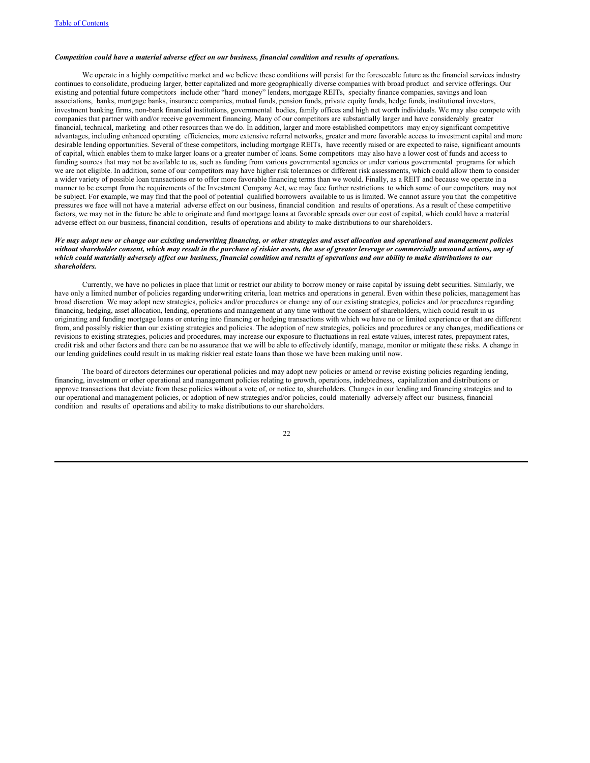***Competition could have a material adverse effect on our business, financial condition and results of operations.***

We operate in a highly competitive market and we believe these conditions will persist for the foreseeable future as the financial services industry continues to consolidate, producing larger, better capitalized and more geographically diverse companies with broad product and service offerings. Our existing and potential future competitors include other "hard money" lenders, mortgage REITs, specialty finance companies, savings and loan associations, banks, mortgage banks, insurance companies, mutual funds, pension funds, private equity funds, hedge funds, institutional investors, investment banking firms, non-bank financial institutions, governmental bodies, family offices and high net worth individuals. We may also compete with companies that partner with and/or receive government financing. Many of our competitors are substantially larger and have considerably greater financial, technical, marketing and other resources than we do. In addition, larger and more established competitors may enjoy significant competitive advantages, including enhanced operating efficiencies, more extensive referral networks, greater and more favorable access to investment capital and more desirable lending opportunities. Several of these competitors, including mortgage REITs, have recently raised or are expected to raise, significant amounts of capital, which enables them to make larger loans or a greater number of loans. Some competitors may also have a lower cost of funds and access to funding sources that may not be available to us, such as funding from various governmental agencies or under various governmental programs for which we are not eligible. In addition, some of our competitors may have higher risk tolerances or different risk assessments, which could allow them to consider a wider variety of possible loan transactions or to offer more favorable financing terms than we would. Finally, as a REIT and because we operate in a manner to be exempt from the requirements of the Investment Company Act, we may face further restrictions to which some of our competitors may not be subject. For example, we may find that the pool of potential qualified borrowers available to us is limited. We cannot assure you that the competitive pressures we face will not have a material adverse effect on our business, financial condition and results of operations. As a result of these competitive factors, we may not in the future be able to originate and fund mortgage loans at favorable spreads over our cost of capital, which could have a material adverse effect on our business, financial condition, results of operations and ability to make distributions to our shareholders.

***We may adopt new or change our existing underwriting financing, or other strategies and asset allocation and operational and management policies without shareholder consent, which may result in the purchase of riskier assets, the use of greater leverage or commercially unsound actions, any of which could materially adversely affect our business, financial condition and results of operations and our ability to make distributions to our shareholders.***

Currently, we have no policies in place that limit or restrict our ability to borrow money or raise capital by issuing debt securities. Similarly, we have only a limited number of policies regarding underwriting criteria, loan metrics and operations in general. Even within these policies, management has broad discretion. We may adopt new strategies, policies and/or procedures or change any of our existing strategies, policies and /or procedures regarding financing, hedging, asset allocation, lending, operations and management at any time without the consent of shareholders, which could result in us originating and funding mortgage loans or entering into financing or hedging transactions with which we have no or limited experience or that are different from, and possibly riskier than our existing strategies and policies. The adoption of new strategies, policies and procedures or any changes, modifications or revisions to existing strategies, policies and procedures, may increase our exposure to fluctuations in real estate values, interest rates, prepayment rates, credit risk and other factors and there can be no assurance that we will be able to effectively identify, manage, monitor or mitigate these risks. A change in our lending guidelines could result in us making riskier real estate loans than those we have been making until now.

The board of directors determines our operational policies and may adopt new policies or amend or revise existing policies regarding lending, financing, investment or other operational and management policies relating to growth, operations, indebtedness, capitalization and distributions or approve transactions that deviate from these policies without a vote of, or notice to, shareholders. Changes in our lending and financing strategies and to our operational and management policies, or adoption of new strategies and/or policies, could materially adversely affect our business, financial condition and results of operations and ability to make distributions to our shareholders.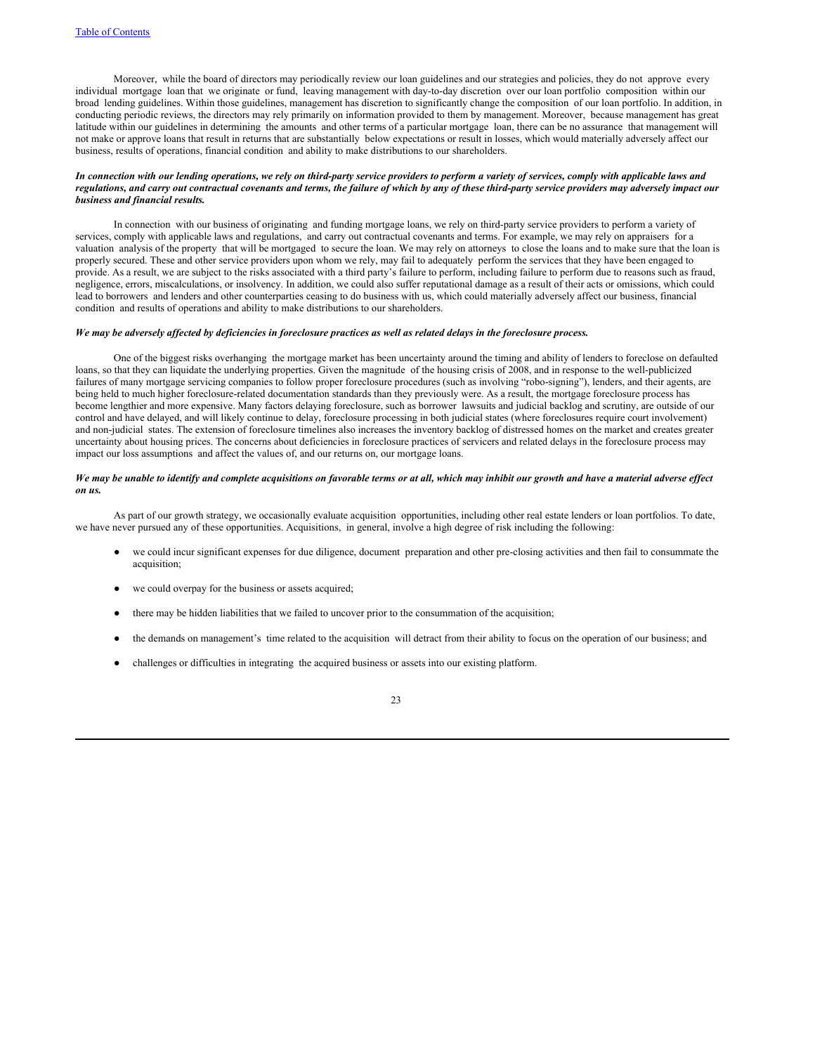Moreover, while the board of directors may periodically review our loan guidelines and our strategies and policies, they do not approve every individual mortgage loan that we originate or fund, leaving management with day-to-day discretion over our loan portfolio composition within our broad lending guidelines. Within those guidelines, management has discretion to significantly change the composition of our loan portfolio. In addition, in conducting periodic reviews, the directors may rely primarily on information provided to them by management. Moreover, because management has great latitude within our guidelines in determining the amounts and other terms of a particular mortgage loan, there can be no assurance that management will not make or approve loans that result in returns that are substantially below expectations or result in losses, which would materially adversely affect our business, results of operations, financial condition and ability to make distributions to our shareholders.

***In connection with our lending operations, we rely on third-party service providers to perform a variety of services, comply with applicable laws and regulations, and carry out contractual covenants and terms, the failure of which by any of these third-party service providers may adversely impact our business and financial results.***

In connection with our business of originating and funding mortgage loans, we rely on third-party service providers to perform a variety of services, comply with applicable laws and regulations, and carry out contractual covenants and terms. For example, we may rely on appraisers for a valuation analysis of the property that will be mortgaged to secure the loan. We may rely on attorneys to close the loans and to make sure that the loan is properly secured. These and other service providers upon whom we rely, may fail to adequately perform the services that they have been engaged to provide. As a result, we are subject to the risks associated with a third party's failure to perform, including failure to perform due to reasons such as fraud, negligence, errors, miscalculations, or insolvency. In addition, we could also suffer reputational damage as a result of their acts or omissions, which could lead to borrowers and lenders and other counterparties ceasing to do business with us, which could materially adversely affect our business, financial condition and results of operations and ability to make distributions to our shareholders.

***We may be adversely affected by deficiencies in foreclosure practices as well as related delays in the foreclosure process.***

One of the biggest risks overhanging the mortgage market has been uncertainty around the timing and ability of lenders to foreclose on defaulted loans, so that they can liquidate the underlying properties. Given the magnitude of the housing crisis of 2008, and in response to the well-publicized failures of many mortgage servicing companies to follow proper foreclosure procedures (such as involving "robo-signing"), lenders, and their agents, are being held to much higher foreclosure-related documentation standards than they previously were. As a result, the mortgage foreclosure process has become lengthier and more expensive. Many factors delaying foreclosure, such as borrower lawsuits and judicial backlog and scrutiny, are outside of our control and have delayed, and will likely continue to delay, foreclosure processing in both judicial states (where foreclosures require court involvement) and non-judicial states. The extension of foreclosure timelines also increases the inventory backlog of distressed homes on the market and creates greater uncertainty about housing prices. The concerns about deficiencies in foreclosure practices of servicers and related delays in the foreclosure process may impact our loss assumptions and affect the values of, and our returns on, our mortgage loans.

***We may be unable to identify and complete acquisitions on favorable terms or at all, which may inhibit our growth and have a material adverse effect on us.***

As part of our growth strategy, we occasionally evaluate acquisition opportunities, including other real estate lenders or loan portfolios. To date, we have never pursued any of these opportunities. Acquisitions, in general, involve a high degree of risk including the following:

- we could incur significant expenses for due diligence, document preparation and other pre-closing activities and then fail to consummate the acquisition;
- we could overpay for the business or assets acquired;
- there may be hidden liabilities that we failed to uncover prior to the consummation of the acquisition;
- the demands on management's time related to the acquisition will detract from their ability to focus on the operation of our business; and
- challenges or difficulties in integrating the acquired business or assets into our existing platform.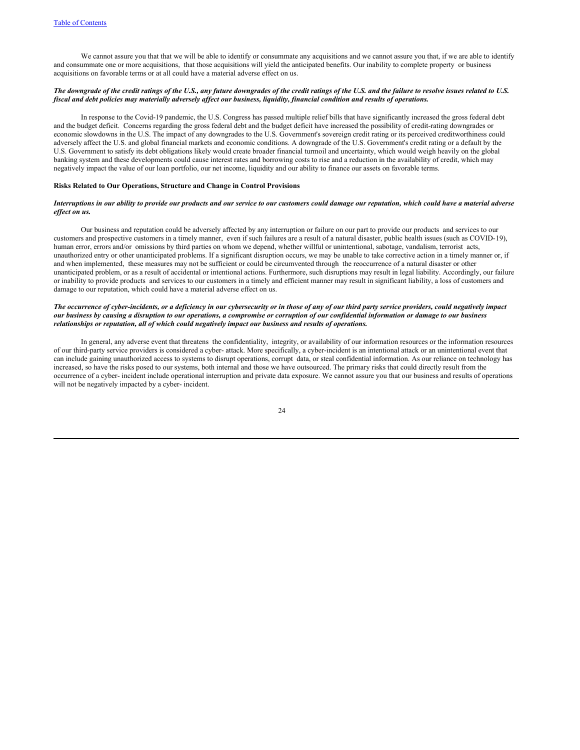We cannot assure you that that we will be able to identify or consummate any acquisitions and we cannot assure you that, if we are able to identify and consummate one or more acquisitions, that those acquisitions will yield the anticipated benefits. Our inability to complete property or business acquisitions on favorable terms or at all could have a material adverse effect on us.

***The downgrade of the credit ratings of the U.S., any future downgrades of the credit ratings of the U.S. and the failure to resolve issues related to U.S. fiscal and debt policies may materially adversely affect our business, liquidity, financial condition and results of operations.***

In response to the Covid-19 pandemic, the U.S. Congress has passed multiple relief bills that have significantly increased the gross federal debt and the budget deficit. Concerns regarding the gross federal debt and the budget deficit have increased the possibility of credit-rating downgrades or economic slowdowns in the U.S. The impact of any downgrades to the U.S. Government's sovereign credit rating or its perceived creditworthiness could adversely affect the U.S. and global financial markets and economic conditions. A downgrade of the U.S. Government's credit rating or a default by the U.S. Government to satisfy its debt obligations likely would create broader financial turmoil and uncertainty, which would weigh heavily on the global banking system and these developments could cause interest rates and borrowing costs to rise and a reduction in the availability of credit, which may negatively impact the value of our loan portfolio, our net income, liquidity and our ability to finance our assets on favorable terms.

**Risks Related to Our Operations, Structure and Change in Control Provisions**

***Interruptions in our ability to provide our products and our service to our customers could damage our reputation, which could have a material adverse effect on us.***

Our business and reputation could be adversely affected by any interruption or failure on our part to provide our products and services to our customers and prospective customers in a timely manner, even if such failures are a result of a natural disaster, public health issues (such as COVID-19), human error, errors and/or omissions by third parties on whom we depend, whether willful or unintentional, sabotage, vandalism, terrorist acts, unauthorized entry or other unanticipated problems. If a significant disruption occurs, we may be unable to take corrective action in a timely manner or, if and when implemented, these measures may not be sufficient or could be circumvented through the reoccurrence of a natural disaster or other unanticipated problem, or as a result of accidental or intentional actions. Furthermore, such disruptions may result in legal liability. Accordingly, our failure or inability to provide products and services to our customers in a timely and efficient manner may result in significant liability, a loss of customers and damage to our reputation, which could have a material adverse effect on us.

***The occurrence of cyber-incidents, or a deficiency in our cybersecurity or in those of any of our third party service providers, could negatively impact our business by causing a disruption to our operations, a compromise or corruption of our confidential information or damage to our business relationships or reputation, all of which could negatively impact our business and results of operations.***

In general, any adverse event that threatens the confidentiality, integrity, or availability of our information resources or the information resources of our third-party service providers is considered a cyber- attack. More specifically, a cyber-incident is an intentional attack or an unintentional event that can include gaining unauthorized access to systems to disrupt operations, corrupt data, or steal confidential information. As our reliance on technology has increased, so have the risks posed to our systems, both internal and those we have outsourced. The primary risks that could directly result from the occurrence of a cyber- incident include operational interruption and private data exposure. We cannot assure you that our business and results of operations will not be negatively impacted by a cyber- incident.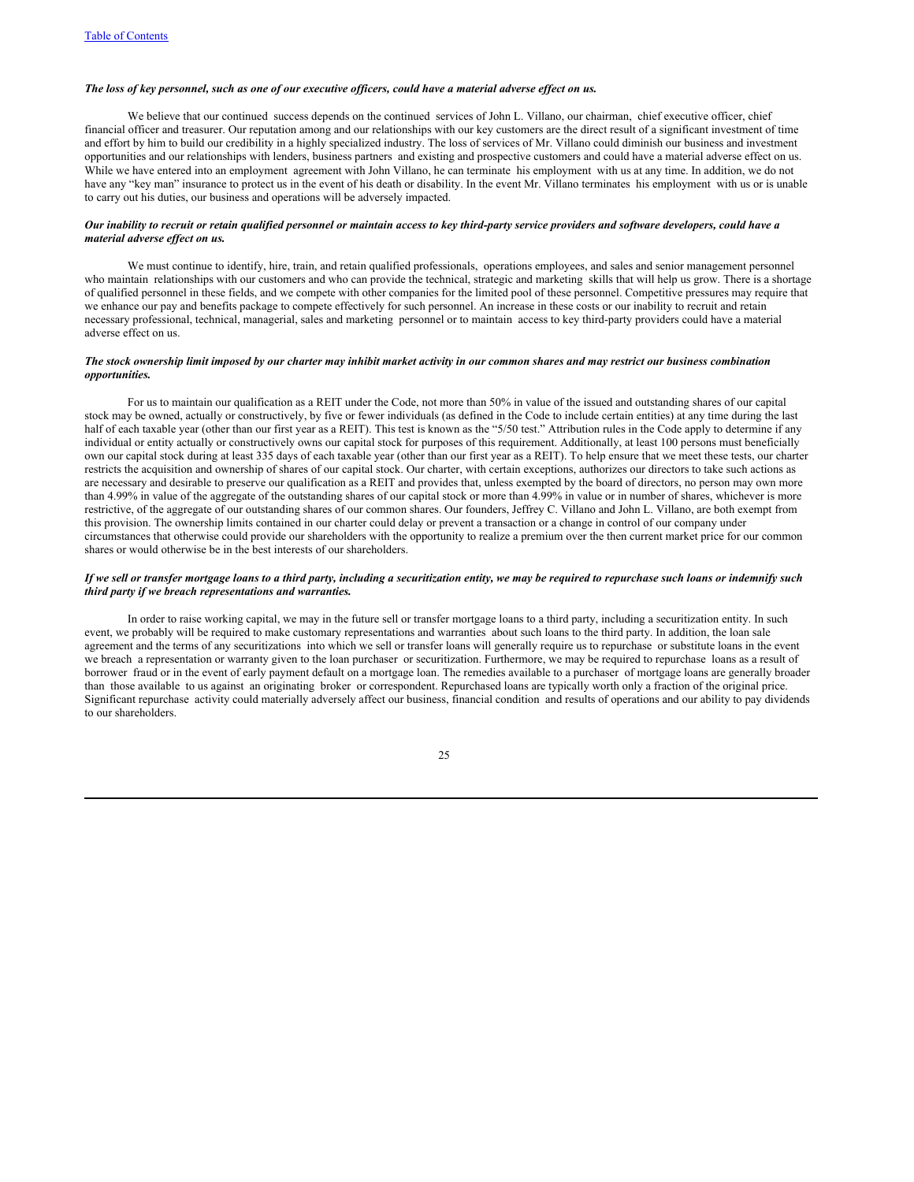***The loss of key personnel, such as one of our executive officers, could have a material adverse effect on us.***

We believe that our continued success depends on the continued services of John L. Villano, our chairman, chief executive officer, chief financial officer and treasurer. Our reputation among and our relationships with our key customers are the direct result of a significant investment of time and effort by him to build our credibility in a highly specialized industry. The loss of services of Mr. Villano could diminish our business and investment opportunities and our relationships with lenders, business partners and existing and prospective customers and could have a material adverse effect on us. While we have entered into an employment agreement with John Villano, he can terminate his employment with us at any time. In addition, we do not have any "key man" insurance to protect us in the event of his death or disability. In the event Mr. Villano terminates his employment with us or is unable to carry out his duties, our business and operations will be adversely impacted.

***Our inability to recruit or retain qualified personnel or maintain access to key third-party service providers and software developers, could have a material adverse effect on us.***

We must continue to identify, hire, train, and retain qualified professionals, operations employees, and sales and senior management personnel who maintain relationships with our customers and who can provide the technical, strategic and marketing skills that will help us grow. There is a shortage of qualified personnel in these fields, and we compete with other companies for the limited pool of these personnel. Competitive pressures may require that we enhance our pay and benefits package to compete effectively for such personnel. An increase in these costs or our inability to recruit and retain necessary professional, technical, managerial, sales and marketing personnel or to maintain access to key third-party providers could have a material adverse effect on us.

***The stock ownership limit imposed by our charter may inhibit market activity in our common shares and may restrict our business combination opportunities.***

For us to maintain our qualification as a REIT under the Code, not more than 50% in value of the issued and outstanding shares of our capital stock may be owned, actually or constructively, by five or fewer individuals (as defined in the Code to include certain entities) at any time during the last half of each taxable year (other than our first year as a REIT). This test is known as the "5/50 test." Attribution rules in the Code apply to determine if any individual or entity actually or constructively owns our capital stock for purposes of this requirement. Additionally, at least 100 persons must beneficially own our capital stock during at least 335 days of each taxable year (other than our first year as a REIT). To help ensure that we meet these tests, our charter restricts the acquisition and ownership of shares of our capital stock. Our charter, with certain exceptions, authorizes our directors to take such actions as are necessary and desirable to preserve our qualification as a REIT and provides that, unless exempted by the board of directors, no person may own more than 4.99% in value of the aggregate of the outstanding shares of our capital stock or more than 4.99% in value or in number of shares, whichever is more restrictive, of the aggregate of our outstanding shares of our common shares. Our founders, Jeffrey C. Villano and John L. Villano, are both exempt from this provision. The ownership limits contained in our charter could delay or prevent a transaction or a change in control of our company under circumstances that otherwise could provide our shareholders with the opportunity to realize a premium over the then current market price for our common shares or would otherwise be in the best interests of our shareholders.

***If we sell or transfer mortgage loans to a third party, including a securitization entity, we may be required to repurchase such loans or indemnify such third party if we breach representations and warranties.***

In order to raise working capital, we may in the future sell or transfer mortgage loans to a third party, including a securitization entity. In such event, we probably will be required to make customary representations and warranties about such loans to the third party. In addition, the loan sale agreement and the terms of any securitizations into which we sell or transfer loans will generally require us to repurchase or substitute loans in the event we breach a representation or warranty given to the loan purchaser or securitization. Furthermore, we may be required to repurchase loans as a result of borrower fraud or in the event of early payment default on a mortgage loan. The remedies available to a purchaser of mortgage loans are generally broader than those available to us against an originating broker or correspondent. Repurchased loans are typically worth only a fraction of the original price. Significant repurchase activity could materially adversely affect our business, financial condition and results of operations and our ability to pay dividends to our shareholders.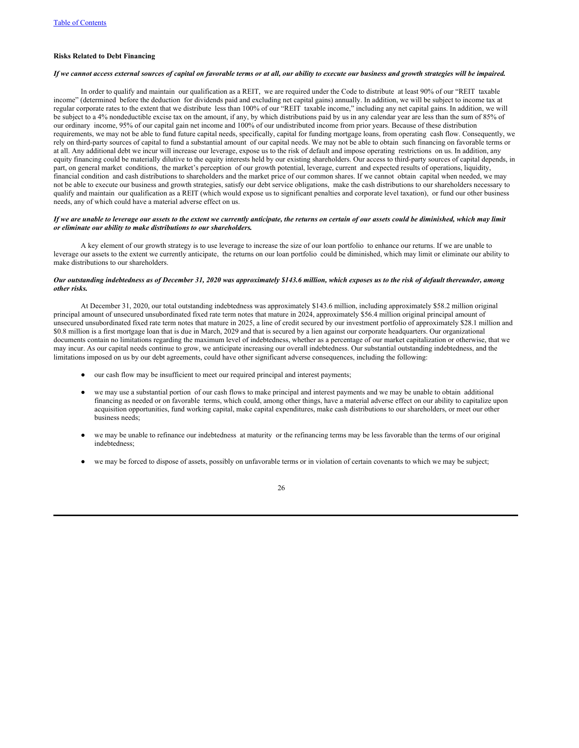**Risks Related to Debt Financing**

***If we cannot access external sources of capital on favorable terms or at all, our ability to execute our business and growth strategies will be impaired.***

In order to qualify and maintain our qualification as a REIT, we are required under the Code to distribute at least 90% of our "REIT taxable income" (determined before the deduction for dividends paid and excluding net capital gains) annually. In addition, we will be subject to income tax at regular corporate rates to the extent that we distribute less than 100% of our "REIT taxable income," including any net capital gains. In addition, we will be subject to a 4% nondeductible excise tax on the amount, if any, by which distributions paid by us in any calendar year are less than the sum of 85% of our ordinary income, 95% of our capital gain net income and 100% of our undistributed income from prior years. Because of these distribution requirements, we may not be able to fund future capital needs, specifically, capital for funding mortgage loans, from operating cash flow. Consequently, we rely on third-party sources of capital to fund a substantial amount of our capital needs. We may not be able to obtain such financing on favorable terms or at all. Any additional debt we incur will increase our leverage, expose us to the risk of default and impose operating restrictions on us. In addition, any equity financing could be materially dilutive to the equity interests held by our existing shareholders. Our access to third-party sources of capital depends, in part, on general market conditions, the market's perception of our growth potential, leverage, current and expected results of operations, liquidity, financial condition and cash distributions to shareholders and the market price of our common shares. If we cannot obtain capital when needed, we may not be able to execute our business and growth strategies, satisfy our debt service obligations, make the cash distributions to our shareholders necessary to qualify and maintain our qualification as a REIT (which would expose us to significant penalties and corporate level taxation), or fund our other business needs, any of which could have a material adverse effect on us.

***If we are unable to leverage our assets to the extent we currently anticipate, the returns on certain of our assets could be diminished, which may limit or eliminate our ability to make distributions to our shareholders.***

A key element of our growth strategy is to use leverage to increase the size of our loan portfolio to enhance our returns. If we are unable to leverage our assets to the extent we currently anticipate, the returns on our loan portfolio could be diminished, which may limit or eliminate our ability to make distributions to our shareholders.

***Our outstanding indebtedness as of December 31, 2020 was approximately $143.6 million, which exposes us to the risk of default thereunder, among other risks.***

At December 31, 2020, our total outstanding indebtedness was approximately $143.6 million, including approximately $58.2 million original principal amount of unsecured unsubordinated fixed rate term notes that mature in 2024, approximately $56.4 million original principal amount of unsecured unsubordinated fixed rate term notes that mature in 2025, a line of credit secured by our investment portfolio of approximately $28.1 million and $0.8 million is a first mortgage loan that is due in March, 2029 and that is secured by a lien against our corporate headquarters. Our organizational documents contain no limitations regarding the maximum level of indebtedness, whether as a percentage of our market capitalization or otherwise, that we may incur. As our capital needs continue to grow, we anticipate increasing our overall indebtedness. Our substantial outstanding indebtedness, and the limitations imposed on us by our debt agreements, could have other significant adverse consequences, including the following:

- our cash flow may be insufficient to meet our required principal and interest payments;
- we may use a substantial portion of our cash flows to make principal and interest payments and we may be unable to obtain additional financing as needed or on favorable terms, which could, among other things, have a material adverse effect on our ability to capitalize upon acquisition opportunities, fund working capital, make capital expenditures, make cash distributions to our shareholders, or meet our other business needs;
- we may be unable to refinance our indebtedness at maturity or the refinancing terms may be less favorable than the terms of our original indebtedness;
- we may be forced to dispose of assets, possibly on unfavorable terms or in violation of certain covenants to which we may be subject;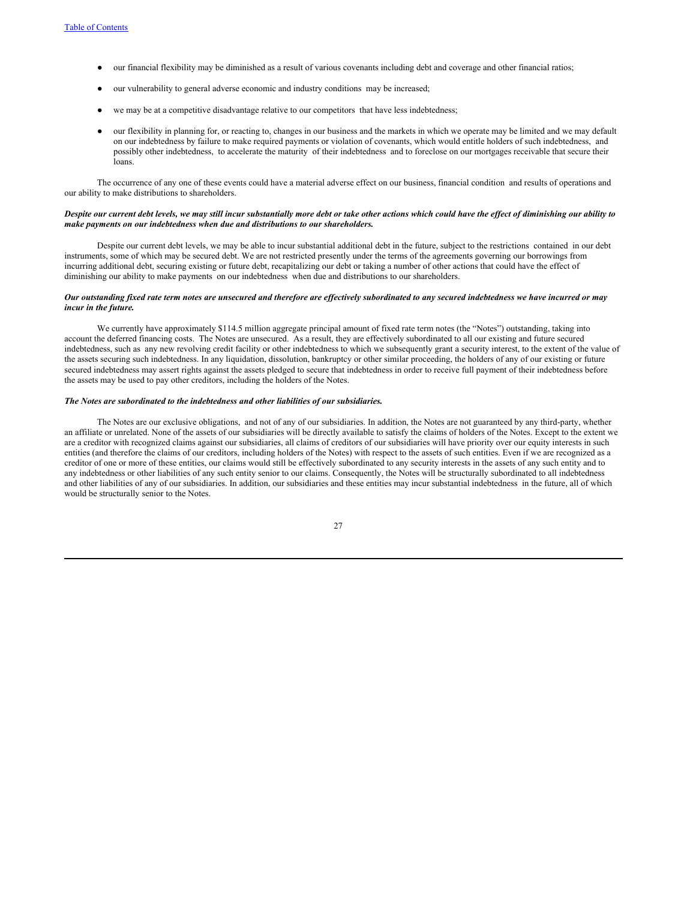- our financial flexibility may be diminished as a result of various covenants including debt and coverage and other financial ratios;
- our vulnerability to general adverse economic and industry conditions may be increased;
- we may be at a competitive disadvantage relative to our competitors that have less indebtedness;
- our flexibility in planning for, or reacting to, changes in our business and the markets in which we operate may be limited and we may default on our indebtedness by failure to make required payments or violation of covenants, which would entitle holders of such indebtedness, and possibly other indebtedness, to accelerate the maturity of their indebtedness and to foreclose on our mortgages receivable that secure their loans.

The occurrence of any one of these events could have a material adverse effect on our business, financial condition and results of operations and our ability to make distributions to shareholders.

***Despite our current debt levels, we may still incur substantially more debt or take other actions which could have the effect of diminishing our ability to make payments on our indebtedness when due and distributions to our shareholders.***

Despite our current debt levels, we may be able to incur substantial additional debt in the future, subject to the restrictions contained in our debt instruments, some of which may be secured debt. We are not restricted presently under the terms of the agreements governing our borrowings from incurring additional debt, securing existing or future debt, recapitalizing our debt or taking a number of other actions that could have the effect of diminishing our ability to make payments on our indebtedness when due and distributions to our shareholders.

***Our outstanding fixed rate term notes are unsecured and therefore are effectively subordinated to any secured indebtedness we have incurred or may incur in the future.***

We currently have approximately $114.5 million aggregate principal amount of fixed rate term notes (the "Notes") outstanding, taking into account the deferred financing costs. The Notes are unsecured. As a result, they are effectively subordinated to all our existing and future secured indebtedness, such as any new revolving credit facility or other indebtedness to which we subsequently grant a security interest, to the extent of the value of the assets securing such indebtedness. In any liquidation, dissolution, bankruptcy or other similar proceeding, the holders of any of our existing or future secured indebtedness may assert rights against the assets pledged to secure that indebtedness in order to receive full payment of their indebtedness before the assets may be used to pay other creditors, including the holders of the Notes.

***The Notes are subordinated to the indebtedness and other liabilities of our subsidiaries.***

The Notes are our exclusive obligations, and not of any of our subsidiaries. In addition, the Notes are not guaranteed by any third-party, whether an affiliate or unrelated. None of the assets of our subsidiaries will be directly available to satisfy the claims of holders of the Notes. Except to the extent we are a creditor with recognized claims against our subsidiaries, all claims of creditors of our subsidiaries will have priority over our equity interests in such entities (and therefore the claims of our creditors, including holders of the Notes) with respect to the assets of such entities. Even if we are recognized as a creditor of one or more of these entities, our claims would still be effectively subordinated to any security interests in the assets of any such entity and to any indebtedness or other liabilities of any such entity senior to our claims. Consequently, the Notes will be structurally subordinated to all indebtedness and other liabilities of any of our subsidiaries. In addition, our subsidiaries and these entities may incur substantial indebtedness in the future, all of which would be structurally senior to the Notes.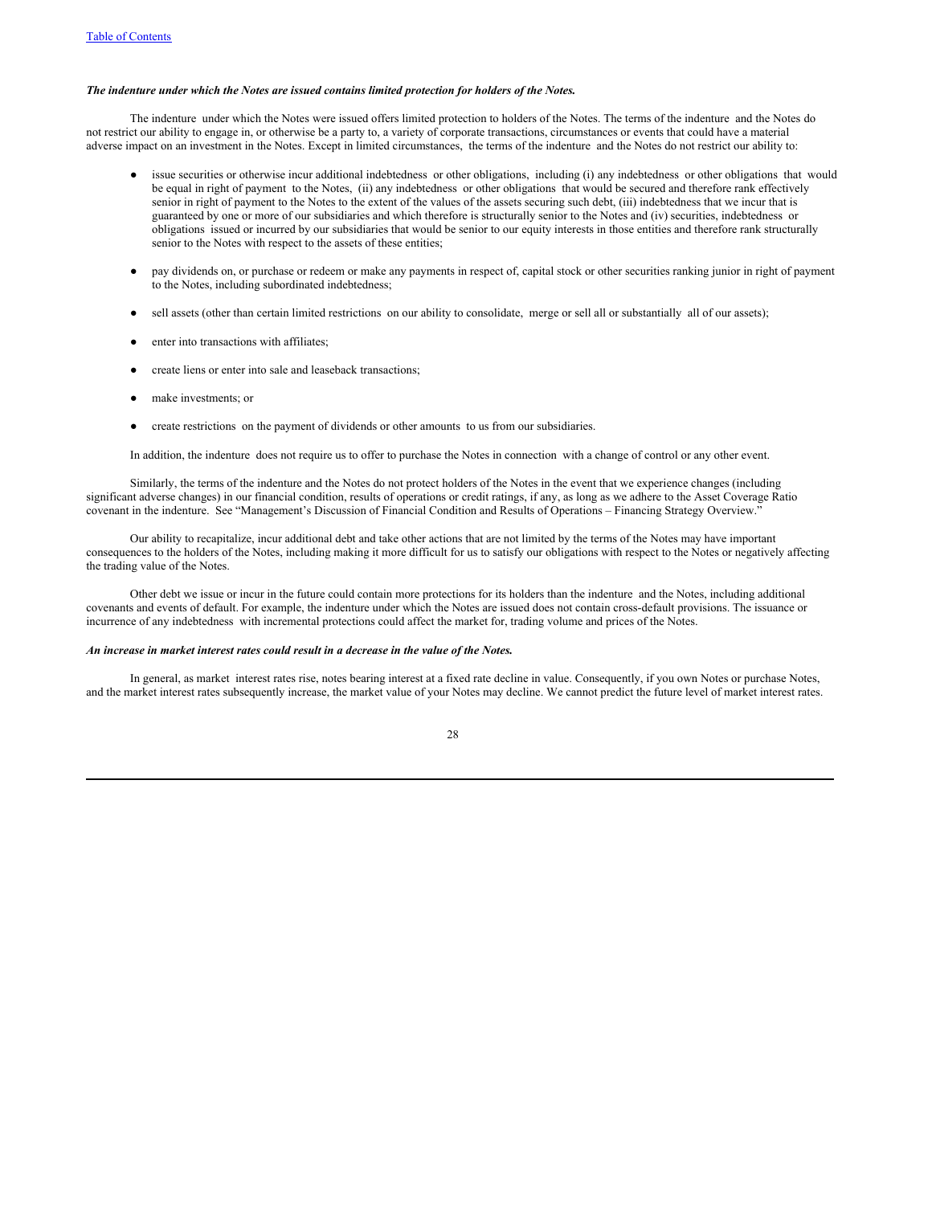***The indenture under which the Notes are issued contains limited protection for holders of the Notes.***

The indenture under which the Notes were issued offers limited protection to holders of the Notes. The terms of the indenture and the Notes do not restrict our ability to engage in, or otherwise be a party to, a variety of corporate transactions, circumstances or events that could have a material adverse impact on an investment in the Notes. Except in limited circumstances, the terms of the indenture and the Notes do not restrict our ability to:

- issue securities or otherwise incur additional indebtedness or other obligations, including (i) any indebtedness or other obligations that would be equal in right of payment to the Notes, (ii) any indebtedness or other obligations that would be secured and therefore rank effectively senior in right of payment to the Notes to the extent of the values of the assets securing such debt, (iii) indebtedness that we incur that is guaranteed by one or more of our subsidiaries and which therefore is structurally senior to the Notes and (iv) securities, indebtedness or obligations issued or incurred by our subsidiaries that would be senior to our equity interests in those entities and therefore rank structurally senior to the Notes with respect to the assets of these entities;
- pay dividends on, or purchase or redeem or make any payments in respect of, capital stock or other securities ranking junior in right of payment to the Notes, including subordinated indebtedness;
- sell assets (other than certain limited restrictions on our ability to consolidate, merge or sell all or substantially all of our assets);
- enter into transactions with affiliates;
- create liens or enter into sale and leaseback transactions;
- make investments; or
- create restrictions on the payment of dividends or other amounts to us from our subsidiaries.

In addition, the indenture does not require us to offer to purchase the Notes in connection with a change of control or any other event.

Similarly, the terms of the indenture and the Notes do not protect holders of the Notes in the event that we experience changes (including significant adverse changes) in our financial condition, results of operations or credit ratings, if any, as long as we adhere to the Asset Coverage Ratio covenant in the indenture. See "Management's Discussion of Financial Condition and Results of Operations – Financing Strategy Overview."

Our ability to recapitalize, incur additional debt and take other actions that are not limited by the terms of the Notes may have important consequences to the holders of the Notes, including making it more difficult for us to satisfy our obligations with respect to the Notes or negatively affecting the trading value of the Notes.

Other debt we issue or incur in the future could contain more protections for its holders than the indenture and the Notes, including additional covenants and events of default. For example, the indenture under which the Notes are issued does not contain cross-default provisions. The issuance or incurrence of any indebtedness with incremental protections could affect the market for, trading volume and prices of the Notes.

***An increase in market interest rates could result in a decrease in the value of the Notes.***

In general, as market interest rates rise, notes bearing interest at a fixed rate decline in value. Consequently, if you own Notes or purchase Notes, and the market interest rates subsequently increase, the market value of your Notes may decline. We cannot predict the future level of market interest rates.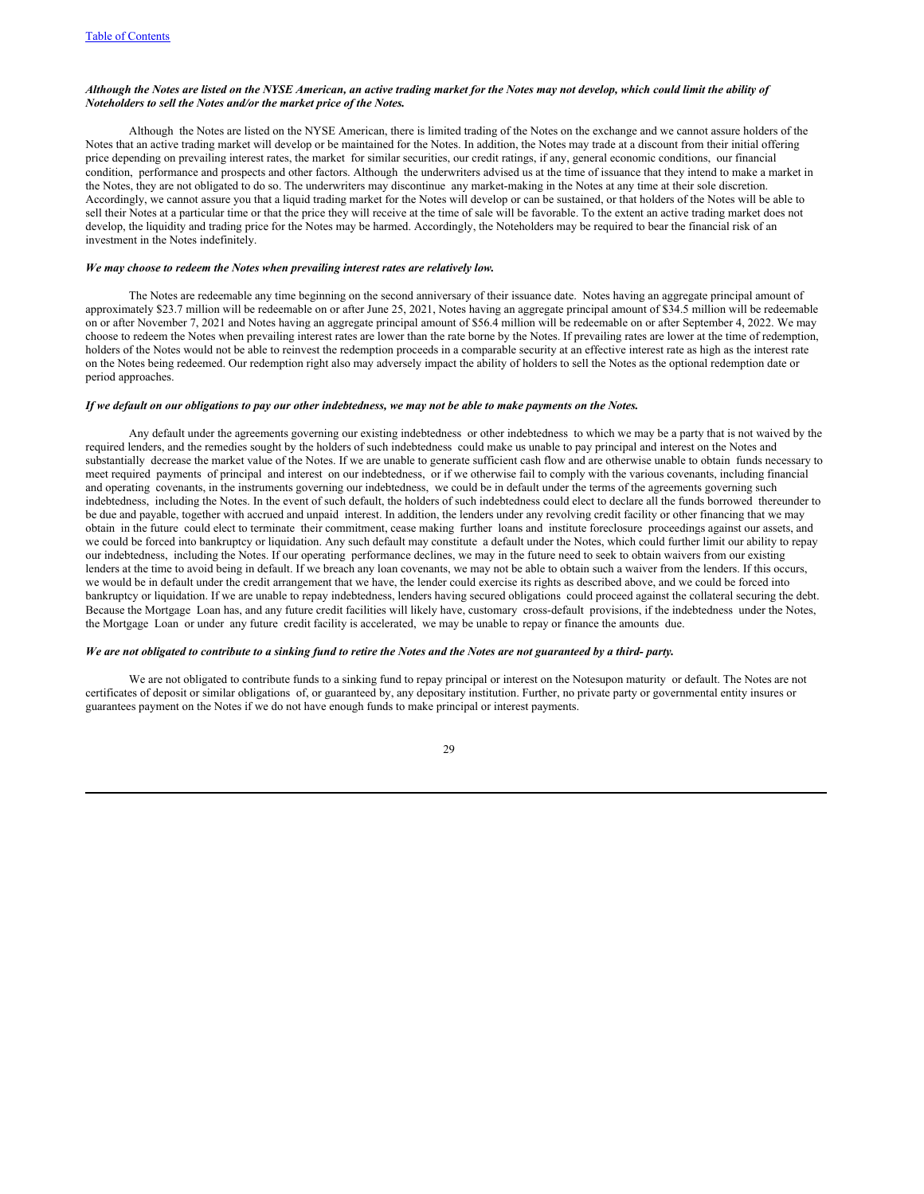*Although the Notes are listed on the NYSE American, an active trading market for the Notes may not develop, which could limit the ability of Noteholders to sell the Notes and/or the market price of the Notes.*

Although the Notes are listed on the NYSE American, there is limited trading of the Notes on the exchange and we cannot assure holders of the Notes that an active trading market will develop or be maintained for the Notes. In addition, the Notes may trade at a discount from their initial offering price depending on prevailing interest rates, the market for similar securities, our credit ratings, if any, general economic conditions, our financial condition, performance and prospects and other factors. Although the underwriters advised us at the time of issuance that they intend to make a market in the Notes, they are not obligated to do so. The underwriters may discontinue any market-making in the Notes at any time at their sole discretion. Accordingly, we cannot assure you that a liquid trading market for the Notes will develop or can be sustained, or that holders of the Notes will be able to sell their Notes at a particular time or that the price they will receive at the time of sale will be favorable. To the extent an active trading market does not develop, the liquidity and trading price for the Notes may be harmed. Accordingly, the Noteholders may be required to bear the financial risk of an investment in the Notes indefinitely.

*We may choose to redeem the Notes when prevailing interest rates are relatively low.*

The Notes are redeemable any time beginning on the second anniversary of their issuance date. Notes having an aggregate principal amount of approximately $23.7 million will be redeemable on or after June 25, 2021, Notes having an aggregate principal amount of $34.5 million will be redeemable on or after November 7, 2021 and Notes having an aggregate principal amount of $56.4 million will be redeemable on or after September 4, 2022. We may choose to redeem the Notes when prevailing interest rates are lower than the rate borne by the Notes. If prevailing rates are lower at the time of redemption, holders of the Notes would not be able to reinvest the redemption proceeds in a comparable security at an effective interest rate as high as the interest rate on the Notes being redeemed. Our redemption right also may adversely impact the ability of holders to sell the Notes as the optional redemption date or period approaches.

*If we default on our obligations to pay our other indebtedness, we may not be able to make payments on the Notes.*

Any default under the agreements governing our existing indebtedness or other indebtedness to which we may be a party that is not waived by the required lenders, and the remedies sought by the holders of such indebtedness could make us unable to pay principal and interest on the Notes and substantially decrease the market value of the Notes. If we are unable to generate sufficient cash flow and are otherwise unable to obtain funds necessary to meet required payments of principal and interest on our indebtedness, or if we otherwise fail to comply with the various covenants, including financial and operating covenants, in the instruments governing our indebtedness, we could be in default under the terms of the agreements governing such indebtedness, including the Notes. In the event of such default, the holders of such indebtedness could elect to declare all the funds borrowed thereunder to be due and payable, together with accrued and unpaid interest. In addition, the lenders under any revolving credit facility or other financing that we may obtain in the future could elect to terminate their commitment, cease making further loans and institute foreclosure proceedings against our assets, and we could be forced into bankruptcy or liquidation. Any such default may constitute a default under the Notes, which could further limit our ability to repay our indebtedness, including the Notes. If our operating performance declines, we may in the future need to seek to obtain waivers from our existing lenders at the time to avoid being in default. If we breach any loan covenants, we may not be able to obtain such a waiver from the lenders. If this occurs, we would be in default under the credit arrangement that we have, the lender could exercise its rights as described above, and we could be forced into bankruptcy or liquidation. If we are unable to repay indebtedness, lenders having secured obligations could proceed against the collateral securing the debt. Because the Mortgage Loan has, and any future credit facilities will likely have, customary cross-default provisions, if the indebtedness under the Notes, the Mortgage Loan or under any future credit facility is accelerated, we may be unable to repay or finance the amounts due.

*We are not obligated to contribute to a sinking fund to retire the Notes and the Notes are not guaranteed by a third- party.*

We are not obligated to contribute funds to a sinking fund to repay principal or interest on the Notesupon maturity or default. The Notes are not certificates of deposit or similar obligations of, or guaranteed by, any depositary institution. Further, no private party or governmental entity insures or guarantees payment on the Notes if we do not have enough funds to make principal or interest payments.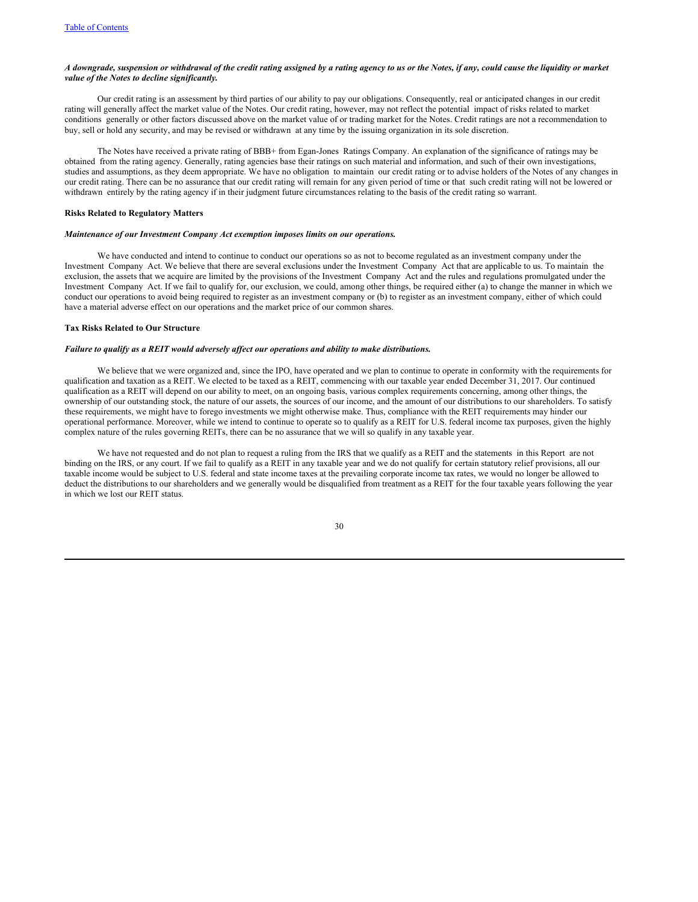***A downgrade, suspension or withdrawal of the credit rating assigned by a rating agency to us or the Notes, if any, could cause the liquidity or market value of the Notes to decline significantly.***

Our credit rating is an assessment by third parties of our ability to pay our obligations. Consequently, real or anticipated changes in our credit rating will generally affect the market value of the Notes. Our credit rating, however, may not reflect the potential impact of risks related to market conditions generally or other factors discussed above on the market value of or trading market for the Notes. Credit ratings are not a recommendation to buy, sell or hold any security, and may be revised or withdrawn at any time by the issuing organization in its sole discretion.

The Notes have received a private rating of BBB+ from Egan-Jones Ratings Company. An explanation of the significance of ratings may be obtained from the rating agency. Generally, rating agencies base their ratings on such material and information, and such of their own investigations, studies and assumptions, as they deem appropriate. We have no obligation to maintain our credit rating or to advise holders of the Notes of any changes in our credit rating. There can be no assurance that our credit rating will remain for any given period of time or that such credit rating will not be lowered or withdrawn entirely by the rating agency if in their judgment future circumstances relating to the basis of the credit rating so warrant.

**Risks Related to Regulatory Matters**

***Maintenance of our Investment Company Act exemption imposes limits on our operations.***

We have conducted and intend to continue to conduct our operations so as not to become regulated as an investment company under the Investment Company Act. We believe that there are several exclusions under the Investment Company Act that are applicable to us. To maintain the exclusion, the assets that we acquire are limited by the provisions of the Investment Company Act and the rules and regulations promulgated under the Investment Company Act. If we fail to qualify for, our exclusion, we could, among other things, be required either (a) to change the manner in which we conduct our operations to avoid being required to register as an investment company or (b) to register as an investment company, either of which could have a material adverse effect on our operations and the market price of our common shares.

**Tax Risks Related to Our Structure**

***Failure to qualify as a REIT would adversely affect our operations and ability to make distributions.***

We believe that we were organized and, since the IPO, have operated and we plan to continue to operate in conformity with the requirements for qualification and taxation as a REIT. We elected to be taxed as a REIT, commencing with our taxable year ended December 31, 2017. Our continued qualification as a REIT will depend on our ability to meet, on an ongoing basis, various complex requirements concerning, among other things, the ownership of our outstanding stock, the nature of our assets, the sources of our income, and the amount of our distributions to our shareholders. To satisfy these requirements, we might have to forego investments we might otherwise make. Thus, compliance with the REIT requirements may hinder our operational performance. Moreover, while we intend to continue to operate so to qualify as a REIT for U.S. federal income tax purposes, given the highly complex nature of the rules governing REITs, there can be no assurance that we will so qualify in any taxable year.

We have not requested and do not plan to request a ruling from the IRS that we qualify as a REIT and the statements in this Report are not binding on the IRS, or any court. If we fail to qualify as a REIT in any taxable year and we do not qualify for certain statutory relief provisions, all our taxable income would be subject to U.S. federal and state income taxes at the prevailing corporate income tax rates, we would no longer be allowed to deduct the distributions to our shareholders and we generally would be disqualified from treatment as a REIT for the four taxable years following the year in which we lost our REIT status.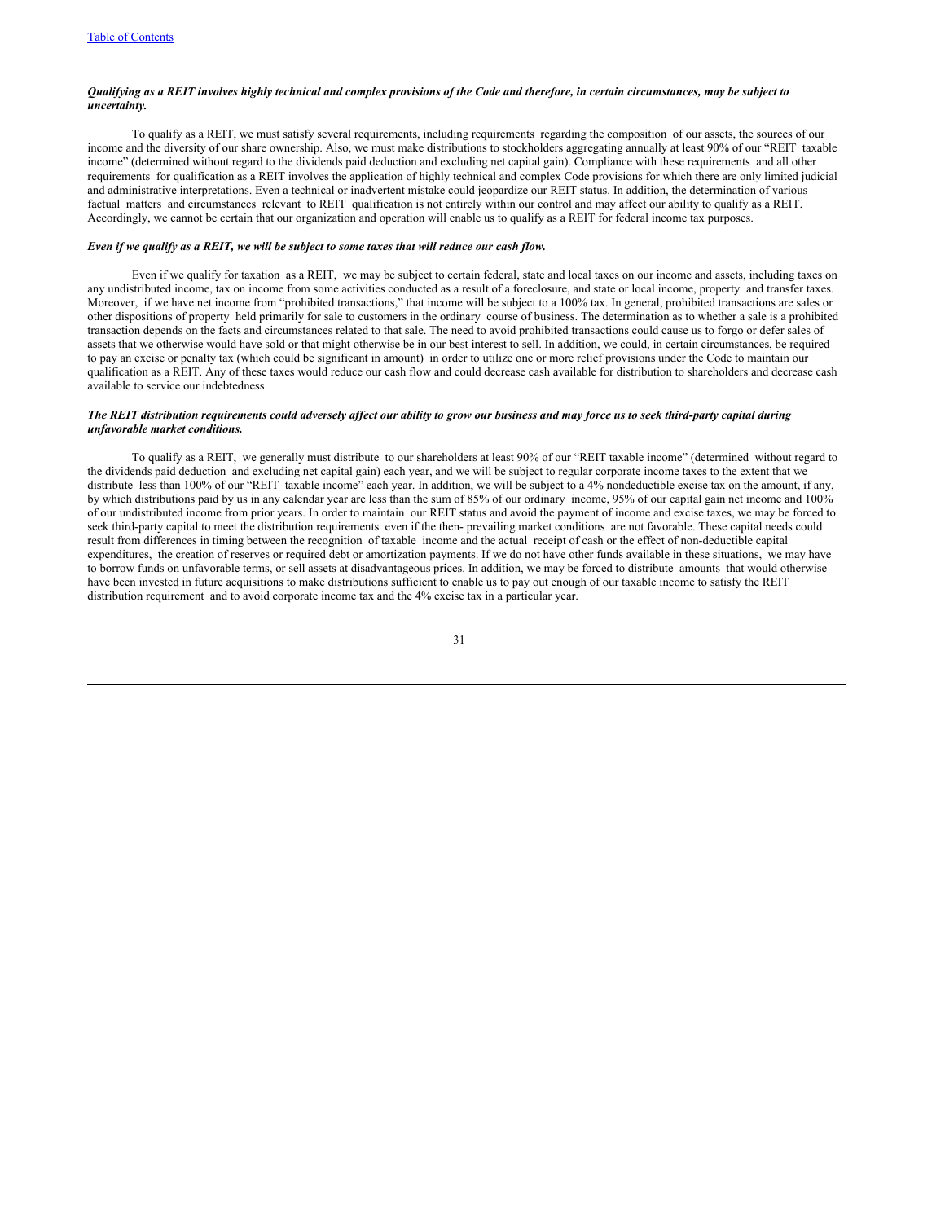***Qualifying as a REIT involves highly technical and complex provisions of the Code and therefore, in certain circumstances, may be subject to uncertainty.***

To qualify as a REIT, we must satisfy several requirements, including requirements regarding the composition of our assets, the sources of our income and the diversity of our share ownership. Also, we must make distributions to stockholders aggregating annually at least 90% of our "REIT taxable income" (determined without regard to the dividends paid deduction and excluding net capital gain). Compliance with these requirements and all other requirements for qualification as a REIT involves the application of highly technical and complex Code provisions for which there are only limited judicial and administrative interpretations. Even a technical or inadvertent mistake could jeopardize our REIT status. In addition, the determination of various factual matters and circumstances relevant to REIT qualification is not entirely within our control and may affect our ability to qualify as a REIT. Accordingly, we cannot be certain that our organization and operation will enable us to qualify as a REIT for federal income tax purposes.

***Even if we qualify as a REIT, we will be subject to some taxes that will reduce our cash flow.***

Even if we qualify for taxation as a REIT, we may be subject to certain federal, state and local taxes on our income and assets, including taxes on any undistributed income, tax on income from some activities conducted as a result of a foreclosure, and state or local income, property and transfer taxes. Moreover, if we have net income from "prohibited transactions," that income will be subject to a 100% tax. In general, prohibited transactions are sales or other dispositions of property held primarily for sale to customers in the ordinary course of business. The determination as to whether a sale is a prohibited transaction depends on the facts and circumstances related to that sale. The need to avoid prohibited transactions could cause us to forgo or defer sales of assets that we otherwise would have sold or that might otherwise be in our best interest to sell. In addition, we could, in certain circumstances, be required to pay an excise or penalty tax (which could be significant in amount) in order to utilize one or more relief provisions under the Code to maintain our qualification as a REIT. Any of these taxes would reduce our cash flow and could decrease cash available for distribution to shareholders and decrease cash available to service our indebtedness.

***The REIT distribution requirements could adversely affect our ability to grow our business and may force us to seek third-party capital during unfavorable market conditions.***

To qualify as a REIT, we generally must distribute to our shareholders at least 90% of our "REIT taxable income" (determined without regard to the dividends paid deduction and excluding net capital gain) each year, and we will be subject to regular corporate income taxes to the extent that we distribute less than 100% of our "REIT taxable income" each year. In addition, we will be subject to a 4% nondeductible excise tax on the amount, if any, by which distributions paid by us in any calendar year are less than the sum of 85% of our ordinary income, 95% of our capital gain net income and 100% of our undistributed income from prior years. In order to maintain our REIT status and avoid the payment of income and excise taxes, we may be forced to seek third-party capital to meet the distribution requirements even if the then- prevailing market conditions are not favorable. These capital needs could result from differences in timing between the recognition of taxable income and the actual receipt of cash or the effect of non-deductible capital expenditures, the creation of reserves or required debt or amortization payments. If we do not have other funds available in these situations, we may have to borrow funds on unfavorable terms, or sell assets at disadvantageous prices. In addition, we may be forced to distribute amounts that would otherwise have been invested in future acquisitions to make distributions sufficient to enable us to pay out enough of our taxable income to satisfy the REIT distribution requirement and to avoid corporate income tax and the 4% excise tax in a particular year.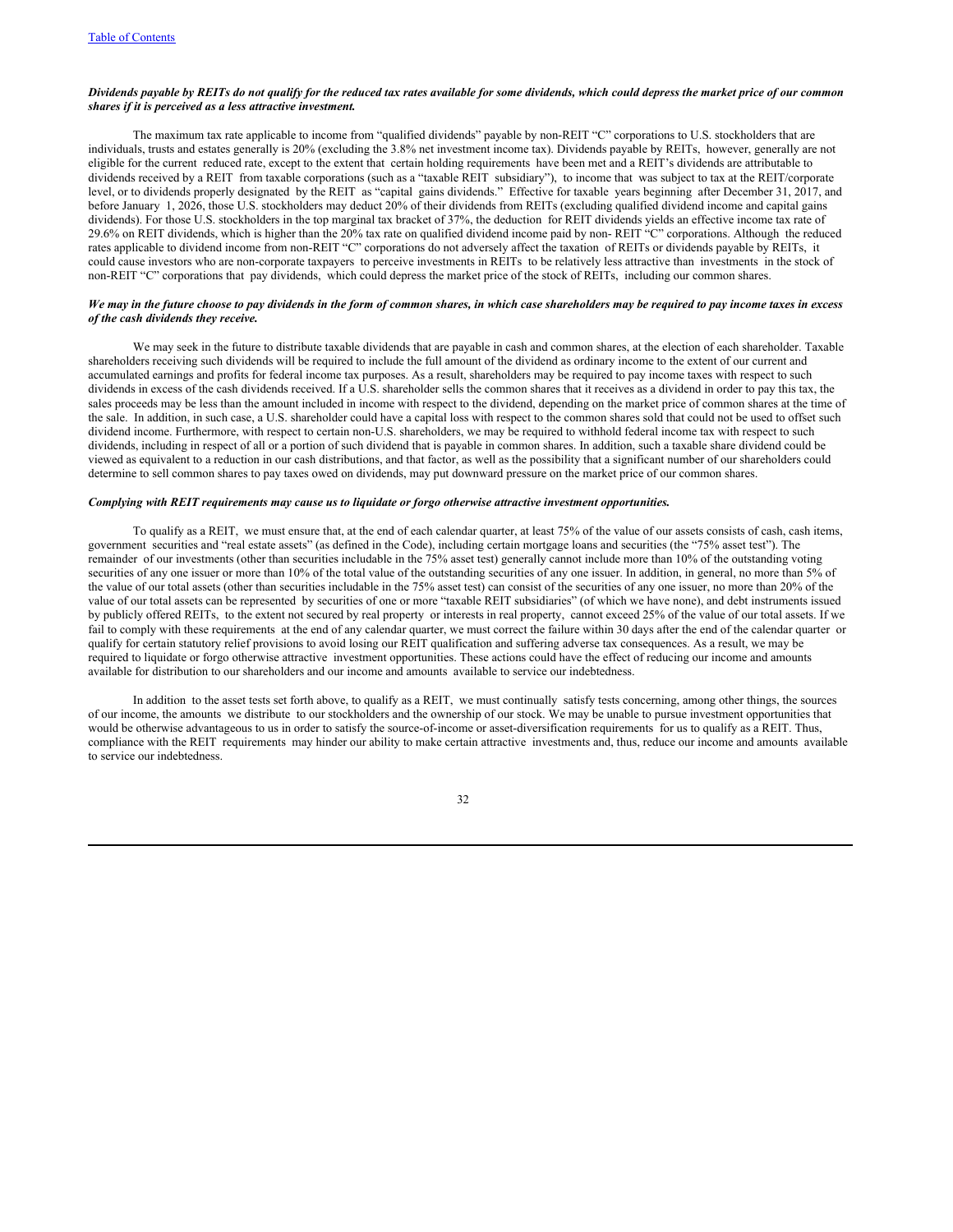***Dividends payable by REITs do not qualify for the reduced tax rates available for some dividends, which could depress the market price of our common shares if it is perceived as a less attractive investment.***

The maximum tax rate applicable to income from "qualified dividends" payable by non-REIT "C" corporations to U.S. stockholders that are individuals, trusts and estates generally is 20% (excluding the 3.8% net investment income tax). Dividends payable by REITs, however, generally are not eligible for the current reduced rate, except to the extent that certain holding requirements have been met and a REIT's dividends are attributable to dividends received by a REIT from taxable corporations (such as a "taxable REIT subsidiary"), to income that was subject to tax at the REIT/corporate level, or to dividends properly designated by the REIT as "capital gains dividends." Effective for taxable years beginning after December 31, 2017, and before January 1, 2026, those U.S. stockholders may deduct 20% of their dividends from REITs (excluding qualified dividend income and capital gains dividends). For those U.S. stockholders in the top marginal tax bracket of 37%, the deduction for REIT dividends yields an effective income tax rate of 29.6% on REIT dividends, which is higher than the 20% tax rate on qualified dividend income paid by non- REIT "C" corporations. Although the reduced rates applicable to dividend income from non-REIT "C" corporations do not adversely affect the taxation of REITs or dividends payable by REITs, it could cause investors who are non-corporate taxpayers to perceive investments in REITs to be relatively less attractive than investments in the stock of non-REIT "C" corporations that pay dividends, which could depress the market price of the stock of REITs, including our common shares.

***We may in the future choose to pay dividends in the form of common shares, in which case shareholders may be required to pay income taxes in excess of the cash dividends they receive.***

We may seek in the future to distribute taxable dividends that are payable in cash and common shares, at the election of each shareholder. Taxable shareholders receiving such dividends will be required to include the full amount of the dividend as ordinary income to the extent of our current and accumulated earnings and profits for federal income tax purposes. As a result, shareholders may be required to pay income taxes with respect to such dividends in excess of the cash dividends received. If a U.S. shareholder sells the common shares that it receives as a dividend in order to pay this tax, the sales proceeds may be less than the amount included in income with respect to the dividend, depending on the market price of common shares at the time of the sale. In addition, in such case, a U.S. shareholder could have a capital loss with respect to the common shares sold that could not be used to offset such dividend income. Furthermore, with respect to certain non-U.S. shareholders, we may be required to withhold federal income tax with respect to such dividends, including in respect of all or a portion of such dividend that is payable in common shares. In addition, such a taxable share dividend could be viewed as equivalent to a reduction in our cash distributions, and that factor, as well as the possibility that a significant number of our shareholders could determine to sell common shares to pay taxes owed on dividends, may put downward pressure on the market price of our common shares.

***Complying with REIT requirements may cause us to liquidate or forgo otherwise attractive investment opportunities.***

To qualify as a REIT, we must ensure that, at the end of each calendar quarter, at least 75% of the value of our assets consists of cash, cash items, government securities and "real estate assets" (as defined in the Code), including certain mortgage loans and securities (the "75% asset test"). The remainder of our investments (other than securities includable in the 75% asset test) generally cannot include more than 10% of the outstanding voting securities of any one issuer or more than 10% of the total value of the outstanding securities of any one issuer. In addition, in general, no more than 5% of the value of our total assets (other than securities includable in the 75% asset test) can consist of the securities of any one issuer, no more than 20% of the value of our total assets can be represented by securities of one or more "taxable REIT subsidiaries" (of which we have none), and debt instruments issued by publicly offered REITs, to the extent not secured by real property or interests in real property, cannot exceed 25% of the value of our total assets. If we fail to comply with these requirements at the end of any calendar quarter, we must correct the failure within 30 days after the end of the calendar quarter or qualify for certain statutory relief provisions to avoid losing our REIT qualification and suffering adverse tax consequences. As a result, we may be required to liquidate or forgo otherwise attractive investment opportunities. These actions could have the effect of reducing our income and amounts available for distribution to our shareholders and our income and amounts available to service our indebtedness.

In addition to the asset tests set forth above, to qualify as a REIT, we must continually satisfy tests concerning, among other things, the sources of our income, the amounts we distribute to our stockholders and the ownership of our stock. We may be unable to pursue investment opportunities that would be otherwise advantageous to us in order to satisfy the source-of-income or asset-diversification requirements for us to qualify as a REIT. Thus, compliance with the REIT requirements may hinder our ability to make certain attractive investments and, thus, reduce our income and amounts available to service our indebtedness.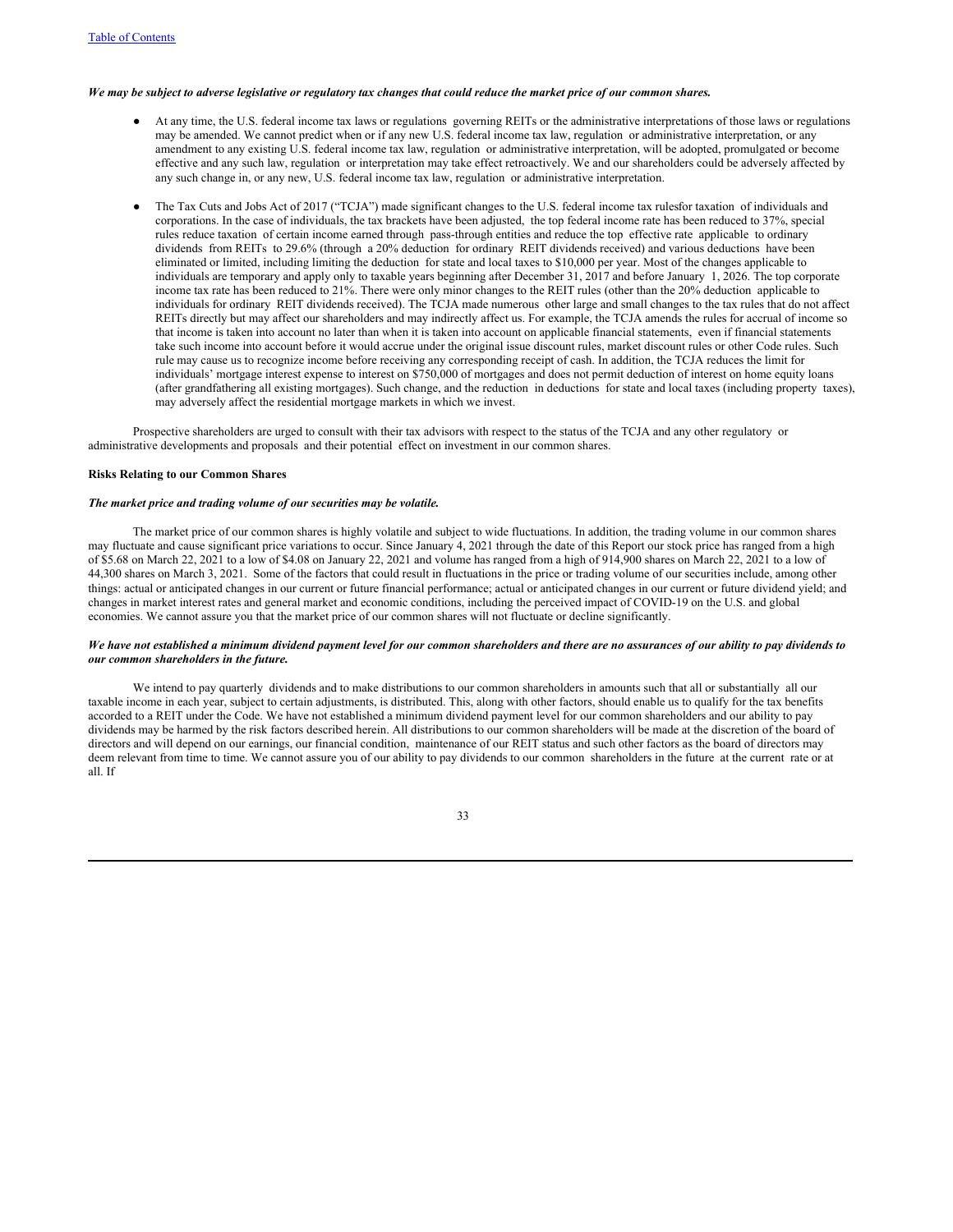*We may be subject to adverse legislative or regulatory tax changes that could reduce the market price of our common shares.*

- At any time, the U.S. federal income tax laws or regulations governing REITs or the administrative interpretations of those laws or regulations may be amended. We cannot predict when or if any new U.S. federal income tax law, regulation or administrative interpretation, or any amendment to any existing U.S. federal income tax law, regulation or administrative interpretation, will be adopted, promulgated or become effective and any such law, regulation or interpretation may take effect retroactively. We and our shareholders could be adversely affected by any such change in, or any new, U.S. federal income tax law, regulation or administrative interpretation.

- The Tax Cuts and Jobs Act of 2017 ("TCJA") made significant changes to the U.S. federal income tax rulesfor taxation of individuals and corporations. In the case of individuals, the tax brackets have been adjusted, the top federal income rate has been reduced to 37%, special rules reduce taxation of certain income earned through pass-through entities and reduce the top effective rate applicable to ordinary dividends from REITs to 29.6% (through a 20% deduction for ordinary REIT dividends received) and various deductions have been eliminated or limited, including limiting the deduction for state and local taxes to $10,000 per year. Most of the changes applicable to individuals are temporary and apply only to taxable years beginning after December 31, 2017 and before January 1, 2026. The top corporate income tax rate has been reduced to 21%. There were only minor changes to the REIT rules (other than the 20% deduction applicable to individuals for ordinary REIT dividends received). The TCJA made numerous other large and small changes to the tax rules that do not affect REITs directly but may affect our shareholders and may indirectly affect us. For example, the TCJA amends the rules for accrual of income so that income is taken into account no later than when it is taken into account on applicable financial statements, even if financial statements take such income into account before it would accrue under the original issue discount rules, market discount rules or other Code rules. Such rule may cause us to recognize income before receiving any corresponding receipt of cash. In addition, the TCJA reduces the limit for individuals' mortgage interest expense to interest on $750,000 of mortgages and does not permit deduction of interest on home equity loans (after grandfathering all existing mortgages). Such change, and the reduction in deductions for state and local taxes (including property taxes), may adversely affect the residential mortgage markets in which we invest.

Prospective shareholders are urged to consult with their tax advisors with respect to the status of the TCJA and any other regulatory or administrative developments and proposals and their potential effect on investment in our common shares.

**Risks Relating to our Common Shares**

*The market price and trading volume of our securities may be volatile.*

The market price of our common shares is highly volatile and subject to wide fluctuations. In addition, the trading volume in our common shares may fluctuate and cause significant price variations to occur. Since January 4, 2021 through the date of this Report our stock price has ranged from a high of $5.68 on March 22, 2021 to a low of $4.08 on January 22, 2021 and volume has ranged from a high of 914,900 shares on March 22, 2021 to a low of 44,300 shares on March 3, 2021. Some of the factors that could result in fluctuations in the price or trading volume of our securities include, among other things: actual or anticipated changes in our current or future financial performance; actual or anticipated changes in our current or future dividend yield; and changes in market interest rates and general market and economic conditions, including the perceived impact of COVID-19 on the U.S. and global economies. We cannot assure you that the market price of our common shares will not fluctuate or decline significantly.

*We have not established a minimum dividend payment level for our common shareholders and there are no assurances of our ability to pay dividends to our common shareholders in the future.*

We intend to pay quarterly dividends and to make distributions to our common shareholders in amounts such that all or substantially all our taxable income in each year, subject to certain adjustments, is distributed. This, along with other factors, should enable us to qualify for the tax benefits accorded to a REIT under the Code. We have not established a minimum dividend payment level for our common shareholders and our ability to pay dividends may be harmed by the risk factors described herein. All distributions to our common shareholders will be made at the discretion of the board of directors and will depend on our earnings, our financial condition, maintenance of our REIT status and such other factors as the board of directors may deem relevant from time to time. We cannot assure you of our ability to pay dividends to our common shareholders in the future at the current rate or at all. If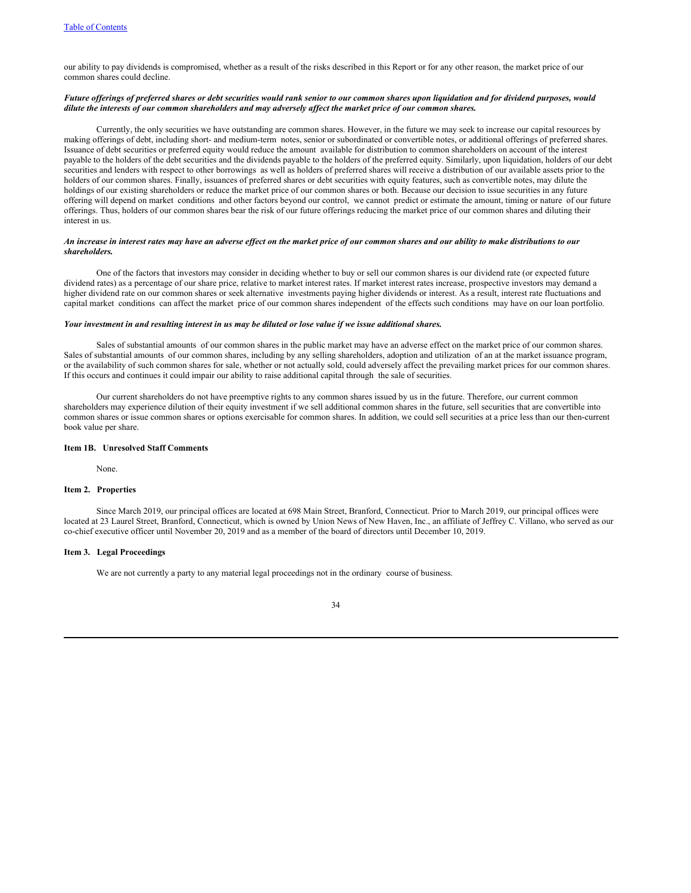our ability to pay dividends is compromised, whether as a result of the risks described in this Report or for any other reason, the market price of our common shares could decline.

***Future offerings of preferred shares or debt securities would rank senior to our common shares upon liquidation and for dividend purposes, would dilute the interests of our common shareholders and may adversely affect the market price of our common shares.***

Currently, the only securities we have outstanding are common shares. However, in the future we may seek to increase our capital resources by making offerings of debt, including short- and medium-term notes, senior or subordinated or convertible notes, or additional offerings of preferred shares. Issuance of debt securities or preferred equity would reduce the amount available for distribution to common shareholders on account of the interest payable to the holders of the debt securities and the dividends payable to the holders of the preferred equity. Similarly, upon liquidation, holders of our debt securities and lenders with respect to other borrowings as well as holders of preferred shares will receive a distribution of our available assets prior to the holders of our common shares. Finally, issuances of preferred shares or debt securities with equity features, such as convertible notes, may dilute the holdings of our existing shareholders or reduce the market price of our common shares or both. Because our decision to issue securities in any future offering will depend on market conditions and other factors beyond our control, we cannot predict or estimate the amount, timing or nature of our future offerings. Thus, holders of our common shares bear the risk of our future offerings reducing the market price of our common shares and diluting their interest in us.

***An increase in interest rates may have an adverse effect on the market price of our common shares and our ability to make distributions to our shareholders.***

One of the factors that investors may consider in deciding whether to buy or sell our common shares is our dividend rate (or expected future dividend rates) as a percentage of our share price, relative to market interest rates. If market interest rates increase, prospective investors may demand a higher dividend rate on our common shares or seek alternative investments paying higher dividends or interest. As a result, interest rate fluctuations and capital market conditions can affect the market price of our common shares independent of the effects such conditions may have on our loan portfolio.

***Your investment in and resulting interest in us may be diluted or lose value if we issue additional shares.***

Sales of substantial amounts of our common shares in the public market may have an adverse effect on the market price of our common shares. Sales of substantial amounts of our common shares, including by any selling shareholders, adoption and utilization of an at the market issuance program, or the availability of such common shares for sale, whether or not actually sold, could adversely affect the prevailing market prices for our common shares. If this occurs and continues it could impair our ability to raise additional capital through the sale of securities.

Our current shareholders do not have preemptive rights to any common shares issued by us in the future. Therefore, our current common shareholders may experience dilution of their equity investment if we sell additional common shares in the future, sell securities that are convertible into common shares or issue common shares or options exercisable for common shares. In addition, we could sell securities at a price less than our then-current book value per share.

## Item 1B. Unresolved Staff Comments

None.

## Item 2. Properties

Since March 2019, our principal offices are located at 698 Main Street, Branford, Connecticut. Prior to March 2019, our principal offices were located at 23 Laurel Street, Branford, Connecticut, which is owned by Union News of New Haven, Inc., an affiliate of Jeffrey C. Villano, who served as our co-chief executive officer until November 20, 2019 and as a member of the board of directors until December 10, 2019.

## Item 3. Legal Proceedings

We are not currently a party to any material legal proceedings not in the ordinary course of business.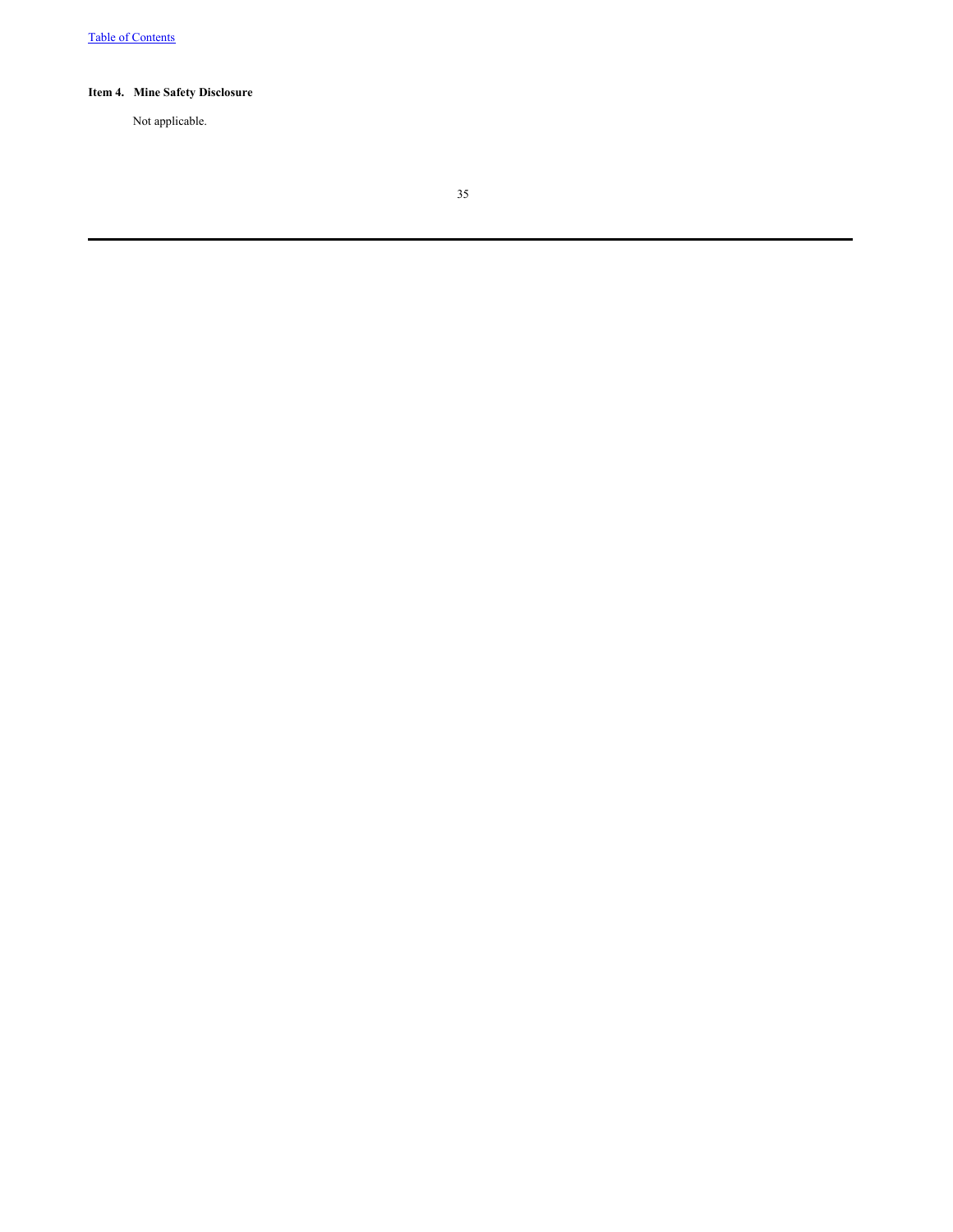**Item 4. Mine Safety Disclosure**

Not applicable.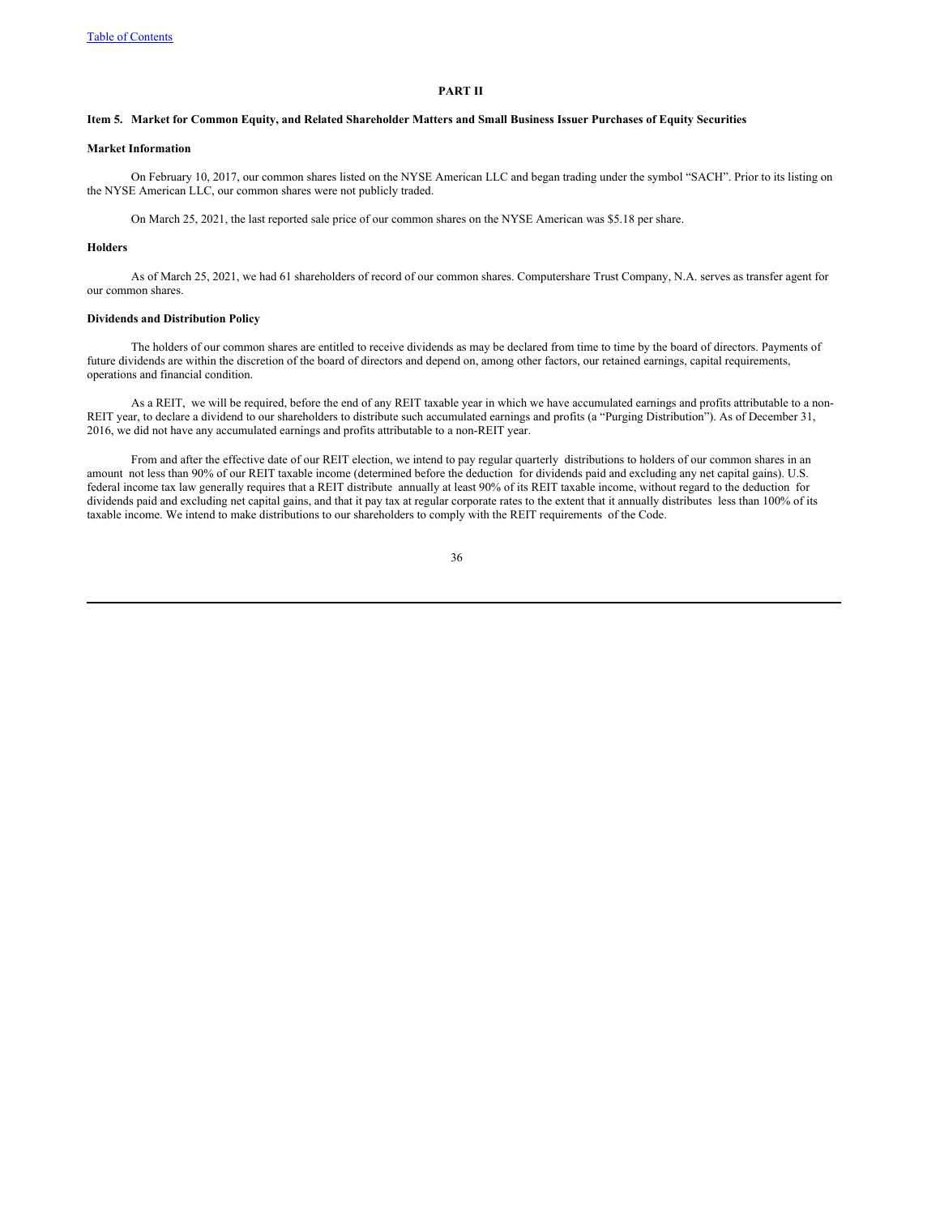# PART II

## Item 5. Market for Common Equity, and Related Shareholder Matters and Small Business Issuer Purchases of Equity Securities

### Market Information

On February 10, 2017, our common shares listed on the NYSE American LLC and began trading under the symbol "SACH". Prior to its listing on the NYSE American LLC, our common shares were not publicly traded.

On March 25, 2021, the last reported sale price of our common shares on the NYSE American was $5.18 per share.

### Holders

As of March 25, 2021, we had 61 shareholders of record of our common shares. Computershare Trust Company, N.A. serves as transfer agent for our common shares.

### Dividends and Distribution Policy

The holders of our common shares are entitled to receive dividends as may be declared from time to time by the board of directors. Payments of future dividends are within the discretion of the board of directors and depend on, among other factors, our retained earnings, capital requirements, operations and financial condition.

As a REIT, we will be required, before the end of any REIT taxable year in which we have accumulated earnings and profits attributable to a non-REIT year, to declare a dividend to our shareholders to distribute such accumulated earnings and profits (a "Purging Distribution"). As of December 31, 2016, we did not have any accumulated earnings and profits attributable to a non-REIT year.

From and after the effective date of our REIT election, we intend to pay regular quarterly distributions to holders of our common shares in an amount not less than 90% of our REIT taxable income (determined before the deduction for dividends paid and excluding any net capital gains). U.S. federal income tax law generally requires that a REIT distribute annually at least 90% of its REIT taxable income, without regard to the deduction for dividends paid and excluding net capital gains, and that it pay tax at regular corporate rates to the extent that it annually distributes less than 100% of its taxable income. We intend to make distributions to our shareholders to comply with the REIT requirements of the Code.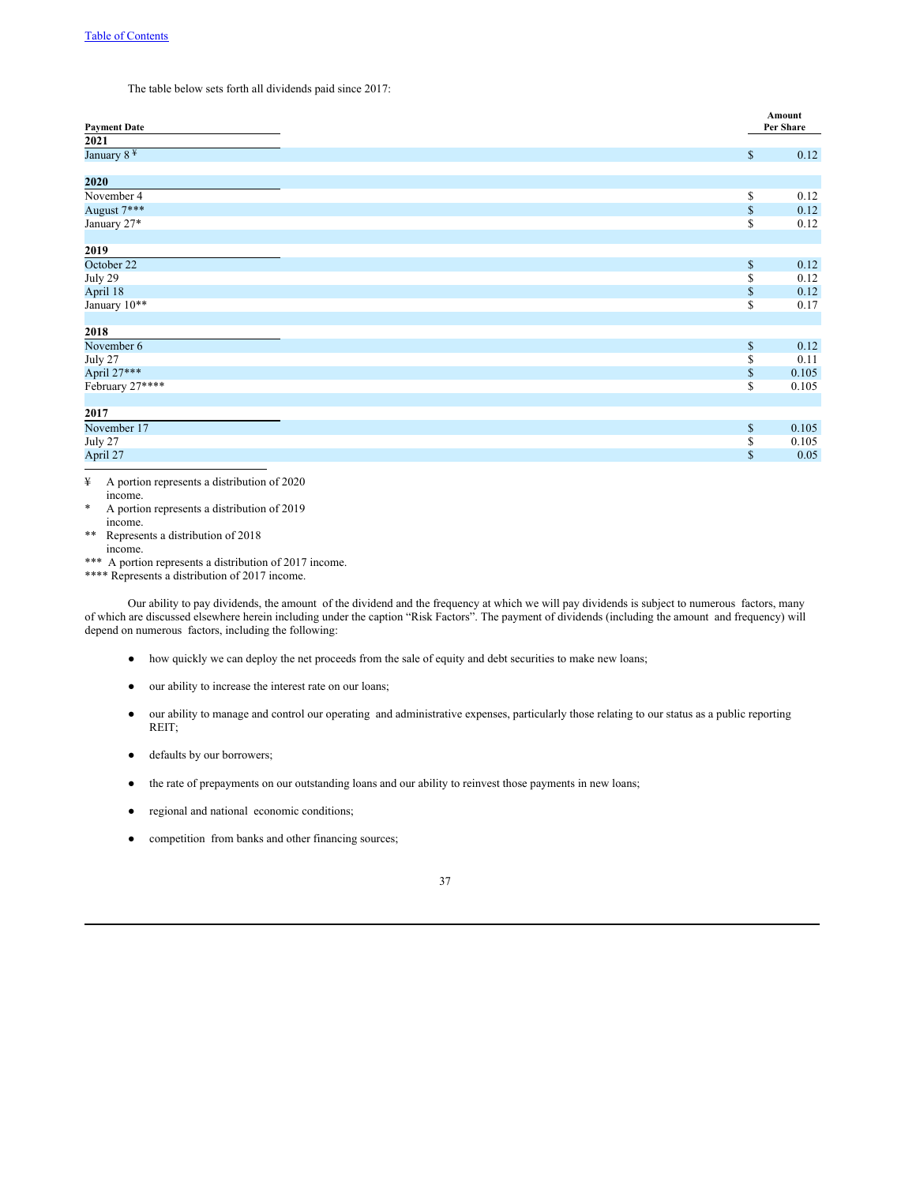The table below sets forth all dividends paid since 2017:

| Payment Date | Amount Per Share |
|---|---|
| **2021** | |
| January 8 ¥ | $ 0.12 |
| **2020** | |
| November 4 | $ 0.12 |
| August 7*** | $ 0.12 |
| January 27* | $ 0.12 |
| **2019** | |
| October 22 | $ 0.12 |
| July 29 | $ 0.12 |
| April 18 | $ 0.12 |
| January 10** | $ 0.17 |
| **2018** | |
| November 6 | $ 0.12 |
| July 27 | $ 0.11 |
| April 27*** | $ 0.105 |
| February 27**** | $ 0.105 |
| **2017** | |
| November 17 | $ 0.105 |
| July 27 | $ 0.105 |
| April 27 | $ 0.05 |

¥ A portion represents a distribution of 2020 income.

\* A portion represents a distribution of 2019 income.

\** Represents a distribution of 2018 income.

\*** A portion represents a distribution of 2017 income.

\**** Represents a distribution of 2017 income.

Our ability to pay dividends, the amount of the dividend and the frequency at which we will pay dividends is subject to numerous factors, many of which are discussed elsewhere herein including under the caption "Risk Factors". The payment of dividends (including the amount and frequency) will depend on numerous factors, including the following:

- how quickly we can deploy the net proceeds from the sale of equity and debt securities to make new loans;
- our ability to increase the interest rate on our loans;
- our ability to manage and control our operating and administrative expenses, particularly those relating to our status as a public reporting REIT;
- defaults by our borrowers;
- the rate of prepayments on our outstanding loans and our ability to reinvest those payments in new loans;
- regional and national economic conditions;
- competition from banks and other financing sources;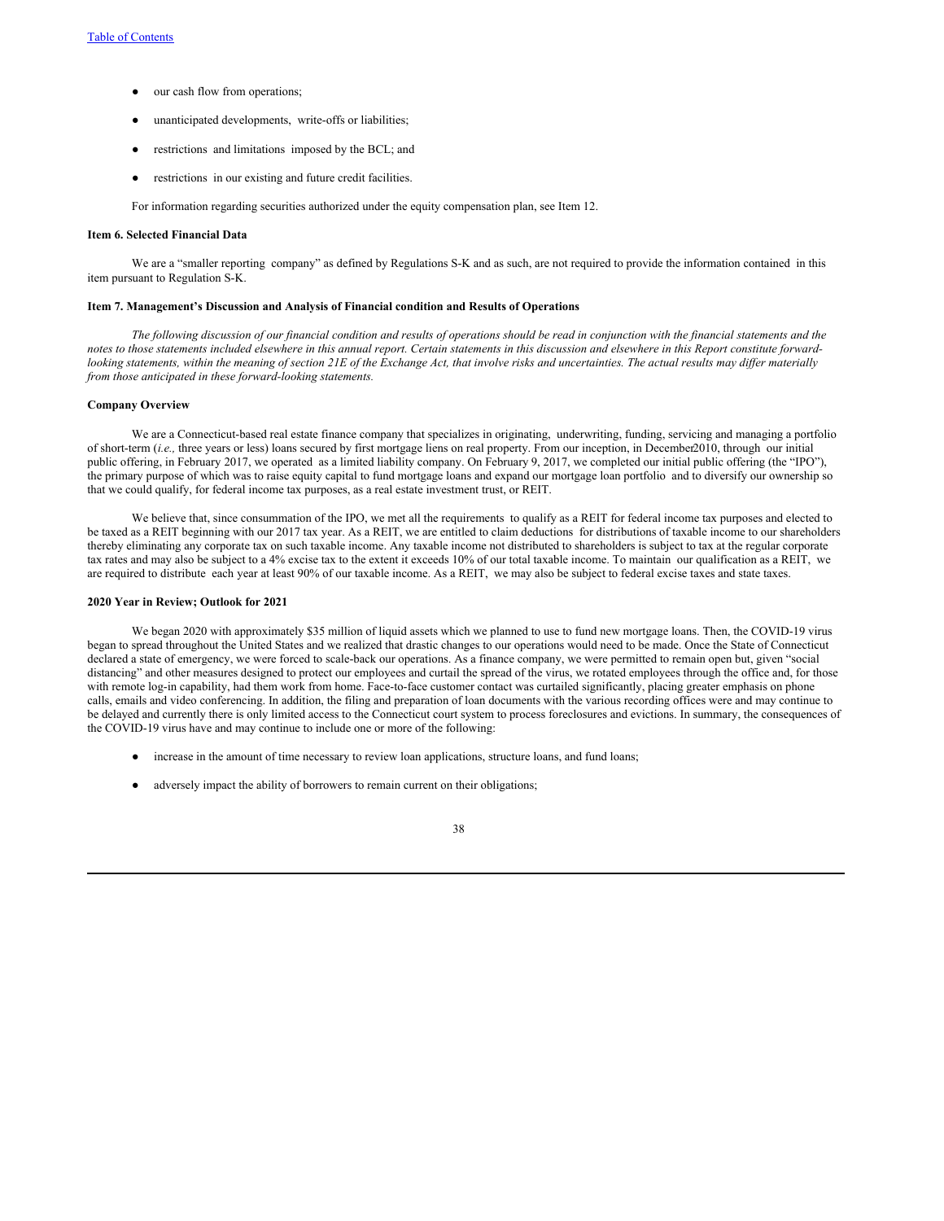- our cash flow from operations;
- unanticipated developments, write-offs or liabilities;
- restrictions and limitations imposed by the BCL; and
- restrictions in our existing and future credit facilities.

For information regarding securities authorized under the equity compensation plan, see Item 12.

**Item 6. Selected Financial Data**

We are a “smaller reporting company” as defined by Regulations S-K and as such, are not required to provide the information contained in this item pursuant to Regulation S-K.

**Item 7. Management’s Discussion and Analysis of Financial condition and Results of Operations**

*The following discussion of our financial condition and results of operations should be read in conjunction with the financial statements and the notes to those statements included elsewhere in this annual report. Certain statements in this discussion and elsewhere in this Report constitute forward-looking statements, within the meaning of section 21E of the Exchange Act, that involve risks and uncertainties. The actual results may differ materially from those anticipated in these forward-looking statements.*

**Company Overview**

We are a Connecticut-based real estate finance company that specializes in originating, underwriting, funding, servicing and managing a portfolio of short-term (*i.e.,* three years or less) loans secured by first mortgage liens on real property. From our inception, in December 2010, through our initial public offering, in February 2017, we operated as a limited liability company. On February 9, 2017, we completed our initial public offering (the “IPO”), the primary purpose of which was to raise equity capital to fund mortgage loans and expand our mortgage loan portfolio and to diversify our ownership so that we could qualify, for federal income tax purposes, as a real estate investment trust, or REIT.

We believe that, since consummation of the IPO, we met all the requirements to qualify as a REIT for federal income tax purposes and elected to be taxed as a REIT beginning with our 2017 tax year. As a REIT, we are entitled to claim deductions for distributions of taxable income to our shareholders thereby eliminating any corporate tax on such taxable income. Any taxable income not distributed to shareholders is subject to tax at the regular corporate tax rates and may also be subject to a 4% excise tax to the extent it exceeds 10% of our total taxable income. To maintain our qualification as a REIT, we are required to distribute each year at least 90% of our taxable income. As a REIT, we may also be subject to federal excise taxes and state taxes.

**2020 Year in Review; Outlook for 2021**

We began 2020 with approximately $35 million of liquid assets which we planned to use to fund new mortgage loans. Then, the COVID-19 virus began to spread throughout the United States and we realized that drastic changes to our operations would need to be made. Once the State of Connecticut declared a state of emergency, we were forced to scale-back our operations. As a finance company, we were permitted to remain open but, given “social distancing” and other measures designed to protect our employees and curtail the spread of the virus, we rotated employees through the office and, for those with remote log-in capability, had them work from home. Face-to-face customer contact was curtailed significantly, placing greater emphasis on phone calls, emails and video conferencing. In addition, the filing and preparation of loan documents with the various recording offices were and may continue to be delayed and currently there is only limited access to the Connecticut court system to process foreclosures and evictions. In summary, the consequences of the COVID-19 virus have and may continue to include one or more of the following:

- increase in the amount of time necessary to review loan applications, structure loans, and fund loans;
- adversely impact the ability of borrowers to remain current on their obligations;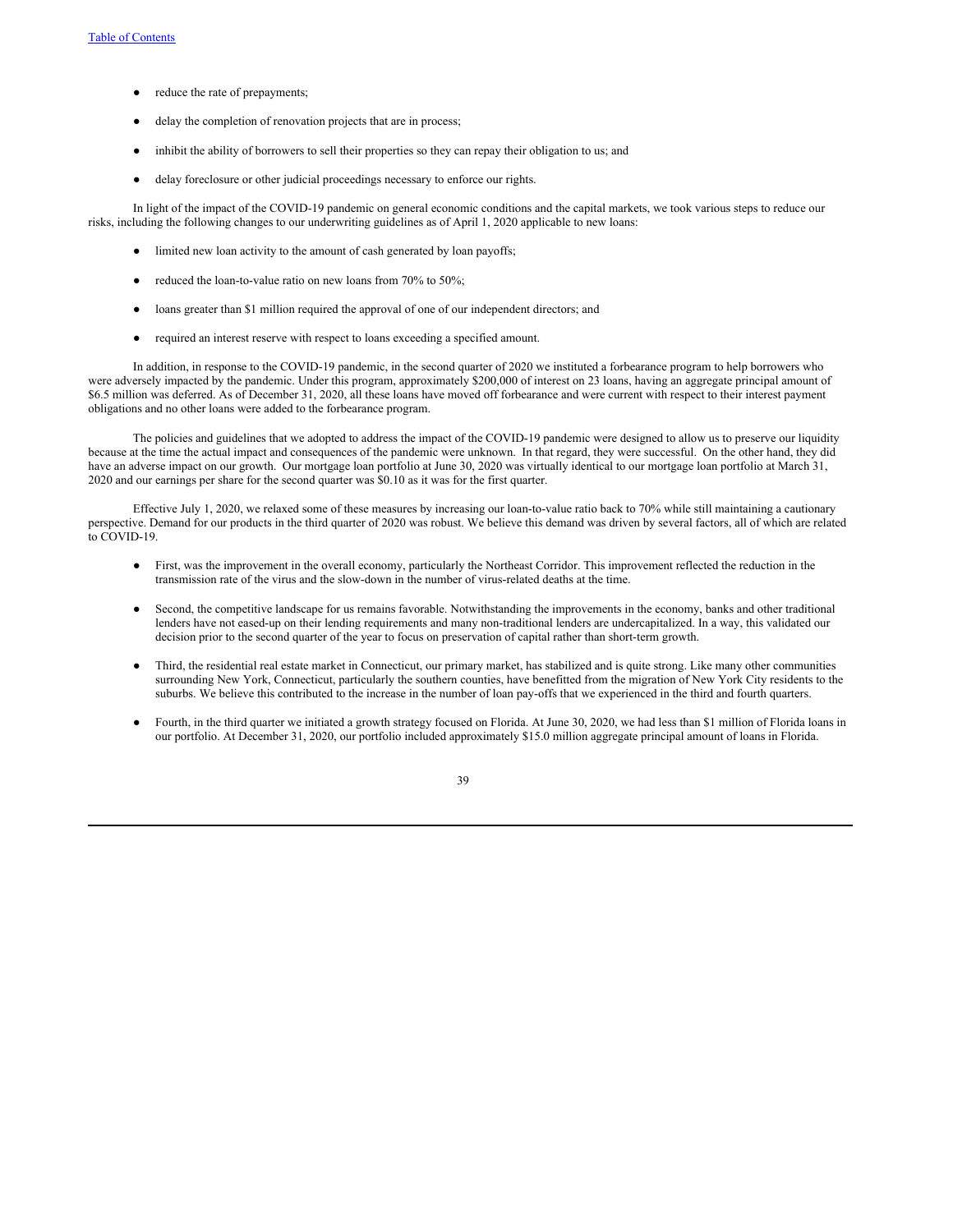- reduce the rate of prepayments;
- delay the completion of renovation projects that are in process;
- inhibit the ability of borrowers to sell their properties so they can repay their obligation to us; and
- delay foreclosure or other judicial proceedings necessary to enforce our rights.

In light of the impact of the COVID-19 pandemic on general economic conditions and the capital markets, we took various steps to reduce our risks, including the following changes to our underwriting guidelines as of April 1, 2020 applicable to new loans:

- limited new loan activity to the amount of cash generated by loan payoffs;
- reduced the loan-to-value ratio on new loans from 70% to 50%;
- loans greater than $1 million required the approval of one of our independent directors; and
- required an interest reserve with respect to loans exceeding a specified amount.

In addition, in response to the COVID-19 pandemic, in the second quarter of 2020 we instituted a forbearance program to help borrowers who were adversely impacted by the pandemic. Under this program, approximately $200,000 of interest on 23 loans, having an aggregate principal amount of $6.5 million was deferred. As of December 31, 2020, all these loans have moved off forbearance and were current with respect to their interest payment obligations and no other loans were added to the forbearance program.

The policies and guidelines that we adopted to address the impact of the COVID-19 pandemic were designed to allow us to preserve our liquidity because at the time the actual impact and consequences of the pandemic were unknown. In that regard, they were successful. On the other hand, they did have an adverse impact on our growth. Our mortgage loan portfolio at June 30, 2020 was virtually identical to our mortgage loan portfolio at March 31, 2020 and our earnings per share for the second quarter was $0.10 as it was for the first quarter.

Effective July 1, 2020, we relaxed some of these measures by increasing our loan-to-value ratio back to 70% while still maintaining a cautionary perspective. Demand for our products in the third quarter of 2020 was robust. We believe this demand was driven by several factors, all of which are related to COVID-19.

- First, was the improvement in the overall economy, particularly the Northeast Corridor. This improvement reflected the reduction in the transmission rate of the virus and the slow-down in the number of virus-related deaths at the time.
- Second, the competitive landscape for us remains favorable. Notwithstanding the improvements in the economy, banks and other traditional lenders have not eased-up on their lending requirements and many non-traditional lenders are undercapitalized. In a way, this validated our decision prior to the second quarter of the year to focus on preservation of capital rather than short-term growth.
- Third, the residential real estate market in Connecticut, our primary market, has stabilized and is quite strong. Like many other communities surrounding New York, Connecticut, particularly the southern counties, have benefitted from the migration of New York City residents to the suburbs. We believe this contributed to the increase in the number of loan pay-offs that we experienced in the third and fourth quarters.
- Fourth, in the third quarter we initiated a growth strategy focused on Florida. At June 30, 2020, we had less than $1 million of Florida loans in our portfolio. At December 31, 2020, our portfolio included approximately $15.0 million aggregate principal amount of loans in Florida.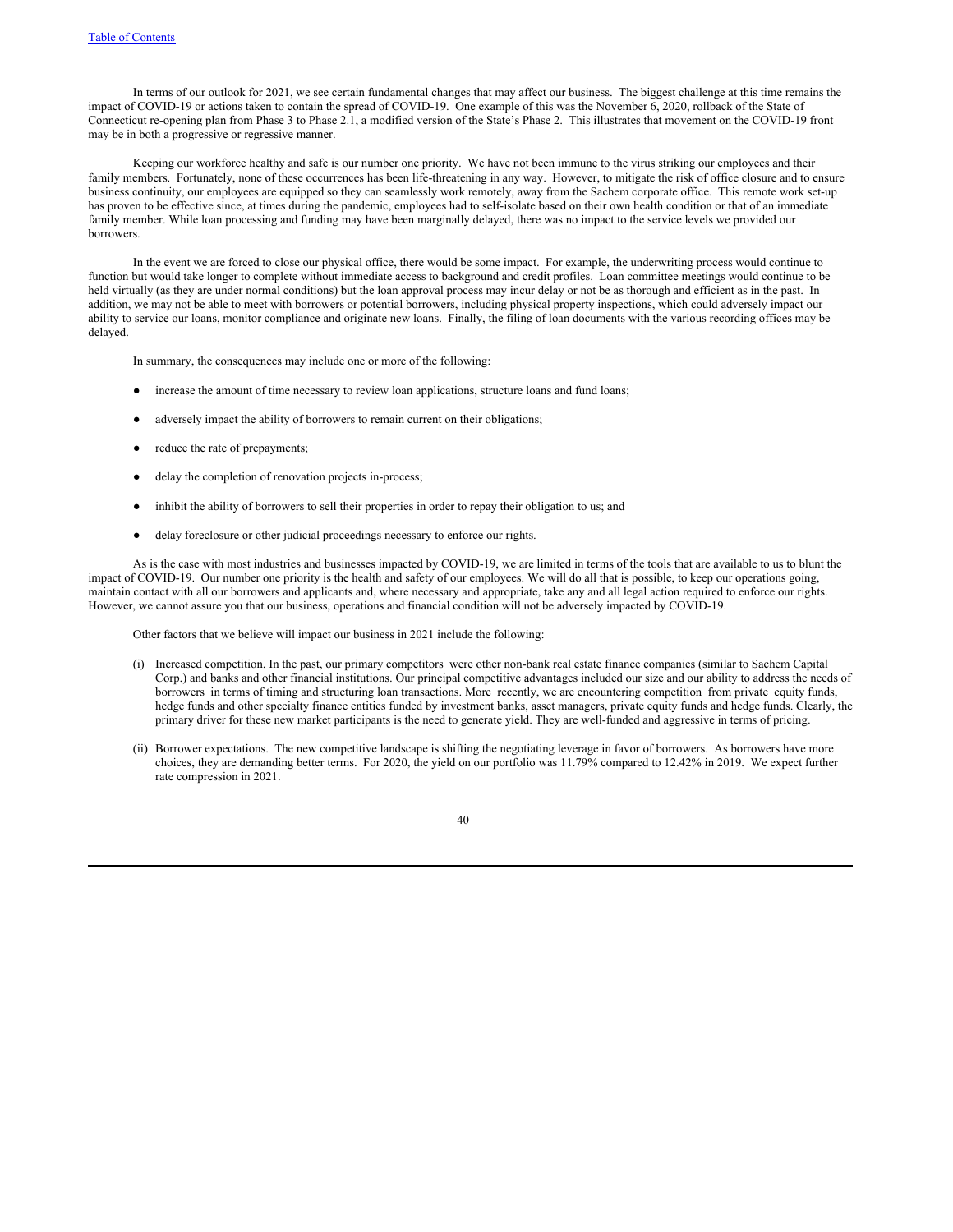In terms of our outlook for 2021, we see certain fundamental changes that may affect our business. The biggest challenge at this time remains the impact of COVID-19 or actions taken to contain the spread of COVID-19. One example of this was the November 6, 2020, rollback of the State of Connecticut re-opening plan from Phase 3 to Phase 2.1, a modified version of the State's Phase 2. This illustrates that movement on the COVID-19 front may be in both a progressive or regressive manner.

Keeping our workforce healthy and safe is our number one priority. We have not been immune to the virus striking our employees and their family members. Fortunately, none of these occurrences has been life-threatening in any way. However, to mitigate the risk of office closure and to ensure business continuity, our employees are equipped so they can seamlessly work remotely, away from the Sachem corporate office. This remote work set-up has proven to be effective since, at times during the pandemic, employees had to self-isolate based on their own health condition or that of an immediate family member. While loan processing and funding may have been marginally delayed, there was no impact to the service levels we provided our borrowers.

In the event we are forced to close our physical office, there would be some impact. For example, the underwriting process would continue to function but would take longer to complete without immediate access to background and credit profiles. Loan committee meetings would continue to be held virtually (as they are under normal conditions) but the loan approval process may incur delay or not be as thorough and efficient as in the past. In addition, we may not be able to meet with borrowers or potential borrowers, including physical property inspections, which could adversely impact our ability to service our loans, monitor compliance and originate new loans. Finally, the filing of loan documents with the various recording offices may be delayed.

In summary, the consequences may include one or more of the following:

- increase the amount of time necessary to review loan applications, structure loans and fund loans;
- adversely impact the ability of borrowers to remain current on their obligations;
- reduce the rate of prepayments;
- delay the completion of renovation projects in-process;
- inhibit the ability of borrowers to sell their properties in order to repay their obligation to us; and
- delay foreclosure or other judicial proceedings necessary to enforce our rights.

As is the case with most industries and businesses impacted by COVID-19, we are limited in terms of the tools that are available to us to blunt the impact of COVID-19. Our number one priority is the health and safety of our employees. We will do all that is possible, to keep our operations going, maintain contact with all our borrowers and applicants and, where necessary and appropriate, take any and all legal action required to enforce our rights. However, we cannot assure you that our business, operations and financial condition will not be adversely impacted by COVID-19.

Other factors that we believe will impact our business in 2021 include the following:

(i) Increased competition. In the past, our primary competitors were other non-bank real estate finance companies (similar to Sachem Capital Corp.) and banks and other financial institutions. Our principal competitive advantages included our size and our ability to address the needs of borrowers in terms of timing and structuring loan transactions. More recently, we are encountering competition from private equity funds, hedge funds and other specialty finance entities funded by investment banks, asset managers, private equity funds and hedge funds. Clearly, the primary driver for these new market participants is the need to generate yield. They are well-funded and aggressive in terms of pricing.

(ii) Borrower expectations. The new competitive landscape is shifting the negotiating leverage in favor of borrowers. As borrowers have more choices, they are demanding better terms. For 2020, the yield on our portfolio was 11.79% compared to 12.42% in 2019. We expect further rate compression in 2021.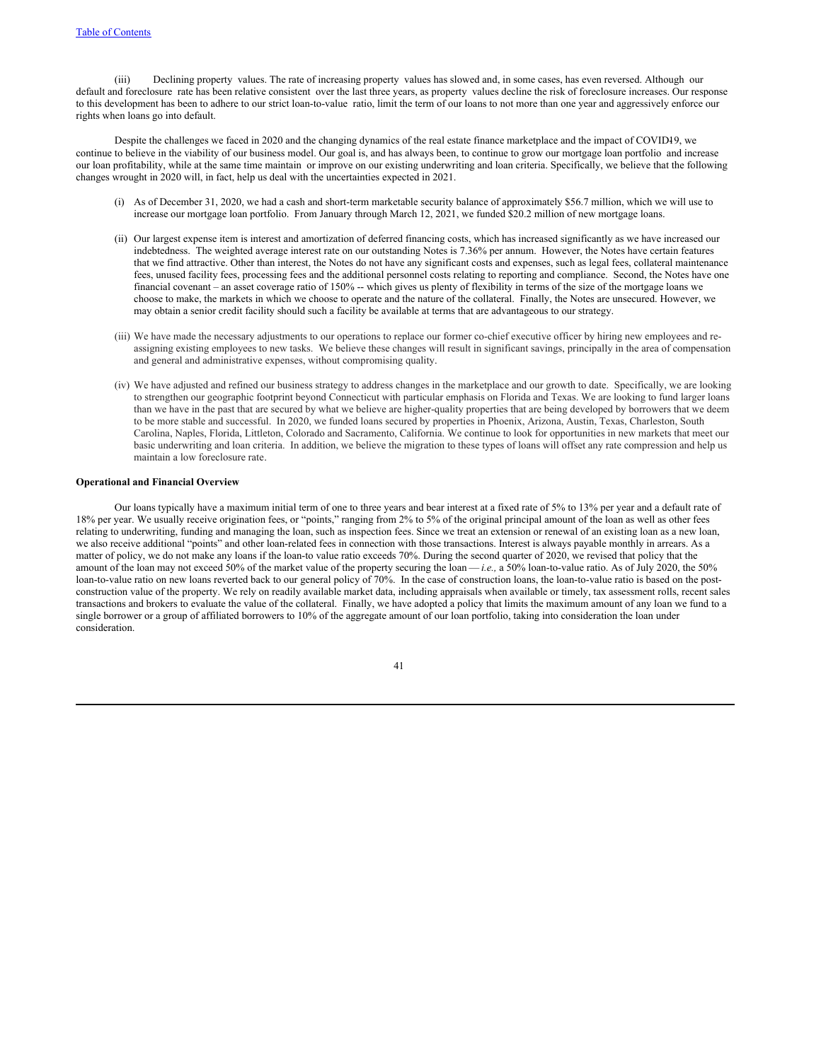(iii) Declining property values. The rate of increasing property values has slowed and, in some cases, has even reversed. Although our default and foreclosure rate has been relative consistent over the last three years, as property values decline the risk of foreclosure increases. Our response to this development has been to adhere to our strict loan-to-value ratio, limit the term of our loans to not more than one year and aggressively enforce our rights when loans go into default.

Despite the challenges we faced in 2020 and the changing dynamics of the real estate finance marketplace and the impact of COVID-19, we continue to believe in the viability of our business model. Our goal is, and has always been, to continue to grow our mortgage loan portfolio and increase our loan profitability, while at the same time maintain or improve on our existing underwriting and loan criteria. Specifically, we believe that the following changes wrought in 2020 will, in fact, help us deal with the uncertainties expected in 2021.

(i) As of December 31, 2020, we had a cash and short-term marketable security balance of approximately $56.7 million, which we will use to increase our mortgage loan portfolio. From January through March 12, 2021, we funded $20.2 million of new mortgage loans.

(ii) Our largest expense item is interest and amortization of deferred financing costs, which has increased significantly as we have increased our indebtedness. The weighted average interest rate on our outstanding Notes is 7.36% per annum. However, the Notes have certain features that we find attractive. Other than interest, the Notes do not have any significant costs and expenses, such as legal fees, collateral maintenance fees, unused facility fees, processing fees and the additional personnel costs relating to reporting and compliance. Second, the Notes have one financial covenant – an asset coverage ratio of 150% -- which gives us plenty of flexibility in terms of the size of the mortgage loans we choose to make, the markets in which we choose to operate and the nature of the collateral. Finally, the Notes are unsecured. However, we may obtain a senior credit facility should such a facility be available at terms that are advantageous to our strategy.

(iii) We have made the necessary adjustments to our operations to replace our former co-chief executive officer by hiring new employees and re-assigning existing employees to new tasks. We believe these changes will result in significant savings, principally in the area of compensation and general and administrative expenses, without compromising quality.

(iv) We have adjusted and refined our business strategy to address changes in the marketplace and our growth to date. Specifically, we are looking to strengthen our geographic footprint beyond Connecticut with particular emphasis on Florida and Texas. We are looking to fund larger loans than we have in the past that are secured by what we believe are higher-quality properties that are being developed by borrowers that we deem to be more stable and successful. In 2020, we funded loans secured by properties in Phoenix, Arizona, Austin, Texas, Charleston, South Carolina, Naples, Florida, Littleton, Colorado and Sacramento, California. We continue to look for opportunities in new markets that meet our basic underwriting and loan criteria. In addition, we believe the migration to these types of loans will offset any rate compression and help us maintain a low foreclosure rate.

**Operational and Financial Overview**

Our loans typically have a maximum initial term of one to three years and bear interest at a fixed rate of 5% to 13% per year and a default rate of 18% per year. We usually receive origination fees, or "points," ranging from 2% to 5% of the original principal amount of the loan as well as other fees relating to underwriting, funding and managing the loan, such as inspection fees. Since we treat an extension or renewal of an existing loan as a new loan, we also receive additional "points" and other loan-related fees in connection with those transactions. Interest is always payable monthly in arrears. As a matter of policy, we do not make any loans if the loan-to value ratio exceeds 70%. During the second quarter of 2020, we revised that policy that the amount of the loan may not exceed 50% of the market value of the property securing the loan — *i.e.,* a 50% loan-to-value ratio. As of July 2020, the 50% loan-to-value ratio on new loans reverted back to our general policy of 70%. In the case of construction loans, the loan-to-value ratio is based on the post-construction value of the property. We rely on readily available market data, including appraisals when available or timely, tax assessment rolls, recent sales transactions and brokers to evaluate the value of the collateral. Finally, we have adopted a policy that limits the maximum amount of any loan we fund to a single borrower or a group of affiliated borrowers to 10% of the aggregate amount of our loan portfolio, taking into consideration the loan under consideration.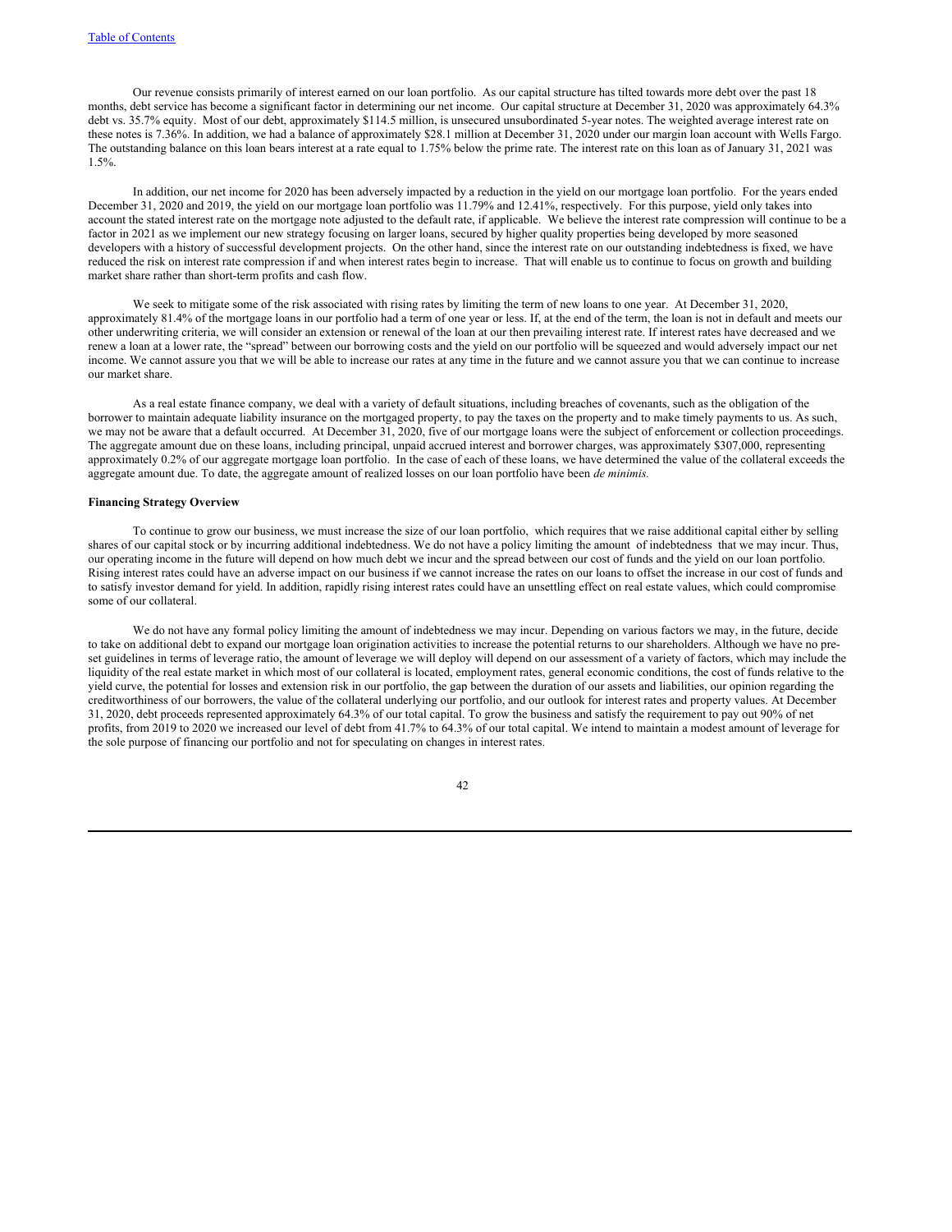Our revenue consists primarily of interest earned on our loan portfolio. As our capital structure has tilted towards more debt over the past 18 months, debt service has become a significant factor in determining our net income. Our capital structure at December 31, 2020 was approximately 64.3% debt vs. 35.7% equity. Most of our debt, approximately $114.5 million, is unsecured unsubordinated 5-year notes. The weighted average interest rate on these notes is 7.36%. In addition, we had a balance of approximately $28.1 million at December 31, 2020 under our margin loan account with Wells Fargo. The outstanding balance on this loan bears interest at a rate equal to 1.75% below the prime rate. The interest rate on this loan as of January 31, 2021 was 1.5%.

In addition, our net income for 2020 has been adversely impacted by a reduction in the yield on our mortgage loan portfolio. For the years ended December 31, 2020 and 2019, the yield on our mortgage loan portfolio was 11.79% and 12.41%, respectively. For this purpose, yield only takes into account the stated interest rate on the mortgage note adjusted to the default rate, if applicable. We believe the interest rate compression will continue to be a factor in 2021 as we implement our new strategy focusing on larger loans, secured by higher quality properties being developed by more seasoned developers with a history of successful development projects. On the other hand, since the interest rate on our outstanding indebtedness is fixed, we have reduced the risk on interest rate compression if and when interest rates begin to increase. That will enable us to continue to focus on growth and building market share rather than short-term profits and cash flow.

We seek to mitigate some of the risk associated with rising rates by limiting the term of new loans to one year. At December 31, 2020, approximately 81.4% of the mortgage loans in our portfolio had a term of one year or less. If, at the end of the term, the loan is not in default and meets our other underwriting criteria, we will consider an extension or renewal of the loan at our then prevailing interest rate. If interest rates have decreased and we renew a loan at a lower rate, the "spread" between our borrowing costs and the yield on our portfolio will be squeezed and would adversely impact our net income. We cannot assure you that we will be able to increase our rates at any time in the future and we cannot assure you that we can continue to increase our market share.

As a real estate finance company, we deal with a variety of default situations, including breaches of covenants, such as the obligation of the borrower to maintain adequate liability insurance on the mortgaged property, to pay the taxes on the property and to make timely payments to us. As such, we may not be aware that a default occurred. At December 31, 2020, five of our mortgage loans were the subject of enforcement or collection proceedings. The aggregate amount due on these loans, including principal, unpaid accrued interest and borrower charges, was approximately $307,000, representing approximately 0.2% of our aggregate mortgage loan portfolio. In the case of each of these loans, we have determined the value of the collateral exceeds the aggregate amount due. To date, the aggregate amount of realized losses on our loan portfolio have been *de minimis.*

**Financing Strategy Overview**

To continue to grow our business, we must increase the size of our loan portfolio, which requires that we raise additional capital either by selling shares of our capital stock or by incurring additional indebtedness. We do not have a policy limiting the amount of indebtedness that we may incur. Thus, our operating income in the future will depend on how much debt we incur and the spread between our cost of funds and the yield on our loan portfolio. Rising interest rates could have an adverse impact on our business if we cannot increase the rates on our loans to offset the increase in our cost of funds and to satisfy investor demand for yield. In addition, rapidly rising interest rates could have an unsettling effect on real estate values, which could compromise some of our collateral.

We do not have any formal policy limiting the amount of indebtedness we may incur. Depending on various factors we may, in the future, decide to take on additional debt to expand our mortgage loan origination activities to increase the potential returns to our shareholders. Although we have no pre-set guidelines in terms of leverage ratio, the amount of leverage we will deploy will depend on our assessment of a variety of factors, which may include the liquidity of the real estate market in which most of our collateral is located, employment rates, general economic conditions, the cost of funds relative to the yield curve, the potential for losses and extension risk in our portfolio, the gap between the duration of our assets and liabilities, our opinion regarding the creditworthiness of our borrowers, the value of the collateral underlying our portfolio, and our outlook for interest rates and property values. At December 31, 2020, debt proceeds represented approximately 64.3% of our total capital. To grow the business and satisfy the requirement to pay out 90% of net profits, from 2019 to 2020 we increased our level of debt from 41.7% to 64.3% of our total capital. We intend to maintain a modest amount of leverage for the sole purpose of financing our portfolio and not for speculating on changes in interest rates.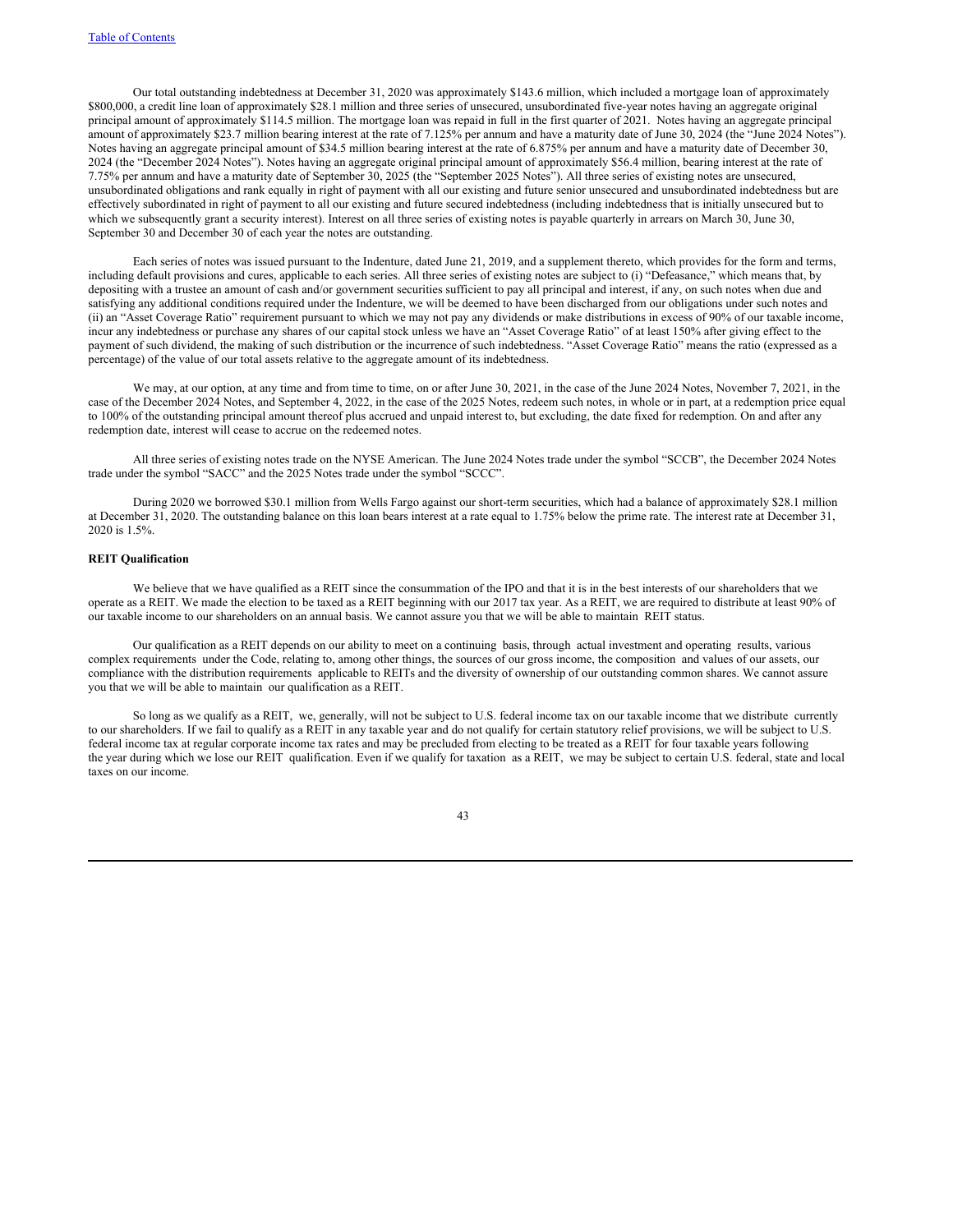Our total outstanding indebtedness at December 31, 2020 was approximately $143.6 million, which included a mortgage loan of approximately $800,000, a credit line loan of approximately $28.1 million and three series of unsecured, unsubordinated five-year notes having an aggregate original principal amount of approximately $114.5 million. The mortgage loan was repaid in full in the first quarter of 2021. Notes having an aggregate principal amount of approximately $23.7 million bearing interest at the rate of 7.125% per annum and have a maturity date of June 30, 2024 (the "June 2024 Notes"). Notes having an aggregate principal amount of $34.5 million bearing interest at the rate of 6.875% per annum and have a maturity date of December 30, 2024 (the "December 2024 Notes"). Notes having an aggregate original principal amount of approximately $56.4 million, bearing interest at the rate of 7.75% per annum and have a maturity date of September 30, 2025 (the "September 2025 Notes"). All three series of existing notes are unsecured, unsubordinated obligations and rank equally in right of payment with all our existing and future senior unsecured and unsubordinated indebtedness but are effectively subordinated in right of payment to all our existing and future secured indebtedness (including indebtedness that is initially unsecured but to which we subsequently grant a security interest). Interest on all three series of existing notes is payable quarterly in arrears on March 30, June 30, September 30 and December 30 of each year the notes are outstanding.

Each series of notes was issued pursuant to the Indenture, dated June 21, 2019, and a supplement thereto, which provides for the form and terms, including default provisions and cures, applicable to each series. All three series of existing notes are subject to (i) "Defeasance," which means that, by depositing with a trustee an amount of cash and/or government securities sufficient to pay all principal and interest, if any, on such notes when due and satisfying any additional conditions required under the Indenture, we will be deemed to have been discharged from our obligations under such notes and (ii) an "Asset Coverage Ratio" requirement pursuant to which we may not pay any dividends or make distributions in excess of 90% of our taxable income, incur any indebtedness or purchase any shares of our capital stock unless we have an "Asset Coverage Ratio" of at least 150% after giving effect to the payment of such dividend, the making of such distribution or the incurrence of such indebtedness. "Asset Coverage Ratio" means the ratio (expressed as a percentage) of the value of our total assets relative to the aggregate amount of its indebtedness.

We may, at our option, at any time and from time to time, on or after June 30, 2021, in the case of the June 2024 Notes, November 7, 2021, in the case of the December 2024 Notes, and September 4, 2022, in the case of the 2025 Notes, redeem such notes, in whole or in part, at a redemption price equal to 100% of the outstanding principal amount thereof plus accrued and unpaid interest to, but excluding, the date fixed for redemption. On and after any redemption date, interest will cease to accrue on the redeemed notes.

All three series of existing notes trade on the NYSE American. The June 2024 Notes trade under the symbol "SCCB", the December 2024 Notes trade under the symbol "SACC" and the 2025 Notes trade under the symbol "SCCC".

During 2020 we borrowed $30.1 million from Wells Fargo against our short-term securities, which had a balance of approximately $28.1 million at December 31, 2020. The outstanding balance on this loan bears interest at a rate equal to 1.75% below the prime rate. The interest rate at December 31, 2020 is 1.5%.

**REIT Qualification**

We believe that we have qualified as a REIT since the consummation of the IPO and that it is in the best interests of our shareholders that we operate as a REIT. We made the election to be taxed as a REIT beginning with our 2017 tax year. As a REIT, we are required to distribute at least 90% of our taxable income to our shareholders on an annual basis. We cannot assure you that we will be able to maintain REIT status.

Our qualification as a REIT depends on our ability to meet on a continuing basis, through actual investment and operating results, various complex requirements under the Code, relating to, among other things, the sources of our gross income, the composition and values of our assets, our compliance with the distribution requirements applicable to REITs and the diversity of ownership of our outstanding common shares. We cannot assure you that we will be able to maintain our qualification as a REIT.

So long as we qualify as a REIT, we, generally, will not be subject to U.S. federal income tax on our taxable income that we distribute currently to our shareholders. If we fail to qualify as a REIT in any taxable year and do not qualify for certain statutory relief provisions, we will be subject to U.S. federal income tax at regular corporate income tax rates and may be precluded from electing to be treated as a REIT for four taxable years following the year during which we lose our REIT qualification. Even if we qualify for taxation as a REIT, we may be subject to certain U.S. federal, state and local taxes on our income.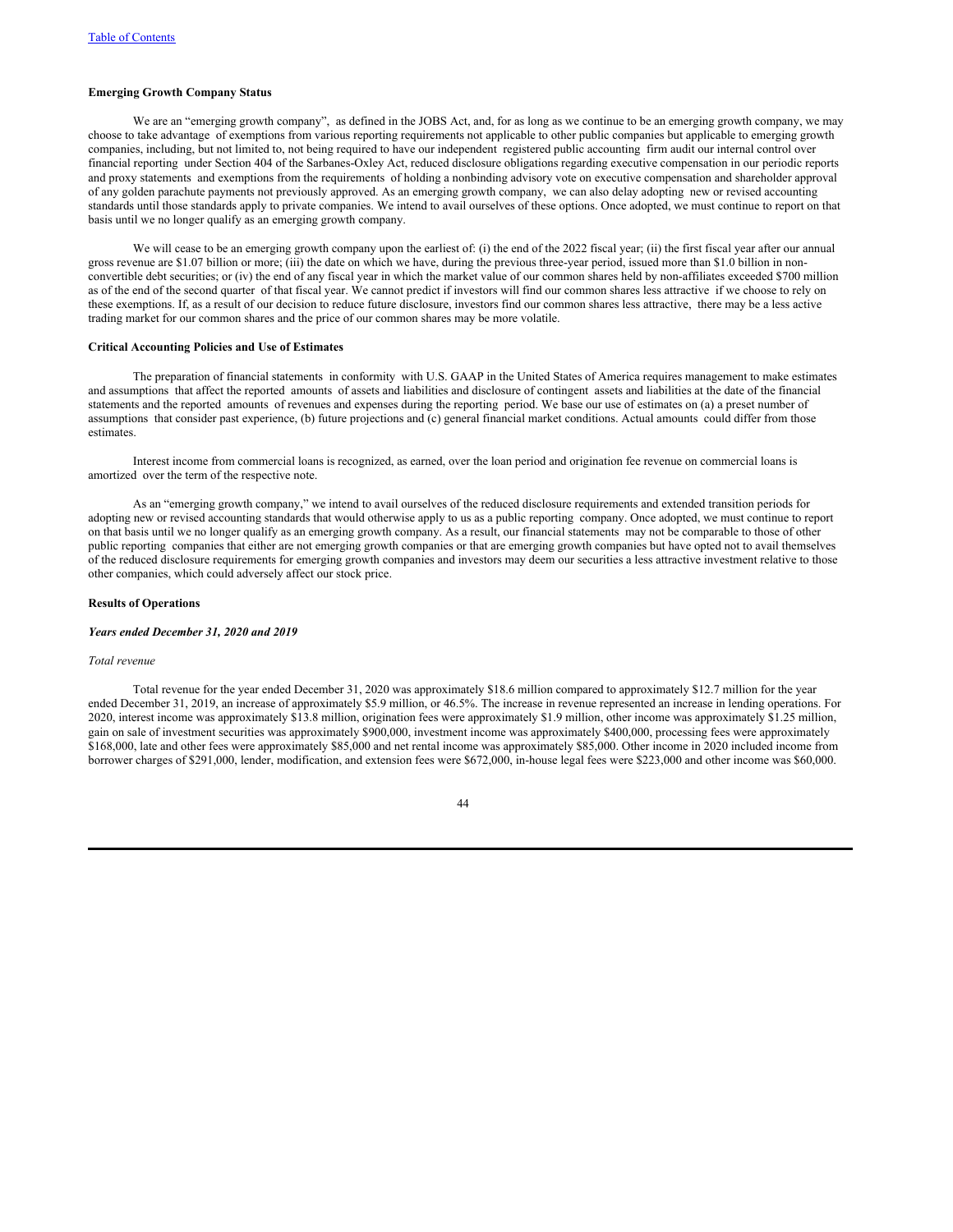**Emerging Growth Company Status**

We are an "emerging growth company", as defined in the JOBS Act, and, for as long as we continue to be an emerging growth company, we may choose to take advantage of exemptions from various reporting requirements not applicable to other public companies but applicable to emerging growth companies, including, but not limited to, not being required to have our independent registered public accounting firm audit our internal control over financial reporting under Section 404 of the Sarbanes-Oxley Act, reduced disclosure obligations regarding executive compensation in our periodic reports and proxy statements and exemptions from the requirements of holding a nonbinding advisory vote on executive compensation and shareholder approval of any golden parachute payments not previously approved. As an emerging growth company, we can also delay adopting new or revised accounting standards until those standards apply to private companies. We intend to avail ourselves of these options. Once adopted, we must continue to report on that basis until we no longer qualify as an emerging growth company.

We will cease to be an emerging growth company upon the earliest of: (i) the end of the 2022 fiscal year; (ii) the first fiscal year after our annual gross revenue are $1.07 billion or more; (iii) the date on which we have, during the previous three-year period, issued more than $1.0 billion in non-convertible debt securities; or (iv) the end of any fiscal year in which the market value of our common shares held by non-affiliates exceeded $700 million as of the end of the second quarter of that fiscal year. We cannot predict if investors will find our common shares less attractive if we choose to rely on these exemptions. If, as a result of our decision to reduce future disclosure, investors find our common shares less attractive, there may be a less active trading market for our common shares and the price of our common shares may be more volatile.

**Critical Accounting Policies and Use of Estimates**

The preparation of financial statements in conformity with U.S. GAAP in the United States of America requires management to make estimates and assumptions that affect the reported amounts of assets and liabilities and disclosure of contingent assets and liabilities at the date of the financial statements and the reported amounts of revenues and expenses during the reporting period. We base our use of estimates on (a) a preset number of assumptions that consider past experience, (b) future projections and (c) general financial market conditions. Actual amounts could differ from those estimates.

Interest income from commercial loans is recognized, as earned, over the loan period and origination fee revenue on commercial loans is amortized over the term of the respective note.

As an "emerging growth company," we intend to avail ourselves of the reduced disclosure requirements and extended transition periods for adopting new or revised accounting standards that would otherwise apply to us as a public reporting company. Once adopted, we must continue to report on that basis until we no longer qualify as an emerging growth company. As a result, our financial statements may not be comparable to those of other public reporting companies that either are not emerging growth companies or that are emerging growth companies but have opted not to avail themselves of the reduced disclosure requirements for emerging growth companies and investors may deem our securities a less attractive investment relative to those other companies, which could adversely affect our stock price.

**Results of Operations**

***Years ended December 31, 2020 and 2019***

*Total revenue*

Total revenue for the year ended December 31, 2020 was approximately $18.6 million compared to approximately $12.7 million for the year ended December 31, 2019, an increase of approximately $5.9 million, or 46.5%. The increase in revenue represented an increase in lending operations. For 2020, interest income was approximately $13.8 million, origination fees were approximately $1.9 million, other income was approximately $1.25 million, gain on sale of investment securities was approximately $900,000, investment income was approximately $400,000, processing fees were approximately $168,000, late and other fees were approximately $85,000 and net rental income was approximately $85,000. Other income in 2020 included income from borrower charges of $291,000, lender, modification, and extension fees were $672,000, in-house legal fees were $223,000 and other income was $60,000.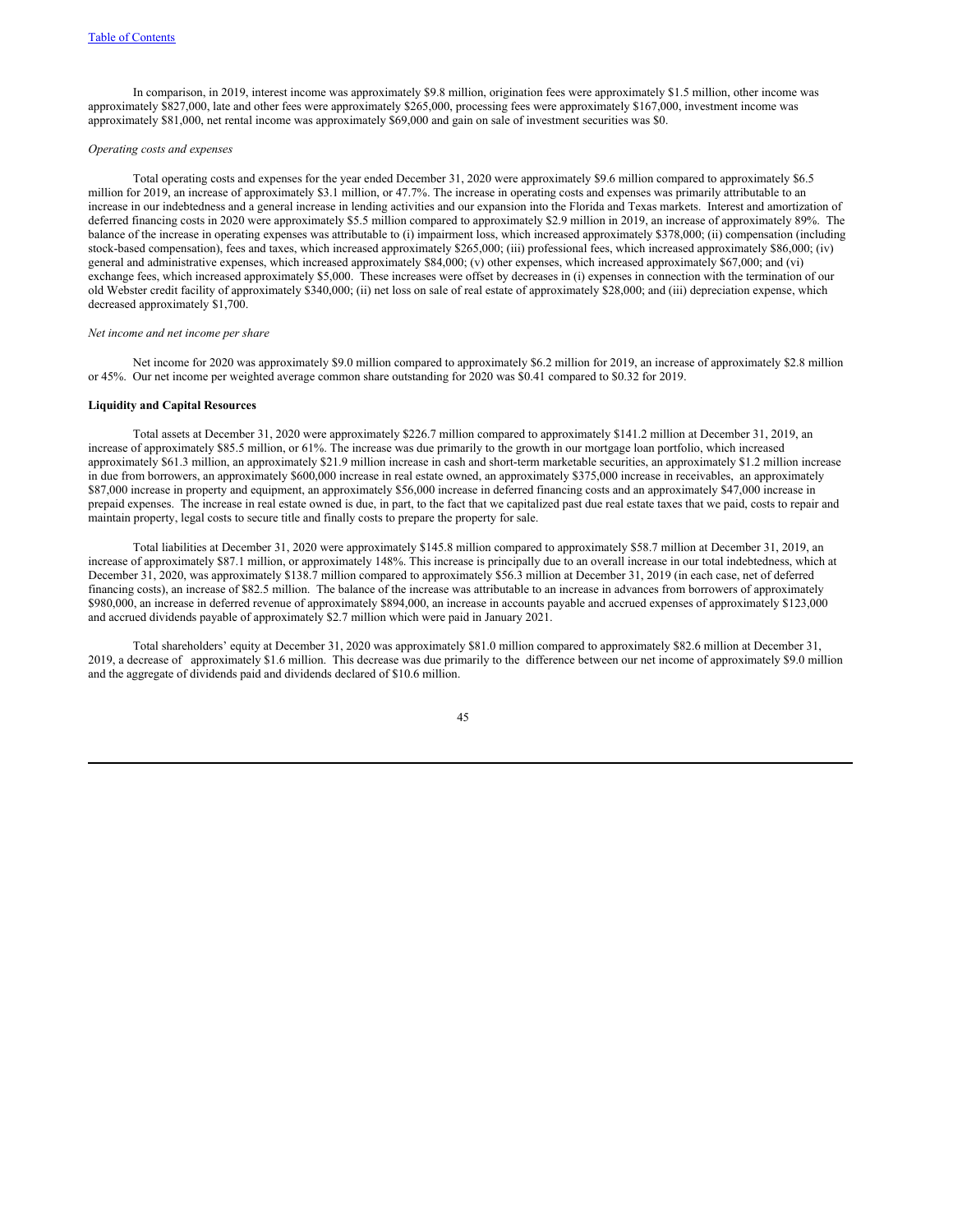In comparison, in 2019, interest income was approximately $9.8 million, origination fees were approximately $1.5 million, other income was approximately $827,000, late and other fees were approximately $265,000, processing fees were approximately $167,000, investment income was approximately $81,000, net rental income was approximately $69,000 and gain on sale of investment securities was $0.

*Operating costs and expenses*

Total operating costs and expenses for the year ended December 31, 2020 were approximately $9.6 million compared to approximately $6.5 million for 2019, an increase of approximately $3.1 million, or 47.7%. The increase in operating costs and expenses was primarily attributable to an increase in our indebtedness and a general increase in lending activities and our expansion into the Florida and Texas markets. Interest and amortization of deferred financing costs in 2020 were approximately $5.5 million compared to approximately $2.9 million in 2019, an increase of approximately 89%. The balance of the increase in operating expenses was attributable to (i) impairment loss, which increased approximately $378,000; (ii) compensation (including stock-based compensation), fees and taxes, which increased approximately $265,000; (iii) professional fees, which increased approximately $86,000; (iv) general and administrative expenses, which increased approximately $84,000; (v) other expenses, which increased approximately $67,000; and (vi) exchange fees, which increased approximately $5,000. These increases were offset by decreases in (i) expenses in connection with the termination of our old Webster credit facility of approximately $340,000; (ii) net loss on sale of real estate of approximately $28,000; and (iii) depreciation expense, which decreased approximately $1,700.

*Net income and net income per share*

Net income for 2020 was approximately $9.0 million compared to approximately $6.2 million for 2019, an increase of approximately $2.8 million or 45%. Our net income per weighted average common share outstanding for 2020 was $0.41 compared to $0.32 for 2019.

**Liquidity and Capital Resources**

Total assets at December 31, 2020 were approximately $226.7 million compared to approximately $141.2 million at December 31, 2019, an increase of approximately $85.5 million, or 61%. The increase was due primarily to the growth in our mortgage loan portfolio, which increased approximately $61.3 million, an approximately $21.9 million increase in cash and short-term marketable securities, an approximately $1.2 million increase in due from borrowers, an approximately $600,000 increase in real estate owned, an approximately $375,000 increase in receivables, an approximately $87,000 increase in property and equipment, an approximately $56,000 increase in deferred financing costs and an approximately $47,000 increase in prepaid expenses. The increase in real estate owned is due, in part, to the fact that we capitalized past due real estate taxes that we paid, costs to repair and maintain property, legal costs to secure title and finally costs to prepare the property for sale.

Total liabilities at December 31, 2020 were approximately $145.8 million compared to approximately $58.7 million at December 31, 2019, an increase of approximately $87.1 million, or approximately 148%. This increase is principally due to an overall increase in our total indebtedness, which at December 31, 2020, was approximately $138.7 million compared to approximately $56.3 million at December 31, 2019 (in each case, net of deferred financing costs), an increase of $82.5 million. The balance of the increase was attributable to an increase in advances from borrowers of approximately $980,000, an increase in deferred revenue of approximately $894,000, an increase in accounts payable and accrued expenses of approximately $123,000 and accrued dividends payable of approximately $2.7 million which were paid in January 2021.

Total shareholders' equity at December 31, 2020 was approximately $81.0 million compared to approximately $82.6 million at December 31, 2019, a decrease of approximately $1.6 million. This decrease was due primarily to the difference between our net income of approximately $9.0 million and the aggregate of dividends paid and dividends declared of $10.6 million.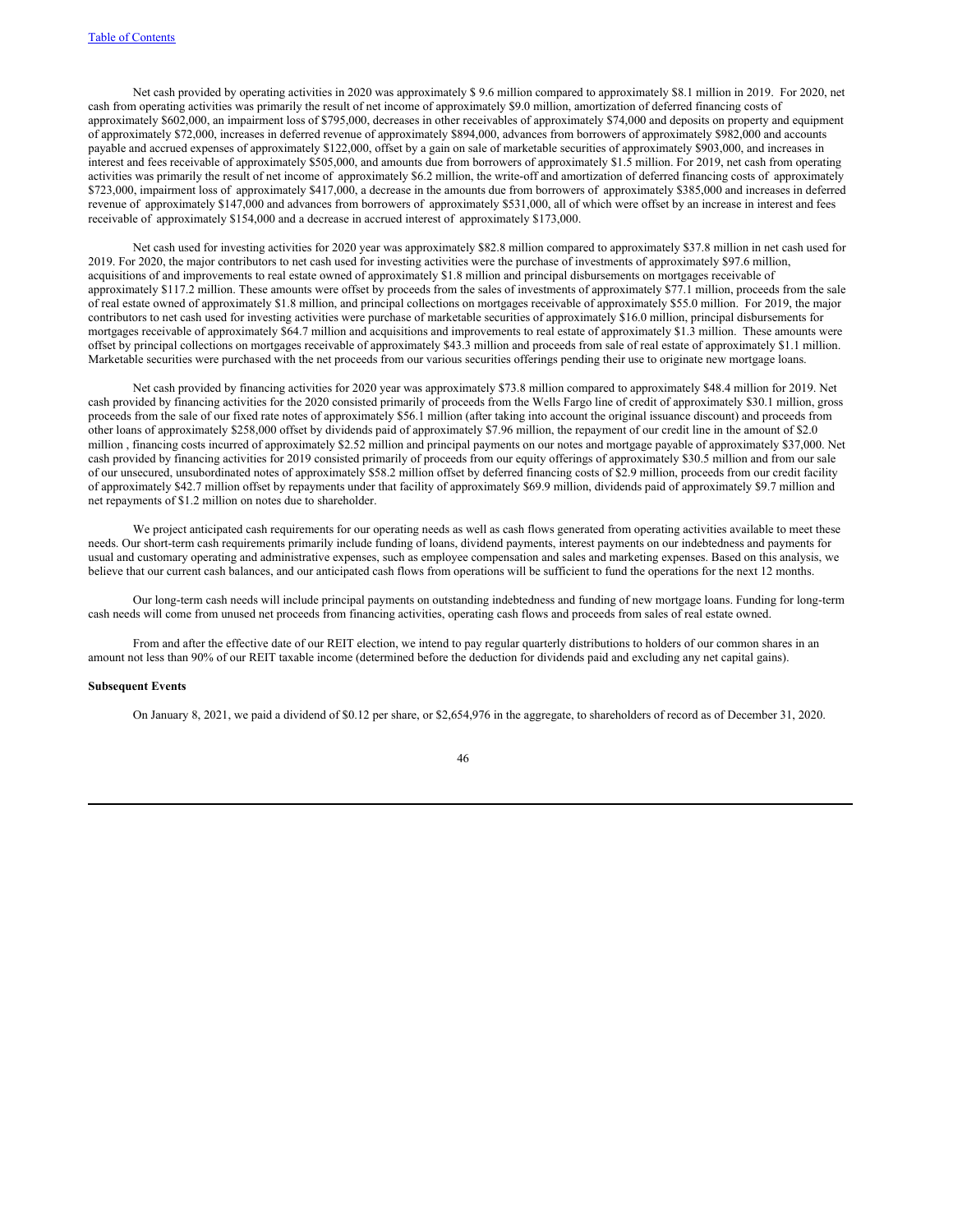Net cash provided by operating activities in 2020 was approximately $ 9.6 million compared to approximately $8.1 million in 2019. For 2020, net cash from operating activities was primarily the result of net income of approximately $9.0 million, amortization of deferred financing costs of approximately $602,000, an impairment loss of $795,000, decreases in other receivables of approximately $74,000 and deposits on property and equipment of approximately $72,000, increases in deferred revenue of approximately $894,000, advances from borrowers of approximately $982,000 and accounts payable and accrued expenses of approximately $122,000, offset by a gain on sale of marketable securities of approximately $903,000, and increases in interest and fees receivable of approximately $505,000, and amounts due from borrowers of approximately $1.5 million. For 2019, net cash from operating activities was primarily the result of net income of approximately $6.2 million, the write-off and amortization of deferred financing costs of approximately $723,000, impairment loss of approximately $417,000, a decrease in the amounts due from borrowers of approximately $385,000 and increases in deferred revenue of approximately $147,000 and advances from borrowers of approximately $531,000, all of which were offset by an increase in interest and fees receivable of approximately $154,000 and a decrease in accrued interest of approximately $173,000.

Net cash used for investing activities for 2020 year was approximately $82.8 million compared to approximately $37.8 million in net cash used for 2019. For 2020, the major contributors to net cash used for investing activities were the purchase of investments of approximately $97.6 million, acquisitions of and improvements to real estate owned of approximately $1.8 million and principal disbursements on mortgages receivable of approximately $117.2 million. These amounts were offset by proceeds from the sales of investments of approximately $77.1 million, proceeds from the sale of real estate owned of approximately $1.8 million, and principal collections on mortgages receivable of approximately $55.0 million. For 2019, the major contributors to net cash used for investing activities were purchase of marketable securities of approximately $16.0 million, principal disbursements for mortgages receivable of approximately $64.7 million and acquisitions and improvements to real estate of approximately $1.3 million. These amounts were offset by principal collections on mortgages receivable of approximately $43.3 million and proceeds from sale of real estate of approximately $1.1 million. Marketable securities were purchased with the net proceeds from our various securities offerings pending their use to originate new mortgage loans.

Net cash provided by financing activities for 2020 year was approximately $73.8 million compared to approximately $48.4 million for 2019. Net cash provided by financing activities for the 2020 consisted primarily of proceeds from the Wells Fargo line of credit of approximately $30.1 million, gross proceeds from the sale of our fixed rate notes of approximately $56.1 million (after taking into account the original issuance discount) and proceeds from other loans of approximately $258,000 offset by dividends paid of approximately $7.96 million, the repayment of our credit line in the amount of $2.0 million , financing costs incurred of approximately $2.52 million and principal payments on our notes and mortgage payable of approximately $37,000. Net cash provided by financing activities for 2019 consisted primarily of proceeds from our equity offerings of approximately $30.5 million and from our sale of our unsecured, unsubordinated notes of approximately $58.2 million offset by deferred financing costs of $2.9 million, proceeds from our credit facility of approximately $42.7 million offset by repayments under that facility of approximately $69.9 million, dividends paid of approximately $9.7 million and net repayments of $1.2 million on notes due to shareholder.

We project anticipated cash requirements for our operating needs as well as cash flows generated from operating activities available to meet these needs. Our short-term cash requirements primarily include funding of loans, dividend payments, interest payments on our indebtedness and payments for usual and customary operating and administrative expenses, such as employee compensation and sales and marketing expenses. Based on this analysis, we believe that our current cash balances, and our anticipated cash flows from operations will be sufficient to fund the operations for the next 12 months.

Our long-term cash needs will include principal payments on outstanding indebtedness and funding of new mortgage loans. Funding for long-term cash needs will come from unused net proceeds from financing activities, operating cash flows and proceeds from sales of real estate owned.

From and after the effective date of our REIT election, we intend to pay regular quarterly distributions to holders of our common shares in an amount not less than 90% of our REIT taxable income (determined before the deduction for dividends paid and excluding any net capital gains).

**Subsequent Events**

On January 8, 2021, we paid a dividend of $0.12 per share, or $2,654,976 in the aggregate, to shareholders of record as of December 31, 2020.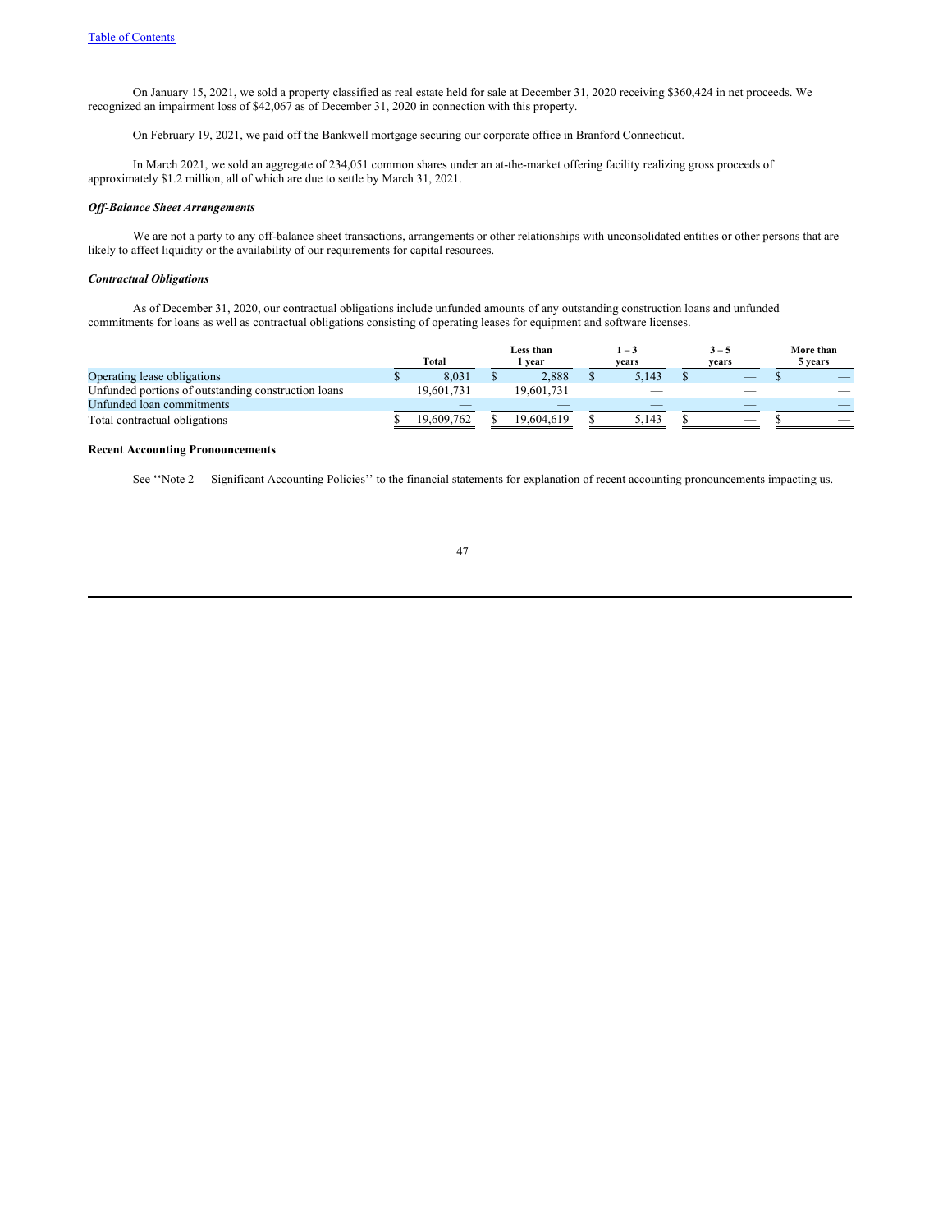On January 15, 2021, we sold a property classified as real estate held for sale at December 31, 2020 receiving $360,424 in net proceeds. We recognized an impairment loss of $42,067 as of December 31, 2020 in connection with this property.

On February 19, 2021, we paid off the Bankwell mortgage securing our corporate office in Branford Connecticut.

In March 2021, we sold an aggregate of 234,051 common shares under an at-the-market offering facility realizing gross proceeds of approximately $1.2 million, all of which are due to settle by March 31, 2021.

***Off-Balance Sheet Arrangements***

We are not a party to any off-balance sheet transactions, arrangements or other relationships with unconsolidated entities or other persons that are likely to affect liquidity or the availability of our requirements for capital resources.

***Contractual Obligations***

As of December 31, 2020, our contractual obligations include unfunded amounts of any outstanding construction loans and unfunded commitments for loans as well as contractual obligations consisting of operating leases for equipment and software licenses.

| | Total | Less than 1 year | 1 – 3 years | 3 – 5 years | More than 5 years |
|---|---|---|---|---|---|
| Operating lease obligations | $ 8,031 | $ 2,888 | $ 5,143 | $ — | $ — |
| Unfunded portions of outstanding construction loans | 19,601,731 | 19,601,731 | — | — | — |
| Unfunded loan commitments | — | — | — | — | — |
| Total contractual obligations | $ 19,609,762 | $ 19,604,619 | $ 5,143 | $ — | $ — |

**Recent Accounting Pronouncements**

See ''Note 2 — Significant Accounting Policies'' to the financial statements for explanation of recent accounting pronouncements impacting us.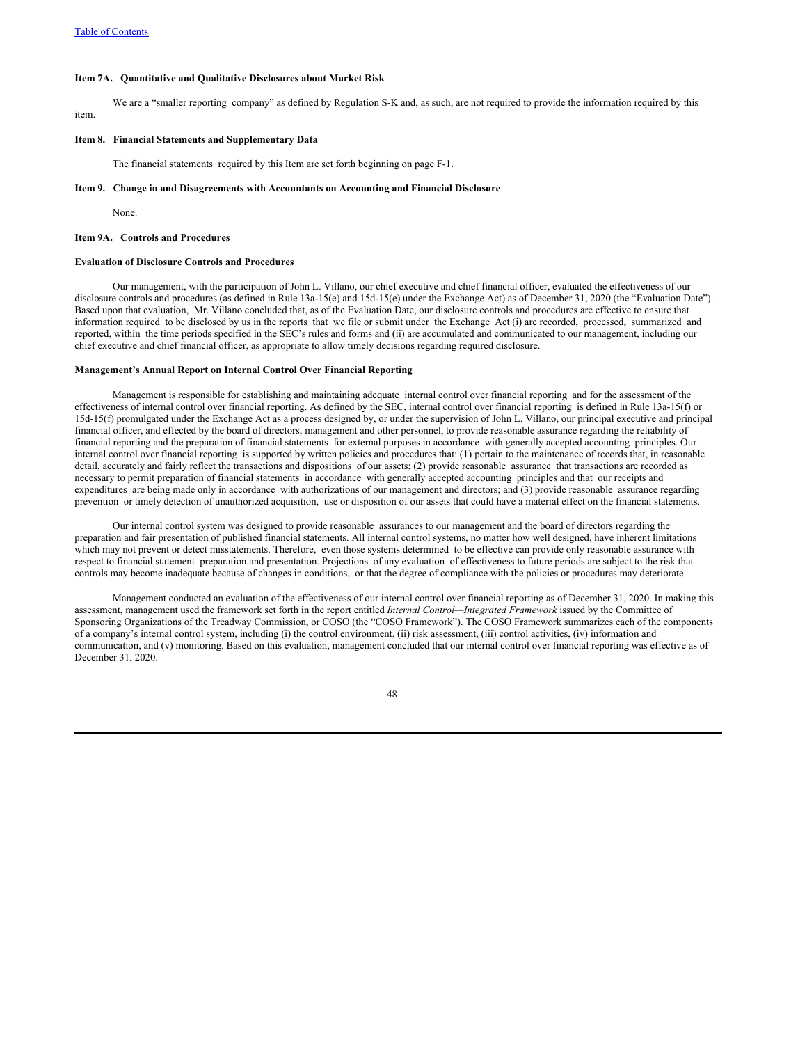**Item 7A. Quantitative and Qualitative Disclosures about Market Risk**

We are a "smaller reporting company" as defined by Regulation S-K and, as such, are not required to provide the information required by this item.

**Item 8. Financial Statements and Supplementary Data**

The financial statements required by this Item are set forth beginning on page F-1.

**Item 9. Change in and Disagreements with Accountants on Accounting and Financial Disclosure**

None.

**Item 9A. Controls and Procedures**

**Evaluation of Disclosure Controls and Procedures**

Our management, with the participation of John L. Villano, our chief executive and chief financial officer, evaluated the effectiveness of our disclosure controls and procedures (as defined in Rule 13a-15(e) and 15d-15(e) under the Exchange Act) as of December 31, 2020 (the "Evaluation Date"). Based upon that evaluation, Mr. Villano concluded that, as of the Evaluation Date, our disclosure controls and procedures are effective to ensure that information required to be disclosed by us in the reports that we file or submit under the Exchange Act (i) are recorded, processed, summarized and reported, within the time periods specified in the SEC's rules and forms and (ii) are accumulated and communicated to our management, including our chief executive and chief financial officer, as appropriate to allow timely decisions regarding required disclosure.

**Management's Annual Report on Internal Control Over Financial Reporting**

Management is responsible for establishing and maintaining adequate internal control over financial reporting and for the assessment of the effectiveness of internal control over financial reporting. As defined by the SEC, internal control over financial reporting is defined in Rule 13a-15(f) or 15d-15(f) promulgated under the Exchange Act as a process designed by, or under the supervision of John L. Villano, our principal executive and principal financial officer, and effected by the board of directors, management and other personnel, to provide reasonable assurance regarding the reliability of financial reporting and the preparation of financial statements for external purposes in accordance with generally accepted accounting principles. Our internal control over financial reporting is supported by written policies and procedures that: (1) pertain to the maintenance of records that, in reasonable detail, accurately and fairly reflect the transactions and dispositions of our assets; (2) provide reasonable assurance that transactions are recorded as necessary to permit preparation of financial statements in accordance with generally accepted accounting principles and that our receipts and expenditures are being made only in accordance with authorizations of our management and directors; and (3) provide reasonable assurance regarding prevention or timely detection of unauthorized acquisition, use or disposition of our assets that could have a material effect on the financial statements.

Our internal control system was designed to provide reasonable assurances to our management and the board of directors regarding the preparation and fair presentation of published financial statements. All internal control systems, no matter how well designed, have inherent limitations which may not prevent or detect misstatements. Therefore, even those systems determined to be effective can provide only reasonable assurance with respect to financial statement preparation and presentation. Projections of any evaluation of effectiveness to future periods are subject to the risk that controls may become inadequate because of changes in conditions, or that the degree of compliance with the policies or procedures may deteriorate.

Management conducted an evaluation of the effectiveness of our internal control over financial reporting as of December 31, 2020. In making this assessment, management used the framework set forth in the report entitled *Internal Control—Integrated Framework* issued by the Committee of Sponsoring Organizations of the Treadway Commission, or COSO (the "COSO Framework"). The COSO Framework summarizes each of the components of a company's internal control system, including (i) the control environment, (ii) risk assessment, (iii) control activities, (iv) information and communication, and (v) monitoring. Based on this evaluation, management concluded that our internal control over financial reporting was effective as of December 31, 2020.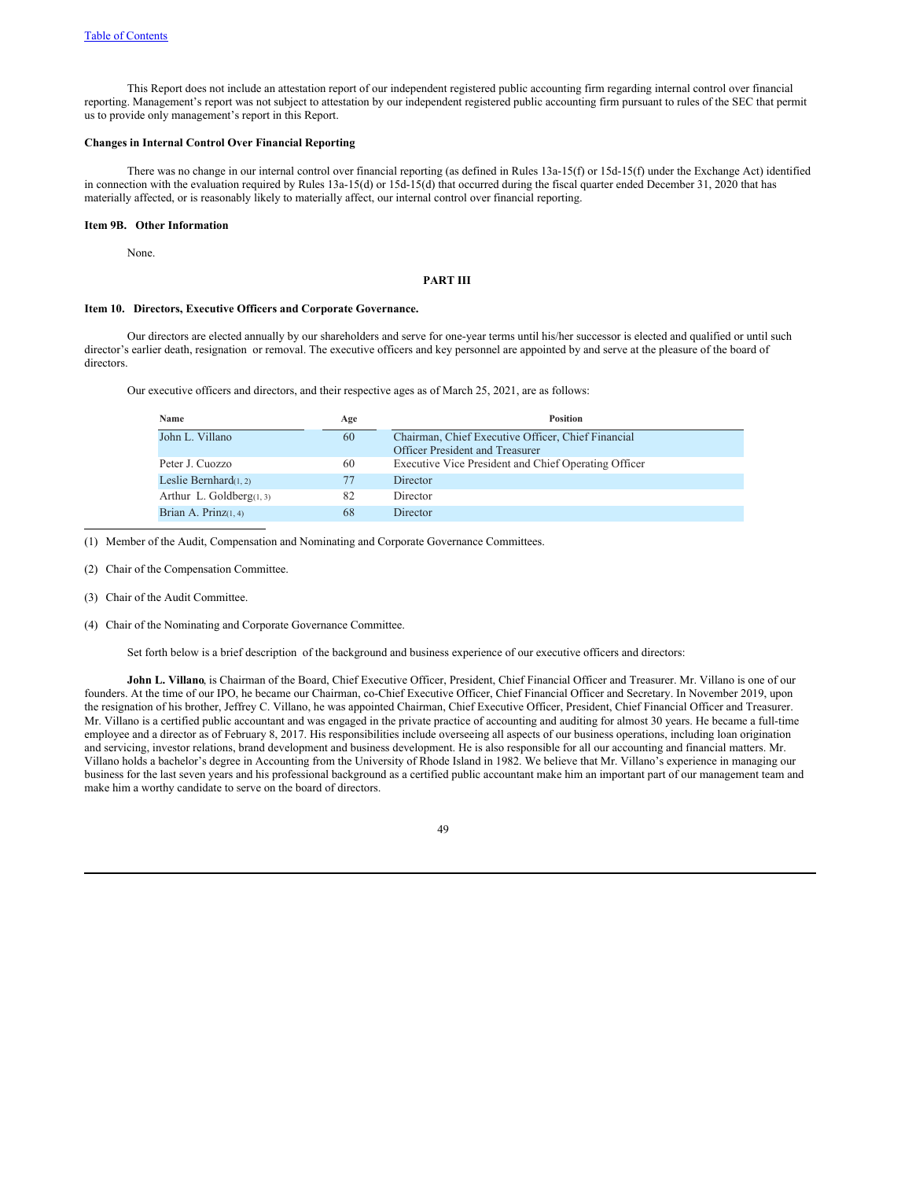This Report does not include an attestation report of our independent registered public accounting firm regarding internal control over financial reporting. Management's report was not subject to attestation by our independent registered public accounting firm pursuant to rules of the SEC that permit us to provide only management's report in this Report.

**Changes in Internal Control Over Financial Reporting**

There was no change in our internal control over financial reporting (as defined in Rules 13a-15(f) or 15d-15(f) under the Exchange Act) identified in connection with the evaluation required by Rules 13a-15(d) or 15d-15(d) that occurred during the fiscal quarter ended December 31, 2020 that has materially affected, or is reasonably likely to materially affect, our internal control over financial reporting.

**Item 9B. Other Information**

None.

## PART III

**Item 10. Directors, Executive Officers and Corporate Governance.**

Our directors are elected annually by our shareholders and serve for one-year terms until his/her successor is elected and qualified or until such director's earlier death, resignation or removal. The executive officers and key personnel are appointed by and serve at the pleasure of the board of directors.

Our executive officers and directors, and their respective ages as of March 25, 2021, are as follows:

| Name | Age | Position |
|---|---|---|
| John L. Villano | 60 | Chairman, Chief Executive Officer, Chief Financial Officer President and Treasurer |
| Peter J. Cuozzo | 60 | Executive Vice President and Chief Operating Officer |
| Leslie Bernhard(1, 2) | 77 | Director |
| Arthur L. Goldberg(1, 3) | 82 | Director |
| Brian A. Prinz(1, 4) | 68 | Director |

(1) Member of the Audit, Compensation and Nominating and Corporate Governance Committees.

(2) Chair of the Compensation Committee.

(3) Chair of the Audit Committee.

(4) Chair of the Nominating and Corporate Governance Committee.

Set forth below is a brief description of the background and business experience of our executive officers and directors:

**John L. Villano**, is Chairman of the Board, Chief Executive Officer, President, Chief Financial Officer and Treasurer. Mr. Villano is one of our founders. At the time of our IPO, he became our Chairman, co-Chief Executive Officer, Chief Financial Officer and Secretary. In November 2019, upon the resignation of his brother, Jeffrey C. Villano, he was appointed Chairman, Chief Executive Officer, President, Chief Financial Officer and Treasurer. Mr. Villano is a certified public accountant and was engaged in the private practice of accounting and auditing for almost 30 years. He became a full-time employee and a director as of February 8, 2017. His responsibilities include overseeing all aspects of our business operations, including loan origination and servicing, investor relations, brand development and business development. He is also responsible for all our accounting and financial matters. Mr. Villano holds a bachelor's degree in Accounting from the University of Rhode Island in 1982. We believe that Mr. Villano's experience in managing our business for the last seven years and his professional background as a certified public accountant make him an important part of our management team and make him a worthy candidate to serve on the board of directors.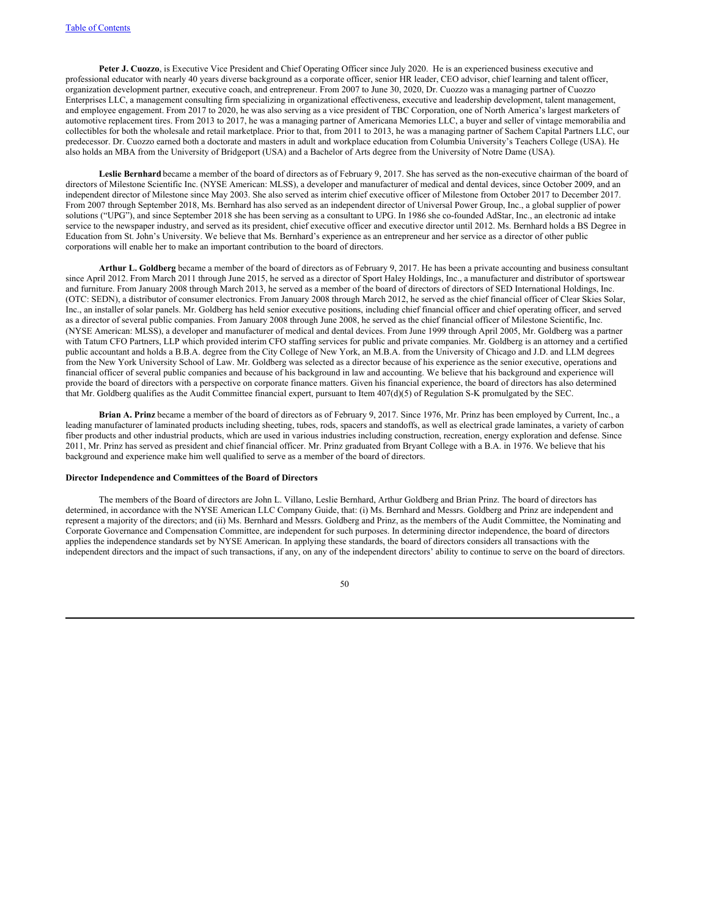**Peter J. Cuozzo**, is Executive Vice President and Chief Operating Officer since July 2020. He is an experienced business executive and professional educator with nearly 40 years diverse background as a corporate officer, senior HR leader, CEO advisor, chief learning and talent officer, organization development partner, executive coach, and entrepreneur. From 2007 to June 30, 2020, Dr. Cuozzo was a managing partner of Cuozzo Enterprises LLC, a management consulting firm specializing in organizational effectiveness, executive and leadership development, talent management, and employee engagement. From 2017 to 2020, he was also serving as a vice president of TBC Corporation, one of North America's largest marketers of automotive replacement tires. From 2013 to 2017, he was a managing partner of Americana Memories LLC, a buyer and seller of vintage memorabilia and collectibles for both the wholesale and retail marketplace. Prior to that, from 2011 to 2013, he was a managing partner of Sachem Capital Partners LLC, our predecessor. Dr. Cuozzo earned both a doctorate and masters in adult and workplace education from Columbia University's Teachers College (USA). He also holds an MBA from the University of Bridgeport (USA) and a Bachelor of Arts degree from the University of Notre Dame (USA).

**Leslie Bernhard** became a member of the board of directors as of February 9, 2017. She has served as the non-executive chairman of the board of directors of Milestone Scientific Inc. (NYSE American: MLSS), a developer and manufacturer of medical and dental devices, since October 2009, and an independent director of Milestone since May 2003. She also served as interim chief executive officer of Milestone from October 2017 to December 2017. From 2007 through September 2018, Ms. Bernhard has also served as an independent director of Universal Power Group, Inc., a global supplier of power solutions ("UPG"), and since September 2018 she has been serving as a consultant to UPG. In 1986 she co-founded AdStar, Inc., an electronic ad intake service to the newspaper industry, and served as its president, chief executive officer and executive director until 2012. Ms. Bernhard holds a BS Degree in Education from St. John's University. We believe that Ms. Bernhard's experience as an entrepreneur and her service as a director of other public corporations will enable her to make an important contribution to the board of directors.

**Arthur L. Goldberg** became a member of the board of directors as of February 9, 2017. He has been a private accounting and business consultant since April 2012. From March 2011 through June 2015, he served as a director of Sport Haley Holdings, Inc., a manufacturer and distributor of sportswear and furniture. From January 2008 through March 2013, he served as a member of the board of directors of directors of SED International Holdings, Inc. (OTC: SEDN), a distributor of consumer electronics. From January 2008 through March 2012, he served as the chief financial officer of Clear Skies Solar, Inc., an installer of solar panels. Mr. Goldberg has held senior executive positions, including chief financial officer and chief operating officer, and served as a director of several public companies. From January 2008 through June 2008, he served as the chief financial officer of Milestone Scientific, Inc. (NYSE American: MLSS), a developer and manufacturer of medical and dental devices. From June 1999 through April 2005, Mr. Goldberg was a partner with Tatum CFO Partners, LLP which provided interim CFO staffing services for public and private companies. Mr. Goldberg is an attorney and a certified public accountant and holds a B.B.A. degree from the City College of New York, an M.B.A. from the University of Chicago and J.D. and LLM degrees from the New York University School of Law. Mr. Goldberg was selected as a director because of his experience as the senior executive, operations and financial officer of several public companies and because of his background in law and accounting. We believe that his background and experience will provide the board of directors with a perspective on corporate finance matters. Given his financial experience, the board of directors has also determined that Mr. Goldberg qualifies as the Audit Committee financial expert, pursuant to Item 407(d)(5) of Regulation S-K promulgated by the SEC.

**Brian A. Prinz** became a member of the board of directors as of February 9, 2017. Since 1976, Mr. Prinz has been employed by Current, Inc., a leading manufacturer of laminated products including sheeting, tubes, rods, spacers and standoffs, as well as electrical grade laminates, a variety of carbon fiber products and other industrial products, which are used in various industries including construction, recreation, energy exploration and defense. Since 2011, Mr. Prinz has served as president and chief financial officer. Mr. Prinz graduated from Bryant College with a B.A. in 1976. We believe that his background and experience make him well qualified to serve as a member of the board of directors.

**Director Independence and Committees of the Board of Directors**

The members of the Board of directors are John L. Villano, Leslie Bernhard, Arthur Goldberg and Brian Prinz. The board of directors has determined, in accordance with the NYSE American LLC Company Guide, that: (i) Ms. Bernhard and Messrs. Goldberg and Prinz are independent and represent a majority of the directors; and (ii) Ms. Bernhard and Messrs. Goldberg and Prinz, as the members of the Audit Committee, the Nominating and Corporate Governance and Compensation Committee, are independent for such purposes. In determining director independence, the board of directors applies the independence standards set by NYSE American. In applying these standards, the board of directors considers all transactions with the independent directors and the impact of such transactions, if any, on any of the independent directors' ability to continue to serve on the board of directors.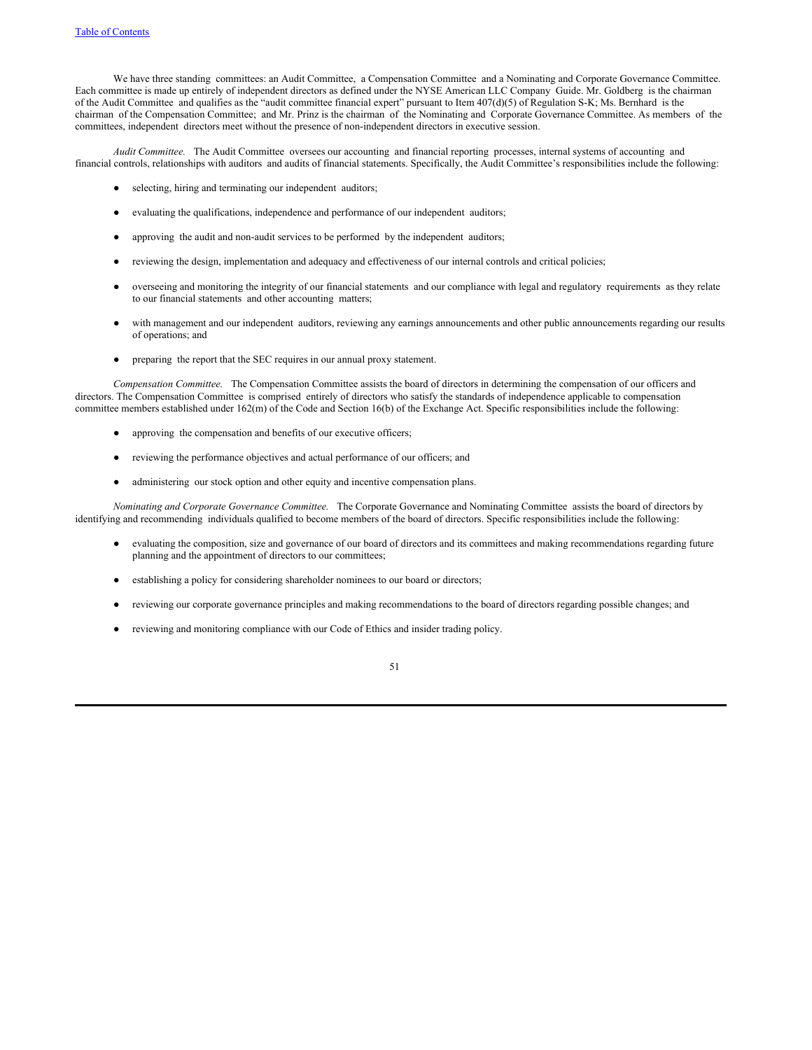We have three standing committees: an Audit Committee, a Compensation Committee and a Nominating and Corporate Governance Committee. Each committee is made up entirely of independent directors as defined under the NYSE American LLC Company Guide. Mr. Goldberg is the chairman of the Audit Committee and qualifies as the "audit committee financial expert" pursuant to Item 407(d)(5) of Regulation S-K; Ms. Bernhard is the chairman of the Compensation Committee; and Mr. Prinz is the chairman of the Nominating and Corporate Governance Committee. As members of the committees, independent directors meet without the presence of non-independent directors in executive session.

*Audit Committee.* The Audit Committee oversees our accounting and financial reporting processes, internal systems of accounting and financial controls, relationships with auditors and audits of financial statements. Specifically, the Audit Committee's responsibilities include the following:

- selecting, hiring and terminating our independent auditors;
- evaluating the qualifications, independence and performance of our independent auditors;
- approving the audit and non-audit services to be performed by the independent auditors;
- reviewing the design, implementation and adequacy and effectiveness of our internal controls and critical policies;
- overseeing and monitoring the integrity of our financial statements and our compliance with legal and regulatory requirements as they relate to our financial statements and other accounting matters;
- with management and our independent auditors, reviewing any earnings announcements and other public announcements regarding our results of operations; and
- preparing the report that the SEC requires in our annual proxy statement.

*Compensation Committee.* The Compensation Committee assists the board of directors in determining the compensation of our officers and directors. The Compensation Committee is comprised entirely of directors who satisfy the standards of independence applicable to compensation committee members established under 162(m) of the Code and Section 16(b) of the Exchange Act. Specific responsibilities include the following:

- approving the compensation and benefits of our executive officers;
- reviewing the performance objectives and actual performance of our officers; and
- administering our stock option and other equity and incentive compensation plans.

*Nominating and Corporate Governance Committee.* The Corporate Governance and Nominating Committee assists the board of directors by identifying and recommending individuals qualified to become members of the board of directors. Specific responsibilities include the following:

- evaluating the composition, size and governance of our board of directors and its committees and making recommendations regarding future planning and the appointment of directors to our committees;
- establishing a policy for considering shareholder nominees to our board or directors;
- reviewing our corporate governance principles and making recommendations to the board of directors regarding possible changes; and
- reviewing and monitoring compliance with our Code of Ethics and insider trading policy.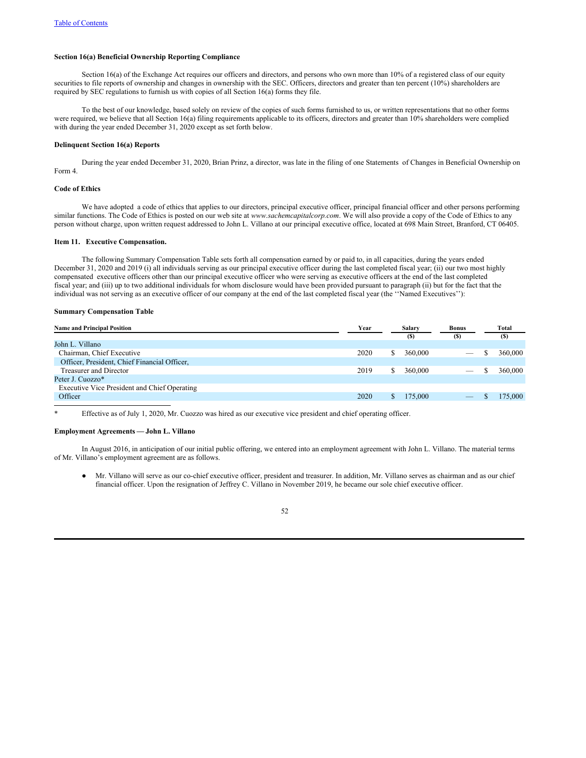### Section 16(a) Beneficial Ownership Reporting Compliance

Section 16(a) of the Exchange Act requires our officers and directors, and persons who own more than 10% of a registered class of our equity securities to file reports of ownership and changes in ownership with the SEC. Officers, directors and greater than ten percent (10%) shareholders are required by SEC regulations to furnish us with copies of all Section 16(a) forms they file.

To the best of our knowledge, based solely on review of the copies of such forms furnished to us, or written representations that no other forms were required, we believe that all Section 16(a) filing requirements applicable to its officers, directors and greater than 10% shareholders were complied with during the year ended December 31, 2020 except as set forth below.

### Delinquent Section 16(a) Reports

During the year ended December 31, 2020, Brian Prinz, a director, was late in the filing of one Statements of Changes in Beneficial Ownership on Form 4.

### Code of Ethics

We have adopted a code of ethics that applies to our directors, principal executive officer, principal financial officer and other persons performing similar functions. The Code of Ethics is posted on our web site at *www.sachemcapitalcorp.com*. We will also provide a copy of the Code of Ethics to any person without charge, upon written request addressed to John L. Villano at our principal executive office, located at 698 Main Street, Branford, CT 06405.

### Item 11. Executive Compensation.

The following Summary Compensation Table sets forth all compensation earned by or paid to, in all capacities, during the years ended December 31, 2020 and 2019 (i) all individuals serving as our principal executive officer during the last completed fiscal year; (ii) our two most highly compensated executive officers other than our principal executive officer who were serving as executive officers at the end of the last completed fiscal year; and (iii) up to two additional individuals for whom disclosure would have been provided pursuant to paragraph (ii) but for the fact that the individual was not serving as an executive officer of our company at the end of the last completed fiscal year (the ''Named Executives''):

### Summary Compensation Table

| Name and Principal Position | Year | Salary ($) | Bonus ($) | Total ($) |
|---|---|---|---|---|
| John L. Villano | | | | |
| Chairman, Chief Executive | 2020 | $ 360,000 | — | $ 360,000 |
| Officer, President, Chief Financial Officer, | | | | |
| Treasurer and Director | 2019 | $ 360,000 | — | $ 360,000 |
| Peter J. Cuozzo* | | | | |
| Executive Vice President and Chief Operating | | | | |
| Officer | 2020 | $ 175,000 | — | $ 175,000 |

\* Effective as of July 1, 2020, Mr. Cuozzo was hired as our executive vice president and chief operating officer.

### Employment Agreements — John L. Villano

In August 2016, in anticipation of our initial public offering, we entered into an employment agreement with John L. Villano. The material terms of Mr. Villano's employment agreement are as follows.

- Mr. Villano will serve as our co-chief executive officer, president and treasurer. In addition, Mr. Villano serves as chairman and as our chief financial officer. Upon the resignation of Jeffrey C. Villano in November 2019, he became our sole chief executive officer.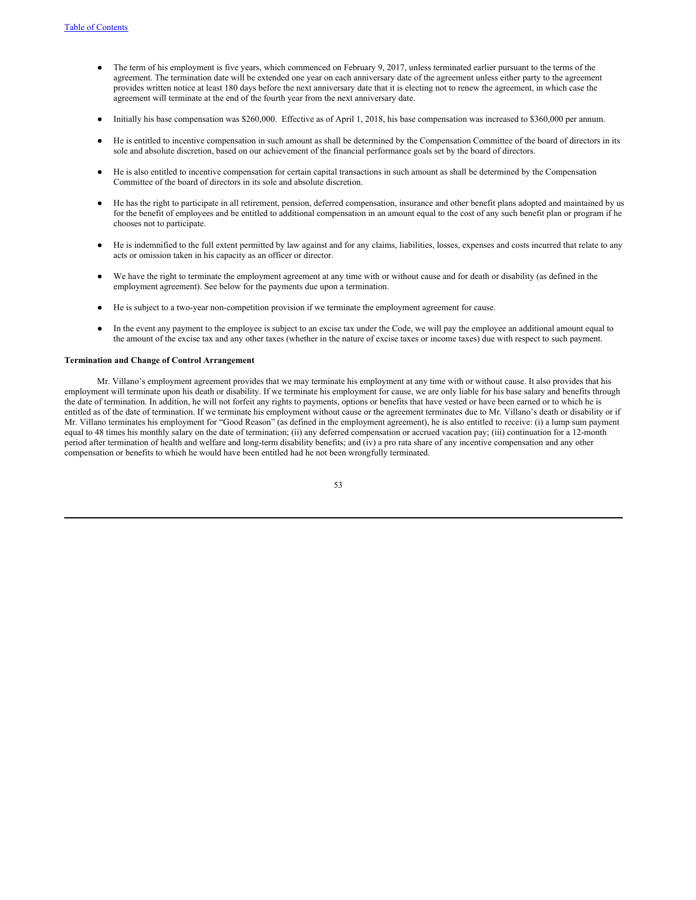- The term of his employment is five years, which commenced on February 9, 2017, unless terminated earlier pursuant to the terms of the agreement. The termination date will be extended one year on each anniversary date of the agreement unless either party to the agreement provides written notice at least 180 days before the next anniversary date that it is electing not to renew the agreement, in which case the agreement will terminate at the end of the fourth year from the next anniversary date.

- Initially his base compensation was $260,000. Effective as of April 1, 2018, his base compensation was increased to $360,000 per annum.

- He is entitled to incentive compensation in such amount as shall be determined by the Compensation Committee of the board of directors in its sole and absolute discretion, based on our achievement of the financial performance goals set by the board of directors.

- He is also entitled to incentive compensation for certain capital transactions in such amount as shall be determined by the Compensation Committee of the board of directors in its sole and absolute discretion.

- He has the right to participate in all retirement, pension, deferred compensation, insurance and other benefit plans adopted and maintained by us for the benefit of employees and be entitled to additional compensation in an amount equal to the cost of any such benefit plan or program if he chooses not to participate.

- He is indemnified to the full extent permitted by law against and for any claims, liabilities, losses, expenses and costs incurred that relate to any acts or omission taken in his capacity as an officer or director.

- We have the right to terminate the employment agreement at any time with or without cause and for death or disability (as defined in the employment agreement). See below for the payments due upon a termination.

- He is subject to a two-year non-competition provision if we terminate the employment agreement for cause.

- In the event any payment to the employee is subject to an excise tax under the Code, we will pay the employee an additional amount equal to the amount of the excise tax and any other taxes (whether in the nature of excise taxes or income taxes) due with respect to such payment.

**Termination and Change of Control Arrangement**

Mr. Villano's employment agreement provides that we may terminate his employment at any time with or without cause. It also provides that his employment will terminate upon his death or disability. If we terminate his employment for cause, we are only liable for his base salary and benefits through the date of termination. In addition, he will not forfeit any rights to payments, options or benefits that have vested or have been earned or to which he is entitled as of the date of termination. If we terminate his employment without cause or the agreement terminates due to Mr. Villano's death or disability or if Mr. Villano terminates his employment for "Good Reason" (as defined in the employment agreement), he is also entitled to receive: (i) a lump sum payment equal to 48 times his monthly salary on the date of termination; (ii) any deferred compensation or accrued vacation pay; (iii) continuation for a 12-month period after termination of health and welfare and long-term disability benefits; and (iv) a pro rata share of any incentive compensation and any other compensation or benefits to which he would have been entitled had he not been wrongfully terminated.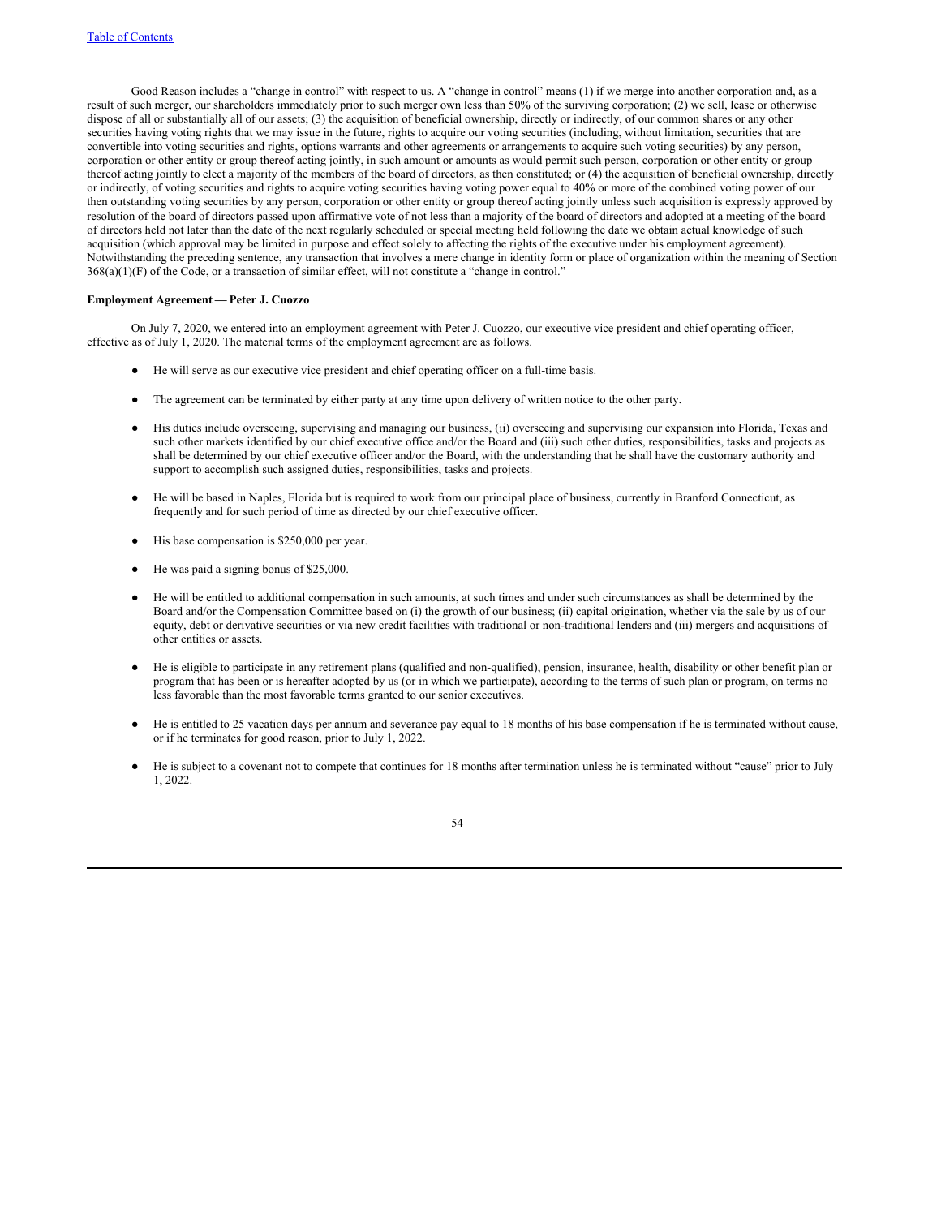Good Reason includes a "change in control" with respect to us. A "change in control" means (1) if we merge into another corporation and, as a result of such merger, our shareholders immediately prior to such merger own less than 50% of the surviving corporation; (2) we sell, lease or otherwise dispose of all or substantially all of our assets; (3) the acquisition of beneficial ownership, directly or indirectly, of our common shares or any other securities having voting rights that we may issue in the future, rights to acquire our voting securities (including, without limitation, securities that are convertible into voting securities and rights, options warrants and other agreements or arrangements to acquire such voting securities) by any person, corporation or other entity or group thereof acting jointly, in such amount or amounts as would permit such person, corporation or other entity or group thereof acting jointly to elect a majority of the members of the board of directors, as then constituted; or (4) the acquisition of beneficial ownership, directly or indirectly, of voting securities and rights to acquire voting securities having voting power equal to 40% or more of the combined voting power of our then outstanding voting securities by any person, corporation or other entity or group thereof acting jointly unless such acquisition is expressly approved by resolution of the board of directors passed upon affirmative vote of not less than a majority of the board of directors and adopted at a meeting of the board of directors held not later than the date of the next regularly scheduled or special meeting held following the date we obtain actual knowledge of such acquisition (which approval may be limited in purpose and effect solely to affecting the rights of the executive under his employment agreement). Notwithstanding the preceding sentence, any transaction that involves a mere change in identity form or place of organization within the meaning of Section 368(a)(1)(F) of the Code, or a transaction of similar effect, will not constitute a "change in control."

**Employment Agreement — Peter J. Cuozzo**

On July 7, 2020, we entered into an employment agreement with Peter J. Cuozzo, our executive vice president and chief operating officer, effective as of July 1, 2020. The material terms of the employment agreement are as follows.

- He will serve as our executive vice president and chief operating officer on a full-time basis.
- The agreement can be terminated by either party at any time upon delivery of written notice to the other party.
- His duties include overseeing, supervising and managing our business, (ii) overseeing and supervising our expansion into Florida, Texas and such other markets identified by our chief executive office and/or the Board and (iii) such other duties, responsibilities, tasks and projects as shall be determined by our chief executive officer and/or the Board, with the understanding that he shall have the customary authority and support to accomplish such assigned duties, responsibilities, tasks and projects.
- He will be based in Naples, Florida but is required to work from our principal place of business, currently in Branford Connecticut, as frequently and for such period of time as directed by our chief executive officer.
- His base compensation is $250,000 per year.
- He was paid a signing bonus of $25,000.
- He will be entitled to additional compensation in such amounts, at such times and under such circumstances as shall be determined by the Board and/or the Compensation Committee based on (i) the growth of our business; (ii) capital origination, whether via the sale by us of our equity, debt or derivative securities or via new credit facilities with traditional or non-traditional lenders and (iii) mergers and acquisitions of other entities or assets.
- He is eligible to participate in any retirement plans (qualified and non-qualified), pension, insurance, health, disability or other benefit plan or program that has been or is hereafter adopted by us (or in which we participate), according to the terms of such plan or program, on terms no less favorable than the most favorable terms granted to our senior executives.
- He is entitled to 25 vacation days per annum and severance pay equal to 18 months of his base compensation if he is terminated without cause, or if he terminates for good reason, prior to July 1, 2022.
- He is subject to a covenant not to compete that continues for 18 months after termination unless he is terminated without "cause" prior to July 1, 2022.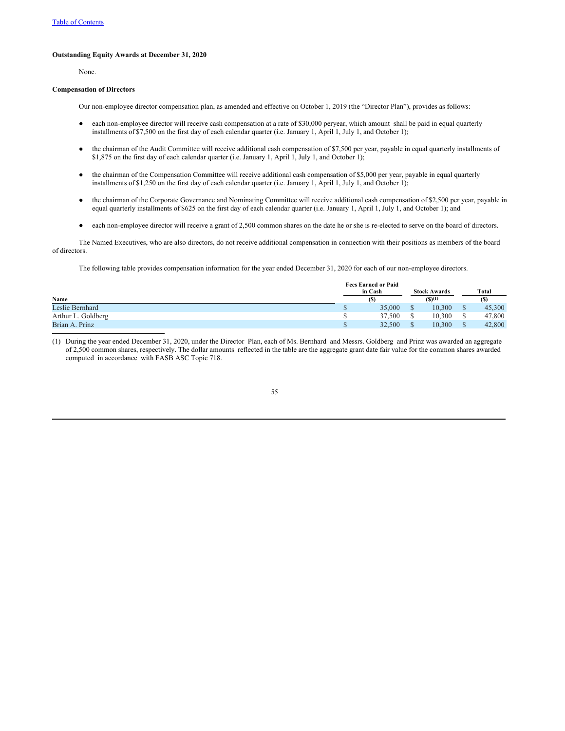[Table of Contents]

**Outstanding Equity Awards at December 31, 2020**

None.

**Compensation of Directors**

Our non-employee director compensation plan, as amended and effective on October 1, 2019 (the "Director Plan"), provides as follows:

- each non-employee director will receive cash compensation at a rate of $30,000 peryear, which amount shall be paid in equal quarterly installments of $7,500 on the first day of each calendar quarter (i.e. January 1, April 1, July 1, and October 1);
- the chairman of the Audit Committee will receive additional cash compensation of $7,500 per year, payable in equal quarterly installments of $1,875 on the first day of each calendar quarter (i.e. January 1, April 1, July 1, and October 1);
- the chairman of the Compensation Committee will receive additional cash compensation of $5,000 per year, payable in equal quarterly installments of $1,250 on the first day of each calendar quarter (i.e. January 1, April 1, July 1, and October 1);
- the chairman of the Corporate Governance and Nominating Committee will receive additional cash compensation of $2,500 per year, payable in equal quarterly installments of $625 on the first day of each calendar quarter (i.e. January 1, April 1, July 1, and October 1); and
- each non-employee director will receive a grant of 2,500 common shares on the date he or she is re-elected to serve on the board of directors.

The Named Executives, who are also directors, do not receive additional compensation in connection with their positions as members of the board of directors.

The following table provides compensation information for the year ended December 31, 2020 for each of our non-employee directors.

| Name | Fees Earned or Paid in Cash ($) | Stock Awards ($)(1) | Total ($) |
|---|---|---|---|
| Leslie Bernhard | $ 35,000 | $ 10,300 | $ 45,300 |
| Arthur L. Goldberg | $ 37,500 | $ 10,300 | $ 47,800 |
| Brian A. Prinz | $ 32,500 | $ 10,300 | $ 42,800 |

(1) During the year ended December 31, 2020, under the Director Plan, each of Ms. Bernhard and Messrs. Goldberg and Prinz was awarded an aggregate of 2,500 common shares, respectively. The dollar amounts reflected in the table are the aggregate grant date fair value for the common shares awarded computed in accordance with FASB ASC Topic 718.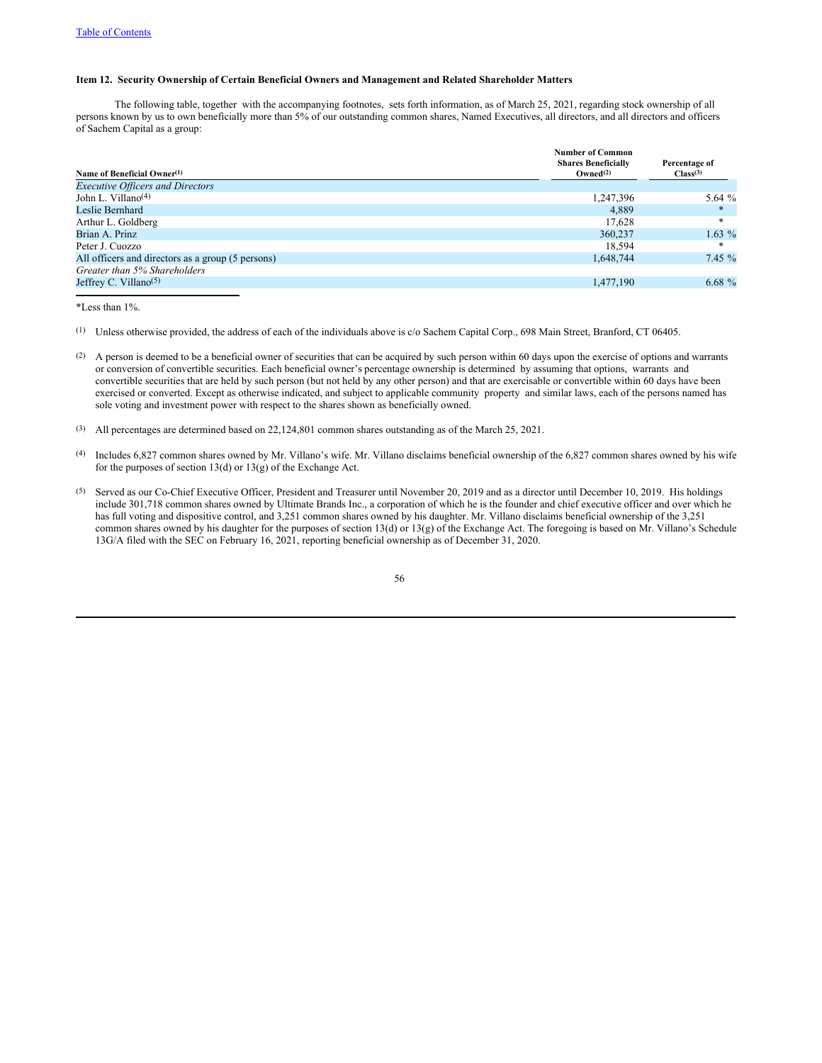[Table of Contents](#)

**Item 12. Security Ownership of Certain Beneficial Owners and Management and Related Shareholder Matters**

The following table, together with the accompanying footnotes, sets forth information, as of March 25, 2021, regarding stock ownership of all persons known by us to own beneficially more than 5% of our outstanding common shares, Named Executives, all directors, and all directors and officers of Sachem Capital as a group:

| Name of Beneficial Owner[(1)] | Number of Common Shares Beneficially Owned[(2)] | Percentage of Class[(3)] |
|---|---|---|
| *Executive Officers and Directors* | | |
| John L. Villano[(4)] | 1,247,396 | 5.64 % |
| Leslie Bernhard | 4,889 | * |
| Arthur L. Goldberg | 17,628 | * |
| Brian A. Prinz | 360,237 | 1.63 % |
| Peter J. Cuozzo | 18,594 | * |
| All officers and directors as a group (5 persons) | 1,648,744 | 7.45 % |
| *Greater than 5% Shareholders* | | |
| Jeffrey C. Villano[(5)] | 1,477,190 | 6.68 % |

*Less than 1%.

(1) Unless otherwise provided, the address of each of the individuals above is c/o Sachem Capital Corp., 698 Main Street, Branford, CT 06405.

(2) A person is deemed to be a beneficial owner of securities that can be acquired by such person within 60 days upon the exercise of options and warrants or conversion of convertible securities. Each beneficial owner's percentage ownership is determined by assuming that options, warrants and convertible securities that are held by such person (but not held by any other person) and that are exercisable or convertible within 60 days have been exercised or converted. Except as otherwise indicated, and subject to applicable community property and similar laws, each of the persons named has sole voting and investment power with respect to the shares shown as beneficially owned.

(3) All percentages are determined based on 22,124,801 common shares outstanding as of the March 25, 2021.

(4) Includes 6,827 common shares owned by Mr. Villano's wife. Mr. Villano disclaims beneficial ownership of the 6,827 common shares owned by his wife for the purposes of section 13(d) or 13(g) of the Exchange Act.

(5) Served as our Co-Chief Executive Officer, President and Treasurer until November 20, 2019 and as a director until December 10, 2019. His holdings include 301,718 common shares owned by Ultimate Brands Inc., a corporation of which he is the founder and chief executive officer and over which he has full voting and dispositive control, and 3,251 common shares owned by his daughter. Mr. Villano disclaims beneficial ownership of the 3,251 common shares owned by his daughter for the purposes of section 13(d) or 13(g) of the Exchange Act. The foregoing is based on Mr. Villano's Schedule 13G/A filed with the SEC on February 16, 2021, reporting beneficial ownership as of December 31, 2020.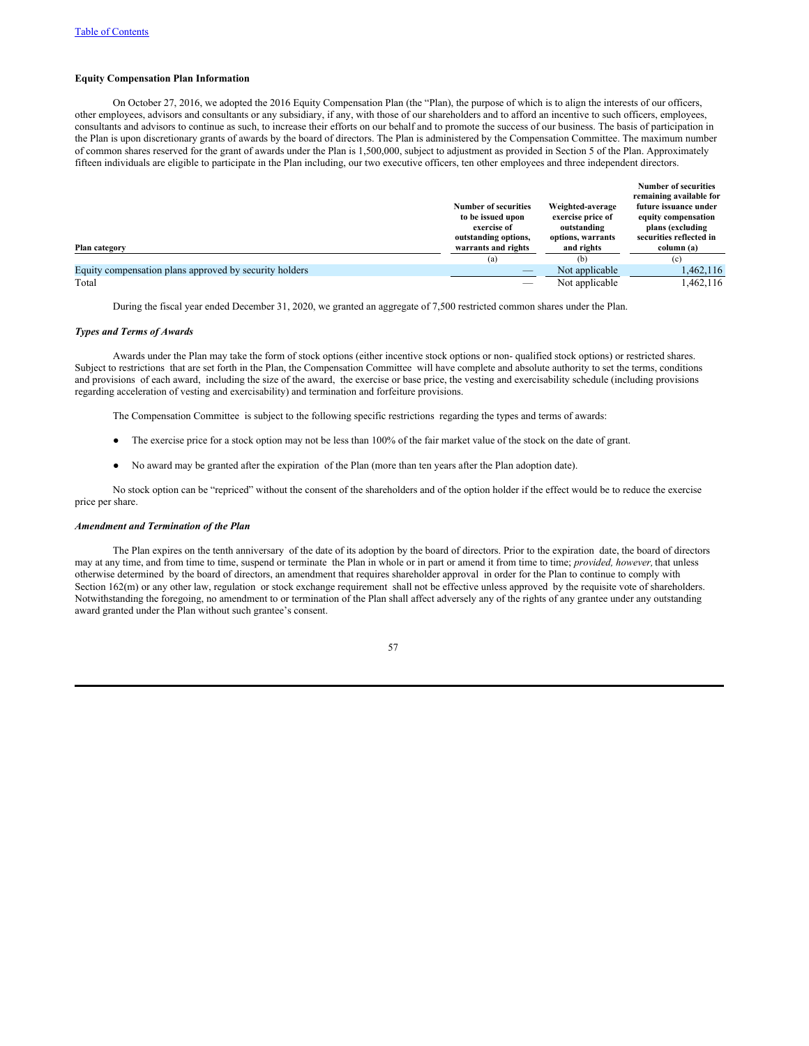**Equity Compensation Plan Information**

On October 27, 2016, we adopted the 2016 Equity Compensation Plan (the “Plan), the purpose of which is to align the interests of our officers, other employees, advisors and consultants or any subsidiary, if any, with those of our shareholders and to afford an incentive to such officers, employees, consultants and advisors to continue as such, to increase their efforts on our behalf and to promote the success of our business. The basis of participation in the Plan is upon discretionary grants of awards by the board of directors. The Plan is administered by the Compensation Committee. The maximum number of common shares reserved for the grant of awards under the Plan is 1,500,000, subject to adjustment as provided in Section 5 of the Plan. Approximately fifteen individuals are eligible to participate in the Plan including, our two executive officers, ten other employees and three independent directors.

| Plan category | Number of securities to be issued upon exercise of outstanding options, warrants and rights | Weighted-average exercise price of outstanding options, warrants and rights | Number of securities remaining available for future issuance under equity compensation plans (excluding securities reflected in column (a) |
|---|---|---|---|
| | (a) | (b) | (c) |
| Equity compensation plans approved by security holders | — | Not applicable | 1,462,116 |
| Total | — | Not applicable | 1,462,116 |

During the fiscal year ended December 31, 2020, we granted an aggregate of 7,500 restricted common shares under the Plan.

***Types and Terms of Awards***

Awards under the Plan may take the form of stock options (either incentive stock options or non- qualified stock options) or restricted shares. Subject to restrictions that are set forth in the Plan, the Compensation Committee will have complete and absolute authority to set the terms, conditions and provisions of each award, including the size of the award, the exercise or base price, the vesting and exercisability schedule (including provisions regarding acceleration of vesting and exercisability) and termination and forfeiture provisions.

The Compensation Committee is subject to the following specific restrictions regarding the types and terms of awards:

- The exercise price for a stock option may not be less than 100% of the fair market value of the stock on the date of grant.
- No award may be granted after the expiration of the Plan (more than ten years after the Plan adoption date).

No stock option can be “repriced” without the consent of the shareholders and of the option holder if the effect would be to reduce the exercise price per share.

***Amendment and Termination of the Plan***

The Plan expires on the tenth anniversary of the date of its adoption by the board of directors. Prior to the expiration date, the board of directors may at any time, and from time to time, suspend or terminate the Plan in whole or in part or amend it from time to time; *provided, however,* that unless otherwise determined by the board of directors, an amendment that requires shareholder approval in order for the Plan to continue to comply with Section 162(m) or any other law, regulation or stock exchange requirement shall not be effective unless approved by the requisite vote of shareholders. Notwithstanding the foregoing, no amendment to or termination of the Plan shall affect adversely any of the rights of any grantee under any outstanding award granted under the Plan without such grantee’s consent.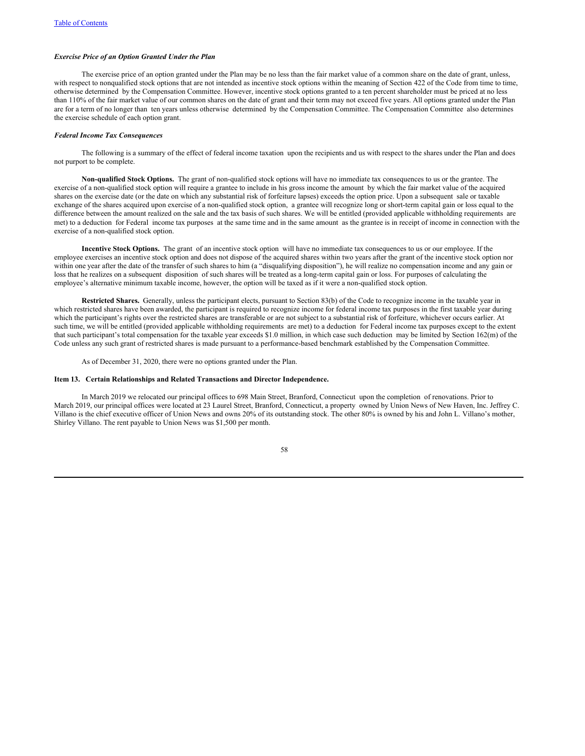### *Exercise Price of an Option Granted Under the Plan*

The exercise price of an option granted under the Plan may be no less than the fair market value of a common share on the date of grant, unless, with respect to nonqualified stock options that are not intended as incentive stock options within the meaning of Section 422 of the Code from time to time, otherwise determined by the Compensation Committee. However, incentive stock options granted to a ten percent shareholder must be priced at no less than 110% of the fair market value of our common shares on the date of grant and their term may not exceed five years. All options granted under the Plan are for a term of no longer than ten years unless otherwise determined by the Compensation Committee. The Compensation Committee also determines the exercise schedule of each option grant.

### *Federal Income Tax Consequences*

The following is a summary of the effect of federal income taxation upon the recipients and us with respect to the shares under the Plan and does not purport to be complete.

**Non-qualified Stock Options.** The grant of non-qualified stock options will have no immediate tax consequences to us or the grantee. The exercise of a non-qualified stock option will require a grantee to include in his gross income the amount by which the fair market value of the acquired shares on the exercise date (or the date on which any substantial risk of forfeiture lapses) exceeds the option price. Upon a subsequent sale or taxable exchange of the shares acquired upon exercise of a non-qualified stock option, a grantee will recognize long or short-term capital gain or loss equal to the difference between the amount realized on the sale and the tax basis of such shares. We will be entitled (provided applicable withholding requirements are met) to a deduction for Federal income tax purposes at the same time and in the same amount as the grantee is in receipt of income in connection with the exercise of a non-qualified stock option.

**Incentive Stock Options.** The grant of an incentive stock option will have no immediate tax consequences to us or our employee. If the employee exercises an incentive stock option and does not dispose of the acquired shares within two years after the grant of the incentive stock option nor within one year after the date of the transfer of such shares to him (a "disqualifying disposition"), he will realize no compensation income and any gain or loss that he realizes on a subsequent disposition of such shares will be treated as a long-term capital gain or loss. For purposes of calculating the employee's alternative minimum taxable income, however, the option will be taxed as if it were a non-qualified stock option.

**Restricted Shares.** Generally, unless the participant elects, pursuant to Section 83(b) of the Code to recognize income in the taxable year in which restricted shares have been awarded, the participant is required to recognize income for federal income tax purposes in the first taxable year during which the participant's rights over the restricted shares are transferable or are not subject to a substantial risk of forfeiture, whichever occurs earlier. At such time, we will be entitled (provided applicable withholding requirements are met) to a deduction for Federal income tax purposes except to the extent that such participant's total compensation for the taxable year exceeds $1.0 million, in which case such deduction may be limited by Section 162(m) of the Code unless any such grant of restricted shares is made pursuant to a performance-based benchmark established by the Compensation Committee.

As of December 31, 2020, there were no options granted under the Plan.

## Item 13. Certain Relationships and Related Transactions and Director Independence.

In March 2019 we relocated our principal offices to 698 Main Street, Branford, Connecticut upon the completion of renovations. Prior to March 2019, our principal offices were located at 23 Laurel Street, Branford, Connecticut, a property owned by Union News of New Haven, Inc. Jeffrey C. Villano is the chief executive officer of Union News and owns 20% of its outstanding stock. The other 80% is owned by his and John L. Villano's mother, Shirley Villano. The rent payable to Union News was $1,500 per month.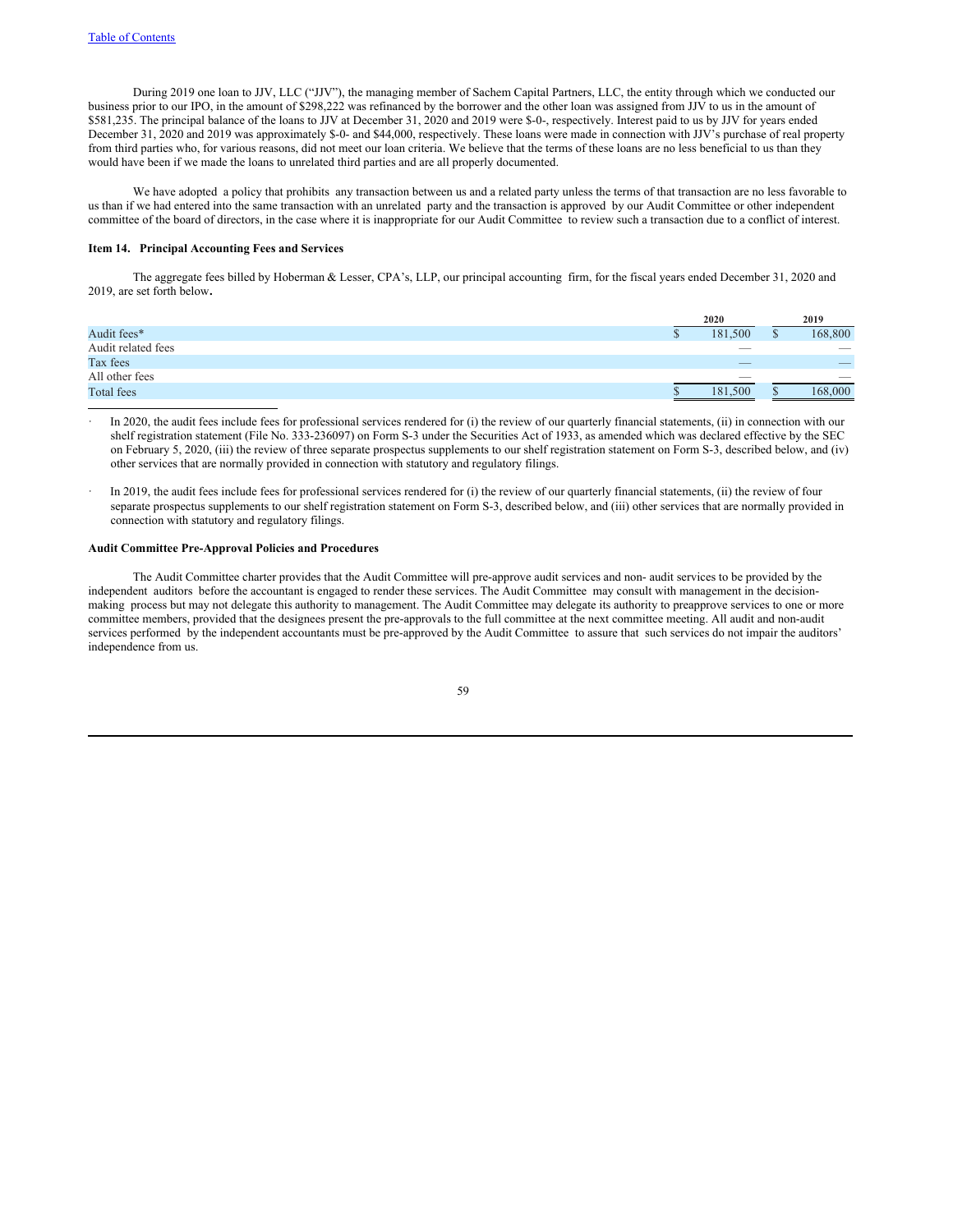During 2019 one loan to JJV, LLC ("JJV"), the managing member of Sachem Capital Partners, LLC, the entity through which we conducted our business prior to our IPO, in the amount of $298,222 was refinanced by the borrower and the other loan was assigned from JJV to us in the amount of $581,235. The principal balance of the loans to JJV at December 31, 2020 and 2019 were $-0-, respectively. Interest paid to us by JJV for years ended December 31, 2020 and 2019 was approximately $-0- and $44,000, respectively. These loans were made in connection with JJV's purchase of real property from third parties who, for various reasons, did not meet our loan criteria. We believe that the terms of these loans are no less beneficial to us than they would have been if we made the loans to unrelated third parties and are all properly documented.

We have adopted a policy that prohibits any transaction between us and a related party unless the terms of that transaction are no less favorable to us than if we had entered into the same transaction with an unrelated party and the transaction is approved by our Audit Committee or other independent committee of the board of directors, in the case where it is inappropriate for our Audit Committee to review such a transaction due to a conflict of interest.

### Item 14. Principal Accounting Fees and Services

The aggregate fees billed by Hoberman & Lesser, CPA's, LLP, our principal accounting firm, for the fiscal years ended December 31, 2020 and 2019, are set forth below.

| | 2020 | 2019 |
|---|---|---|
| Audit fees* | $ 181,500 | $ 168,800 |
| Audit related fees | — | — |
| Tax fees | — | — |
| All other fees | — | — |
| Total fees | $ 181,500 | $ 168,000 |

- In 2020, the audit fees include fees for professional services rendered for (i) the review of our quarterly financial statements, (ii) in connection with our shelf registration statement (File No. 333-236097) on Form S-3 under the Securities Act of 1933, as amended which was declared effective by the SEC on February 5, 2020, (iii) the review of three separate prospectus supplements to our shelf registration statement on Form S-3, described below, and (iv) other services that are normally provided in connection with statutory and regulatory filings.

- In 2019, the audit fees include fees for professional services rendered for (i) the review of our quarterly financial statements, (ii) the review of four separate prospectus supplements to our shelf registration statement on Form S-3, described below, and (iii) other services that are normally provided in connection with statutory and regulatory filings.

### Audit Committee Pre-Approval Policies and Procedures

The Audit Committee charter provides that the Audit Committee will pre-approve audit services and non- audit services to be provided by the independent auditors before the accountant is engaged to render these services. The Audit Committee may consult with management in the decision-making process but may not delegate this authority to management. The Audit Committee may delegate its authority to preapprove services to one or more committee members, provided that the designees present the pre-approvals to the full committee at the next committee meeting. All audit and non-audit services performed by the independent accountants must be pre-approved by the Audit Committee to assure that such services do not impair the auditors' independence from us.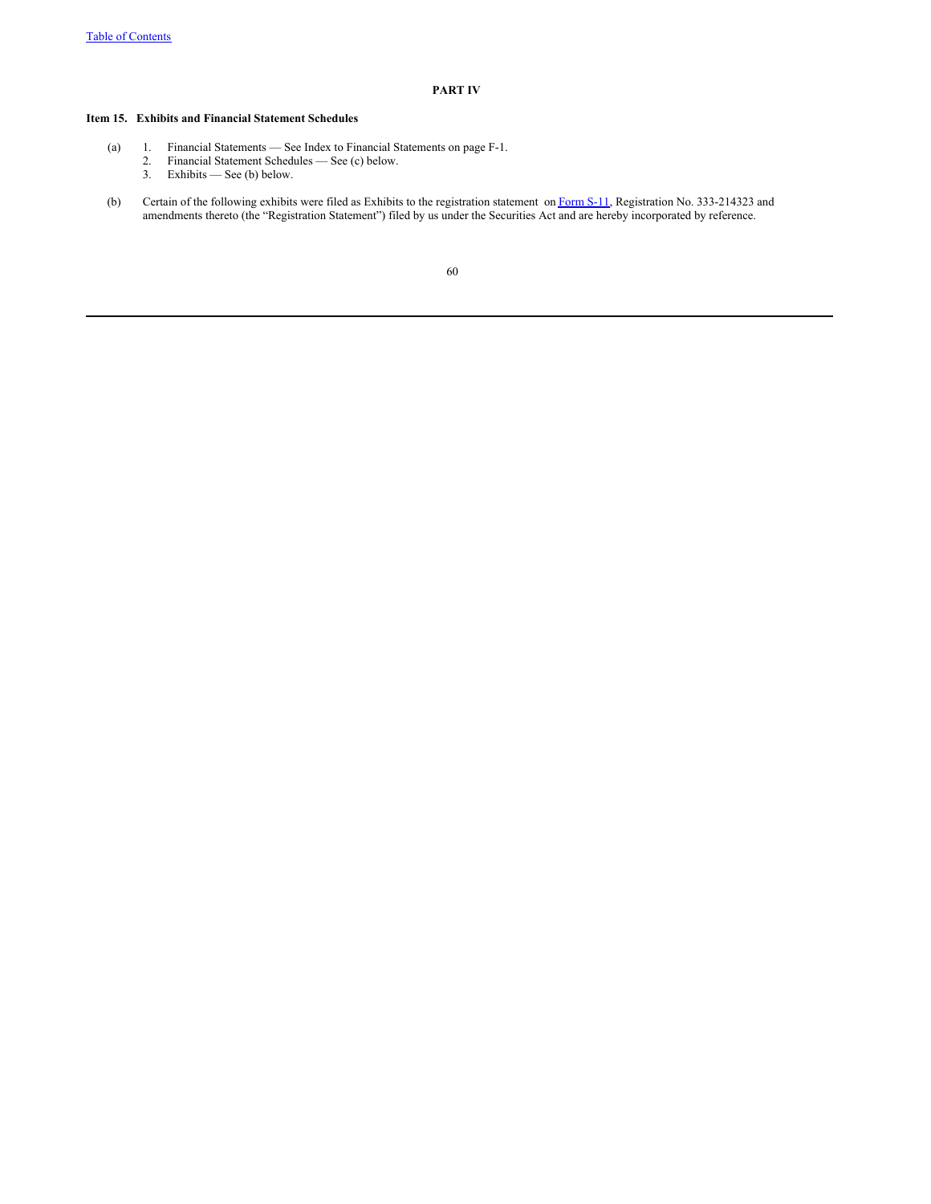## PART IV

### Item 15. Exhibits and Financial Statement Schedules

(a)
1. Financial Statements — See Index to Financial Statements on page F-1.
2. Financial Statement Schedules — See (c) below.
3. Exhibits — See (b) below.

(b) Certain of the following exhibits were filed as Exhibits to the registration statement on Form S-11, Registration No. 333-214323 and amendments thereto (the "Registration Statement") filed by us under the Securities Act and are hereby incorporated by reference.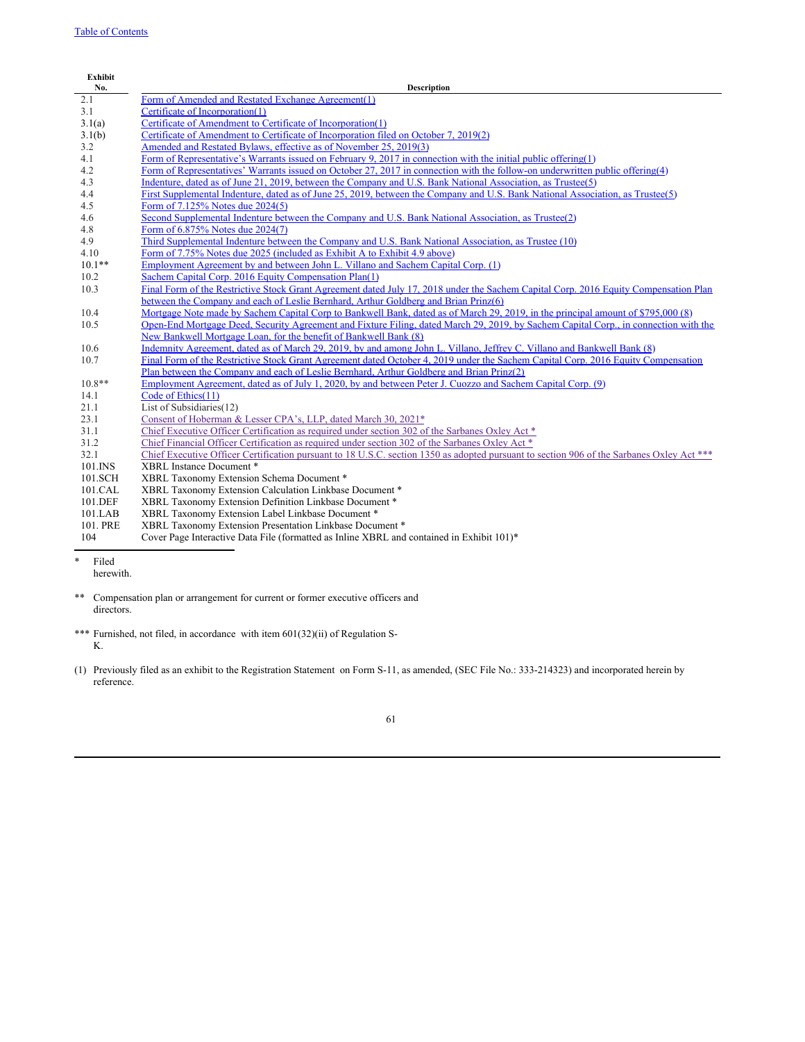| Exhibit No. | Description |
|---|---|
| 2.1 | Form of Amended and Restated Exchange Agreement(1) |
| 3.1 | Certificate of Incorporation(1) |
| 3.1(a) | Certificate of Amendment to Certificate of Incorporation(1) |
| 3.1(b) | Certificate of Amendment to Certificate of Incorporation filed on October 7, 2019(2) |
| 3.2 | Amended and Restated Bylaws, effective as of November 25, 2019(3) |
| 4.1 | Form of Representative's Warrants issued on February 9, 2017 in connection with the initial public offering(1) |
| 4.2 | Form of Representatives' Warrants issued on October 27, 2017 in connection with the follow-on underwritten public offering(4) |
| 4.3 | Indenture, dated as of June 21, 2019, between the Company and U.S. Bank National Association, as Trustee(5) |
| 4.4 | First Supplemental Indenture, dated as of June 25, 2019, between the Company and U.S. Bank National Association, as Trustee(5) |
| 4.5 | Form of 7.125% Notes due 2024(5) |
| 4.6 | Second Supplemental Indenture between the Company and U.S. Bank National Association, as Trustee(2) |
| 4.8 | Form of 6.875% Notes due 2024(7) |
| 4.9 | Third Supplemental Indenture between the Company and U.S. Bank National Association, as Trustee (10) |
| 4.10 | Form of 7.75% Notes due 2025 (included as Exhibit A to Exhibit 4.9 above) |
| 10.1** | Employment Agreement by and between John L. Villano and Sachem Capital Corp. (1) |
| 10.2 | Sachem Capital Corp. 2016 Equity Compensation Plan(1) |
| 10.3 | Final Form of the Restrictive Stock Grant Agreement dated July 17, 2018 under the Sachem Capital Corp. 2016 Equity Compensation Plan between the Company and each of Leslie Bernhard, Arthur Goldberg and Brian Prinz(6) |
| 10.4 | Mortgage Note made by Sachem Capital Corp to Bankwell Bank, dated as of March 29, 2019, in the principal amount of $795,000 (8) |
| 10.5 | Open-End Mortgage Deed, Security Agreement and Fixture Filing, dated March 29, 2019, by Sachem Capital Corp., in connection with the New Bankwell Mortgage Loan, for the benefit of Bankwell Bank (8) |
| 10.6 | Indemnity Agreement, dated as of March 29, 2019, by and among John L. Villano, Jeffrey C. Villano and Bankwell Bank (8) |
| 10.7 | Final Form of the Restrictive Stock Grant Agreement dated October 4, 2019 under the Sachem Capital Corp. 2016 Equity Compensation Plan between the Company and each of Leslie Bernhard, Arthur Goldberg and Brian Prinz(2) |
| 10.8** | Employment Agreement, dated as of July 1, 2020, by and between Peter J. Cuozzo and Sachem Capital Corp. (9) |
| 14.1 | Code of Ethics(11) |
| 21.1 | List of Subsidiaries(12) |
| 23.1 | Consent of Hoberman & Lesser CPA's, LLP, dated March 30, 2021* |
| 31.1 | Chief Executive Officer Certification as required under section 302 of the Sarbanes Oxley Act * |
| 31.2 | Chief Financial Officer Certification as required under section 302 of the Sarbanes Oxley Act * |
| 32.1 | Chief Executive Officer Certification pursuant to 18 U.S.C. section 1350 as adopted pursuant to section 906 of the Sarbanes Oxley Act *** |
| 101.INS | XBRL Instance Document * |
| 101.SCH | XBRL Taxonomy Extension Schema Document * |
| 101.CAL | XBRL Taxonomy Extension Calculation Linkbase Document * |
| 101.DEF | XBRL Taxonomy Extension Definition Linkbase Document * |
| 101.LAB | XBRL Taxonomy Extension Label Linkbase Document * |
| 101. PRE | XBRL Taxonomy Extension Presentation Linkbase Document * |
| 104 | Cover Page Interactive Data File (formatted as Inline XBRL and contained in Exhibit 101)* |

\* Filed herewith.

\** Compensation plan or arrangement for current or former executive officers and directors.

\*** Furnished, not filed, in accordance with item 601(32)(ii) of Regulation S-K.

(1) Previously filed as an exhibit to the Registration Statement on Form S-11, as amended, (SEC File No.: 333-214323) and incorporated herein by reference.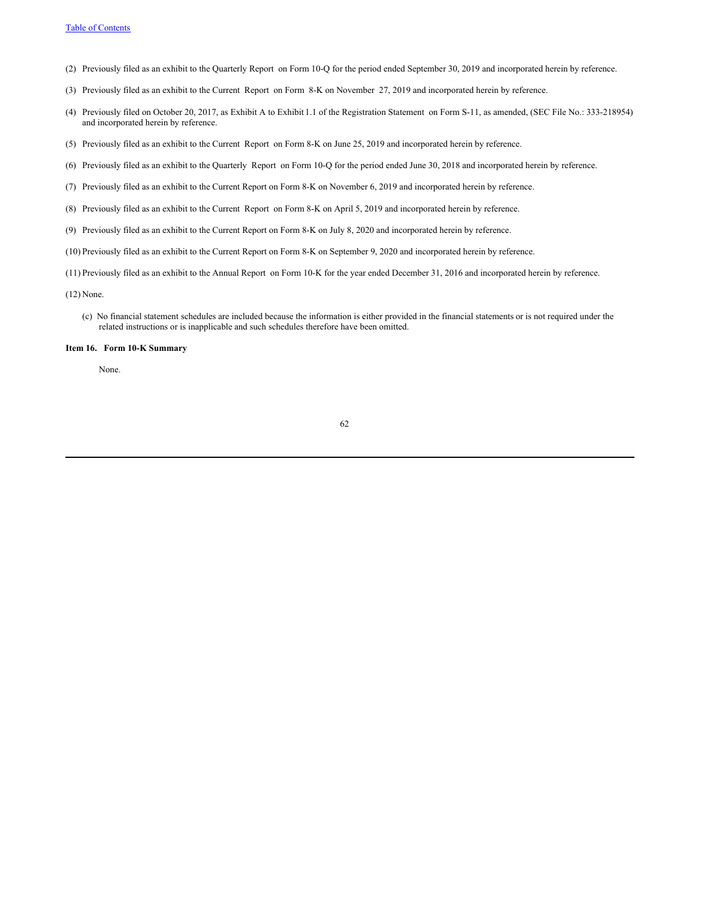(2) Previously filed as an exhibit to the Quarterly Report on Form 10-Q for the period ended September 30, 2019 and incorporated herein by reference.

(3) Previously filed as an exhibit to the Current Report on Form 8-K on November 27, 2019 and incorporated herein by reference.

(4) Previously filed on October 20, 2017, as Exhibit A to Exhibit 1.1 of the Registration Statement on Form S-11, as amended, (SEC File No.: 333-218954) and incorporated herein by reference.

(5) Previously filed as an exhibit to the Current Report on Form 8-K on June 25, 2019 and incorporated herein by reference.

(6) Previously filed as an exhibit to the Quarterly Report on Form 10-Q for the period ended June 30, 2018 and incorporated herein by reference.

(7) Previously filed as an exhibit to the Current Report on Form 8-K on November 6, 2019 and incorporated herein by reference.

(8) Previously filed as an exhibit to the Current Report on Form 8-K on April 5, 2019 and incorporated herein by reference.

(9) Previously filed as an exhibit to the Current Report on Form 8-K on July 8, 2020 and incorporated herein by reference.

(10) Previously filed as an exhibit to the Current Report on Form 8-K on September 9, 2020 and incorporated herein by reference.

(11) Previously filed as an exhibit to the Annual Report on Form 10-K for the year ended December 31, 2016 and incorporated herein by reference.

(12) None.

(c) No financial statement schedules are included because the information is either provided in the financial statements or is not required under the related instructions or is inapplicable and such schedules therefore have been omitted.

**Item 16. Form 10-K Summary**

None.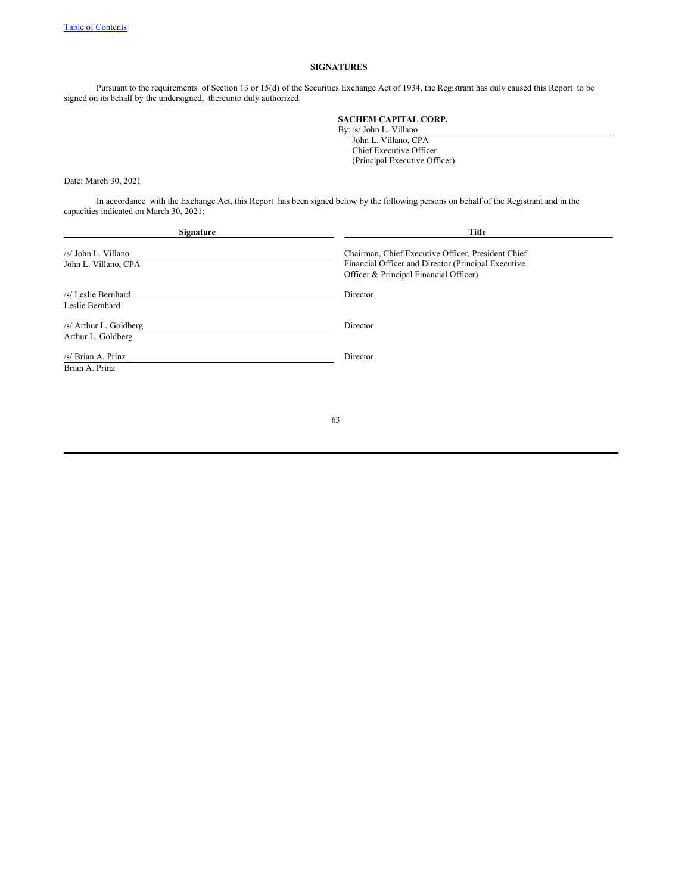# SIGNATURES

Pursuant to the requirements of Section 13 or 15(d) of the Securities Exchange Act of 1934, the Registrant has duly caused this Report to be signed on its behalf by the undersigned, thereunto duly authorized.

**SACHEM CAPITAL CORP.**

By: /s/ John L. Villano
John L. Villano, CPA
Chief Executive Officer
(Principal Executive Officer)

Date: March 30, 2021

In accordance with the Exchange Act, this Report has been signed below by the following persons on behalf of the Registrant and in the capacities indicated on March 30, 2021:

| Signature | Title |
| --- | --- |
| /s/ John L. Villano<br>John L. Villano, CPA | Chairman, Chief Executive Officer, President Chief Financial Officer and Director (Principal Executive Officer & Principal Financial Officer) |
| /s/ Leslie Bernhard<br>Leslie Bernhard | Director |
| /s/ Arthur L. Goldberg<br>Arthur L. Goldberg | Director |
| /s/ Brian A. Prinz<br>Brian A. Prinz | Director |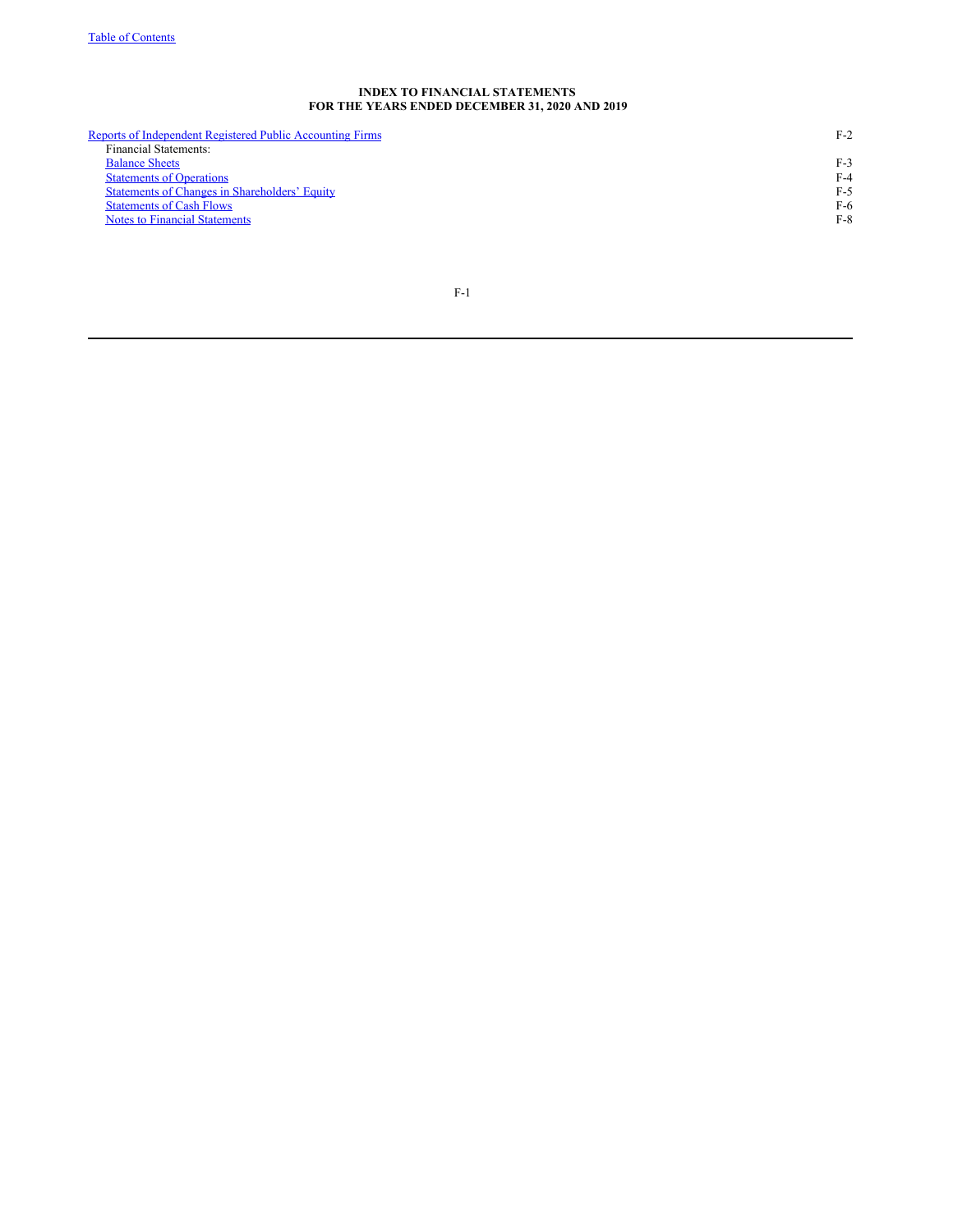**INDEX TO FINANCIAL STATEMENTS**
**FOR THE YEARS ENDED DECEMBER 31, 2020 AND 2019**

| | |
|---|---|
| Reports of Independent Registered Public Accounting Firms | F-2 |
| Financial Statements: | |
| Balance Sheets | F-3 |
| Statements of Operations | F-4 |
| Statements of Changes in Shareholders' Equity | F-5 |
| Statements of Cash Flows | F-6 |
| Notes to Financial Statements | F-8 |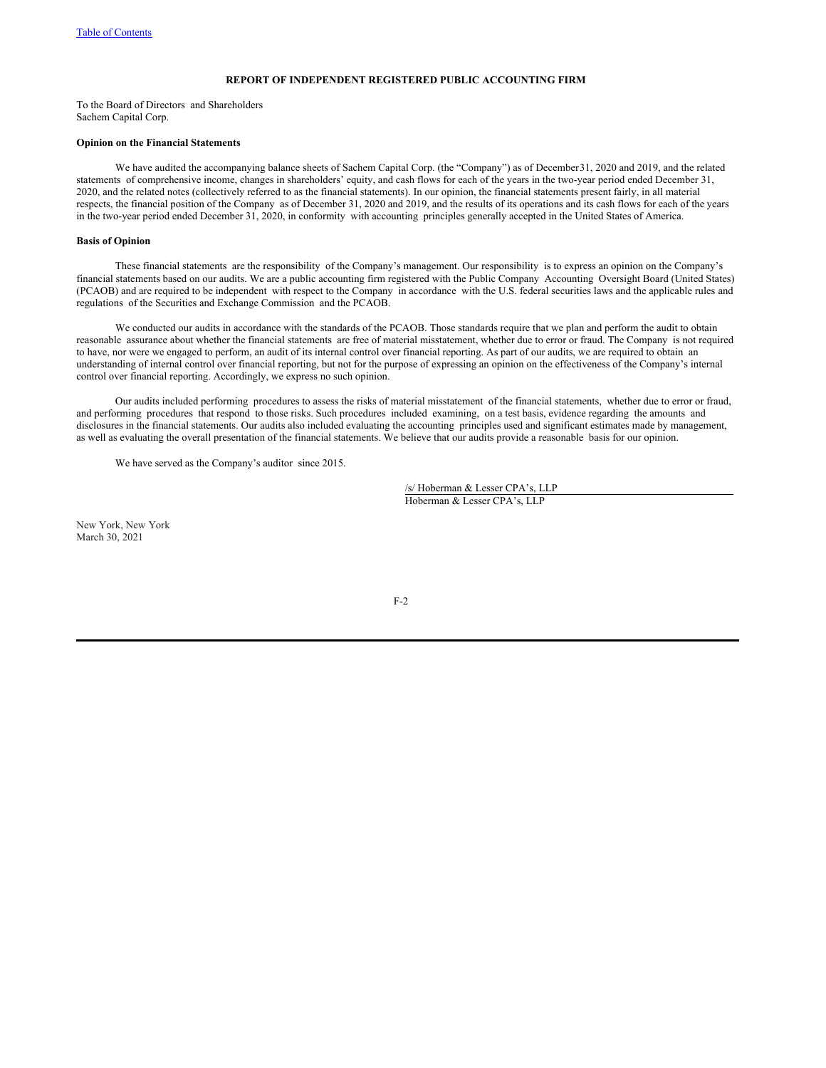[Table of Contents](#)

**REPORT OF INDEPENDENT REGISTERED PUBLIC ACCOUNTING FIRM**

To the Board of Directors and Shareholders
Sachem Capital Corp.

**Opinion on the Financial Statements**

We have audited the accompanying balance sheets of Sachem Capital Corp. (the "Company") as of December31, 2020 and 2019, and the related statements of comprehensive income, changes in shareholders' equity, and cash flows for each of the years in the two-year period ended December 31, 2020, and the related notes (collectively referred to as the financial statements). In our opinion, the financial statements present fairly, in all material respects, the financial position of the Company as of December 31, 2020 and 2019, and the results of its operations and its cash flows for each of the years in the two-year period ended December 31, 2020, in conformity with accounting principles generally accepted in the United States of America.

**Basis of Opinion**

These financial statements are the responsibility of the Company's management. Our responsibility is to express an opinion on the Company's financial statements based on our audits. We are a public accounting firm registered with the Public Company Accounting Oversight Board (United States) (PCAOB) and are required to be independent with respect to the Company in accordance with the U.S. federal securities laws and the applicable rules and regulations of the Securities and Exchange Commission and the PCAOB.

We conducted our audits in accordance with the standards of the PCAOB. Those standards require that we plan and perform the audit to obtain reasonable assurance about whether the financial statements are free of material misstatement, whether due to error or fraud. The Company is not required to have, nor were we engaged to perform, an audit of its internal control over financial reporting. As part of our audits, we are required to obtain an understanding of internal control over financial reporting, but not for the purpose of expressing an opinion on the effectiveness of the Company's internal control over financial reporting. Accordingly, we express no such opinion.

Our audits included performing procedures to assess the risks of material misstatement of the financial statements, whether due to error or fraud, and performing procedures that respond to those risks. Such procedures included examining, on a test basis, evidence regarding the amounts and disclosures in the financial statements. Our audits also included evaluating the accounting principles used and significant estimates made by management, as well as evaluating the overall presentation of the financial statements. We believe that our audits provide a reasonable basis for our opinion.

We have served as the Company's auditor since 2015.

/s/ Hoberman & Lesser CPA's, LLP
Hoberman & Lesser CPA's, LLP

New York, New York
March 30, 2021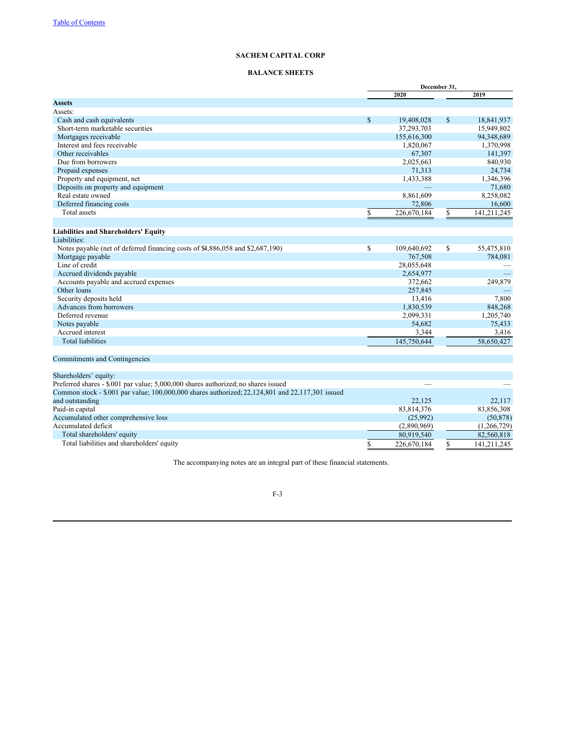[Table of Contents](#)

# SACHEM CAPITAL CORP

## BALANCE SHEETS

| | December 31, 2020 | December 31, 2019 |
|---|---|---|
| **Assets** | | |
| Assets: | | |
| Cash and cash equivalents | $ 19,408,028 | $ 18,841,937 |
| Short-term marketable securities | 37,293,703 | 15,949,802 |
| Mortgages receivable | 155,616,300 | 94,348,689 |
| Interest and fees receivable | 1,820,067 | 1,370,998 |
| Other receivables | 67,307 | 141,397 |
| Due from borrowers | 2,025,663 | 840,930 |
| Prepaid expenses | 71,313 | 24,734 |
| Property and equipment, net | 1,433,388 | 1,346,396 |
| Deposits on property and equipment | — | 71,680 |
| Real estate owned | 8,861,609 | 8,258,082 |
| Deferred financing costs | 72,806 | 16,600 |
| Total assets | $ 226,670,184 | $ 141,211,245 |
| | | |
| **Liabilities and Shareholders' Equity** | | |
| Liabilities: | | |
| Notes payable (net of deferred financing costs of $4,886,058 and $2,687,190) | $ 109,640,692 | $ 55,475,810 |
| Mortgage payable | 767,508 | 784,081 |
| Line of credit | 28,055,648 | — |
| Accrued dividends payable | 2,654,977 | — |
| Accounts payable and accrued expenses | 372,662 | 249,879 |
| Other loans | 257,845 | — |
| Security deposits held | 13,416 | 7,800 |
| Advances from borrowers | 1,830,539 | 848,268 |
| Deferred revenue | 2,099,331 | 1,205,740 |
| Notes payable | 54,682 | 75,433 |
| Accrued interest | 3,344 | 3,416 |
| Total liabilities | 145,750,644 | 58,650,427 |
| | | |
| Commitments and Contingencies | | |
| | | |
| Shareholders' equity: | | |
| Preferred shares - $.001 par value; 5,000,000 shares authorized; no shares issued | — | — |
| Common stock - $.001 par value; 100,000,000 shares authorized; 22,124,801 and 22,117,301 issued and outstanding | 22,125 | 22,117 |
| Paid-in capital | 83,814,376 | 83,856,308 |
| Accumulated other comprehensive loss | (25,992) | (50,878) |
| Accumulated deficit | (2,890,969) | (1,266,729) |
| Total shareholders' equity | 80,919,540 | 82,560,818 |
| Total liabilities and shareholders' equity | $ 226,670,184 | $ 141,211,245 |

The accompanying notes are an integral part of these financial statements.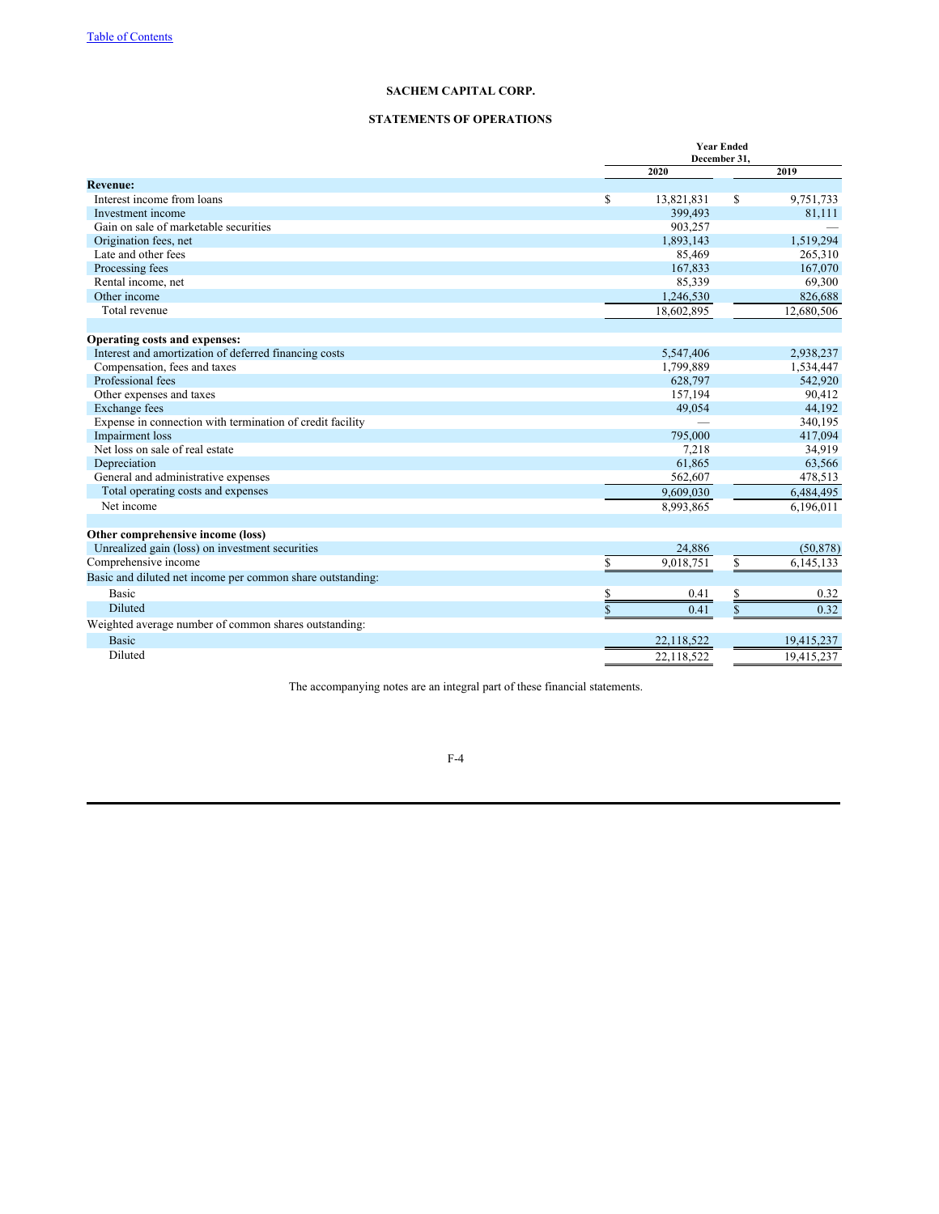# SACHEM CAPITAL CORP.

## STATEMENTS OF OPERATIONS

| | Year Ended December 31, | |
|---|---|---|
| | 2020 | 2019 |
| **Revenue:** | | |
| Interest income from loans | $ 13,821,831 | $ 9,751,733 |
| Investment income | 399,493 | 81,111 |
| Gain on sale of marketable securities | 903,257 | — |
| Origination fees, net | 1,893,143 | 1,519,294 |
| Late and other fees | 85,469 | 265,310 |
| Processing fees | 167,833 | 167,070 |
| Rental income, net | 85,339 | 69,300 |
| Other income | 1,246,530 | 826,688 |
| Total revenue | 18,602,895 | 12,680,506 |
| | | |
| **Operating costs and expenses:** | | |
| Interest and amortization of deferred financing costs | 5,547,406 | 2,938,237 |
| Compensation, fees and taxes | 1,799,889 | 1,534,447 |
| Professional fees | 628,797 | 542,920 |
| Other expenses and taxes | 157,194 | 90,412 |
| Exchange fees | 49,054 | 44,192 |
| Expense in connection with termination of credit facility | — | 340,195 |
| Impairment loss | 795,000 | 417,094 |
| Net loss on sale of real estate | 7,218 | 34,919 |
| Depreciation | 61,865 | 63,566 |
| General and administrative expenses | 562,607 | 478,513 |
| Total operating costs and expenses | 9,609,030 | 6,484,495 |
| Net income | 8,993,865 | 6,196,011 |
| | | |
| **Other comprehensive income (loss)** | | |
| Unrealized gain (loss) on investment securities | 24,886 | (50,878) |
| Comprehensive income | $ 9,018,751 | $ 6,145,133 |
| Basic and diluted net income per common share outstanding: | | |
| Basic | $ 0.41 | $ 0.32 |
| Diluted | $ 0.41 | $ 0.32 |
| Weighted average number of common shares outstanding: | | |
| Basic | 22,118,522 | 19,415,237 |
| Diluted | 22,118,522 | 19,415,237 |

The accompanying notes are an integral part of these financial statements.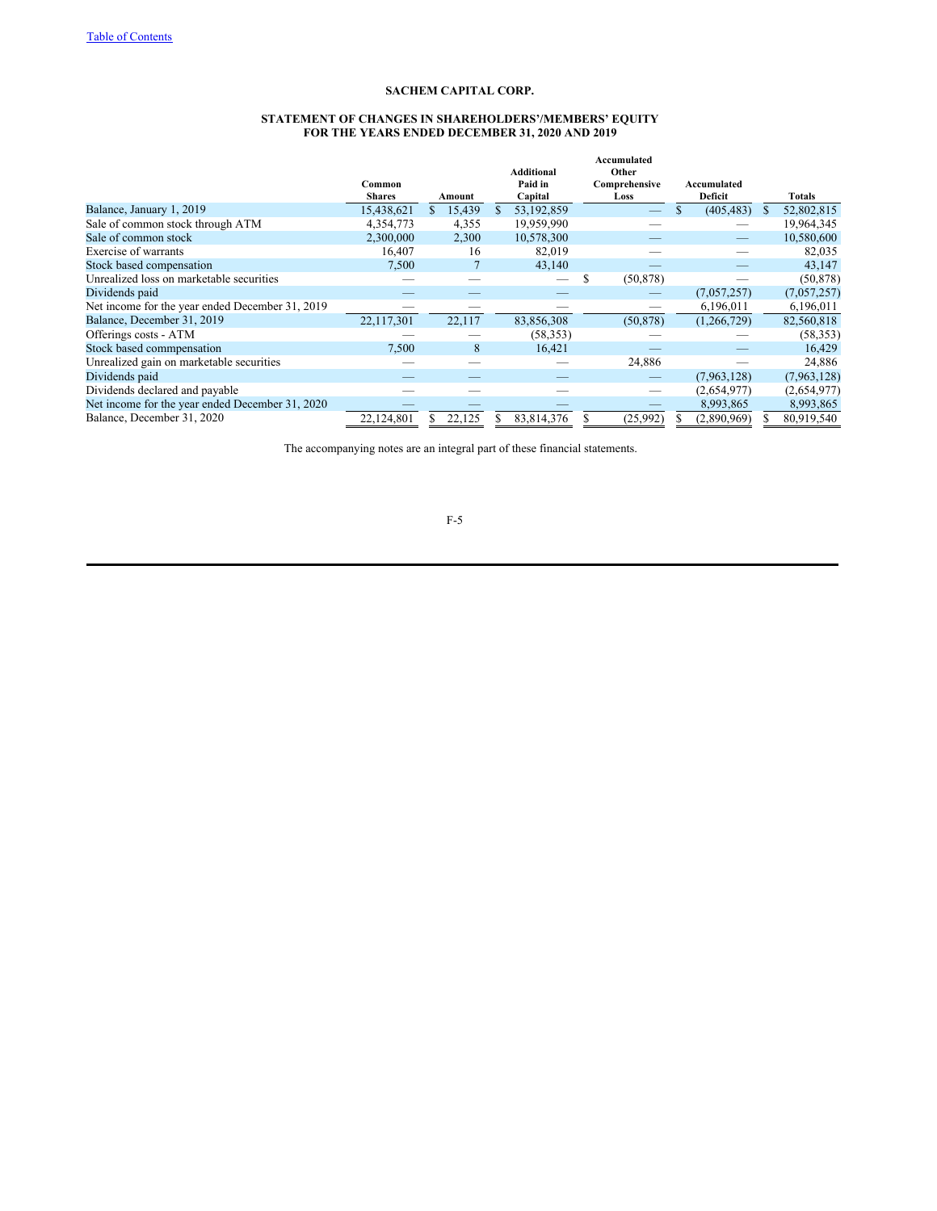[Table of Contents](#)

**SACHEM CAPITAL CORP.**

**STATEMENT OF CHANGES IN SHAREHOLDERS'/MEMBERS' EQUITY**
**FOR THE YEARS ENDED DECEMBER 31, 2020 AND 2019**

| | Common Shares | Amount | Additional Paid in Capital | Accumulated Other Comprehensive Loss | Accumulated Deficit | Totals |
|---|---|---|---|---|---|---|
| Balance, January 1, 2019 | 15,438,621 | $ 15,439 | $ 53,192,859 | — | $ (405,483) | $ 52,802,815 |
| Sale of common stock through ATM | 4,354,773 | 4,355 | 19,959,990 | — | — | 19,964,345 |
| Sale of common stock | 2,300,000 | 2,300 | 10,578,300 | — | — | 10,580,600 |
| Exercise of warrants | 16,407 | 16 | 82,019 | — | — | 82,035 |
| Stock based compensation | 7,500 | 7 | 43,140 | — | — | 43,147 |
| Unrealized loss on marketable securities | — | — | — | $ (50,878) | — | (50,878) |
| Dividends paid | — | — | — | — | (7,057,257) | (7,057,257) |
| Net income for the year ended December 31, 2019 | — | — | — | — | 6,196,011 | 6,196,011 |
| Balance, December 31, 2019 | 22,117,301 | 22,117 | 83,856,308 | (50,878) | (1,266,729) | 82,560,818 |
| Offerings costs - ATM | — | — | (58,353) | — | — | (58,353) |
| Stock based commpensation | 7,500 | 8 | 16,421 | — | — | 16,429 |
| Unrealized gain on marketable securities | — | — | — | 24,886 | — | 24,886 |
| Dividends paid | — | — | — | — | (7,963,128) | (7,963,128) |
| Dividends declared and payable | — | — | — | — | (2,654,977) | (2,654,977) |
| Net income for the year ended December 31, 2020 | — | — | — | — | 8,993,865 | 8,993,865 |
| Balance, December 31, 2020 | 22,124,801 | $ 22,125 | $ 83,814,376 | $ (25,992) | $ (2,890,969) | $ 80,919,540 |

The accompanying notes are an integral part of these financial statements.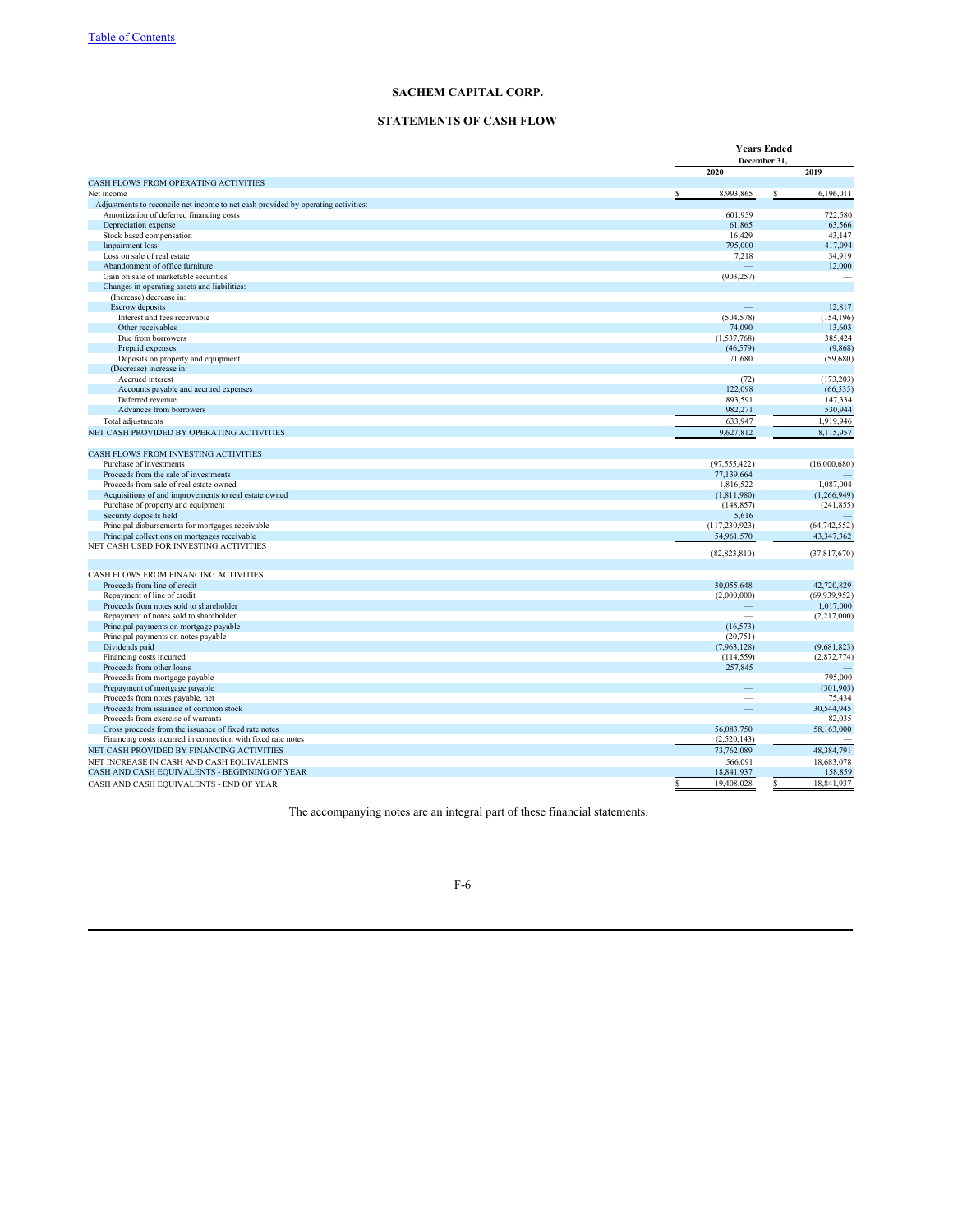[Table of Contents](#)

# SACHEM CAPITAL CORP.

## STATEMENTS OF CASH FLOW

| | Years Ended December 31, | |
|---|---|---|
| | 2020 | 2019 |
| CASH FLOWS FROM OPERATING ACTIVITIES | | |
| Net income | $ 8,993,865 | $ 6,196,011 |
| Adjustments to reconcile net income to net cash provided by operating activities: | | |
| Amortization of deferred financing costs | 601,959 | 722,580 |
| Depreciation expense | 61,865 | 63,566 |
| Stock based compensation | 16,429 | 43,147 |
| Impairment loss | 795,000 | 417,094 |
| Loss on sale of real estate | 7,218 | 34,919 |
| Abandonment of office furniture | — | 12,000 |
| Gain on sale of marketable securities | (903,257) | — |
| Changes in operating assets and liabilities: | | |
| (Increase) decrease in: | | |
| Escrow deposits | — | 12,817 |
| Interest and fees receivable | (504,578) | (154,196) |
| Other receivables | 74,090 | 13,603 |
| Due from borrowers | (1,537,768) | 385,424 |
| Prepaid expenses | (46,579) | (9,868) |
| Deposits on property and equipment | 71,680 | (59,680) |
| (Decrease) increase in: | | |
| Accrued interest | (72) | (173,203) |
| Accounts payable and accrued expenses | 122,098 | (66,535) |
| Deferred revenue | 893,591 | 147,334 |
| Advances from borrowers | 982,271 | 530,944 |
| Total adjustments | 633,947 | 1,919,946 |
| NET CASH PROVIDED BY OPERATING ACTIVITIES | 9,627,812 | 8,115,957 |
| | | |
| CASH FLOWS FROM INVESTING ACTIVITIES | | |
| Purchase of investments | (97,555,422) | (16,000,680) |
| Proceeds from the sale of investments | 77,139,664 | — |
| Proceeds from sale of real estate owned | 1,816,522 | 1,087,004 |
| Acquisitions of and improvements to real estate owned | (1,811,980) | (1,266,949) |
| Purchase of property and equipment | (148,857) | (241,855) |
| Security deposits held | 5,616 | — |
| Principal disbursements for mortgages receivable | (117,230,923) | (64,742,552) |
| Principal collections on mortgages receivable | 54,961,570 | 43,347,362 |
| NET CASH USED FOR INVESTING ACTIVITIES | (82,823,810) | (37,817,670) |
| | | |
| CASH FLOWS FROM FINANCING ACTIVITIES | | |
| Proceeds from line of credit | 30,055,648 | 42,720,829 |
| Repayment of line of credit | (2,000,000) | (69,939,952) |
| Proceeds from notes sold to shareholder | — | 1,017,000 |
| Repayment of notes sold to shareholder | — | (2,217,000) |
| Principal payments on mortgage payable | (16,573) | — |
| Principal payments on notes payable | (20,751) | — |
| Dividends paid | (7,963,128) | (9,681,823) |
| Financing costs incurred | (114,559) | (2,872,774) |
| Proceeds from other loans | 257,845 | — |
| Proceeds from mortgage payable | — | 795,000 |
| Prepayment of mortgage payable | — | (301,903) |
| Proceeds from notes payable, net | — | 75,434 |
| Proceeds from issuance of common stock | — | 30,544,945 |
| Proceeds from exercise of warrants | — | 82,035 |
| Gross proceeds from the issuance of fixed rate notes | 56,083,750 | 58,163,000 |
| Financing costs incurred in connection with fixed rate notes | (2,520,143) | — |
| NET CASH PROVIDED BY FINANCING ACTIVITIES | 73,762,089 | 48,384,791 |
| NET INCREASE IN CASH AND CASH EQUIVALENTS | 566,091 | 18,683,078 |
| CASH AND CASH EQUIVALENTS - BEGINNING OF YEAR | 18,841,937 | 158,859 |
| CASH AND CASH EQUIVALENTS - END OF YEAR | $ 19,408,028 | $ 18,841,937 |

The accompanying notes are an integral part of these financial statements.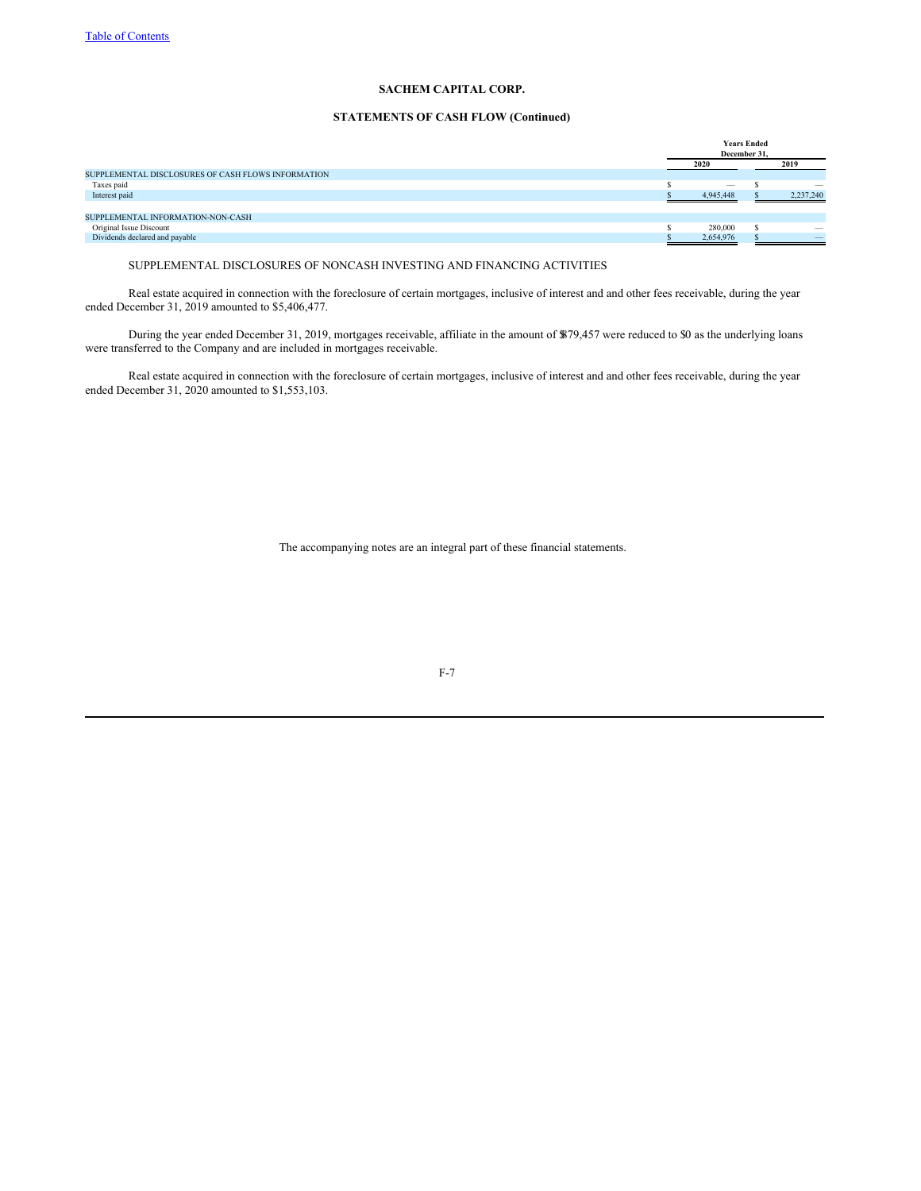**SACHEM CAPITAL CORP.**

**STATEMENTS OF CASH FLOW (Continued)**

| | Years Ended December 31, | |
|---|---|---|
| | **2020** | **2019** |
| SUPPLEMENTAL DISCLOSURES OF CASH FLOWS INFORMATION | | |
| Taxes paid | $ — | $ — |
| Interest paid | $ 4,945,448 | $ 2,237,240 |
| | | |
| SUPPLEMENTAL INFORMATION-NON-CASH | | |
| Original Issue Discount | $ 280,000 | $ — |
| Dividends declared and payable | $ 2,654,976 | $ — |

SUPPLEMENTAL DISCLOSURES OF NONCASH INVESTING AND FINANCING ACTIVITIES

Real estate acquired in connection with the foreclosure of certain mortgages, inclusive of interest and and other fees receivable, during the year ended December 31, 2019 amounted to $5,406,477.

During the year ended December 31, 2019, mortgages receivable, affiliate in the amount of $879,457 were reduced to $0 as the underlying loans were transferred to the Company and are included in mortgages receivable.

Real estate acquired in connection with the foreclosure of certain mortgages, inclusive of interest and and other fees receivable, during the year ended December 31, 2020 amounted to $1,553,103.

The accompanying notes are an integral part of these financial statements.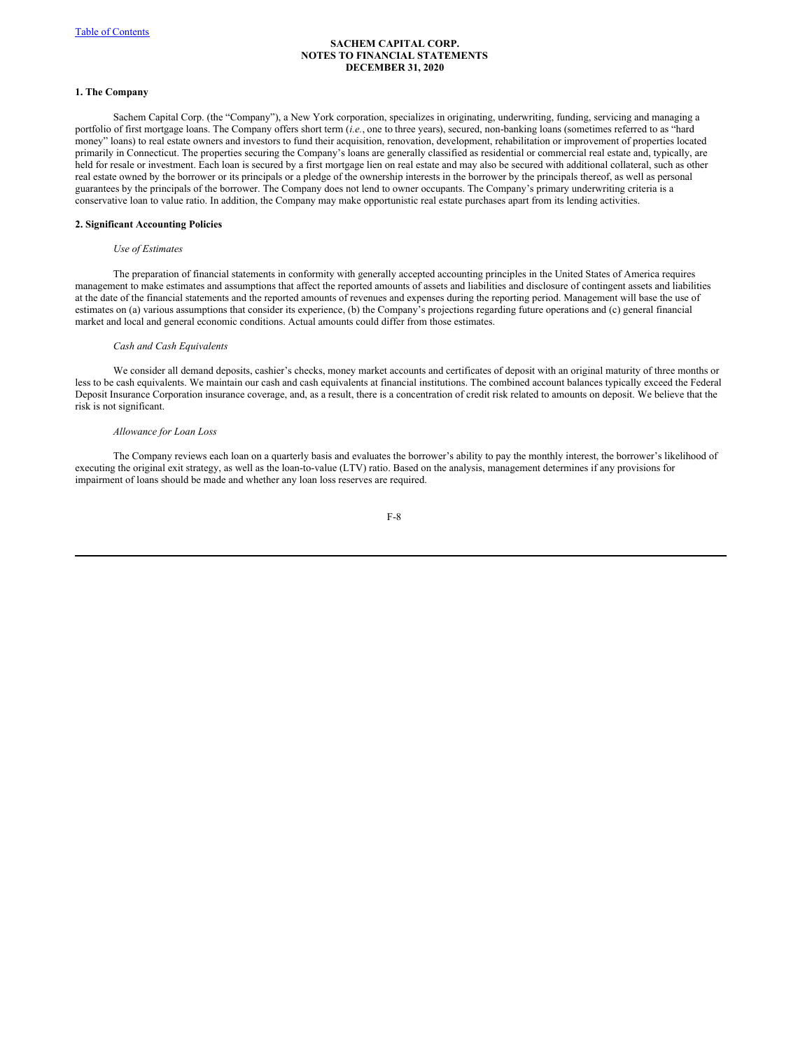**SACHEM CAPITAL CORP.**
**NOTES TO FINANCIAL STATEMENTS**
**DECEMBER 31, 2020**

**1. The Company**

Sachem Capital Corp. (the "Company"), a New York corporation, specializes in originating, underwriting, funding, servicing and managing a portfolio of first mortgage loans. The Company offers short term (*i.e.*, one to three years), secured, non-banking loans (sometimes referred to as "hard money" loans) to real estate owners and investors to fund their acquisition, renovation, development, rehabilitation or improvement of properties located primarily in Connecticut. The properties securing the Company's loans are generally classified as residential or commercial real estate and, typically, are held for resale or investment. Each loan is secured by a first mortgage lien on real estate and may also be secured with additional collateral, such as other real estate owned by the borrower or its principals or a pledge of the ownership interests in the borrower by the principals thereof, as well as personal guarantees by the principals of the borrower. The Company does not lend to owner occupants. The Company's primary underwriting criteria is a conservative loan to value ratio. In addition, the Company may make opportunistic real estate purchases apart from its lending activities.

**2. Significant Accounting Policies**

*Use of Estimates*

The preparation of financial statements in conformity with generally accepted accounting principles in the United States of America requires management to make estimates and assumptions that affect the reported amounts of assets and liabilities and disclosure of contingent assets and liabilities at the date of the financial statements and the reported amounts of revenues and expenses during the reporting period. Management will base the use of estimates on (a) various assumptions that consider its experience, (b) the Company's projections regarding future operations and (c) general financial market and local and general economic conditions. Actual amounts could differ from those estimates.

*Cash and Cash Equivalents*

We consider all demand deposits, cashier's checks, money market accounts and certificates of deposit with an original maturity of three months or less to be cash equivalents. We maintain our cash and cash equivalents at financial institutions. The combined account balances typically exceed the Federal Deposit Insurance Corporation insurance coverage, and, as a result, there is a concentration of credit risk related to amounts on deposit. We believe that the risk is not significant.

*Allowance for Loan Loss*

The Company reviews each loan on a quarterly basis and evaluates the borrower's ability to pay the monthly interest, the borrower's likelihood of executing the original exit strategy, as well as the loan-to-value (LTV) ratio. Based on the analysis, management determines if any provisions for impairment of loans should be made and whether any loan loss reserves are required.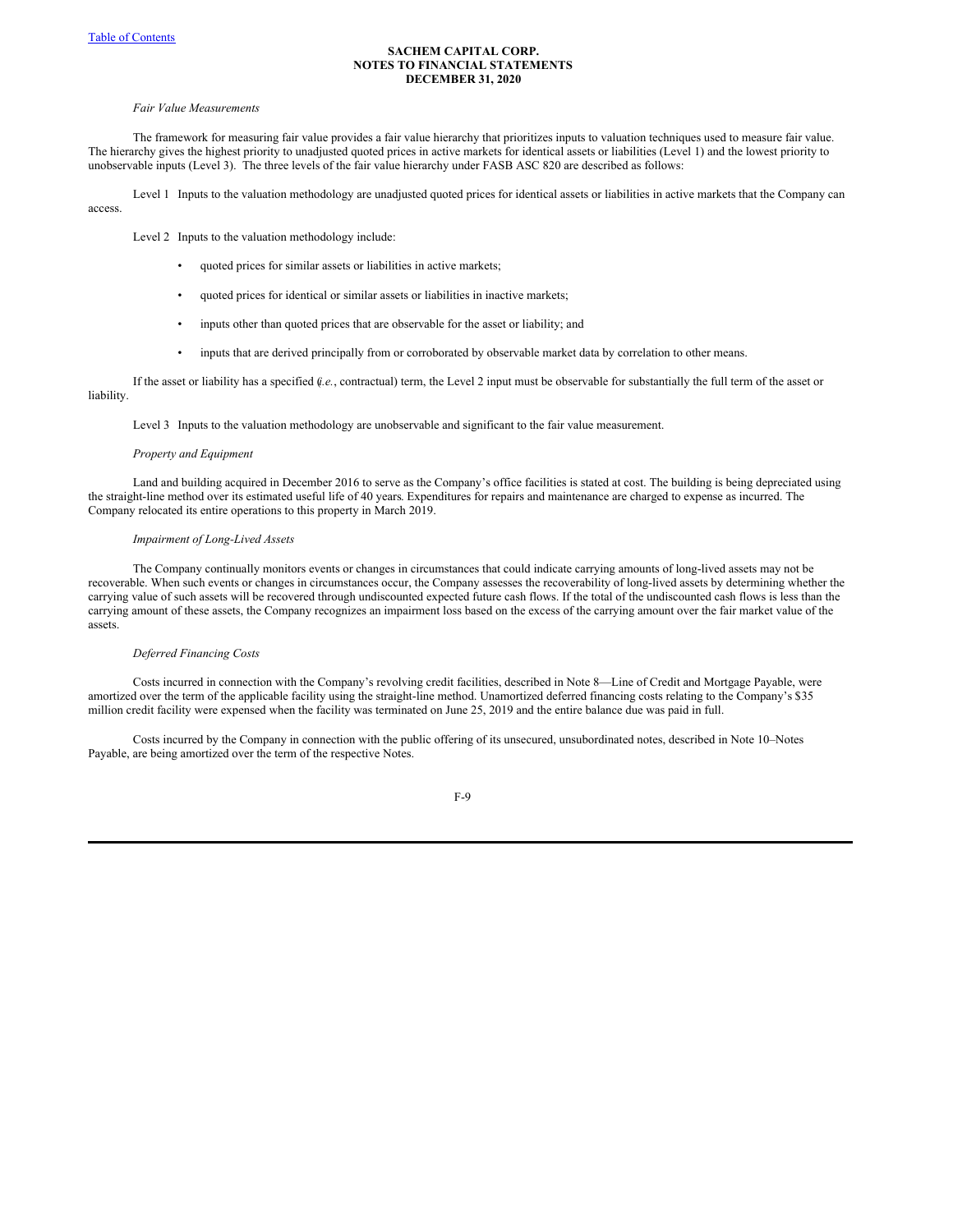*Fair Value Measurements*

The framework for measuring fair value provides a fair value hierarchy that prioritizes inputs to valuation techniques used to measure fair value. The hierarchy gives the highest priority to unadjusted quoted prices in active markets for identical assets or liabilities (Level 1) and the lowest priority to unobservable inputs (Level 3). The three levels of the fair value hierarchy under FASB ASC 820 are described as follows:

Level 1 Inputs to the valuation methodology are unadjusted quoted prices for identical assets or liabilities in active markets that the Company can access.

Level 2 Inputs to the valuation methodology include:

- quoted prices for similar assets or liabilities in active markets;
- quoted prices for identical or similar assets or liabilities in inactive markets;
- inputs other than quoted prices that are observable for the asset or liability; and
- inputs that are derived principally from or corroborated by observable market data by correlation to other means.

If the asset or liability has a specified (*i.e.*, contractual) term, the Level 2 input must be observable for substantially the full term of the asset or liability.

Level 3 Inputs to the valuation methodology are unobservable and significant to the fair value measurement.

*Property and Equipment*

Land and building acquired in December 2016 to serve as the Company's office facilities is stated at cost. The building is being depreciated using the straight-line method over its estimated useful life of 40 years. Expenditures for repairs and maintenance are charged to expense as incurred. The Company relocated its entire operations to this property in March 2019.

*Impairment of Long-Lived Assets*

The Company continually monitors events or changes in circumstances that could indicate carrying amounts of long-lived assets may not be recoverable. When such events or changes in circumstances occur, the Company assesses the recoverability of long-lived assets by determining whether the carrying value of such assets will be recovered through undiscounted expected future cash flows. If the total of the undiscounted cash flows is less than the carrying amount of these assets, the Company recognizes an impairment loss based on the excess of the carrying amount over the fair market value of the assets.

*Deferred Financing Costs*

Costs incurred in connection with the Company's revolving credit facilities, described in Note 8—Line of Credit and Mortgage Payable, were amortized over the term of the applicable facility using the straight-line method. Unamortized deferred financing costs relating to the Company's $35 million credit facility were expensed when the facility was terminated on June 25, 2019 and the entire balance due was paid in full.

Costs incurred by the Company in connection with the public offering of its unsecured, unsubordinated notes, described in Note 10–Notes Payable, are being amortized over the term of the respective Notes.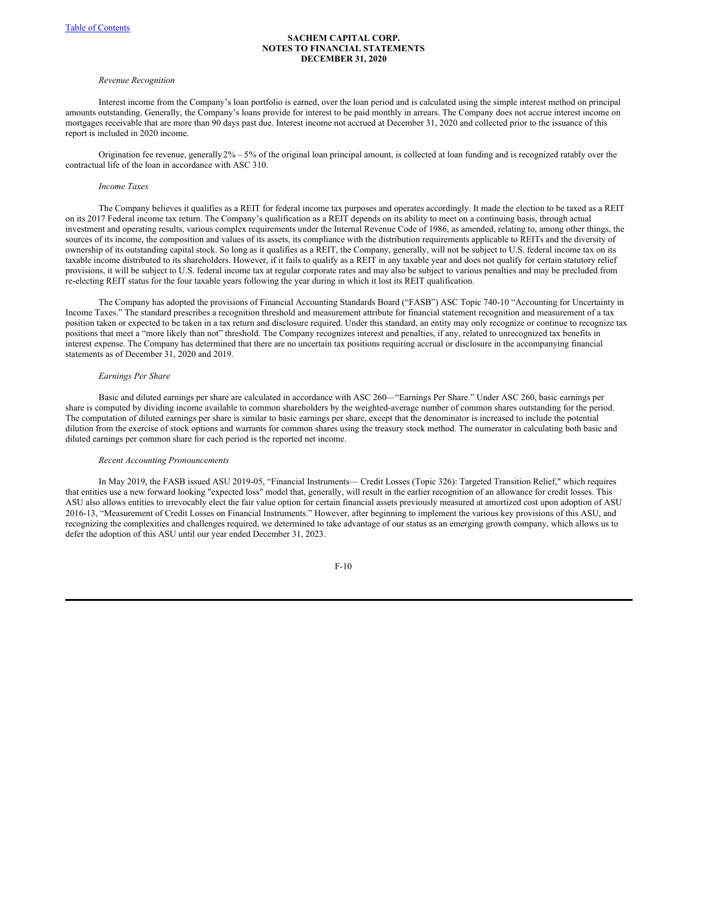**SACHEM CAPITAL CORP.**
**NOTES TO FINANCIAL STATEMENTS**
**DECEMBER 31, 2020**

*Revenue Recognition*

Interest income from the Company's loan portfolio is earned, over the loan period and is calculated using the simple interest method on principal amounts outstanding. Generally, the Company's loans provide for interest to be paid monthly in arrears. The Company does not accrue interest income on mortgages receivable that are more than 90 days past due. Interest income not accrued at December 31, 2020 and collected prior to the issuance of this report is included in 2020 income.

Origination fee revenue, generally 2% – 5% of the original loan principal amount, is collected at loan funding and is recognized ratably over the contractual life of the loan in accordance with ASC 310.

*Income Taxes*

The Company believes it qualifies as a REIT for federal income tax purposes and operates accordingly. It made the election to be taxed as a REIT on its 2017 Federal income tax return. The Company's qualification as a REIT depends on its ability to meet on a continuing basis, through actual investment and operating results, various complex requirements under the Internal Revenue Code of 1986, as amended, relating to, among other things, the sources of its income, the composition and values of its assets, its compliance with the distribution requirements applicable to REITs and the diversity of ownership of its outstanding capital stock. So long as it qualifies as a REIT, the Company, generally, will not be subject to U.S. federal income tax on its taxable income distributed to its shareholders. However, if it fails to qualify as a REIT in any taxable year and does not qualify for certain statutory relief provisions, it will be subject to U.S. federal income tax at regular corporate rates and may also be subject to various penalties and may be precluded from re-electing REIT status for the four taxable years following the year during in which it lost its REIT qualification.

The Company has adopted the provisions of Financial Accounting Standards Board ("FASB") ASC Topic 740-10 "Accounting for Uncertainty in Income Taxes." The standard prescribes a recognition threshold and measurement attribute for financial statement recognition and measurement of a tax position taken or expected to be taken in a tax return and disclosure required. Under this standard, an entity may only recognize or continue to recognize tax positions that meet a "more likely than not" threshold. The Company recognizes interest and penalties, if any, related to unrecognized tax benefits in interest expense. The Company has determined that there are no uncertain tax positions requiring accrual or disclosure in the accompanying financial statements as of December 31, 2020 and 2019.

*Earnings Per Share*

Basic and diluted earnings per share are calculated in accordance with ASC 260—"Earnings Per Share." Under ASC 260, basic earnings per share is computed by dividing income available to common shareholders by the weighted-average number of common shares outstanding for the period. The computation of diluted earnings per share is similar to basic earnings per share, except that the denominator is increased to include the potential dilution from the exercise of stock options and warrants for common shares using the treasury stock method. The numerator in calculating both basic and diluted earnings per common share for each period is the reported net income.

*Recent Accounting Pronouncements*

In May 2019, the FASB issued ASU 2019-05, "Financial Instruments— Credit Losses (Topic 326): Targeted Transition Relief," which requires that entities use a new forward looking "expected loss" model that, generally, will result in the earlier recognition of an allowance for credit losses. This ASU also allows entities to irrevocably elect the fair value option for certain financial assets previously measured at amortized cost upon adoption of ASU 2016-13, "Measurement of Credit Losses on Financial Instruments." However, after beginning to implement the various key provisions of this ASU, and recognizing the complexities and challenges required, we determined to take advantage of our status as an emerging growth company, which allows us to defer the adoption of this ASU until our year ended December 31, 2023.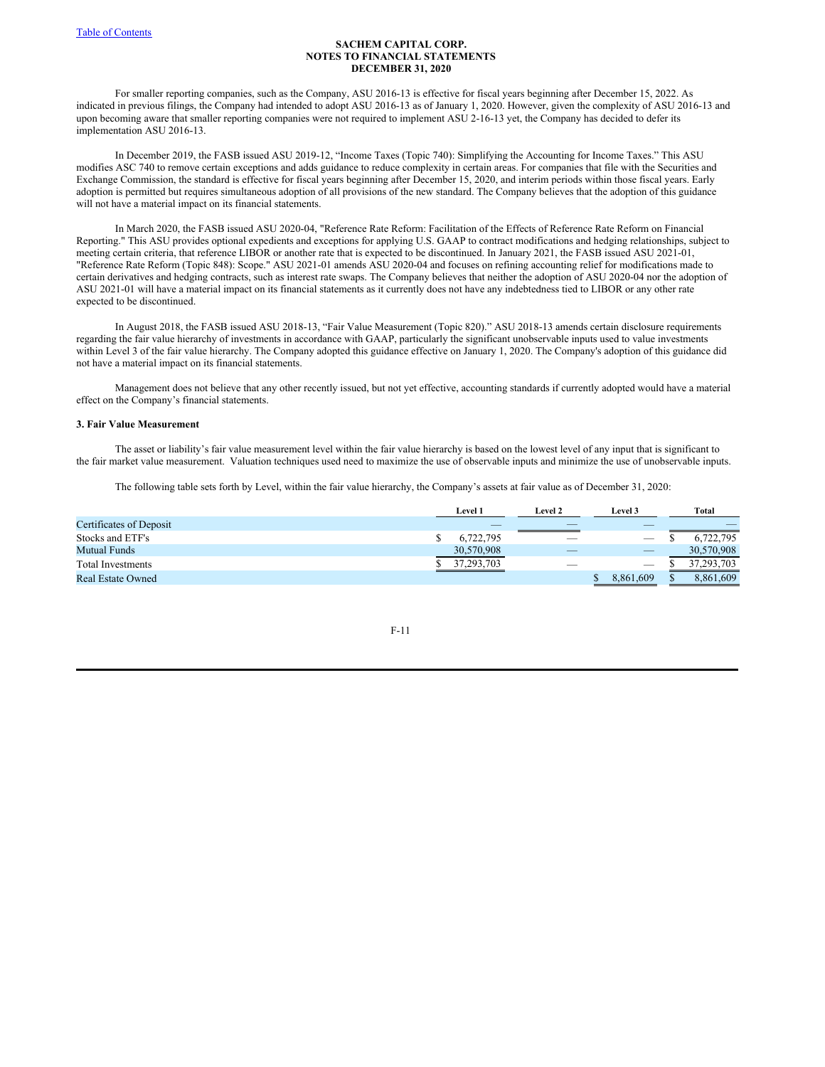For smaller reporting companies, such as the Company, ASU 2016-13 is effective for fiscal years beginning after December 15, 2022. As indicated in previous filings, the Company had intended to adopt ASU 2016-13 as of January 1, 2020. However, given the complexity of ASU 2016-13 and upon becoming aware that smaller reporting companies were not required to implement ASU 2-16-13 yet, the Company has decided to defer its implementation ASU 2016-13.

In December 2019, the FASB issued ASU 2019-12, "Income Taxes (Topic 740): Simplifying the Accounting for Income Taxes." This ASU modifies ASC 740 to remove certain exceptions and adds guidance to reduce complexity in certain areas. For companies that file with the Securities and Exchange Commission, the standard is effective for fiscal years beginning after December 15, 2020, and interim periods within those fiscal years. Early adoption is permitted but requires simultaneous adoption of all provisions of the new standard. The Company believes that the adoption of this guidance will not have a material impact on its financial statements.

In March 2020, the FASB issued ASU 2020-04, "Reference Rate Reform: Facilitation of the Effects of Reference Rate Reform on Financial Reporting." This ASU provides optional expedients and exceptions for applying U.S. GAAP to contract modifications and hedging relationships, subject to meeting certain criteria, that reference LIBOR or another rate that is expected to be discontinued. In January 2021, the FASB issued ASU 2021-01, "Reference Rate Reform (Topic 848): Scope." ASU 2021-01 amends ASU 2020-04 and focuses on refining accounting relief for modifications made to certain derivatives and hedging contracts, such as interest rate swaps. The Company believes that neither the adoption of ASU 2020-04 nor the adoption of ASU 2021-01 will have a material impact on its financial statements as it currently does not have any indebtedness tied to LIBOR or any other rate expected to be discontinued.

In August 2018, the FASB issued ASU 2018-13, "Fair Value Measurement (Topic 820)." ASU 2018-13 amends certain disclosure requirements regarding the fair value hierarchy of investments in accordance with GAAP, particularly the significant unobservable inputs used to value investments within Level 3 of the fair value hierarchy. The Company adopted this guidance effective on January 1, 2020. The Company's adoption of this guidance did not have a material impact on its financial statements.

Management does not believe that any other recently issued, but not yet effective, accounting standards if currently adopted would have a material effect on the Company's financial statements.

**3. Fair Value Measurement**

The asset or liability's fair value measurement level within the fair value hierarchy is based on the lowest level of any input that is significant to the fair market value measurement. Valuation techniques used need to maximize the use of observable inputs and minimize the use of unobservable inputs.

The following table sets forth by Level, within the fair value hierarchy, the Company's assets at fair value as of December 31, 2020:

| | Level 1 | Level 2 | Level 3 | Total |
|---|---|---|---|---|
| Certificates of Deposit | — | — | — | — |
| Stocks and ETF's | $ 6,722,795 | — | — | $ 6,722,795 |
| Mutual Funds | 30,570,908 | — | — | 30,570,908 |
| Total Investments | $ 37,293,703 | — | — | $ 37,293,703 |
| Real Estate Owned | | | $ 8,861,609 | $ 8,861,609 |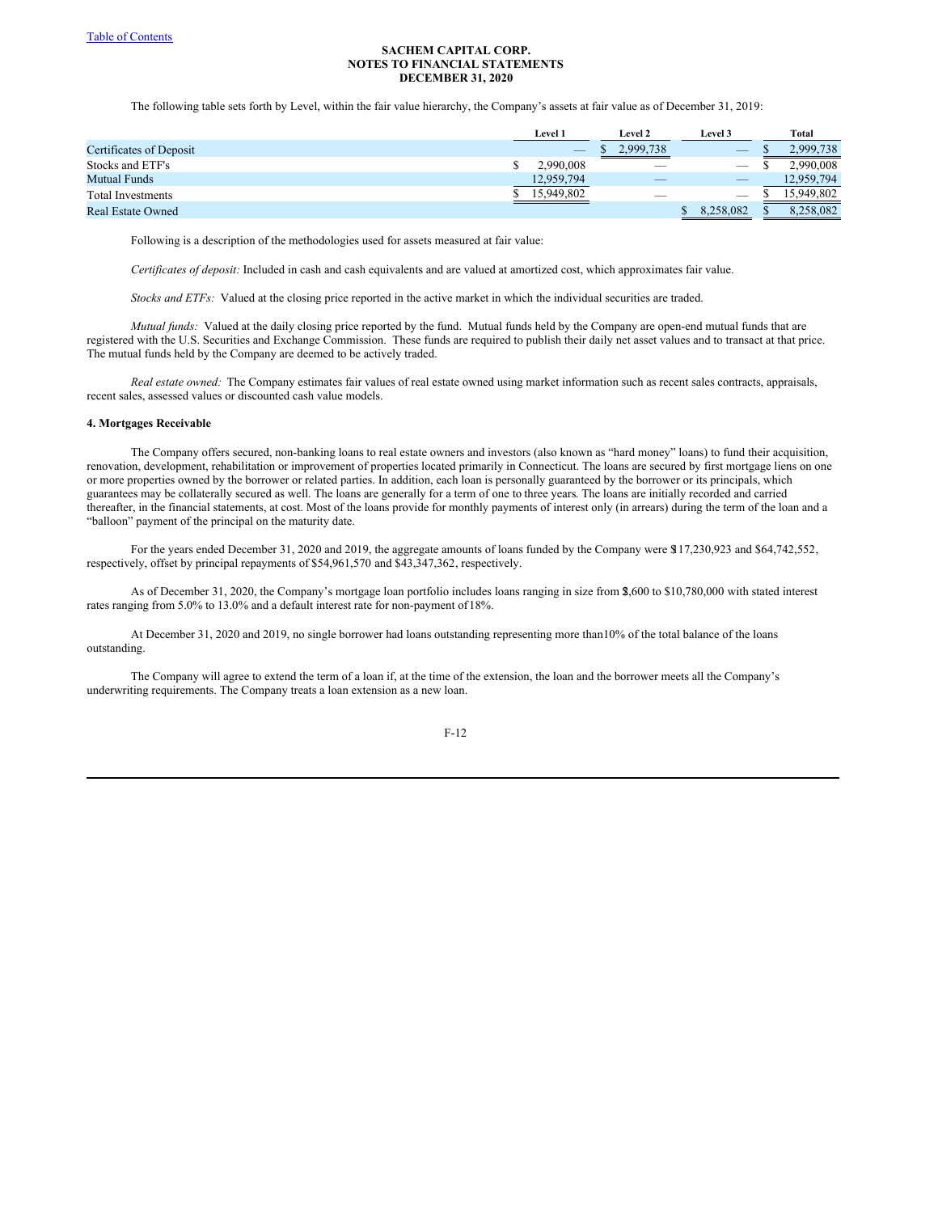**SACHEM CAPITAL CORP.**
**NOTES TO FINANCIAL STATEMENTS**
**DECEMBER 31, 2020**

The following table sets forth by Level, within the fair value hierarchy, the Company's assets at fair value as of December 31, 2019:

| | Level 1 | Level 2 | Level 3 | Total |
|---|---|---|---|---|
| Certificates of Deposit | — | $ 2,999,738 | — | $ 2,999,738 |
| Stocks and ETF's | $ 2,990,008 | — | — | $ 2,990,008 |
| Mutual Funds | 12,959,794 | — | — | 12,959,794 |
| Total Investments | $ 15,949,802 | — | — | $ 15,949,802 |
| Real Estate Owned | | | $ 8,258,082 | $ 8,258,082 |

Following is a description of the methodologies used for assets measured at fair value:

*Certificates of deposit:* Included in cash and cash equivalents and are valued at amortized cost, which approximates fair value.

*Stocks and ETFs:* Valued at the closing price reported in the active market in which the individual securities are traded.

*Mutual funds:* Valued at the daily closing price reported by the fund. Mutual funds held by the Company are open-end mutual funds that are registered with the U.S. Securities and Exchange Commission. These funds are required to publish their daily net asset values and to transact at that price. The mutual funds held by the Company are deemed to be actively traded.

*Real estate owned:* The Company estimates fair values of real estate owned using market information such as recent sales contracts, appraisals, recent sales, assessed values or discounted cash value models.

**4. Mortgages Receivable**

The Company offers secured, non-banking loans to real estate owners and investors (also known as "hard money" loans) to fund their acquisition, renovation, development, rehabilitation or improvement of properties located primarily in Connecticut. The loans are secured by first mortgage liens on one or more properties owned by the borrower or related parties. In addition, each loan is personally guaranteed by the borrower or its principals, which guarantees may be collaterally secured as well. The loans are generally for a term of one to three years. The loans are initially recorded and carried thereafter, in the financial statements, at cost. Most of the loans provide for monthly payments of interest only (in arrears) during the term of the loan and a "balloon" payment of the principal on the maturity date.

For the years ended December 31, 2020 and 2019, the aggregate amounts of loans funded by the Company were $117,230,923 and $64,742,552, respectively, offset by principal repayments of $54,961,570 and $43,347,362, respectively.

As of December 31, 2020, the Company's mortgage loan portfolio includes loans ranging in size from $2,600 to $10,780,000 with stated interest rates ranging from 5.0% to 13.0% and a default interest rate for non-payment of 18%.

At December 31, 2020 and 2019, no single borrower had loans outstanding representing more than 10% of the total balance of the loans outstanding.

The Company will agree to extend the term of a loan if, at the time of the extension, the loan and the borrower meets all the Company's underwriting requirements. The Company treats a loan extension as a new loan.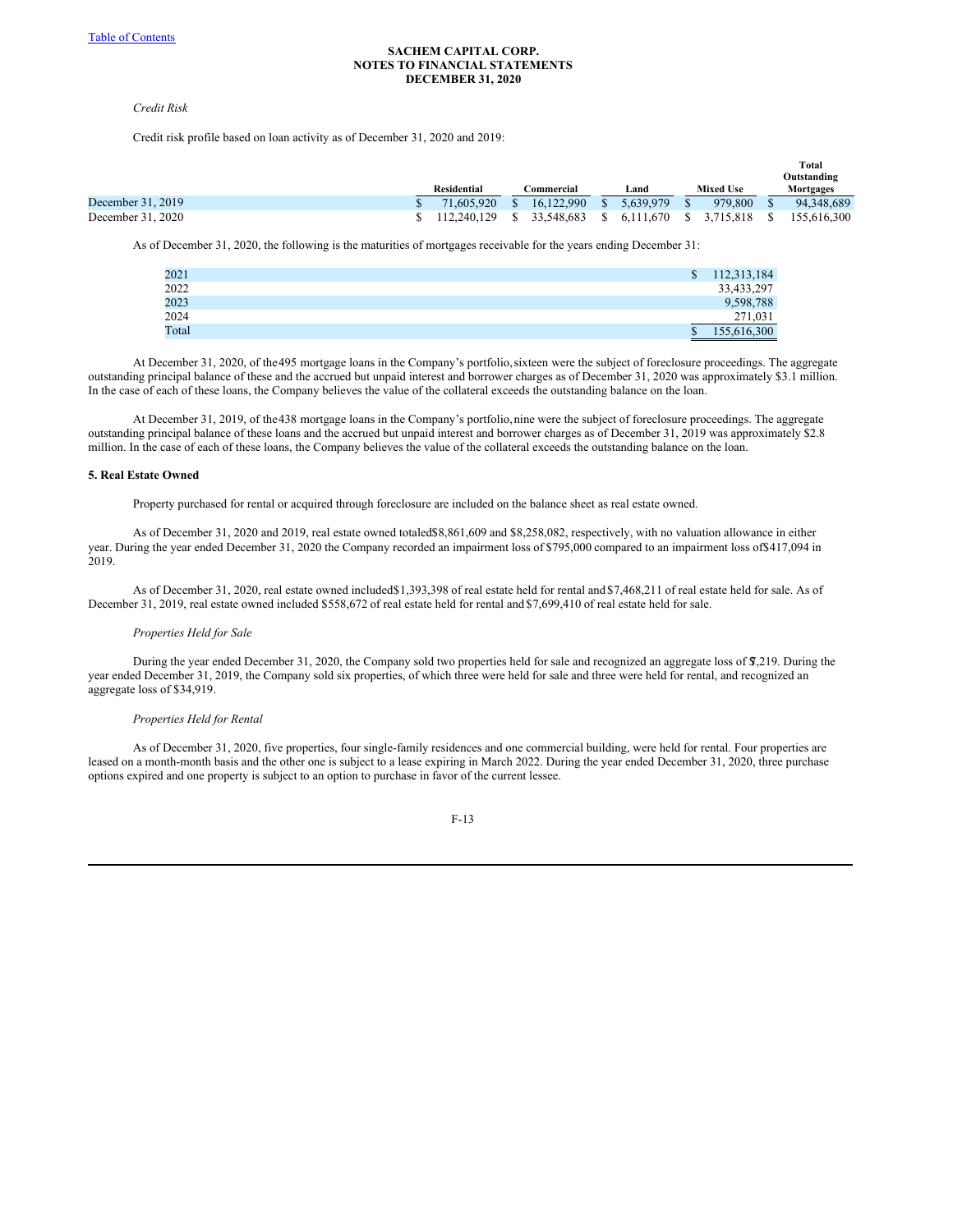*Credit Risk*

Credit risk profile based on loan activity as of December 31, 2020 and 2019:

| | Residential | Commercial | Land | Mixed Use | Total Outstanding Mortgages |
|---|---|---|---|---|---|
| December 31, 2019 | $ 71,605,920 | $ 16,122,990 | $ 5,639,979 | $ 979,800 | $ 94,348,689 |
| December 31, 2020 | $ 112,240,129 | $ 33,548,683 | $ 6,111,670 | $ 3,715,818 | $ 155,616,300 |

As of December 31, 2020, the following is the maturities of mortgages receivable for the years ending December 31:

| | |
|---|---|
| 2021 | $ 112,313,184 |
| 2022 | 33,433,297 |
| 2023 | 9,598,788 |
| 2024 | 271,031 |
| Total | $ 155,616,300 |

At December 31, 2020, of the 495 mortgage loans in the Company's portfolio, sixteen were the subject of foreclosure proceedings. The aggregate outstanding principal balance of these and the accrued but unpaid interest and borrower charges as of December 31, 2020 was approximately $3.1 million. In the case of each of these loans, the Company believes the value of the collateral exceeds the outstanding balance on the loan.

At December 31, 2019, of the 438 mortgage loans in the Company's portfolio, nine were the subject of foreclosure proceedings. The aggregate outstanding principal balance of these loans and the accrued but unpaid interest and borrower charges as of December 31, 2019 was approximately $2.8 million. In the case of each of these loans, the Company believes the value of the collateral exceeds the outstanding balance on the loan.

**5. Real Estate Owned**

Property purchased for rental or acquired through foreclosure are included on the balance sheet as real estate owned.

As of December 31, 2020 and 2019, real estate owned totaled $8,861,609 and $8,258,082, respectively, with no valuation allowance in either year. During the year ended December 31, 2020 the Company recorded an impairment loss of $795,000 compared to an impairment loss of $417,094 in 2019.

As of December 31, 2020, real estate owned included $1,393,398 of real estate held for rental and $7,468,211 of real estate held for sale. As of December 31, 2019, real estate owned included $558,672 of real estate held for rental and $7,699,410 of real estate held for sale.

*Properties Held for Sale*

During the year ended December 31, 2020, the Company sold two properties held for sale and recognized an aggregate loss of $7,219. During the year ended December 31, 2019, the Company sold six properties, of which three were held for sale and three were held for rental, and recognized an aggregate loss of $34,919.

*Properties Held for Rental*

As of December 31, 2020, five properties, four single-family residences and one commercial building, were held for rental. Four properties are leased on a month-month basis and the other one is subject to a lease expiring in March 2022. During the year ended December 31, 2020, three purchase options expired and one property is subject to an option to purchase in favor of the current lessee.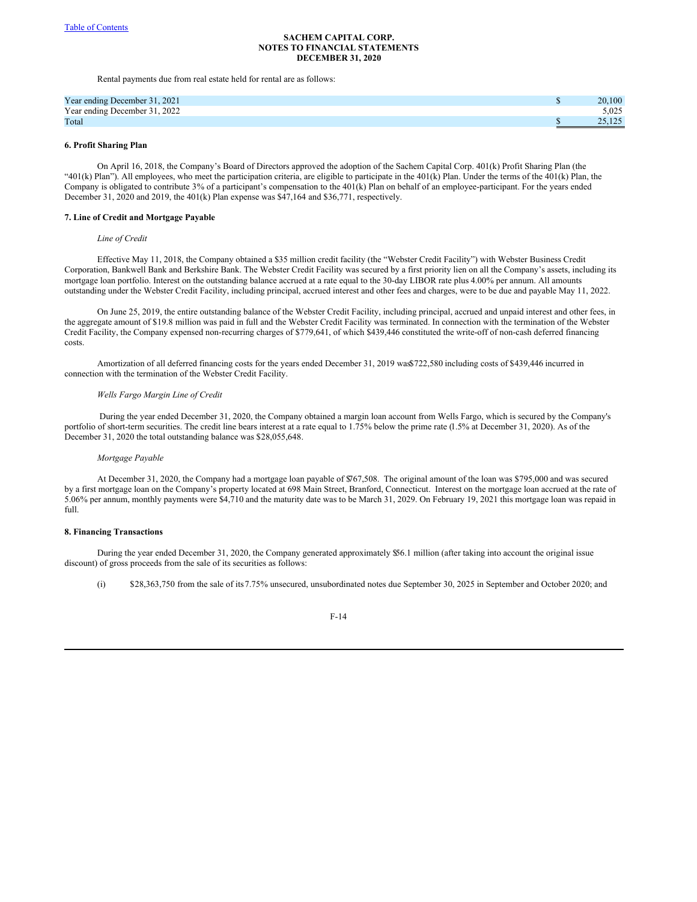Rental payments due from real estate held for rental are as follows:

| | | |
|---|---|---|
| Year ending December 31, 2021 | $ | 20,100 |
| Year ending December 31, 2022 | | 5,025 |
| Total | $ | 25,125 |

**6. Profit Sharing Plan**

On April 16, 2018, the Company's Board of Directors approved the adoption of the Sachem Capital Corp. 401(k) Profit Sharing Plan (the "401(k) Plan"). All employees, who meet the participation criteria, are eligible to participate in the 401(k) Plan. Under the terms of the 401(k) Plan, the Company is obligated to contribute 3% of a participant's compensation to the 401(k) Plan on behalf of an employee-participant. For the years ended December 31, 2020 and 2019, the 401(k) Plan expense was $47,164 and $36,771, respectively.

**7. Line of Credit and Mortgage Payable**

*Line of Credit*

Effective May 11, 2018, the Company obtained a $35 million credit facility (the "Webster Credit Facility") with Webster Business Credit Corporation, Bankwell Bank and Berkshire Bank. The Webster Credit Facility was secured by a first priority lien on all the Company's assets, including its mortgage loan portfolio. Interest on the outstanding balance accrued at a rate equal to the 30-day LIBOR rate plus 4.00% per annum. All amounts outstanding under the Webster Credit Facility, including principal, accrued interest and other fees and charges, were to be due and payable May 11, 2022.

On June 25, 2019, the entire outstanding balance of the Webster Credit Facility, including principal, accrued and unpaid interest and other fees, in the aggregate amount of $19.8 million was paid in full and the Webster Credit Facility was terminated. In connection with the termination of the Webster Credit Facility, the Company expensed non-recurring charges of $779,641, of which $439,446 constituted the write-off of non-cash deferred financing costs.

Amortization of all deferred financing costs for the years ended December 31, 2019 was $722,580 including costs of $439,446 incurred in connection with the termination of the Webster Credit Facility.

*Wells Fargo Margin Line of Credit*

During the year ended December 31, 2020, the Company obtained a margin loan account from Wells Fargo, which is secured by the Company's portfolio of short-term securities. The credit line bears interest at a rate equal to 1.75% below the prime rate (1.5% at December 31, 2020). As of the December 31, 2020 the total outstanding balance was $28,055,648.

*Mortgage Payable*

At December 31, 2020, the Company had a mortgage loan payable of $767,508. The original amount of the loan was $795,000 and was secured by a first mortgage loan on the Company's property located at 698 Main Street, Branford, Connecticut. Interest on the mortgage loan accrued at the rate of 5.06% per annum, monthly payments were $4,710 and the maturity date was to be March 31, 2029. On February 19, 2021 this mortgage loan was repaid in full.

**8. Financing Transactions**

During the year ended December 31, 2020, the Company generated approximately $56.1 million (after taking into account the original issue discount) of gross proceeds from the sale of its securities as follows:

(i) $28,363,750 from the sale of its 7.75% unsecured, unsubordinated notes due September 30, 2025 in September and October 2020; and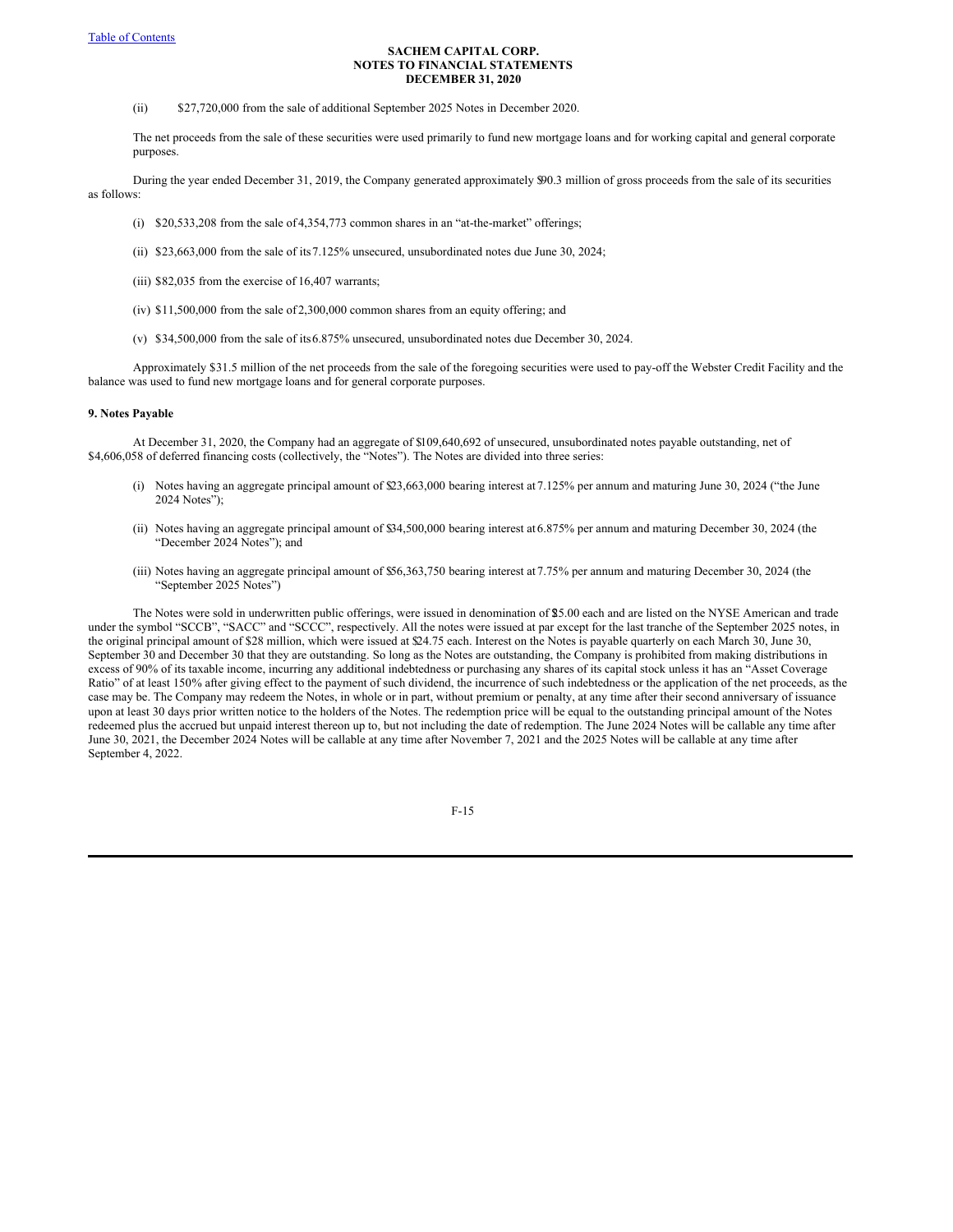(ii) $27,720,000 from the sale of additional September 2025 Notes in December 2020.

The net proceeds from the sale of these securities were used primarily to fund new mortgage loans and for working capital and general corporate purposes.

During the year ended December 31, 2019, the Company generated approximately $90.3 million of gross proceeds from the sale of its securities as follows:

(i) $20,533,208 from the sale of 4,354,773 common shares in an "at-the-market" offerings;

(ii) $23,663,000 from the sale of its 7.125% unsecured, unsubordinated notes due June 30, 2024;

(iii) $82,035 from the exercise of 16,407 warrants;

(iv) $11,500,000 from the sale of 2,300,000 common shares from an equity offering; and

(v) $34,500,000 from the sale of its 6.875% unsecured, unsubordinated notes due December 30, 2024.

Approximately $31.5 million of the net proceeds from the sale of the foregoing securities were used to pay-off the Webster Credit Facility and the balance was used to fund new mortgage loans and for general corporate purposes.

**9. Notes Payable**

At December 31, 2020, the Company had an aggregate of $109,640,692 of unsecured, unsubordinated notes payable outstanding, net of $4,606,058 of deferred financing costs (collectively, the "Notes"). The Notes are divided into three series:

(i) Notes having an aggregate principal amount of $23,663,000 bearing interest at 7.125% per annum and maturing June 30, 2024 ("the June 2024 Notes");

(ii) Notes having an aggregate principal amount of $34,500,000 bearing interest at 6.875% per annum and maturing December 30, 2024 (the "December 2024 Notes"); and

(iii) Notes having an aggregate principal amount of $56,363,750 bearing interest at 7.75% per annum and maturing December 30, 2024 (the "September 2025 Notes")

The Notes were sold in underwritten public offerings, were issued in denomination of $25.00 each and are listed on the NYSE American and trade under the symbol "SCCB", "SACC" and "SCCC", respectively. All the notes were issued at par except for the last tranche of the September 2025 notes, in the original principal amount of $28 million, which were issued at $24.75 each. Interest on the Notes is payable quarterly on each March 30, June 30, September 30 and December 30 that they are outstanding. So long as the Notes are outstanding, the Company is prohibited from making distributions in excess of 90% of its taxable income, incurring any additional indebtedness or purchasing any shares of its capital stock unless it has an "Asset Coverage Ratio" of at least 150% after giving effect to the payment of such dividend, the incurrence of such indebtedness or the application of the net proceeds, as the case may be. The Company may redeem the Notes, in whole or in part, without premium or penalty, at any time after their second anniversary of issuance upon at least 30 days prior written notice to the holders of the Notes. The redemption price will be equal to the outstanding principal amount of the Notes redeemed plus the accrued but unpaid interest thereon up to, but not including the date of redemption. The June 2024 Notes will be callable any time after June 30, 2021, the December 2024 Notes will be callable at any time after November 7, 2021 and the 2025 Notes will be callable at any time after September 4, 2022.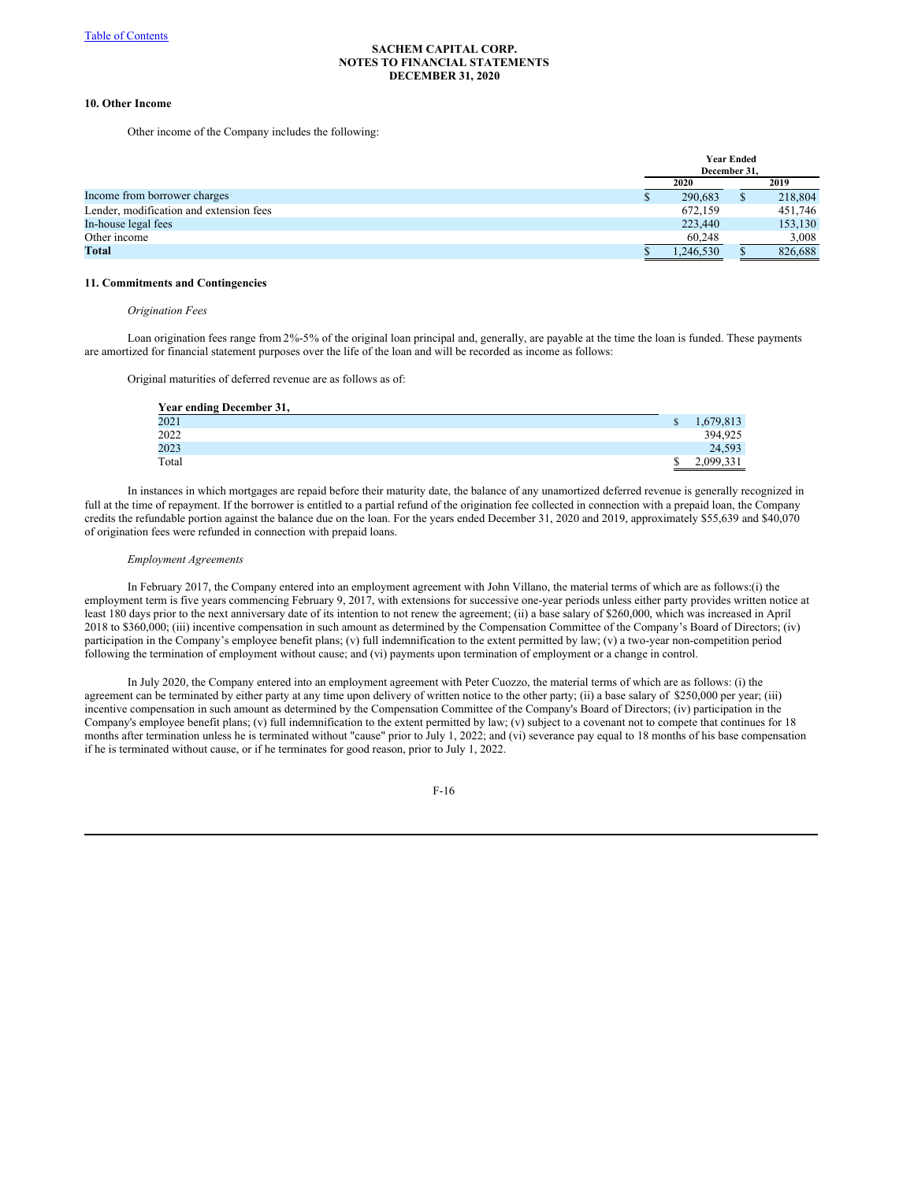SACHEM CAPITAL CORP.
NOTES TO FINANCIAL STATEMENTS
DECEMBER 31, 2020

### 10. Other Income

Other income of the Company includes the following:

| | Year Ended December 31, | |
|---|---|---|
| | 2020 | 2019 |
| Income from borrower charges | $ 290,683 | $ 218,804 |
| Lender, modification and extension fees | 672,159 | 451,746 |
| In-house legal fees | 223,440 | 153,130 |
| Other income | 60,248 | 3,008 |
| **Total** | $ 1,246,530 | $ 826,688 |

### 11. Commitments and Contingencies

*Origination Fees*

Loan origination fees range from 2%-5% of the original loan principal and, generally, are payable at the time the loan is funded. These payments are amortized for financial statement purposes over the life of the loan and will be recorded as income as follows:

Original maturities of deferred revenue are as follows as of:

| Year ending December 31, | |
|---|---|
| 2021 | $ 1,679,813 |
| 2022 | 394,925 |
| 2023 | 24,593 |
| Total | $ 2,099,331 |

In instances in which mortgages are repaid before their maturity date, the balance of any unamortized deferred revenue is generally recognized in full at the time of repayment. If the borrower is entitled to a partial refund of the origination fee collected in connection with a prepaid loan, the Company credits the refundable portion against the balance due on the loan. For the years ended December 31, 2020 and 2019, approximately $55,639 and $40,070 of origination fees were refunded in connection with prepaid loans.

*Employment Agreements*

In February 2017, the Company entered into an employment agreement with John Villano, the material terms of which are as follows:(i) the employment term is five years commencing February 9, 2017, with extensions for successive one-year periods unless either party provides written notice at least 180 days prior to the next anniversary date of its intention to not renew the agreement; (ii) a base salary of $260,000, which was increased in April 2018 to $360,000; (iii) incentive compensation in such amount as determined by the Compensation Committee of the Company's Board of Directors; (iv) participation in the Company's employee benefit plans; (v) full indemnification to the extent permitted by law; (v) a two-year non-competition period following the termination of employment without cause; and (vi) payments upon termination of employment or a change in control.

In July 2020, the Company entered into an employment agreement with Peter Cuozzo, the material terms of which are as follows: (i) the agreement can be terminated by either party at any time upon delivery of written notice to the other party; (ii) a base salary of $250,000 per year; (iii) incentive compensation in such amount as determined by the Compensation Committee of the Company's Board of Directors; (iv) participation in the Company's employee benefit plans; (v) full indemnification to the extent permitted by law; (v) subject to a covenant not to compete that continues for 18 months after termination unless he is terminated without "cause" prior to July 1, 2022; and (vi) severance pay equal to 18 months of his base compensation if he is terminated without cause, or if he terminates for good reason, prior to July 1, 2022.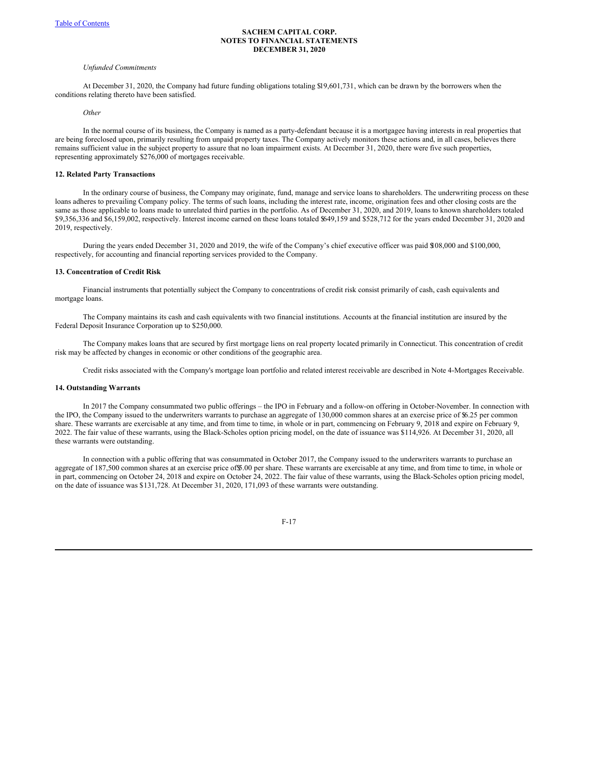*Unfunded Commitments*

At December 31, 2020, the Company had future funding obligations totaling $19,601,731, which can be drawn by the borrowers when the conditions relating thereto have been satisfied.

*Other*

In the normal course of its business, the Company is named as a party-defendant because it is a mortgagee having interests in real properties that are being foreclosed upon, primarily resulting from unpaid property taxes. The Company actively monitors these actions and, in all cases, believes there remains sufficient value in the subject property to assure that no loan impairment exists. At December 31, 2020, there were five such properties, representing approximately $276,000 of mortgages receivable.

**12. Related Party Transactions**

In the ordinary course of business, the Company may originate, fund, manage and service loans to shareholders. The underwriting process on these loans adheres to prevailing Company policy. The terms of such loans, including the interest rate, income, origination fees and other closing costs are the same as those applicable to loans made to unrelated third parties in the portfolio. As of December 31, 2020, and 2019, loans to known shareholders totaled $9,356,336 and $6,159,002, respectively. Interest income earned on these loans totaled $649,159 and $528,712 for the years ended December 31, 2020 and 2019, respectively.

During the years ended December 31, 2020 and 2019, the wife of the Company's chief executive officer was paid $108,000 and $100,000, respectively, for accounting and financial reporting services provided to the Company.

**13. Concentration of Credit Risk**

Financial instruments that potentially subject the Company to concentrations of credit risk consist primarily of cash, cash equivalents and mortgage loans.

The Company maintains its cash and cash equivalents with two financial institutions. Accounts at the financial institution are insured by the Federal Deposit Insurance Corporation up to $250,000.

The Company makes loans that are secured by first mortgage liens on real property located primarily in Connecticut. This concentration of credit risk may be affected by changes in economic or other conditions of the geographic area.

Credit risks associated with the Company's mortgage loan portfolio and related interest receivable are described in Note 4-Mortgages Receivable.

**14. Outstanding Warrants**

In 2017 the Company consummated two public offerings – the IPO in February and a follow-on offering in October-November. In connection with the IPO, the Company issued to the underwriters warrants to purchase an aggregate of 130,000 common shares at an exercise price of $6.25 per common share. These warrants are exercisable at any time, and from time to time, in whole or in part, commencing on February 9, 2018 and expire on February 9, 2022. The fair value of these warrants, using the Black-Scholes option pricing model, on the date of issuance was $114,926. At December 31, 2020, all these warrants were outstanding.

In connection with a public offering that was consummated in October 2017, the Company issued to the underwriters warrants to purchase an aggregate of 187,500 common shares at an exercise price of $5.00 per share. These warrants are exercisable at any time, and from time to time, in whole or in part, commencing on October 24, 2018 and expire on October 24, 2022. The fair value of these warrants, using the Black-Scholes option pricing model, on the date of issuance was $131,728. At December 31, 2020, 171,093 of these warrants were outstanding.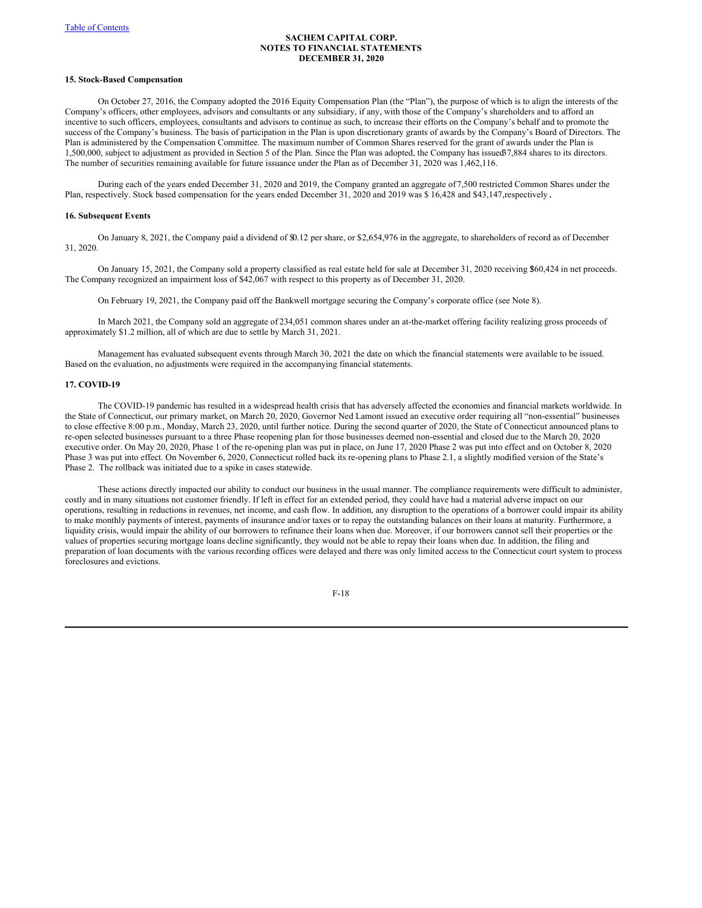**SACHEM CAPITAL CORP.**
**NOTES TO FINANCIAL STATEMENTS**
**DECEMBER 31, 2020**

**15. Stock-Based Compensation**

On October 27, 2016, the Company adopted the 2016 Equity Compensation Plan (the "Plan"), the purpose of which is to align the interests of the Company's officers, other employees, advisors and consultants or any subsidiary, if any, with those of the Company's shareholders and to afford an incentive to such officers, employees, consultants and advisors to continue as such, to increase their efforts on the Company's behalf and to promote the success of the Company's business. The basis of participation in the Plan is upon discretionary grants of awards by the Company's Board of Directors. The Plan is administered by the Compensation Committee. The maximum number of Common Shares reserved for the grant of awards under the Plan is 1,500,000, subject to adjustment as provided in Section 5 of the Plan. Since the Plan was adopted, the Company has issued 37,884 shares to its directors. The number of securities remaining available for future issuance under the Plan as of December 31, 2020 was 1,462,116.

During each of the years ended December 31, 2020 and 2019, the Company granted an aggregate of 7,500 restricted Common Shares under the Plan, respectively. Stock based compensation for the years ended December 31, 2020 and 2019 was $ 16,428 and $43,147,respectively **.**

**16. Subsequent Events**

On January 8, 2021, the Company paid a dividend of $0.12 per share, or $2,654,976 in the aggregate, to shareholders of record as of December 31, 2020.

On January 15, 2021, the Company sold a property classified as real estate held for sale at December 31, 2020 receiving $60,424 in net proceeds. The Company recognized an impairment loss of $42,067 with respect to this property as of December 31, 2020.

On February 19, 2021, the Company paid off the Bankwell mortgage securing the Company's corporate office (see Note 8).

In March 2021, the Company sold an aggregate of 234,051 common shares under an at-the-market offering facility realizing gross proceeds of approximately $1.2 million, all of which are due to settle by March 31, 2021.

Management has evaluated subsequent events through March 30, 2021 the date on which the financial statements were available to be issued. Based on the evaluation, no adjustments were required in the accompanying financial statements.

**17. COVID-19**

The COVID-19 pandemic has resulted in a widespread health crisis that has adversely affected the economies and financial markets worldwide. In the State of Connecticut, our primary market, on March 20, 2020, Governor Ned Lamont issued an executive order requiring all "non-essential" businesses to close effective 8:00 p.m., Monday, March 23, 2020, until further notice. During the second quarter of 2020, the State of Connecticut announced plans to re-open selected businesses pursuant to a three Phase reopening plan for those businesses deemed non-essential and closed due to the March 20, 2020 executive order. On May 20, 2020, Phase 1 of the re-opening plan was put in place, on June 17, 2020 Phase 2 was put into effect and on October 8, 2020 Phase 3 was put into effect. On November 6, 2020, Connecticut rolled back its re-opening plans to Phase 2.1, a slightly modified version of the State's Phase 2. The rollback was initiated due to a spike in cases statewide.

These actions directly impacted our ability to conduct our business in the usual manner. The compliance requirements were difficult to administer, costly and in many situations not customer friendly. If left in effect for an extended period, they could have had a material adverse impact on our operations, resulting in reductions in revenues, net income, and cash flow. In addition, any disruption to the operations of a borrower could impair its ability to make monthly payments of interest, payments of insurance and/or taxes or to repay the outstanding balances on their loans at maturity. Furthermore, a liquidity crisis, would impair the ability of our borrowers to refinance their loans when due. Moreover, if our borrowers cannot sell their properties or the values of properties securing mortgage loans decline significantly, they would not be able to repay their loans when due. In addition, the filing and preparation of loan documents with the various recording offices were delayed and there was only limited access to the Connecticut court system to process foreclosures and evictions.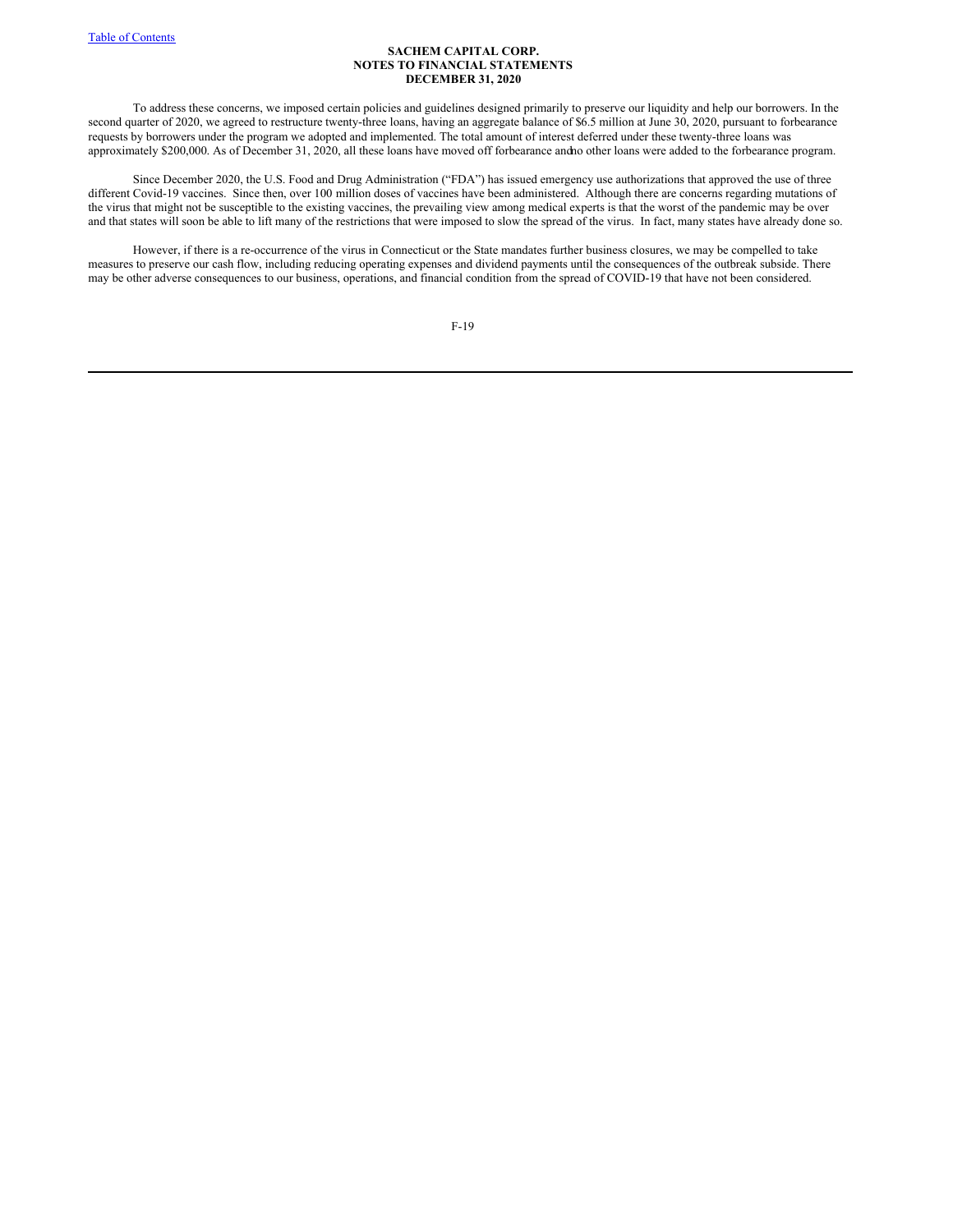To address these concerns, we imposed certain policies and guidelines designed primarily to preserve our liquidity and help our borrowers. In the second quarter of 2020, we agreed to restructure twenty-three loans, having an aggregate balance of $6.5 million at June 30, 2020, pursuant to forbearance requests by borrowers under the program we adopted and implemented. The total amount of interest deferred under these twenty-three loans was approximately $200,000. As of December 31, 2020, all these loans have moved off forbearance and no other loans were added to the forbearance program.

Since December 2020, the U.S. Food and Drug Administration ("FDA") has issued emergency use authorizations that approved the use of three different Covid-19 vaccines. Since then, over 100 million doses of vaccines have been administered. Although there are concerns regarding mutations of the virus that might not be susceptible to the existing vaccines, the prevailing view among medical experts is that the worst of the pandemic may be over and that states will soon be able to lift many of the restrictions that were imposed to slow the spread of the virus. In fact, many states have already done so.

However, if there is a re-occurrence of the virus in Connecticut or the State mandates further business closures, we may be compelled to take measures to preserve our cash flow, including reducing operating expenses and dividend payments until the consequences of the outbreak subside. There may be other adverse consequences to our business, operations, and financial condition from the spread of COVID-19 that have not been considered.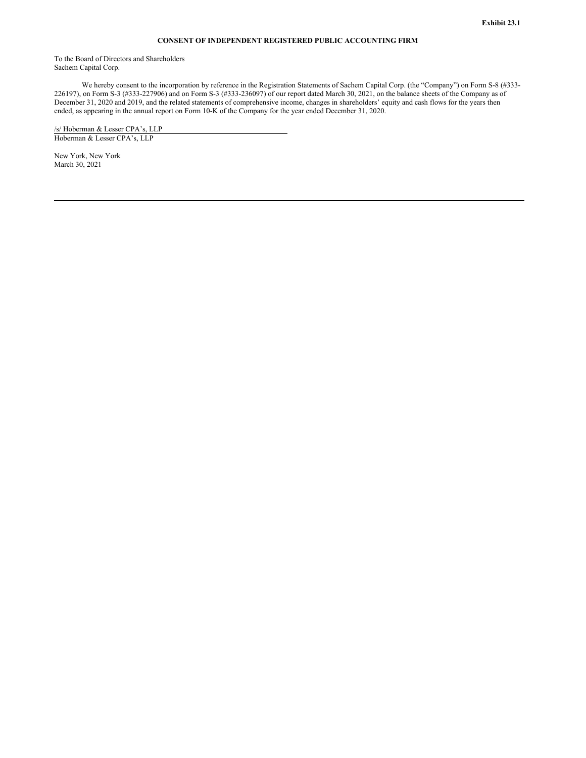**Exhibit 23.1**

**CONSENT OF INDEPENDENT REGISTERED PUBLIC ACCOUNTING FIRM**

To the Board of Directors and Shareholders
Sachem Capital Corp.

We hereby consent to the incorporation by reference in the Registration Statements of Sachem Capital Corp. (the "Company") on Form S-8 (#333-226197), on Form S-3 (#333-227906) and on Form S-3 (#333-236097) of our report dated March 30, 2021, on the balance sheets of the Company as of December 31, 2020 and 2019, and the related statements of comprehensive income, changes in shareholders' equity and cash flows for the years then ended, as appearing in the annual report on Form 10-K of the Company for the year ended December 31, 2020.

/s/ Hoberman & Lesser CPA's, LLP
Hoberman & Lesser CPA's, LLP

New York, New York
March 30, 2021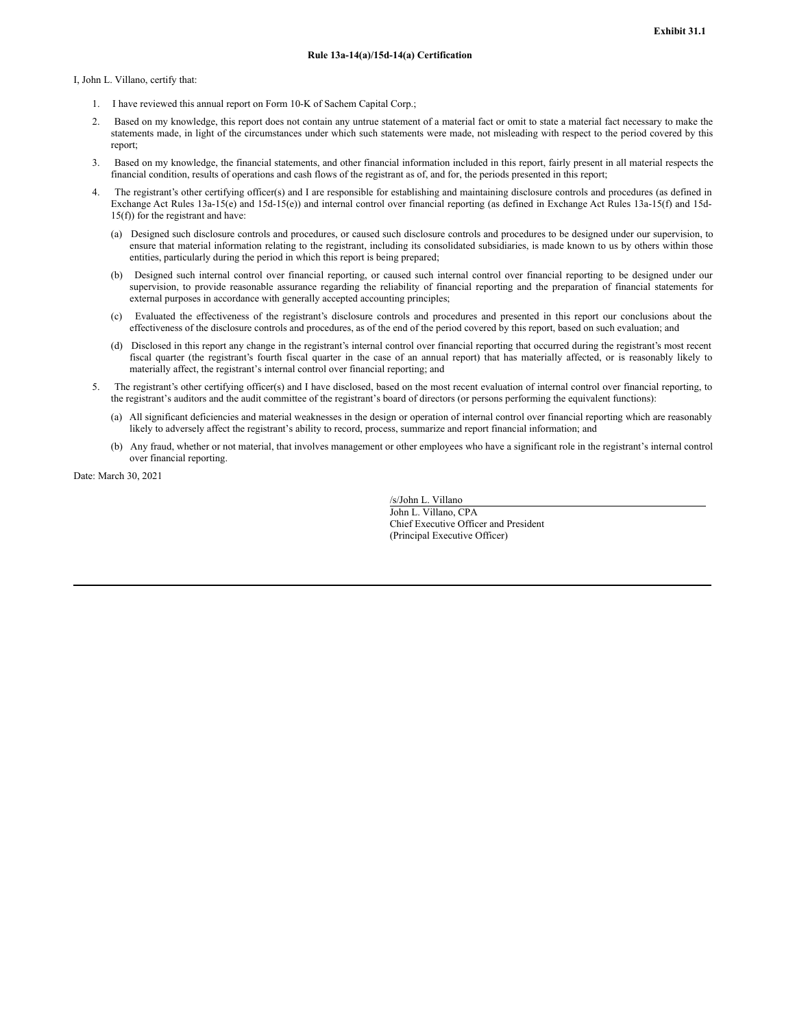**Exhibit 31.1**

**Rule 13a-14(a)/15d-14(a) Certification**

I, John L. Villano, certify that:

1. I have reviewed this annual report on Form 10-K of Sachem Capital Corp.;
2. Based on my knowledge, this report does not contain any untrue statement of a material fact or omit to state a material fact necessary to make the statements made, in light of the circumstances under which such statements were made, not misleading with respect to the period covered by this report;
3. Based on my knowledge, the financial statements, and other financial information included in this report, fairly present in all material respects the financial condition, results of operations and cash flows of the registrant as of, and for, the periods presented in this report;
4. The registrant's other certifying officer(s) and I are responsible for establishing and maintaining disclosure controls and procedures (as defined in Exchange Act Rules 13a-15(e) and 15d-15(e)) and internal control over financial reporting (as defined in Exchange Act Rules 13a-15(f) and 15d-15(f)) for the registrant and have:
   - (a) Designed such disclosure controls and procedures, or caused such disclosure controls and procedures to be designed under our supervision, to ensure that material information relating to the registrant, including its consolidated subsidiaries, is made known to us by others within those entities, particularly during the period in which this report is being prepared;
   - (b) Designed such internal control over financial reporting, or caused such internal control over financial reporting to be designed under our supervision, to provide reasonable assurance regarding the reliability of financial reporting and the preparation of financial statements for external purposes in accordance with generally accepted accounting principles;
   - (c) Evaluated the effectiveness of the registrant's disclosure controls and procedures and presented in this report our conclusions about the effectiveness of the disclosure controls and procedures, as of the end of the period covered by this report, based on such evaluation; and
   - (d) Disclosed in this report any change in the registrant's internal control over financial reporting that occurred during the registrant's most recent fiscal quarter (the registrant's fourth fiscal quarter in the case of an annual report) that has materially affected, or is reasonably likely to materially affect, the registrant's internal control over financial reporting; and
5. The registrant's other certifying officer(s) and I have disclosed, based on the most recent evaluation of internal control over financial reporting, to the registrant's auditors and the audit committee of the registrant's board of directors (or persons performing the equivalent functions):
   - (a) All significant deficiencies and material weaknesses in the design or operation of internal control over financial reporting which are reasonably likely to adversely affect the registrant's ability to record, process, summarize and report financial information; and
   - (b) Any fraud, whether or not material, that involves management or other employees who have a significant role in the registrant's internal control over financial reporting.

Date: March 30, 2021

/s/John L. Villano
John L. Villano, CPA
Chief Executive Officer and President
(Principal Executive Officer)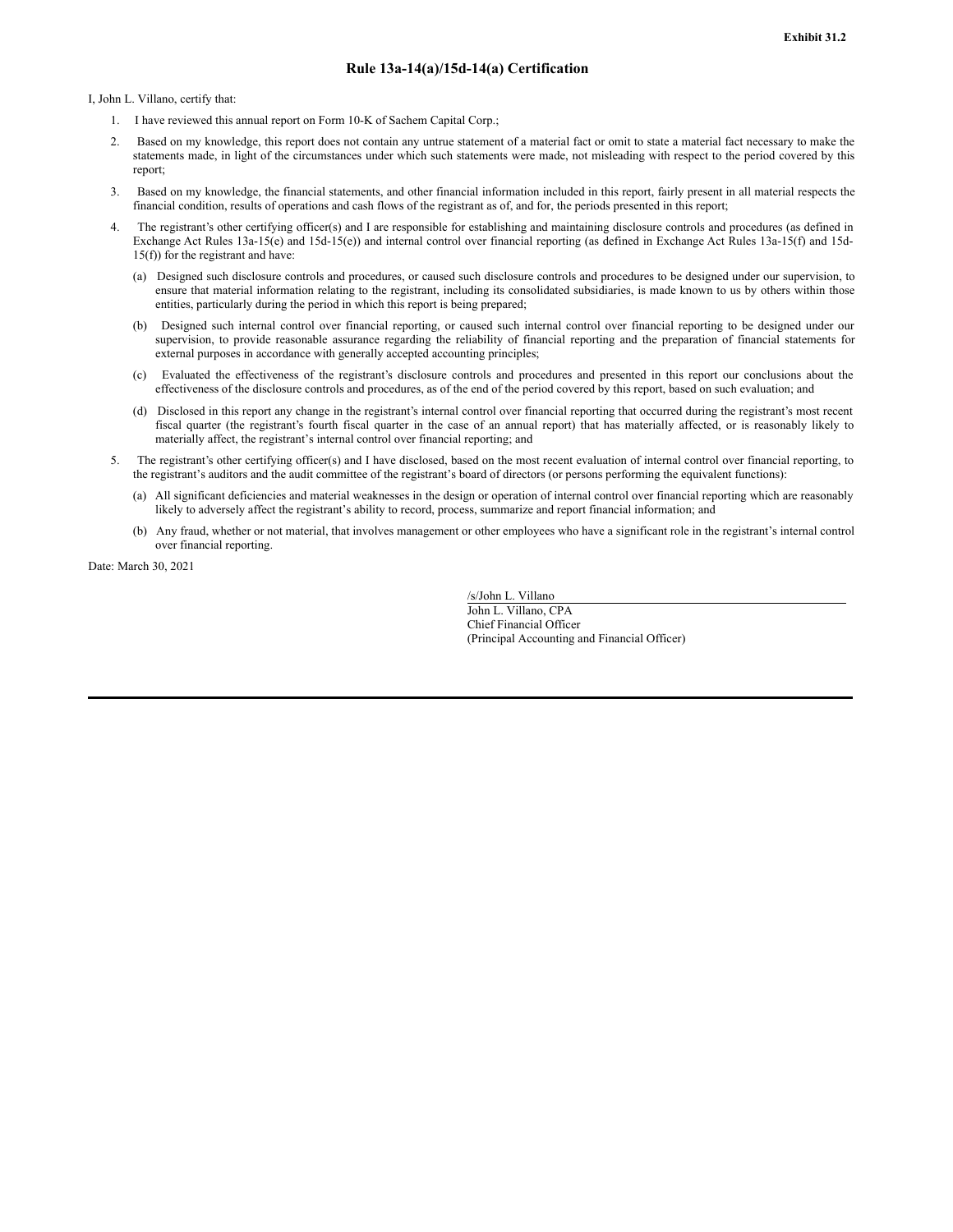**Exhibit 31.2**

# Rule 13a-14(a)/15d-14(a) Certification

I, John L. Villano, certify that:

1. I have reviewed this annual report on Form 10-K of Sachem Capital Corp.;
2. Based on my knowledge, this report does not contain any untrue statement of a material fact or omit to state a material fact necessary to make the statements made, in light of the circumstances under which such statements were made, not misleading with respect to the period covered by this report;
3. Based on my knowledge, the financial statements, and other financial information included in this report, fairly present in all material respects the financial condition, results of operations and cash flows of the registrant as of, and for, the periods presented in this report;
4. The registrant's other certifying officer(s) and I are responsible for establishing and maintaining disclosure controls and procedures (as defined in Exchange Act Rules 13a-15(e) and 15d-15(e)) and internal control over financial reporting (as defined in Exchange Act Rules 13a-15(f) and 15d-15(f)) for the registrant and have:
   (a) Designed such disclosure controls and procedures, or caused such disclosure controls and procedures to be designed under our supervision, to ensure that material information relating to the registrant, including its consolidated subsidiaries, is made known to us by others within those entities, particularly during the period in which this report is being prepared;

   (b) Designed such internal control over financial reporting, or caused such internal control over financial reporting to be designed under our supervision, to provide reasonable assurance regarding the reliability of financial reporting and the preparation of financial statements for external purposes in accordance with generally accepted accounting principles;

   (c) Evaluated the effectiveness of the registrant's disclosure controls and procedures and presented in this report our conclusions about the effectiveness of the disclosure controls and procedures, as of the end of the period covered by this report, based on such evaluation; and

   (d) Disclosed in this report any change in the registrant's internal control over financial reporting that occurred during the registrant's most recent fiscal quarter (the registrant's fourth fiscal quarter in the case of an annual report) that has materially affected, or is reasonably likely to materially affect, the registrant's internal control over financial reporting; and
5. The registrant's other certifying officer(s) and I have disclosed, based on the most recent evaluation of internal control over financial reporting, to the registrant's auditors and the audit committee of the registrant's board of directors (or persons performing the equivalent functions):
   (a) All significant deficiencies and material weaknesses in the design or operation of internal control over financial reporting which are reasonably likely to adversely affect the registrant's ability to record, process, summarize and report financial information; and

   (b) Any fraud, whether or not material, that involves management or other employees who have a significant role in the registrant's internal control over financial reporting.

Date: March 30, 2021

/s/John L. Villano
John L. Villano, CPA
Chief Financial Officer
(Principal Accounting and Financial Officer)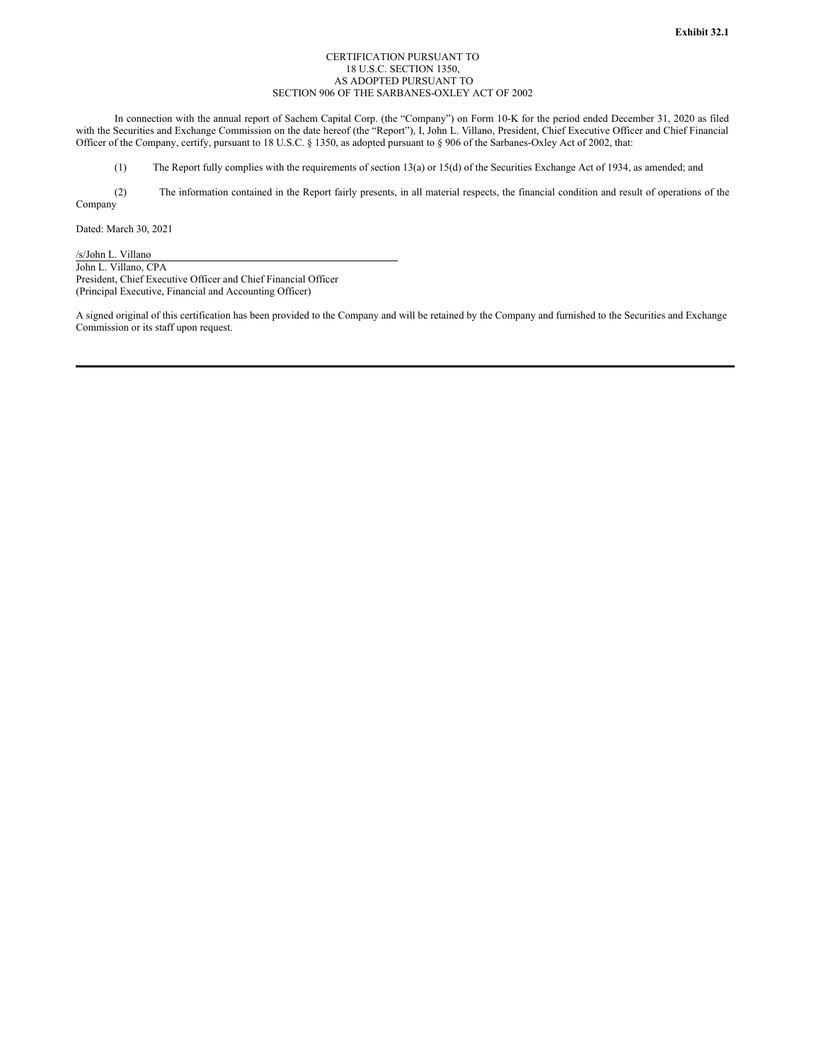**Exhibit 32.1**

CERTIFICATION PURSUANT TO
18 U.S.C. SECTION 1350,
AS ADOPTED PURSUANT TO
SECTION 906 OF THE SARBANES-OXLEY ACT OF 2002

In connection with the annual report of Sachem Capital Corp. (the "Company") on Form 10-K for the period ended December 31, 2020 as filed with the Securities and Exchange Commission on the date hereof (the "Report"), I, John L. Villano, President, Chief Executive Officer and Chief Financial Officer of the Company, certify, pursuant to 18 U.S.C. § 1350, as adopted pursuant to § 906 of the Sarbanes-Oxley Act of 2002, that:

(1) The Report fully complies with the requirements of section 13(a) or 15(d) of the Securities Exchange Act of 1934, as amended; and

(2) The information contained in the Report fairly presents, in all material respects, the financial condition and result of operations of the Company

Dated: March 30, 2021

/s/John L. Villano
John L. Villano, CPA
President, Chief Executive Officer and Chief Financial Officer
(Principal Executive, Financial and Accounting Officer)

A signed original of this certification has been provided to the Company and will be retained by the Company and furnished to the Securities and Exchange Commission or its staff upon request.